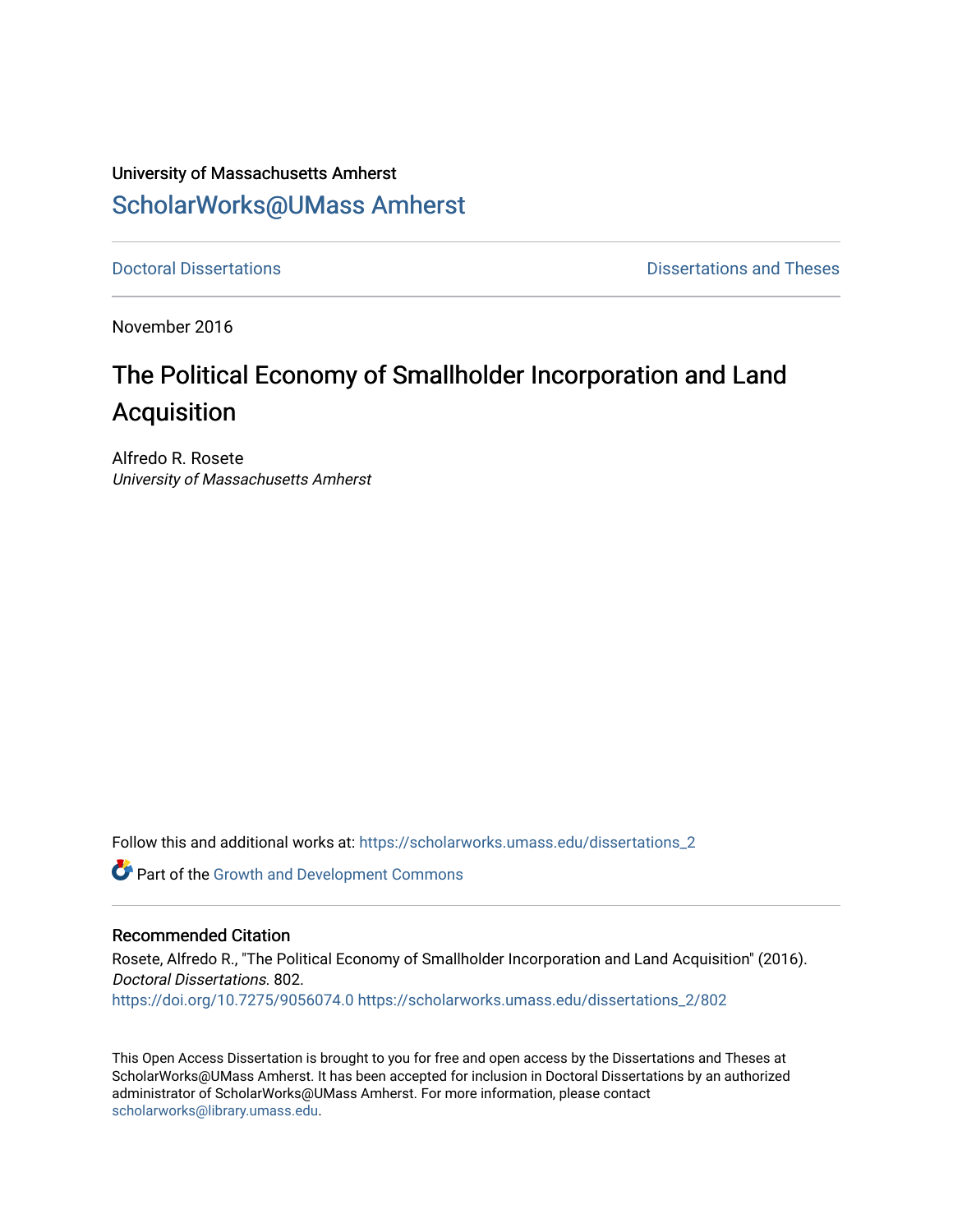University of Massachusetts Amherst

ScholarWorks@UMass Amherst

Doctoral Dissertations

Dissertations and Theses

November 2016

# The Political Economy of Smallholder Incorporation and Land Acquisition

Alfredo R. Rosete
*University of Massachusetts Amherst*

Follow this and additional works at: https://scholarworks.umass.edu/dissertations_2

Part of the Growth and Development Commons

## Recommended Citation

Rosete, Alfredo R., "The Political Economy of Smallholder Incorporation and Land Acquisition" (2016). *Doctoral Dissertations*. 802.
https://doi.org/10.7275/9056074.0 https://scholarworks.umass.edu/dissertations_2/802

This Open Access Dissertation is brought to you for free and open access by the Dissertations and Theses at ScholarWorks@UMass Amherst. It has been accepted for inclusion in Doctoral Dissertations by an authorized administrator of ScholarWorks@UMass Amherst. For more information, please contact scholarworks@library.umass.edu.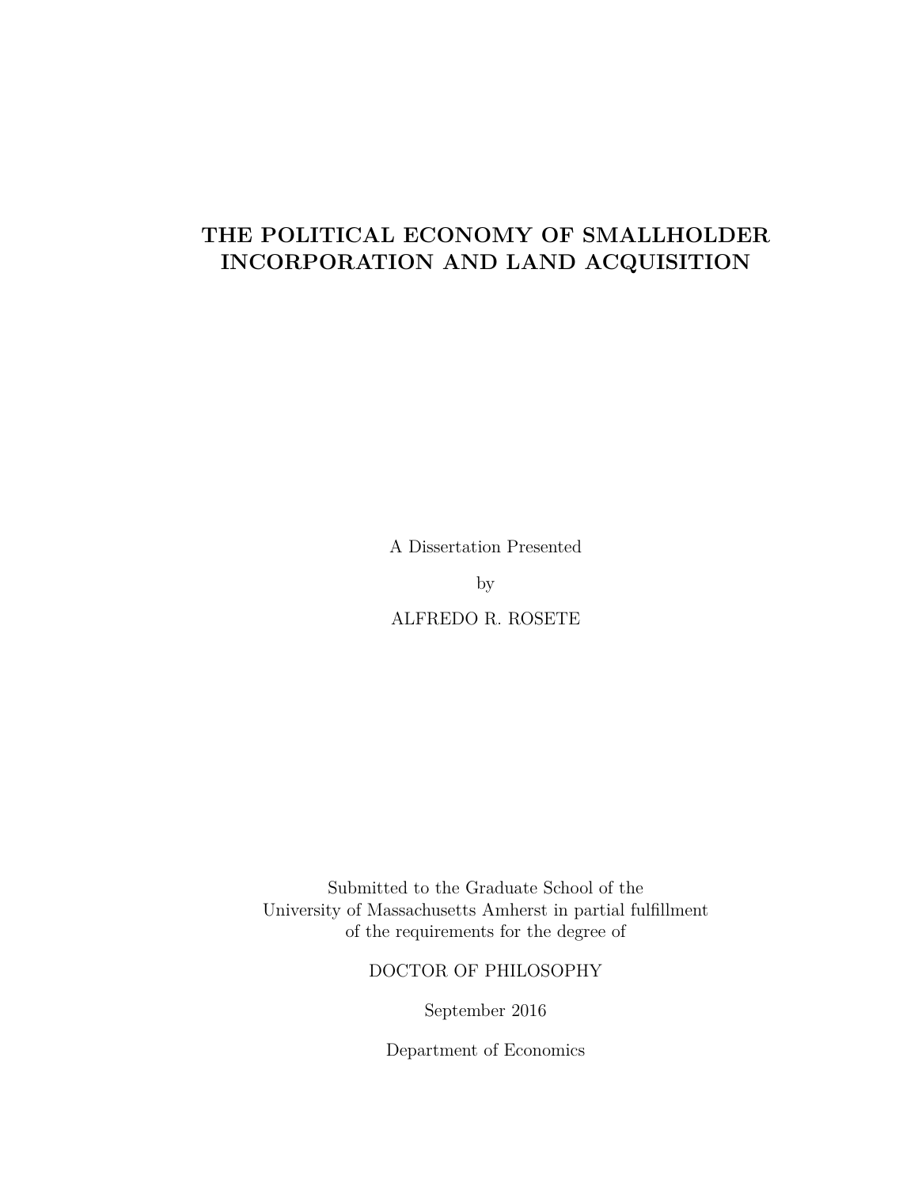# THE POLITICAL ECONOMY OF SMALLHOLDER INCORPORATION AND LAND ACQUISITION

A Dissertation Presented

by

ALFREDO R. ROSETE

Submitted to the Graduate School of the
University of Massachusetts Amherst in partial fulfillment
of the requirements for the degree of

DOCTOR OF PHILOSOPHY

September 2016

Department of Economics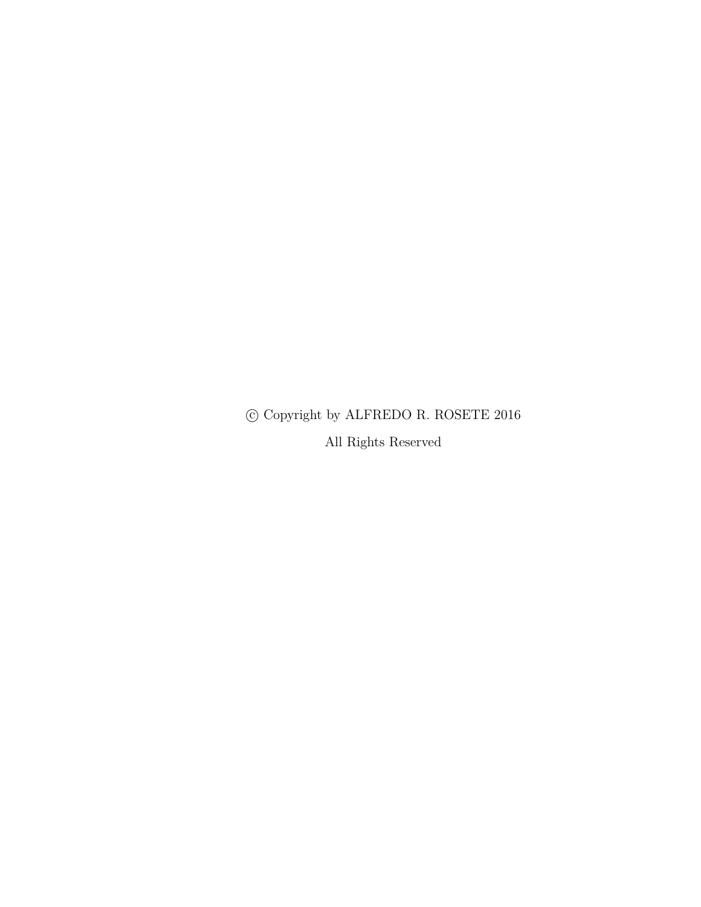© Copyright by ALFREDO R. ROSETE 2016

All Rights Reserved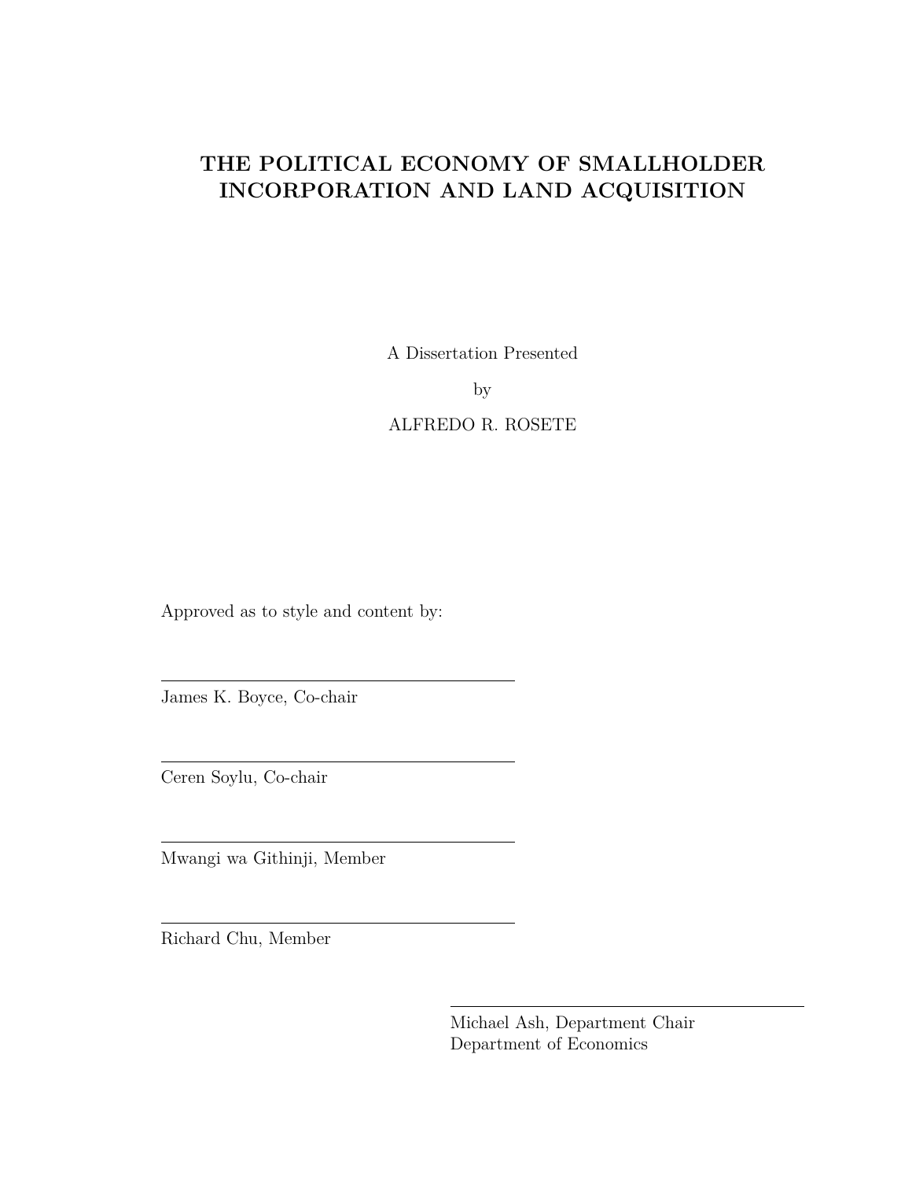# THE POLITICAL ECONOMY OF SMALLHOLDER INCORPORATION AND LAND ACQUISITION

A Dissertation Presented

by

ALFREDO R. ROSETE

Approved as to style and content by:

James K. Boyce, Co-chair

Ceren Soylu, Co-chair

Mwangi wa Githinji, Member

Richard Chu, Member

Michael Ash, Department Chair
Department of Economics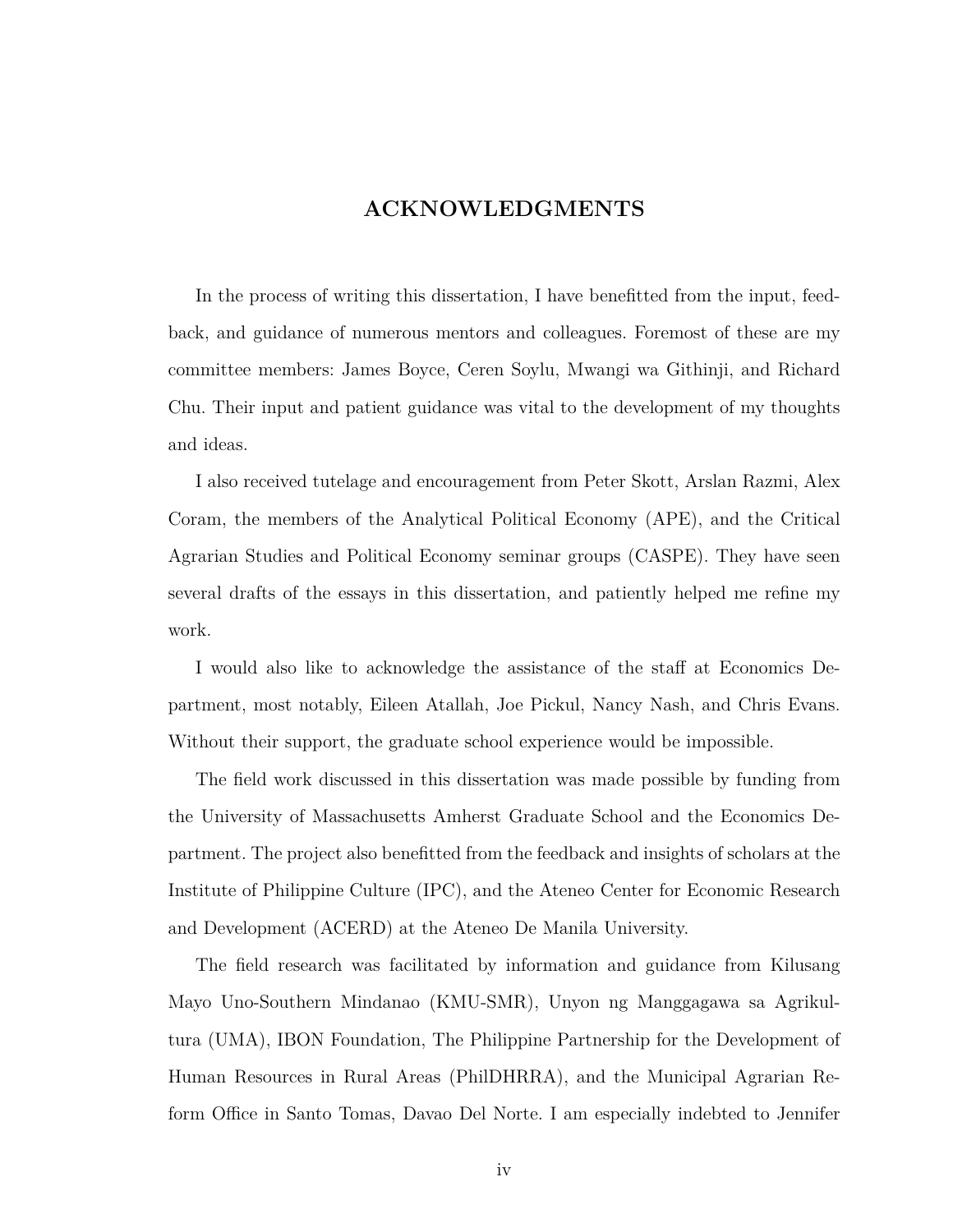# ACKNOWLEDGMENTS

In the process of writing this dissertation, I have benefitted from the input, feedback, and guidance of numerous mentors and colleagues. Foremost of these are my committee members: James Boyce, Ceren Soylu, Mwangi wa Githinji, and Richard Chu. Their input and patient guidance was vital to the development of my thoughts and ideas.

I also received tutelage and encouragement from Peter Skott, Arslan Razmi, Alex Coram, the members of the Analytical Political Economy (APE), and the Critical Agrarian Studies and Political Economy seminar groups (CASPE). They have seen several drafts of the essays in this dissertation, and patiently helped me refine my work.

I would also like to acknowledge the assistance of the staff at Economics Department, most notably, Eileen Atallah, Joe Pickul, Nancy Nash, and Chris Evans. Without their support, the graduate school experience would be impossible.

The field work discussed in this dissertation was made possible by funding from the University of Massachusetts Amherst Graduate School and the Economics Department. The project also benefitted from the feedback and insights of scholars at the Institute of Philippine Culture (IPC), and the Ateneo Center for Economic Research and Development (ACERD) at the Ateneo De Manila University.

The field research was facilitated by information and guidance from Kilusang Mayo Uno-Southern Mindanao (KMU-SMR), Unyon ng Manggagawa sa Agrikultura (UMA), IBON Foundation, The Philippine Partnership for the Development of Human Resources in Rural Areas (PhilDHRRA), and the Municipal Agrarian Reform Office in Santo Tomas, Davao Del Norte. I am especially indebted to Jennifer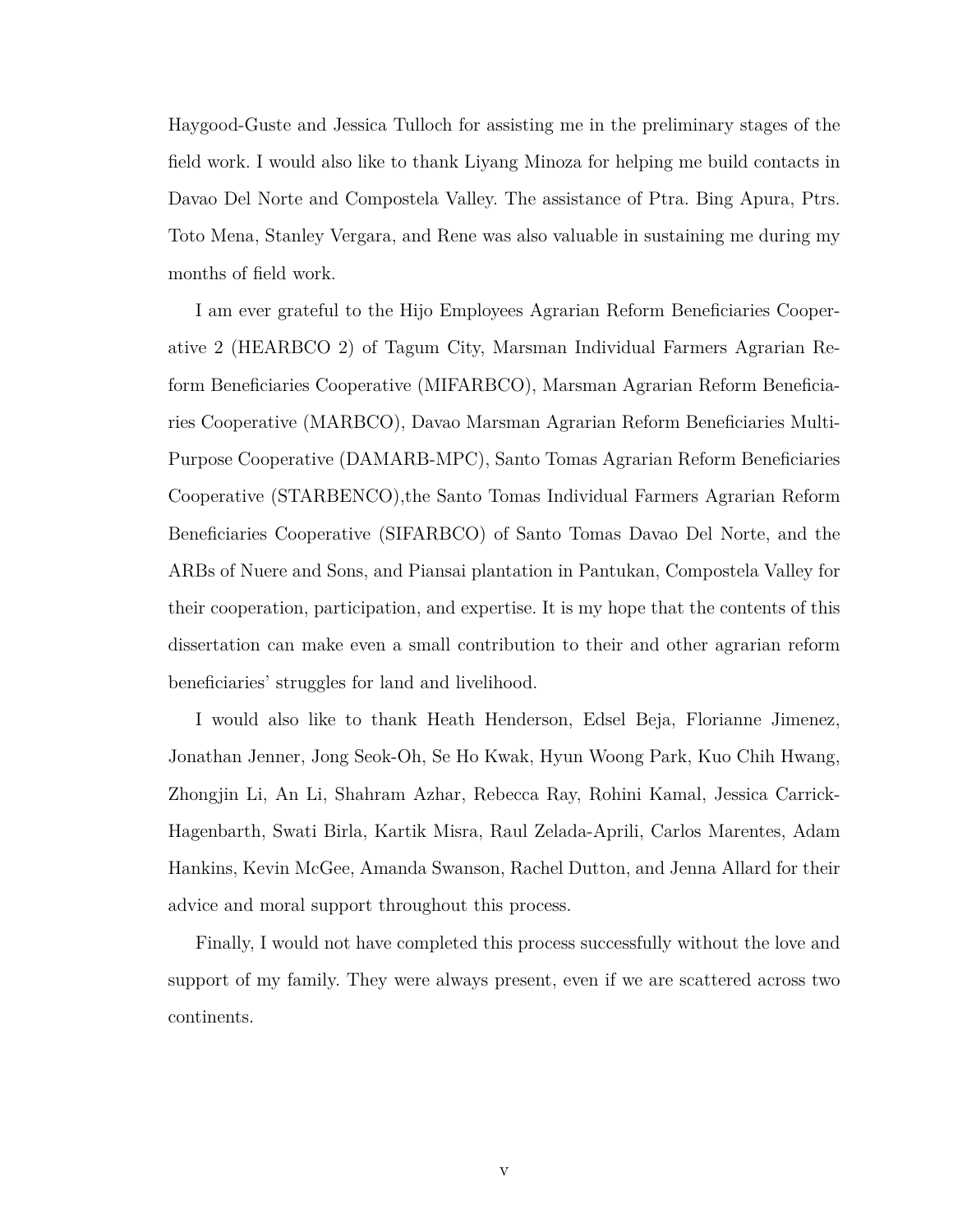Haygood-Guste and Jessica Tulloch for assisting me in the preliminary stages of the field work. I would also like to thank Liyang Minoza for helping me build contacts in Davao Del Norte and Compostela Valley. The assistance of Ptra. Bing Apura, Ptrs. Toto Mena, Stanley Vergara, and Rene was also valuable in sustaining me during my months of field work.

I am ever grateful to the Hijo Employees Agrarian Reform Beneficiaries Cooperative 2 (HEARBCO 2) of Tagum City, Marsman Individual Farmers Agrarian Reform Beneficiaries Cooperative (MIFARBCO), Marsman Agrarian Reform Beneficiaries Cooperative (MARBCO), Davao Marsman Agrarian Reform Beneficiaries Multi-Purpose Cooperative (DAMARB-MPC), Santo Tomas Agrarian Reform Beneficiaries Cooperative (STARBENCO),the Santo Tomas Individual Farmers Agrarian Reform Beneficiaries Cooperative (SIFARBCO) of Santo Tomas Davao Del Norte, and the ARBs of Nuere and Sons, and Piansai plantation in Pantukan, Compostela Valley for their cooperation, participation, and expertise. It is my hope that the contents of this dissertation can make even a small contribution to their and other agrarian reform beneficiaries' struggles for land and livelihood.

I would also like to thank Heath Henderson, Edsel Beja, Florianne Jimenez, Jonathan Jenner, Jong Seok-Oh, Se Ho Kwak, Hyun Woong Park, Kuo Chih Hwang, Zhongjin Li, An Li, Shahram Azhar, Rebecca Ray, Rohini Kamal, Jessica Carrick-Hagenbarth, Swati Birla, Kartik Misra, Raul Zelada-Aprili, Carlos Marentes, Adam Hankins, Kevin McGee, Amanda Swanson, Rachel Dutton, and Jenna Allard for their advice and moral support throughout this process.

Finally, I would not have completed this process successfully without the love and support of my family. They were always present, even if we are scattered across two continents.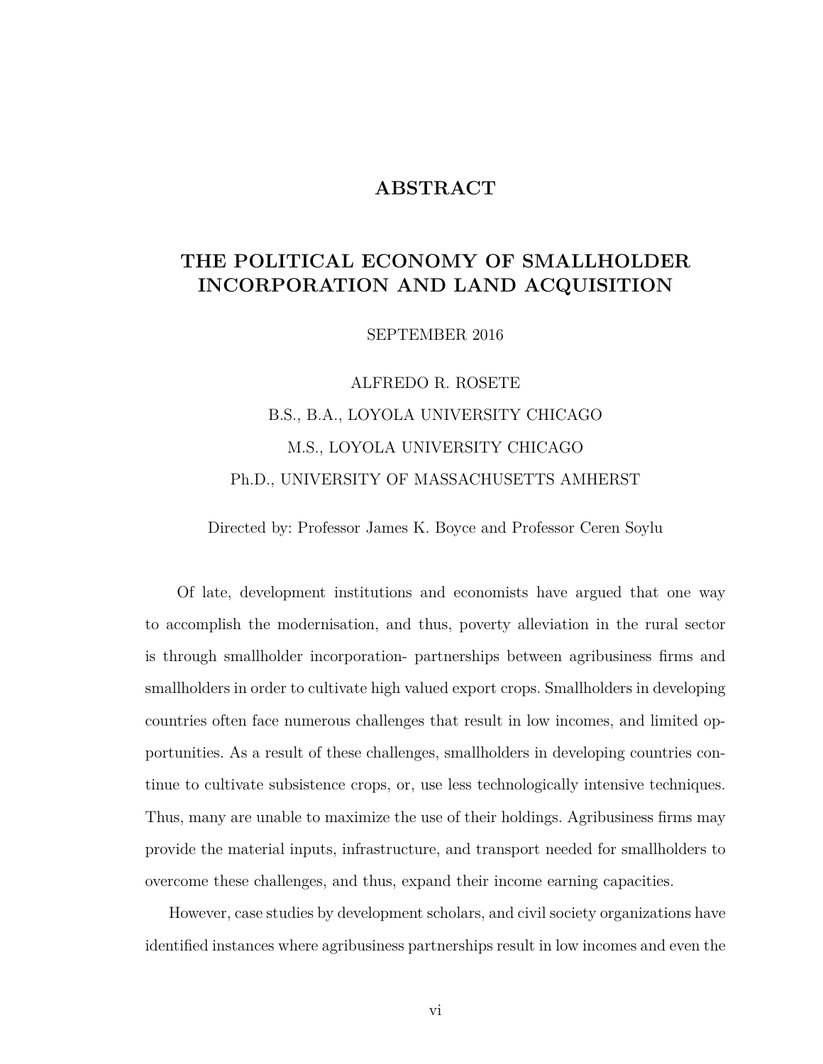# ABSTRACT

## THE POLITICAL ECONOMY OF SMALLHOLDER INCORPORATION AND LAND ACQUISITION

SEPTEMBER 2016

ALFREDO R. ROSETE

B.S., B.A., LOYOLA UNIVERSITY CHICAGO

M.S., LOYOLA UNIVERSITY CHICAGO

Ph.D., UNIVERSITY OF MASSACHUSETTS AMHERST

Directed by: Professor James K. Boyce and Professor Ceren Soylu

Of late, development institutions and economists have argued that one way to accomplish the modernisation, and thus, poverty alleviation in the rural sector is through smallholder incorporation- partnerships between agribusiness firms and smallholders in order to cultivate high valued export crops. Smallholders in developing countries often face numerous challenges that result in low incomes, and limited opportunities. As a result of these challenges, smallholders in developing countries continue to cultivate subsistence crops, or, use less technologically intensive techniques. Thus, many are unable to maximize the use of their holdings. Agribusiness firms may provide the material inputs, infrastructure, and transport needed for smallholders to overcome these challenges, and thus, expand their income earning capacities.

However, case studies by development scholars, and civil society organizations have identified instances where agribusiness partnerships result in low incomes and even the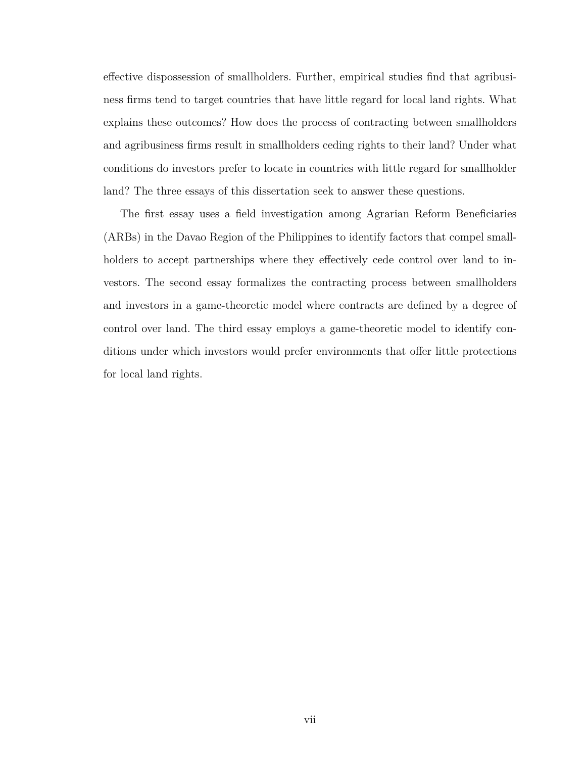effective dispossession of smallholders. Further, empirical studies find that agribusiness firms tend to target countries that have little regard for local land rights. What explains these outcomes? How does the process of contracting between smallholders and agribusiness firms result in smallholders ceding rights to their land? Under what conditions do investors prefer to locate in countries with little regard for smallholder land? The three essays of this dissertation seek to answer these questions.

The first essay uses a field investigation among Agrarian Reform Beneficiaries (ARBs) in the Davao Region of the Philippines to identify factors that compel smallholders to accept partnerships where they effectively cede control over land to investors. The second essay formalizes the contracting process between smallholders and investors in a game-theoretic model where contracts are defined by a degree of control over land. The third essay employs a game-theoretic model to identify conditions under which investors would prefer environments that offer little protections for local land rights.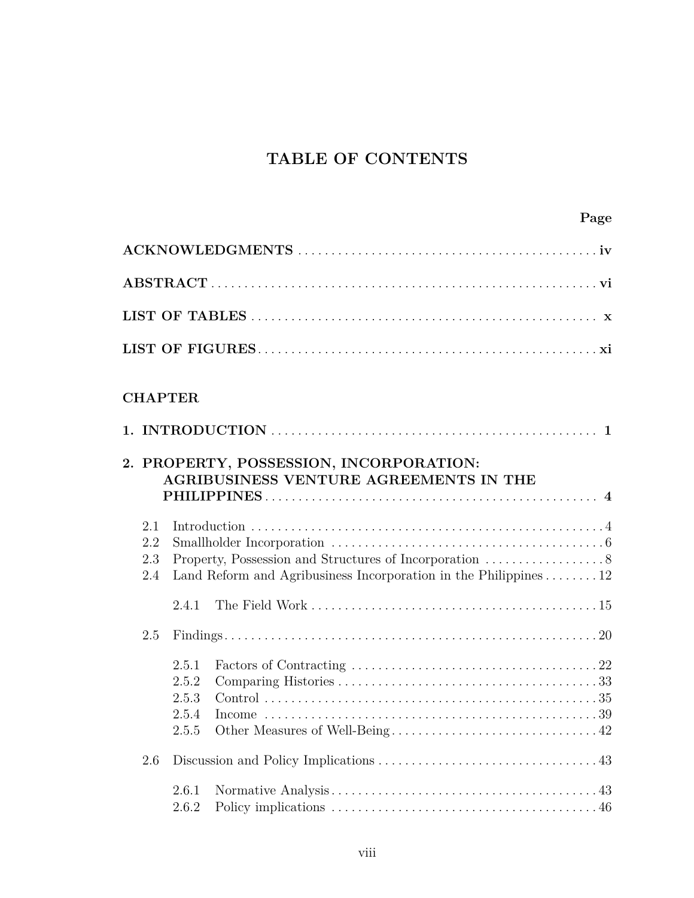# TABLE OF CONTENTS

**Page**

**ACKNOWLEDGMENTS** . . . . . . . . . . . . . . . . . . . . . . . . . . . . . . . . . . . . . . . . . . . . . **iv**

**ABSTRACT** . . . . . . . . . . . . . . . . . . . . . . . . . . . . . . . . . . . . . . . . . . . . . . . . . . . **vi**

**LIST OF TABLES** . . . . . . . . . . . . . . . . . . . . . . . . . . . . . . . . . . . . . . . . . . . . . . **x**

**LIST OF FIGURES** . . . . . . . . . . . . . . . . . . . . . . . . . . . . . . . . . . . . . . . . . . . . . **xi**

**CHAPTER**

**1. INTRODUCTION** . . . . . . . . . . . . . . . . . . . . . . . . . . . . . . . . . . . . . . . . . . . . . . **1**

**2. PROPERTY, POSSESSION, INCORPORATION: AGRIBUSINESS VENTURE AGREEMENTS IN THE PHILIPPINES** . . . . . . . . . . . . . . . . . . . . . . . . . . . . . . . . . . . . . . . . . . . . . **4**

- 2.1 Introduction . . . . . . . . . . . . . . . . . . . . . . . . . . . . . . . . . . . . . . . . . . . . 4
- 2.2 Smallholder Incorporation . . . . . . . . . . . . . . . . . . . . . . . . . . . . . . . . . 6
- 2.3 Property, Possession and Structures of Incorporation . . . . . . . . . . . . . . 8
- 2.4 Land Reform and Agribusiness Incorporation in the Philippines . . . . . . . 12
    - 2.4.1 The Field Work . . . . . . . . . . . . . . . . . . . . . . . . . . . . . . . . . . . 15
- 2.5 Findings . . . . . . . . . . . . . . . . . . . . . . . . . . . . . . . . . . . . . . . . . . . . . . 20
    - 2.5.1 Factors of Contracting . . . . . . . . . . . . . . . . . . . . . . . . . . . . . . . 22
    - 2.5.2 Comparing Histories . . . . . . . . . . . . . . . . . . . . . . . . . . . . . . . . 33
    - 2.5.3 Control . . . . . . . . . . . . . . . . . . . . . . . . . . . . . . . . . . . . . . . . . . 35
    - 2.5.4 Income . . . . . . . . . . . . . . . . . . . . . . . . . . . . . . . . . . . . . . . . . . 39
    - 2.5.5 Other Measures of Well-Being . . . . . . . . . . . . . . . . . . . . . . . . . 42
- 2.6 Discussion and Policy Implications . . . . . . . . . . . . . . . . . . . . . . . . . . . 43
    - 2.6.1 Normative Analysis . . . . . . . . . . . . . . . . . . . . . . . . . . . . . . . . . 43
    - 2.6.2 Policy implications . . . . . . . . . . . . . . . . . . . . . . . . . . . . . . . . . 46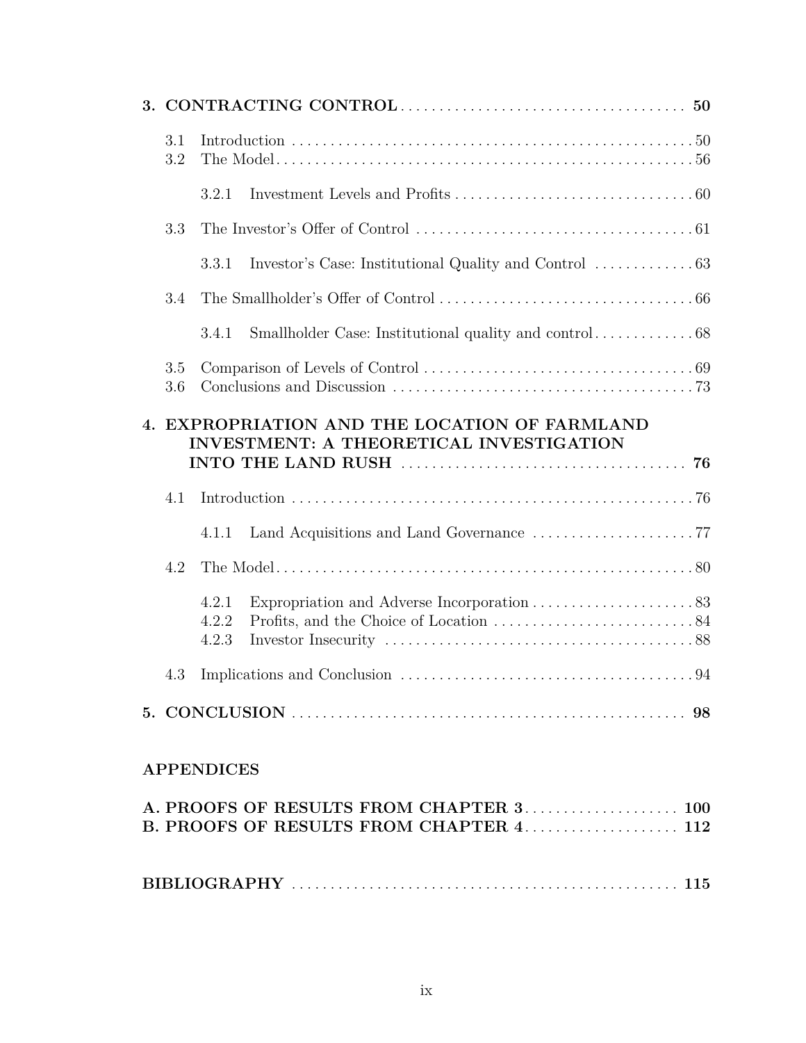**3. CONTRACTING CONTROL** ..................................... **50**

- 3.1 Introduction ..................................... 50
- 3.2 The Model ..................................... 56
  - 3.2.1 Investment Levels and Profits ..................................... 60
- 3.3 The Investor's Offer of Control ..................................... 61
  - 3.3.1 Investor's Case: Institutional Quality and Control ..................................... 63
- 3.4 The Smallholder's Offer of Control ..................................... 66
  - 3.4.1 Smallholder Case: Institutional quality and control ..................................... 68
- 3.5 Comparison of Levels of Control ..................................... 69
- 3.6 Conclusions and Discussion ..................................... 73

**4. EXPROPRIATION AND THE LOCATION OF FARMLAND INVESTMENT: A THEORETICAL INVESTIGATION INTO THE LAND RUSH** ..................................... **76**

- 4.1 Introduction ..................................... 76
  - 4.1.1 Land Acquisitions and Land Governance ..................................... 77
- 4.2 The Model ..................................... 80
  - 4.2.1 Expropriation and Adverse Incorporation ..................................... 83
  - 4.2.2 Profits, and the Choice of Location ..................................... 84
  - 4.2.3 Investor Insecurity ..................................... 88
- 4.3 Implications and Conclusion ..................................... 94

**5. CONCLUSION** ..................................... **98**

**APPENDICES**

**A. PROOFS OF RESULTS FROM CHAPTER 3** ..................................... **100**

**B. PROOFS OF RESULTS FROM CHAPTER 4** ..................................... **112**

**BIBLIOGRAPHY** ..................................... **115**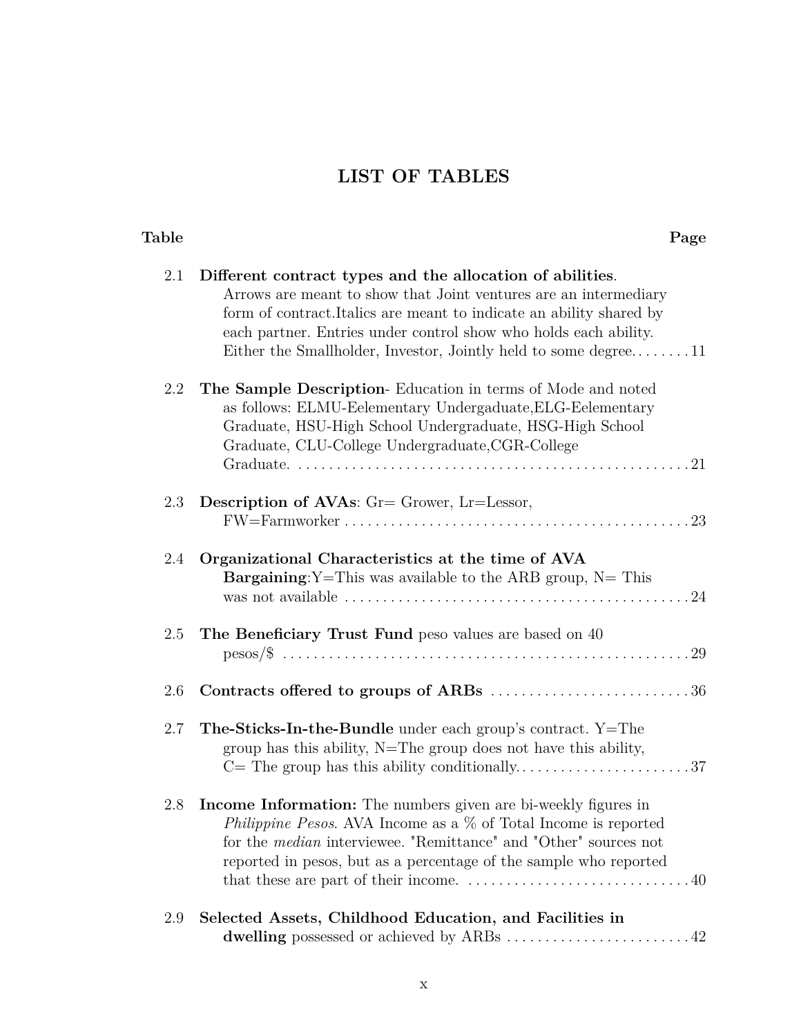# LIST OF TABLES

| Table | | Page |
|---|---|---|
| 2.1 | **Different contract types and the allocation of abilities**. Arrows are meant to show that Joint ventures are an intermediary form of contract.Italics are meant to indicate an ability shared by each partner. Entries under control show who holds each ability. Either the Smallholder, Investor, Jointly held to some degree. | 11 |
| 2.2 | **The Sample Description**- Education in terms of Mode and noted as follows: ELMU-Eelementary Undergaduate,ELG-Eelementary Graduate, HSU-High School Undergraduate, HSG-High School Graduate, CLU-College Undergraduate,CGR-College Graduate. | 21 |
| 2.3 | **Description of AVAs**: Gr= Grower, Lr=Lessor, FW=Farmworker | 23 |
| 2.4 | **Organizational Characteristics at the time of AVA Bargaining**:Y=This was available to the ARB group, N= This was not available | 24 |
| 2.5 | **The Beneficiary Trust Fund** peso values are based on 40 pesos/$ | 29 |
| 2.6 | **Contracts offered to groups of ARBs** | 36 |
| 2.7 | **The-Sticks-In-the-Bundle** under each group's contract. Y=The group has this ability, N=The group does not have this ability, C= The group has this ability conditionally. | 37 |
| 2.8 | **Income Information:** The numbers given are bi-weekly figures in *Philippine Pesos*. AVA Income as a % of Total Income is reported for the *median* interviewee. "Remittance" and "Other" sources not reported in pesos, but as a percentage of the sample who reported that these are part of their income. | 40 |
| 2.9 | **Selected Assets, Childhood Education, and Facilities in dwelling** possessed or achieved by ARBs | 42 |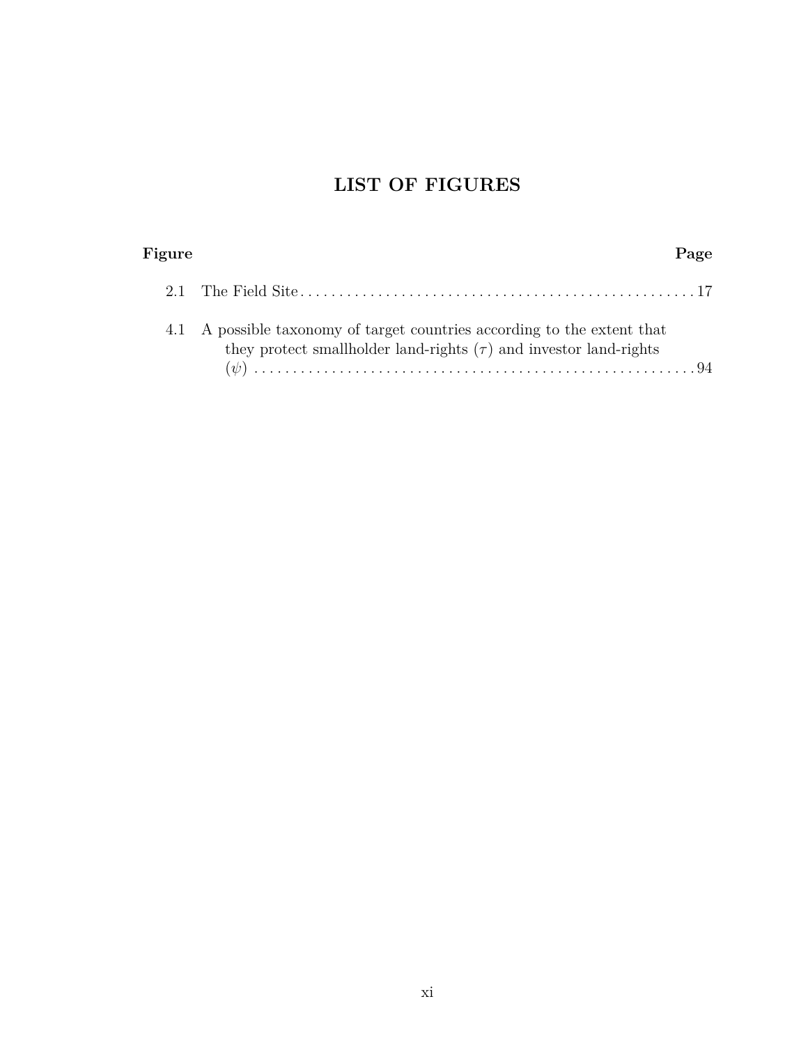# LIST OF FIGURES

| Figure | | Page |
|---|---|---|
| 2.1 | The Field Site | 17 |
| 4.1 | A possible taxonomy of target countries according to the extent that they protect smallholder land-rights ($\tau$) and investor land-rights ($\psi$) | 94 |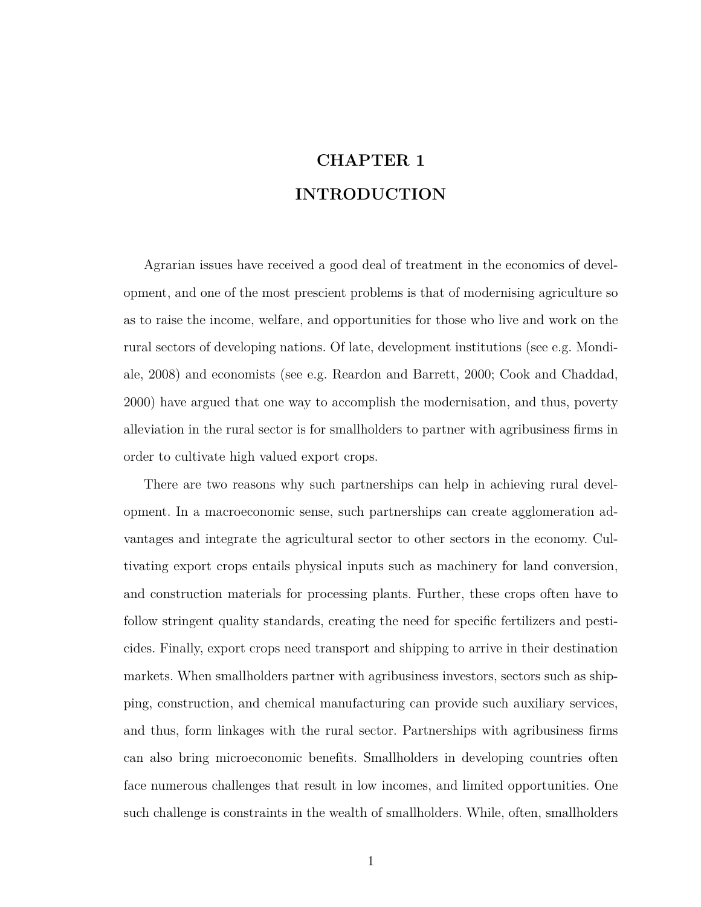# CHAPTER 1

# INTRODUCTION

Agrarian issues have received a good deal of treatment in the economics of development, and one of the most prescient problems is that of modernising agriculture so as to raise the income, welfare, and opportunities for those who live and work on the rural sectors of developing nations. Of late, development institutions (see e.g. Mondiale, 2008) and economists (see e.g. Reardon and Barrett, 2000; Cook and Chaddad, 2000) have argued that one way to accomplish the modernisation, and thus, poverty alleviation in the rural sector is for smallholders to partner with agribusiness firms in order to cultivate high valued export crops.

There are two reasons why such partnerships can help in achieving rural development. In a macroeconomic sense, such partnerships can create agglomeration advantages and integrate the agricultural sector to other sectors in the economy. Cultivating export crops entails physical inputs such as machinery for land conversion, and construction materials for processing plants. Further, these crops often have to follow stringent quality standards, creating the need for specific fertilizers and pesticides. Finally, export crops need transport and shipping to arrive in their destination markets. When smallholders partner with agribusiness investors, sectors such as shipping, construction, and chemical manufacturing can provide such auxiliary services, and thus, form linkages with the rural sector. Partnerships with agribusiness firms can also bring microeconomic benefits. Smallholders in developing countries often face numerous challenges that result in low incomes, and limited opportunities. One such challenge is constraints in the wealth of smallholders. While, often, smallholders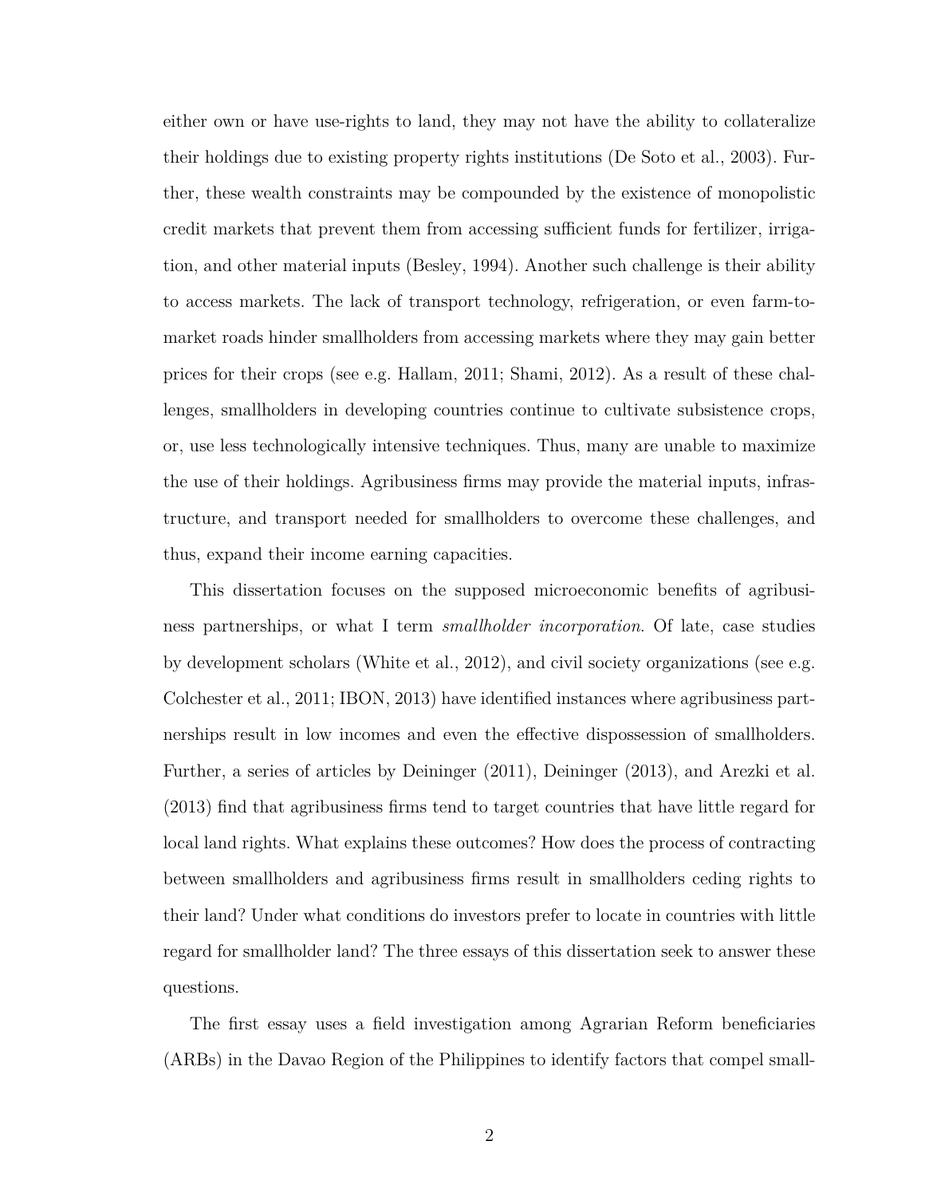either own or have use-rights to land, they may not have the ability to collateralize their holdings due to existing property rights institutions (De Soto et al., 2003). Further, these wealth constraints may be compounded by the existence of monopolistic credit markets that prevent them from accessing sufficient funds for fertilizer, irrigation, and other material inputs (Besley, 1994). Another such challenge is their ability to access markets. The lack of transport technology, refrigeration, or even farm-to-market roads hinder smallholders from accessing markets where they may gain better prices for their crops (see e.g. Hallam, 2011; Shami, 2012). As a result of these challenges, smallholders in developing countries continue to cultivate subsistence crops, or, use less technologically intensive techniques. Thus, many are unable to maximize the use of their holdings. Agribusiness firms may provide the material inputs, infrastructure, and transport needed for smallholders to overcome these challenges, and thus, expand their income earning capacities.

This dissertation focuses on the supposed microeconomic benefits of agribusiness partnerships, or what I term *smallholder incorporation*. Of late, case studies by development scholars (White et al., 2012), and civil society organizations (see e.g. Colchester et al., 2011; IBON, 2013) have identified instances where agribusiness partnerships result in low incomes and even the effective dispossession of smallholders. Further, a series of articles by Deininger (2011), Deininger (2013), and Arezki et al. (2013) find that agribusiness firms tend to target countries that have little regard for local land rights. What explains these outcomes? How does the process of contracting between smallholders and agribusiness firms result in smallholders ceding rights to their land? Under what conditions do investors prefer to locate in countries with little regard for smallholder land? The three essays of this dissertation seek to answer these questions.

The first essay uses a field investigation among Agrarian Reform beneficiaries (ARBs) in the Davao Region of the Philippines to identify factors that compel small-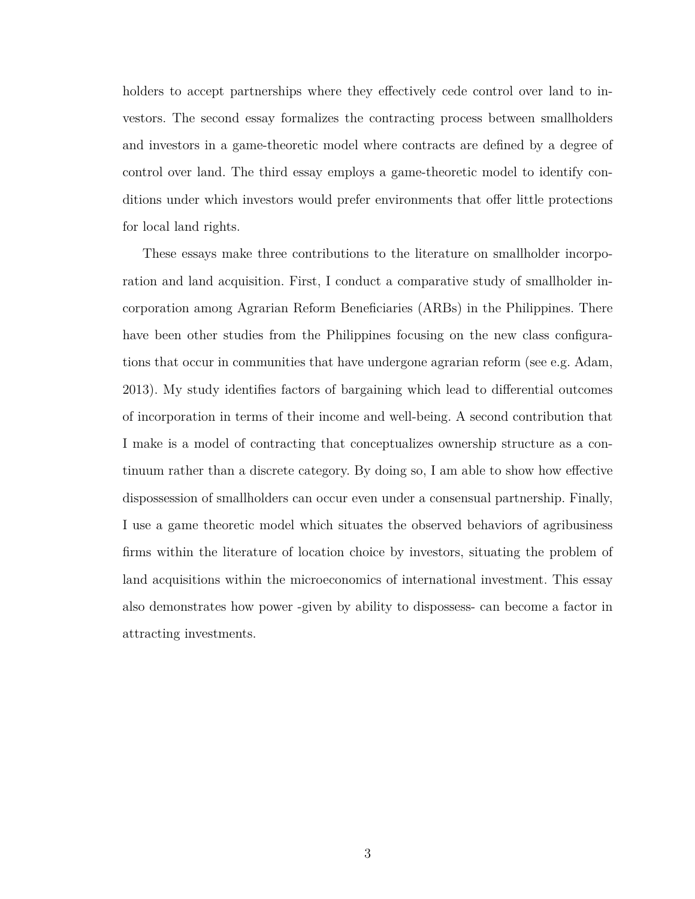holders to accept partnerships where they effectively cede control over land to investors. The second essay formalizes the contracting process between smallholders and investors in a game-theoretic model where contracts are defined by a degree of control over land. The third essay employs a game-theoretic model to identify conditions under which investors would prefer environments that offer little protections for local land rights.

These essays make three contributions to the literature on smallholder incorporation and land acquisition. First, I conduct a comparative study of smallholder incorporation among Agrarian Reform Beneficiaries (ARBs) in the Philippines. There have been other studies from the Philippines focusing on the new class configurations that occur in communities that have undergone agrarian reform (see e.g. Adam, 2013). My study identifies factors of bargaining which lead to differential outcomes of incorporation in terms of their income and well-being. A second contribution that I make is a model of contracting that conceptualizes ownership structure as a continuum rather than a discrete category. By doing so, I am able to show how effective dispossession of smallholders can occur even under a consensual partnership. Finally, I use a game theoretic model which situates the observed behaviors of agribusiness firms within the literature of location choice by investors, situating the problem of land acquisitions within the microeconomics of international investment. This essay also demonstrates how power -given by ability to dispossess- can become a factor in attracting investments.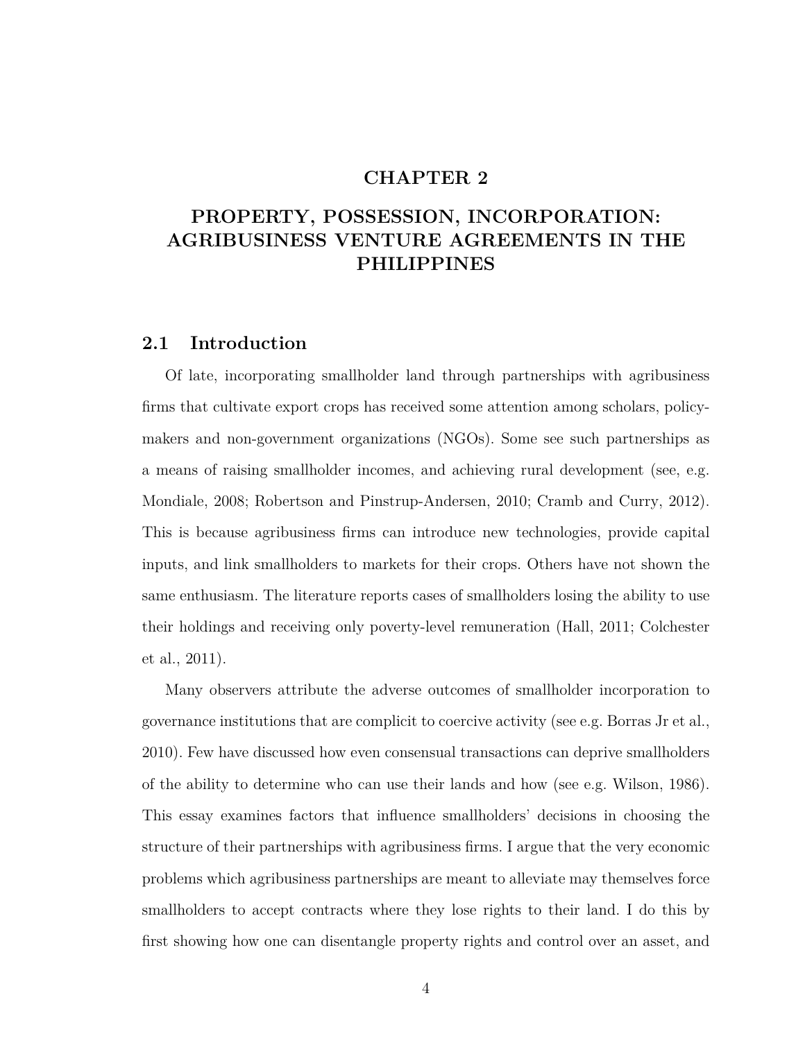# CHAPTER 2

# PROPERTY, POSSESSION, INCORPORATION: AGRIBUSINESS VENTURE AGREEMENTS IN THE PHILIPPINES

## 2.1 Introduction

Of late, incorporating smallholder land through partnerships with agribusiness firms that cultivate export crops has received some attention among scholars, policy-makers and non-government organizations (NGOs). Some see such partnerships as a means of raising smallholder incomes, and achieving rural development (see, e.g. Mondiale, 2008; Robertson and Pinstrup-Andersen, 2010; Cramb and Curry, 2012). This is because agribusiness firms can introduce new technologies, provide capital inputs, and link smallholders to markets for their crops. Others have not shown the same enthusiasm. The literature reports cases of smallholders losing the ability to use their holdings and receiving only poverty-level remuneration (Hall, 2011; Colchester et al., 2011).

Many observers attribute the adverse outcomes of smallholder incorporation to governance institutions that are complicit to coercive activity (see e.g. Borras Jr et al., 2010). Few have discussed how even consensual transactions can deprive smallholders of the ability to determine who can use their lands and how (see e.g. Wilson, 1986). This essay examines factors that influence smallholders' decisions in choosing the structure of their partnerships with agribusiness firms. I argue that the very economic problems which agribusiness partnerships are meant to alleviate may themselves force smallholders to accept contracts where they lose rights to their land. I do this by first showing how one can disentangle property rights and control over an asset, and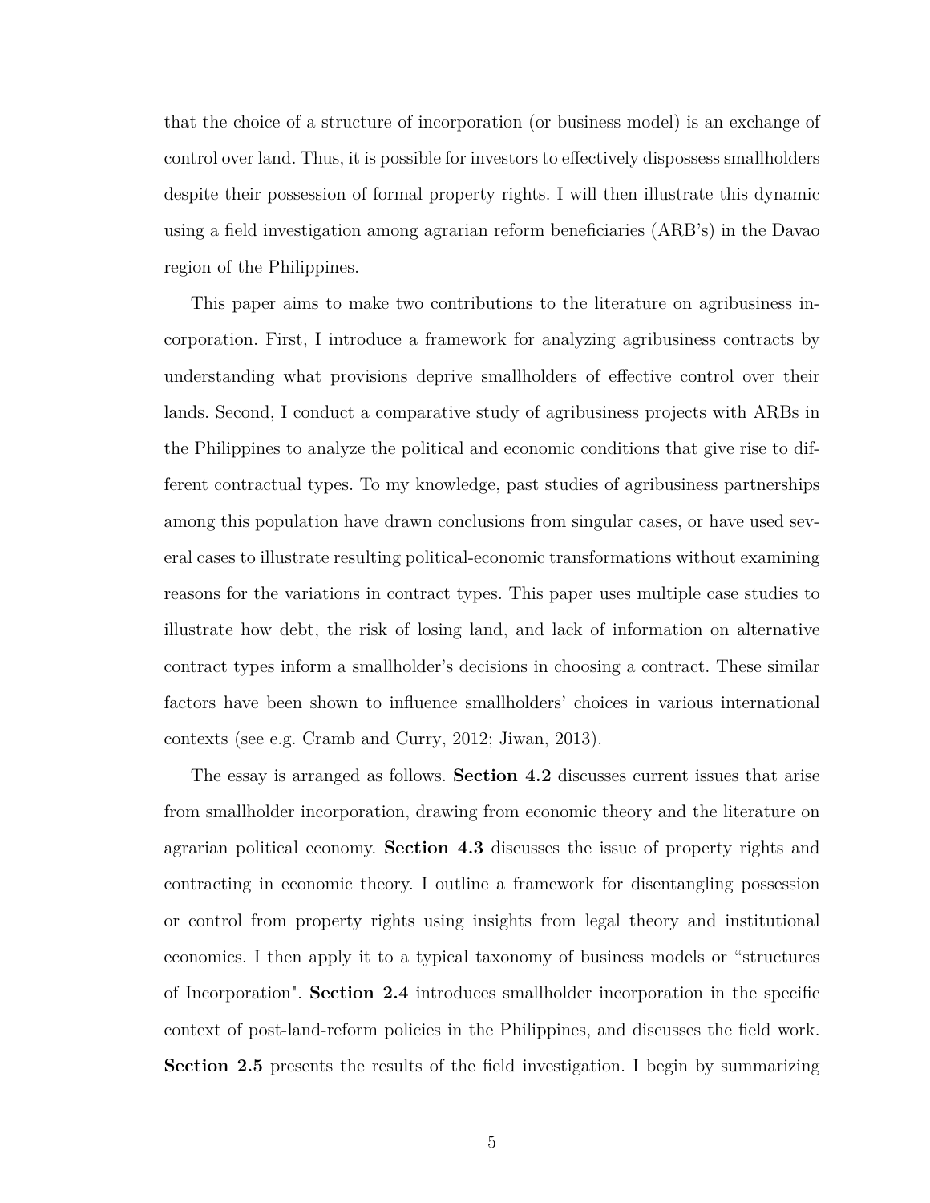that the choice of a structure of incorporation (or business model) is an exchange of control over land. Thus, it is possible for investors to effectively dispossess smallholders despite their possession of formal property rights. I will then illustrate this dynamic using a field investigation among agrarian reform beneficiaries (ARB's) in the Davao region of the Philippines.

This paper aims to make two contributions to the literature on agribusiness incorporation. First, I introduce a framework for analyzing agribusiness contracts by understanding what provisions deprive smallholders of effective control over their lands. Second, I conduct a comparative study of agribusiness projects with ARBs in the Philippines to analyze the political and economic conditions that give rise to different contractual types. To my knowledge, past studies of agribusiness partnerships among this population have drawn conclusions from singular cases, or have used several cases to illustrate resulting political-economic transformations without examining reasons for the variations in contract types. This paper uses multiple case studies to illustrate how debt, the risk of losing land, and lack of information on alternative contract types inform a smallholder's decisions in choosing a contract. These similar factors have been shown to influence smallholders' choices in various international contexts (see e.g. Cramb and Curry, 2012; Jiwan, 2013).

The essay is arranged as follows. **Section 4.2** discusses current issues that arise from smallholder incorporation, drawing from economic theory and the literature on agrarian political economy. **Section 4.3** discusses the issue of property rights and contracting in economic theory. I outline a framework for disentangling possession or control from property rights using insights from legal theory and institutional economics. I then apply it to a typical taxonomy of business models or "structures of Incorporation". **Section 2.4** introduces smallholder incorporation in the specific context of post-land-reform policies in the Philippines, and discusses the field work. **Section 2.5** presents the results of the field investigation. I begin by summarizing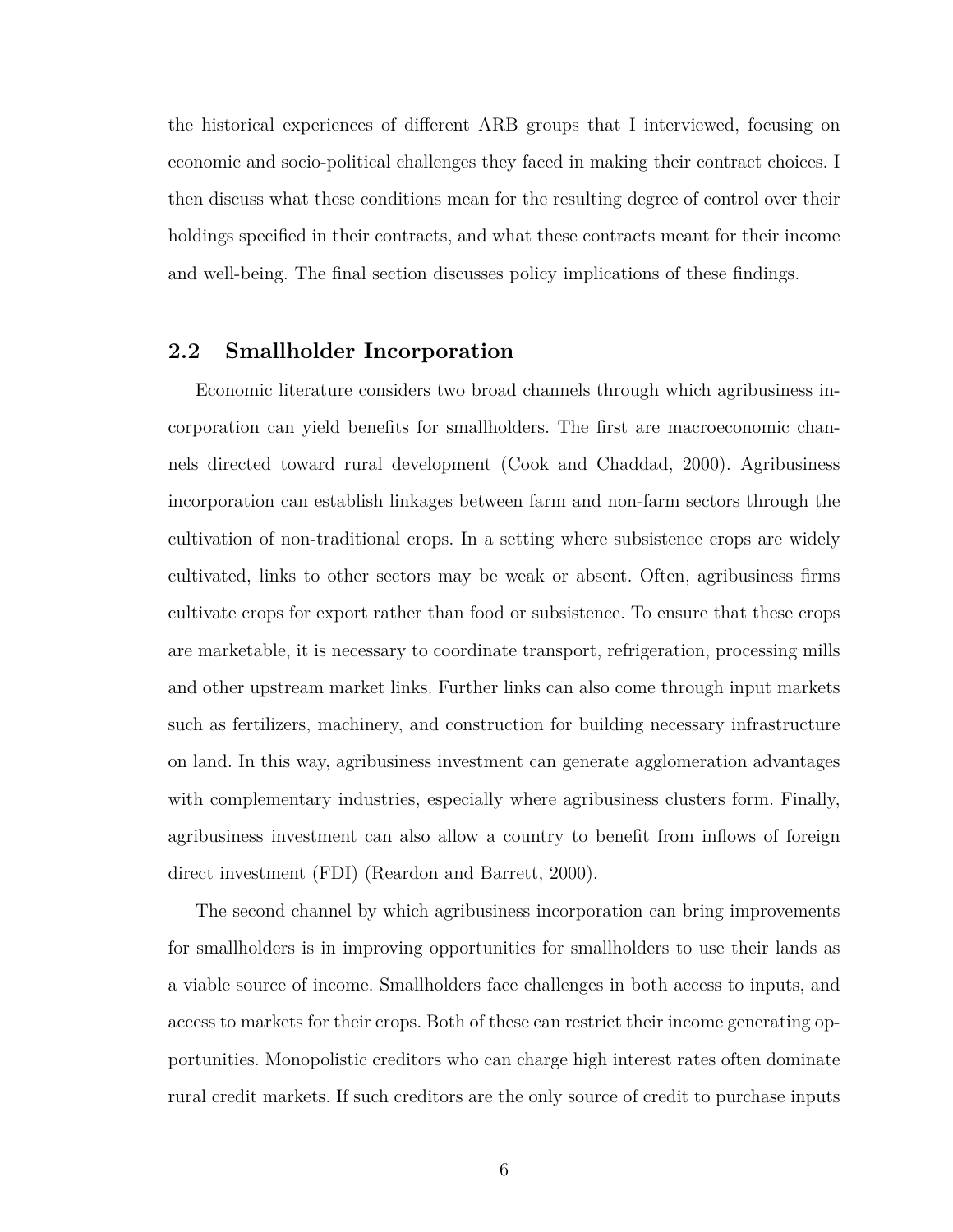the historical experiences of different ARB groups that I interviewed, focusing on economic and socio-political challenges they faced in making their contract choices. I then discuss what these conditions mean for the resulting degree of control over their holdings specified in their contracts, and what these contracts meant for their income and well-being. The final section discusses policy implications of these findings.

## 2.2 Smallholder Incorporation

Economic literature considers two broad channels through which agribusiness incorporation can yield benefits for smallholders. The first are macroeconomic channels directed toward rural development (Cook and Chaddad, 2000). Agribusiness incorporation can establish linkages between farm and non-farm sectors through the cultivation of non-traditional crops. In a setting where subsistence crops are widely cultivated, links to other sectors may be weak or absent. Often, agribusiness firms cultivate crops for export rather than food or subsistence. To ensure that these crops are marketable, it is necessary to coordinate transport, refrigeration, processing mills and other upstream market links. Further links can also come through input markets such as fertilizers, machinery, and construction for building necessary infrastructure on land. In this way, agribusiness investment can generate agglomeration advantages with complementary industries, especially where agribusiness clusters form. Finally, agribusiness investment can also allow a country to benefit from inflows of foreign direct investment (FDI) (Reardon and Barrett, 2000).

The second channel by which agribusiness incorporation can bring improvements for smallholders is in improving opportunities for smallholders to use their lands as a viable source of income. Smallholders face challenges in both access to inputs, and access to markets for their crops. Both of these can restrict their income generating opportunities. Monopolistic creditors who can charge high interest rates often dominate rural credit markets. If such creditors are the only source of credit to purchase inputs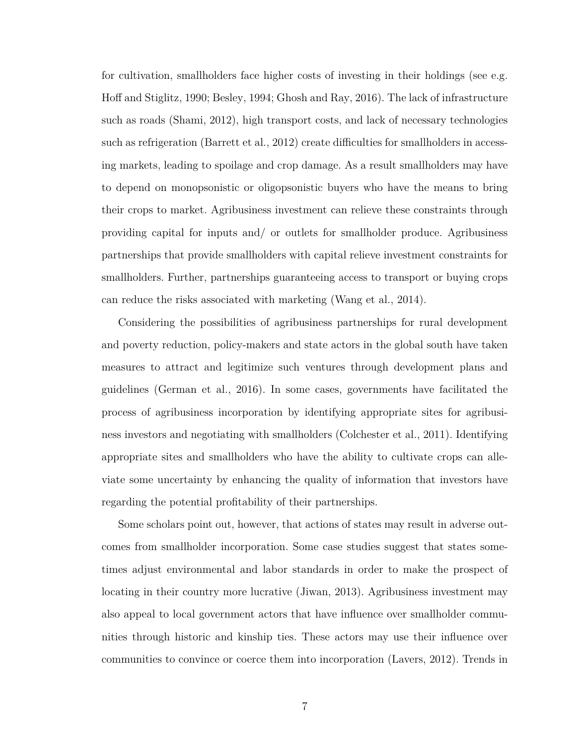for cultivation, smallholders face higher costs of investing in their holdings (see e.g. Hoff and Stiglitz, 1990; Besley, 1994; Ghosh and Ray, 2016). The lack of infrastructure such as roads (Shami, 2012), high transport costs, and lack of necessary technologies such as refrigeration (Barrett et al., 2012) create difficulties for smallholders in accessing markets, leading to spoilage and crop damage. As a result smallholders may have to depend on monopsonistic or oligopsonistic buyers who have the means to bring their crops to market. Agribusiness investment can relieve these constraints through providing capital for inputs and/ or outlets for smallholder produce. Agribusiness partnerships that provide smallholders with capital relieve investment constraints for smallholders. Further, partnerships guaranteeing access to transport or buying crops can reduce the risks associated with marketing (Wang et al., 2014).

Considering the possibilities of agribusiness partnerships for rural development and poverty reduction, policy-makers and state actors in the global south have taken measures to attract and legitimize such ventures through development plans and guidelines (German et al., 2016). In some cases, governments have facilitated the process of agribusiness incorporation by identifying appropriate sites for agribusiness investors and negotiating with smallholders (Colchester et al., 2011). Identifying appropriate sites and smallholders who have the ability to cultivate crops can alleviate some uncertainty by enhancing the quality of information that investors have regarding the potential profitability of their partnerships.

Some scholars point out, however, that actions of states may result in adverse outcomes from smallholder incorporation. Some case studies suggest that states sometimes adjust environmental and labor standards in order to make the prospect of locating in their country more lucrative (Jiwan, 2013). Agribusiness investment may also appeal to local government actors that have influence over smallholder communities through historic and kinship ties. These actors may use their influence over communities to convince or coerce them into incorporation (Lavers, 2012). Trends in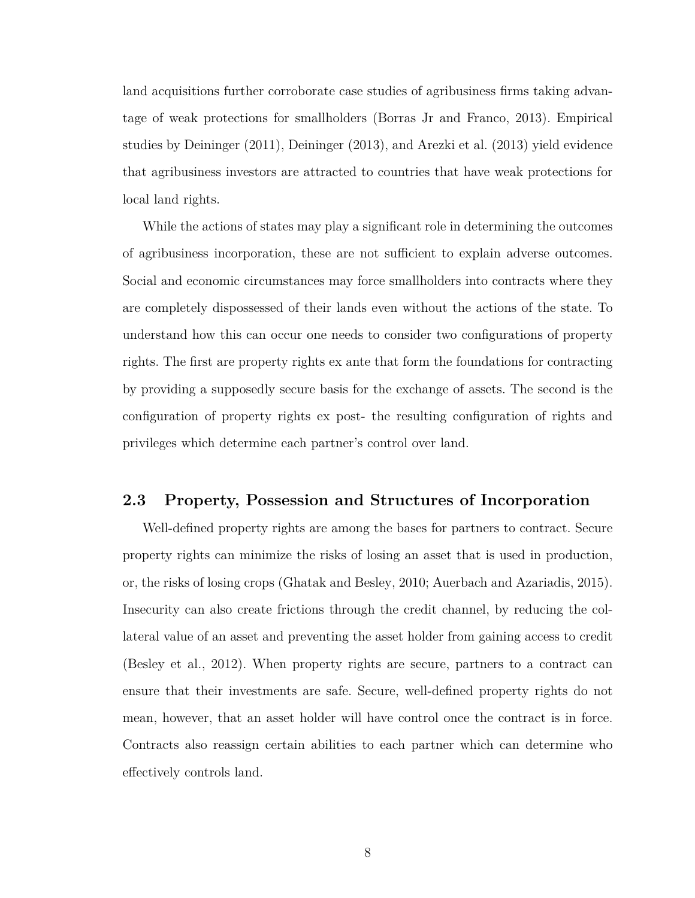land acquisitions further corroborate case studies of agribusiness firms taking advantage of weak protections for smallholders (Borras Jr and Franco, 2013). Empirical studies by Deininger (2011), Deininger (2013), and Arezki et al. (2013) yield evidence that agribusiness investors are attracted to countries that have weak protections for local land rights.

While the actions of states may play a significant role in determining the outcomes of agribusiness incorporation, these are not sufficient to explain adverse outcomes. Social and economic circumstances may force smallholders into contracts where they are completely dispossessed of their lands even without the actions of the state. To understand how this can occur one needs to consider two configurations of property rights. The first are property rights ex ante that form the foundations for contracting by providing a supposedly secure basis for the exchange of assets. The second is the configuration of property rights ex post- the resulting configuration of rights and privileges which determine each partner's control over land.

## 2.3 Property, Possession and Structures of Incorporation

Well-defined property rights are among the bases for partners to contract. Secure property rights can minimize the risks of losing an asset that is used in production, or, the risks of losing crops (Ghatak and Besley, 2010; Auerbach and Azariadis, 2015). Insecurity can also create frictions through the credit channel, by reducing the collateral value of an asset and preventing the asset holder from gaining access to credit (Besley et al., 2012). When property rights are secure, partners to a contract can ensure that their investments are safe. Secure, well-defined property rights do not mean, however, that an asset holder will have control once the contract is in force. Contracts also reassign certain abilities to each partner which can determine who effectively controls land.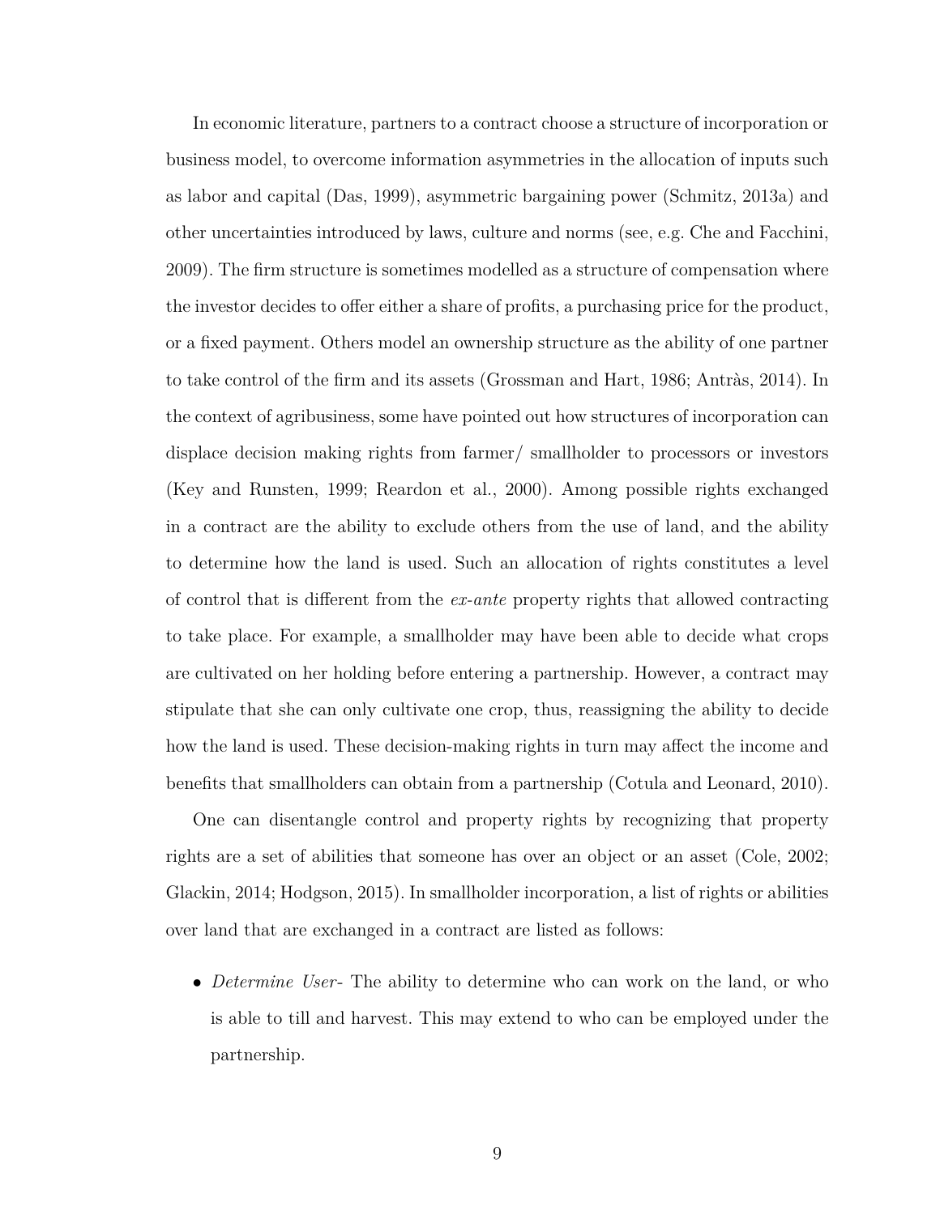In economic literature, partners to a contract choose a structure of incorporation or business model, to overcome information asymmetries in the allocation of inputs such as labor and capital (Das, 1999), asymmetric bargaining power (Schmitz, 2013a) and other uncertainties introduced by laws, culture and norms (see, e.g. Che and Facchini, 2009). The firm structure is sometimes modelled as a structure of compensation where the investor decides to offer either a share of profits, a purchasing price for the product, or a fixed payment. Others model an ownership structure as the ability of one partner to take control of the firm and its assets (Grossman and Hart, 1986; Antràs, 2014). In the context of agribusiness, some have pointed out how structures of incorporation can displace decision making rights from farmer/ smallholder to processors or investors (Key and Runsten, 1999; Reardon et al., 2000). Among possible rights exchanged in a contract are the ability to exclude others from the use of land, and the ability to determine how the land is used. Such an allocation of rights constitutes a level of control that is different from the *ex-ante* property rights that allowed contracting to take place. For example, a smallholder may have been able to decide what crops are cultivated on her holding before entering a partnership. However, a contract may stipulate that she can only cultivate one crop, thus, reassigning the ability to decide how the land is used. These decision-making rights in turn may affect the income and benefits that smallholders can obtain from a partnership (Cotula and Leonard, 2010).

One can disentangle control and property rights by recognizing that property rights are a set of abilities that someone has over an object or an asset (Cole, 2002; Glackin, 2014; Hodgson, 2015). In smallholder incorporation, a list of rights or abilities over land that are exchanged in a contract are listed as follows:

- *Determine User*- The ability to determine who can work on the land, or who is able to till and harvest. This may extend to who can be employed under the partnership.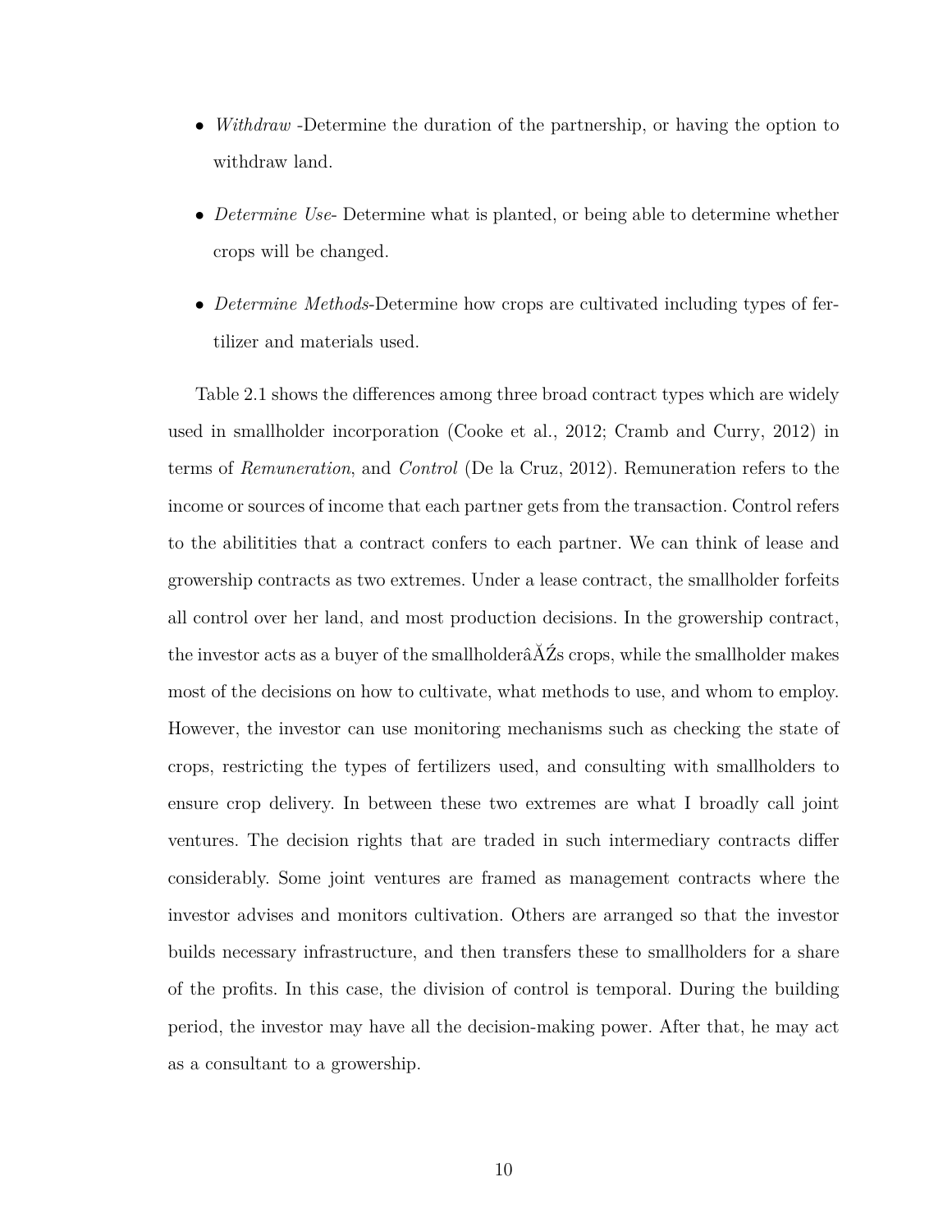- *Withdraw* -Determine the duration of the partnership, or having the option to withdraw land.
- *Determine Use*- Determine what is planted, or being able to determine whether crops will be changed.
- *Determine Methods*-Determine how crops are cultivated including types of fertilizer and materials used.

Table 2.1 shows the differences among three broad contract types which are widely used in smallholder incorporation (Cooke et al., 2012; Cramb and Curry, 2012) in terms of *Remuneration*, and *Control* (De la Cruz, 2012). Remuneration refers to the income or sources of income that each partner gets from the transaction. Control refers to the abilitities that a contract confers to each partner. We can think of lease and growership contracts as two extremes. Under a lease contract, the smallholder forfeits all control over her land, and most production decisions. In the growership contract, the investor acts as a buyer of the smallholderâĂŹs crops, while the smallholder makes most of the decisions on how to cultivate, what methods to use, and whom to employ. However, the investor can use monitoring mechanisms such as checking the state of crops, restricting the types of fertilizers used, and consulting with smallholders to ensure crop delivery. In between these two extremes are what I broadly call joint ventures. The decision rights that are traded in such intermediary contracts differ considerably. Some joint ventures are framed as management contracts where the investor advises and monitors cultivation. Others are arranged so that the investor builds necessary infrastructure, and then transfers these to smallholders for a share of the profits. In this case, the division of control is temporal. During the building period, the investor may have all the decision-making power. After that, he may act as a consultant to a growership.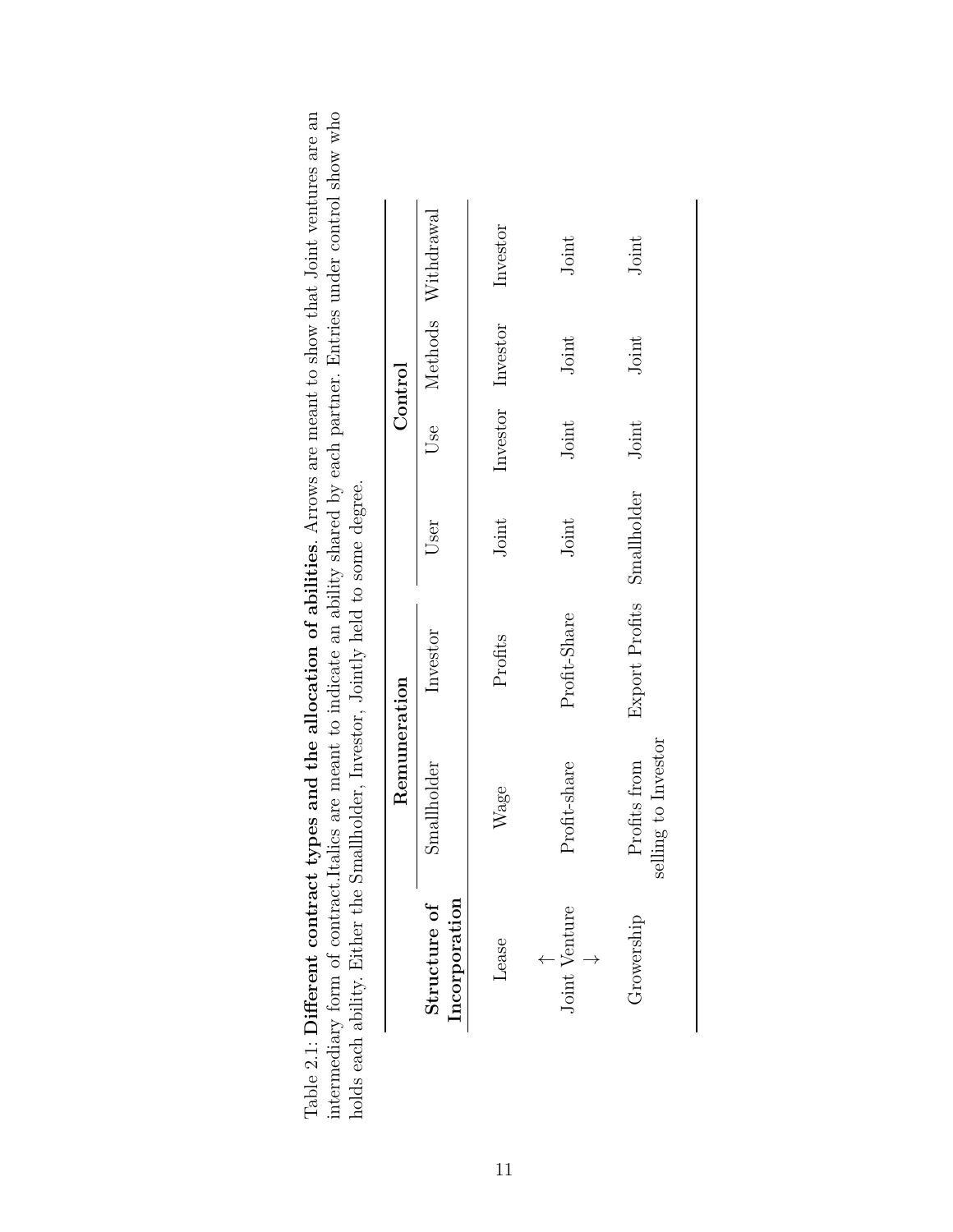Table 2.1: **Different contract types and the allocation of abilities**. Arrows are meant to show that Joint ventures are an intermediary form of contract.Italics are meant to indicate an ability shared by each partner. Entries under control show who holds each ability. Either the Smallholder, Investor, Jointly held to some degree.

| **Structure of Incorporation** | **Remuneration** | | **Control** | | | |
|---|---|---|---|---|---|---|
| | Smallholder | Investor | User | Use | Methods | Withdrawal |
| Lease | Wage | Profits | Joint | Investor | Investor | Investor |
| ↑ Joint Venture ↓ | Profit-share | Profit-Share | Joint | Joint | Joint | Joint |
| Growership | Profits from selling to Investor | Export Profits | Smallholder | Joint | Joint | Joint |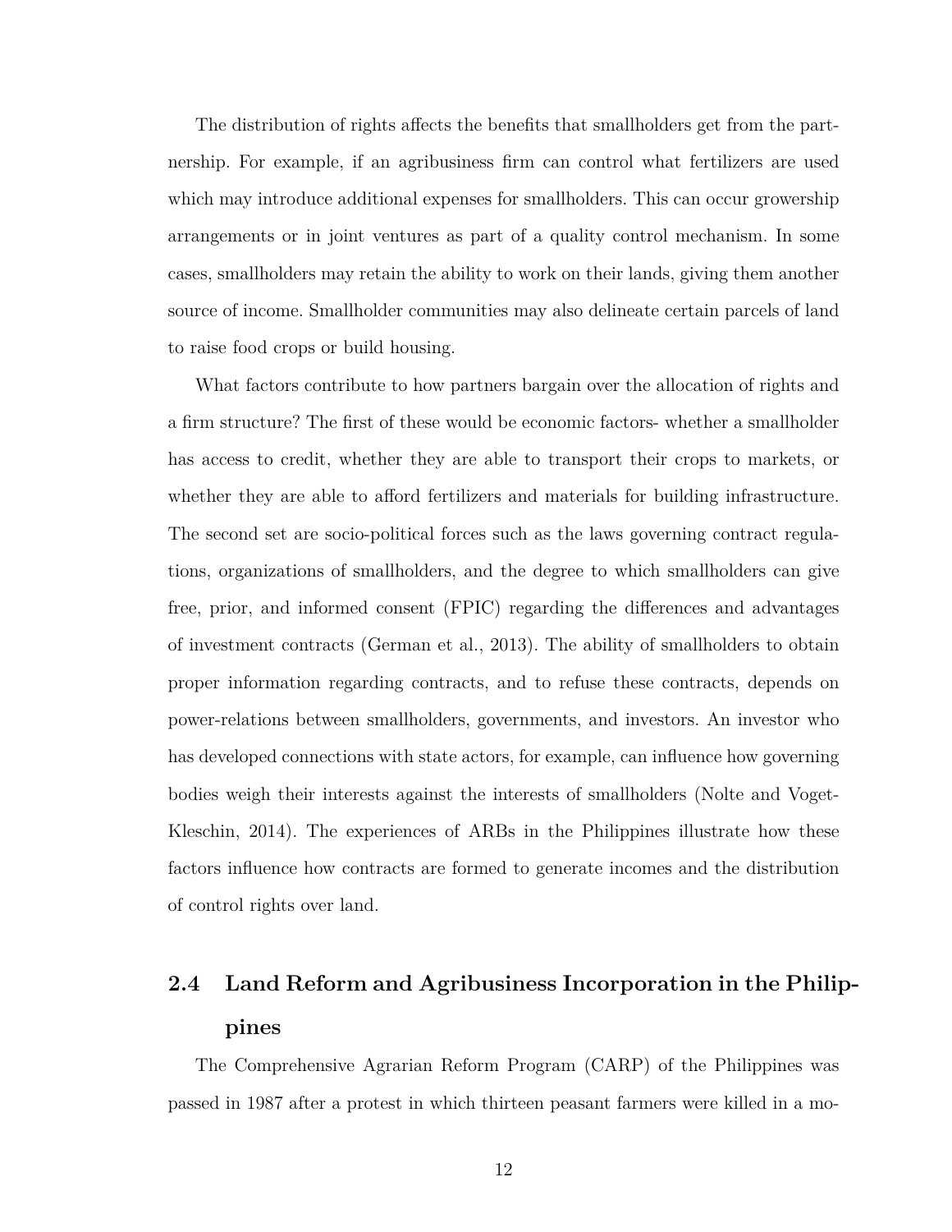The distribution of rights affects the benefits that smallholders get from the partnership. For example, if an agribusiness firm can control what fertilizers are used which may introduce additional expenses for smallholders. This can occur growership arrangements or in joint ventures as part of a quality control mechanism. In some cases, smallholders may retain the ability to work on their lands, giving them another source of income. Smallholder communities may also delineate certain parcels of land to raise food crops or build housing.

What factors contribute to how partners bargain over the allocation of rights and a firm structure? The first of these would be economic factors- whether a smallholder has access to credit, whether they are able to transport their crops to markets, or whether they are able to afford fertilizers and materials for building infrastructure. The second set are socio-political forces such as the laws governing contract regulations, organizations of smallholders, and the degree to which smallholders can give free, prior, and informed consent (FPIC) regarding the differences and advantages of investment contracts (German et al., 2013). The ability of smallholders to obtain proper information regarding contracts, and to refuse these contracts, depends on power-relations between smallholders, governments, and investors. An investor who has developed connections with state actors, for example, can influence how governing bodies weigh their interests against the interests of smallholders (Nolte and Voget-Kleschin, 2014). The experiences of ARBs in the Philippines illustrate how these factors influence how contracts are formed to generate incomes and the distribution of control rights over land.

## 2.4 Land Reform and Agribusiness Incorporation in the Philippines

The Comprehensive Agrarian Reform Program (CARP) of the Philippines was passed in 1987 after a protest in which thirteen peasant farmers were killed in a mo-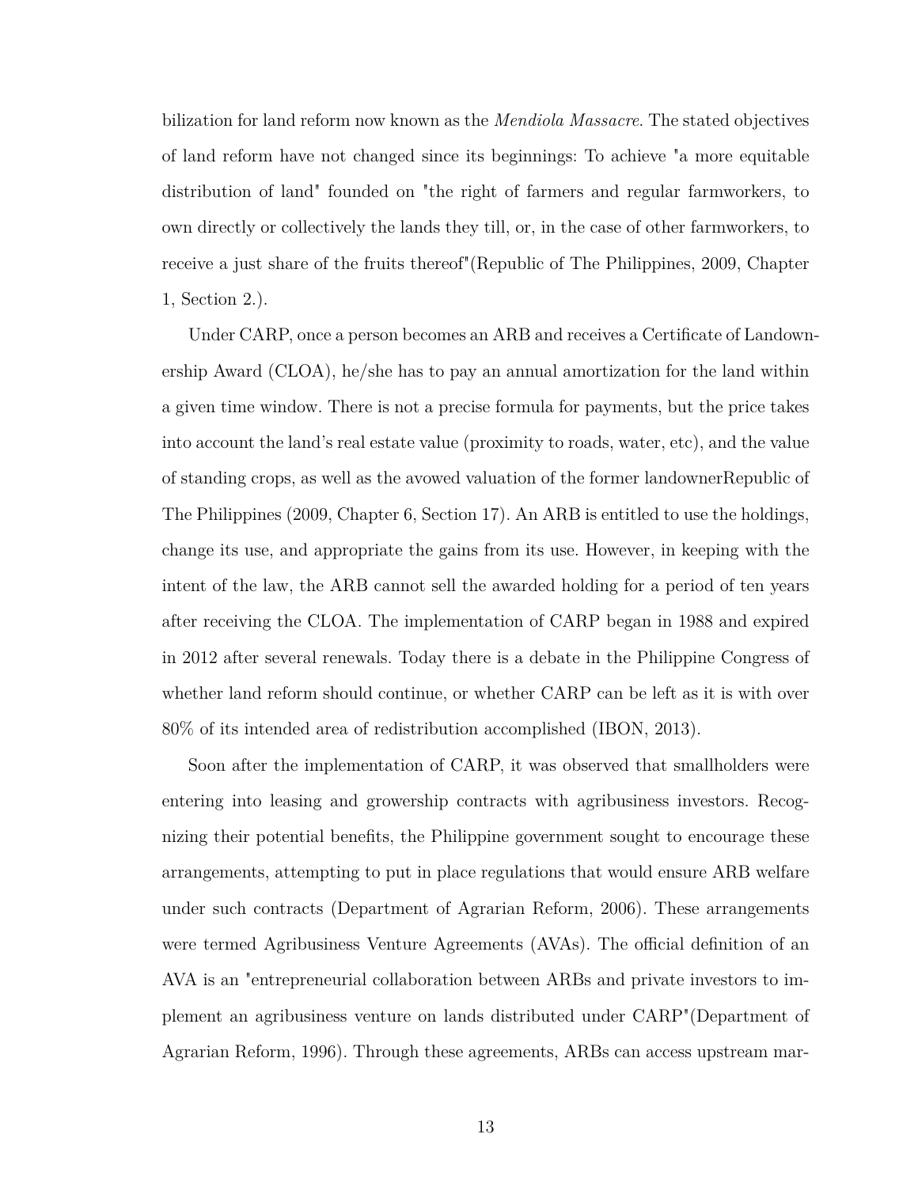bilization for land reform now known as the *Mendiola Massacre*. The stated objectives of land reform have not changed since its beginnings: To achieve "a more equitable distribution of land" founded on "the right of farmers and regular farmworkers, to own directly or collectively the lands they till, or, in the case of other farmworkers, to receive a just share of the fruits thereof"(Republic of The Philippines, 2009, Chapter 1, Section 2.).

Under CARP, once a person becomes an ARB and receives a Certificate of Landownership Award (CLOA), he/she has to pay an annual amortization for the land within a given time window. There is not a precise formula for payments, but the price takes into account the land's real estate value (proximity to roads, water, etc), and the value of standing crops, as well as the avowed valuation of the former landownerRepublic of The Philippines (2009, Chapter 6, Section 17). An ARB is entitled to use the holdings, change its use, and appropriate the gains from its use. However, in keeping with the intent of the law, the ARB cannot sell the awarded holding for a period of ten years after receiving the CLOA. The implementation of CARP began in 1988 and expired in 2012 after several renewals. Today there is a debate in the Philippine Congress of whether land reform should continue, or whether CARP can be left as it is with over 80% of its intended area of redistribution accomplished (IBON, 2013).

Soon after the implementation of CARP, it was observed that smallholders were entering into leasing and growership contracts with agribusiness investors. Recognizing their potential benefits, the Philippine government sought to encourage these arrangements, attempting to put in place regulations that would ensure ARB welfare under such contracts (Department of Agrarian Reform, 2006). These arrangements were termed Agribusiness Venture Agreements (AVAs). The official definition of an AVA is an "entrepreneurial collaboration between ARBs and private investors to implement an agribusiness venture on lands distributed under CARP"(Department of Agrarian Reform, 1996). Through these agreements, ARBs can access upstream mar-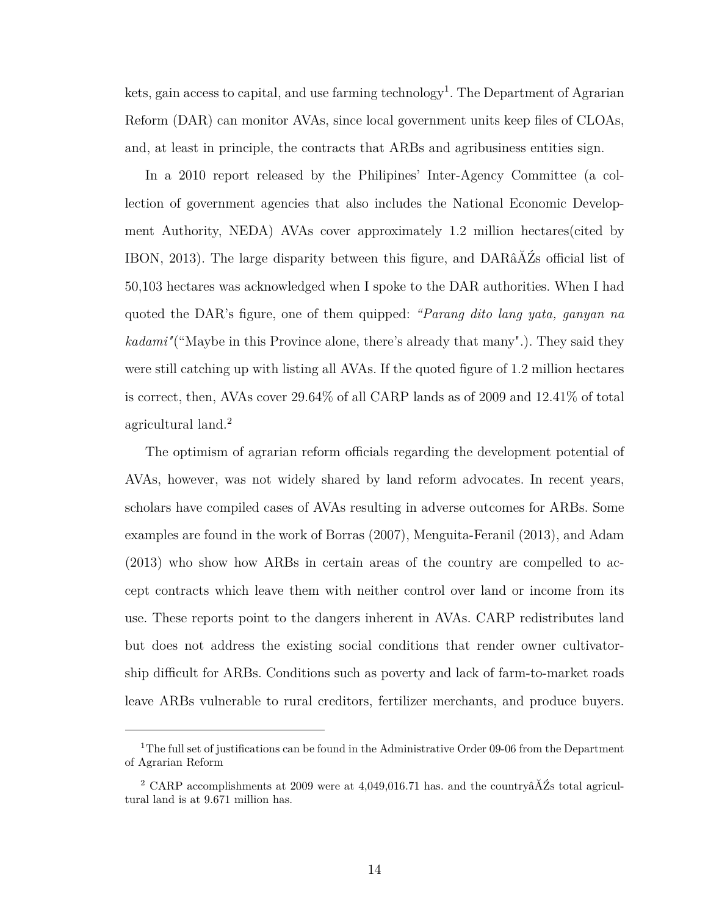kets, gain access to capital, and use farming technology[1]. The Department of Agrarian Reform (DAR) can monitor AVAs, since local government units keep files of CLOAs, and, at least in principle, the contracts that ARBs and agribusiness entities sign.

In a 2010 report released by the Philippines' Inter-Agency Committee (a collection of government agencies that also includes the National Economic Development Authority, NEDA) AVAs cover approximately 1.2 million hectares(cited by IBON, 2013). The large disparity between this figure, and DARâĂŹs official list of 50,103 hectares was acknowledged when I spoke to the DAR authorities. When I had quoted the DAR's figure, one of them quipped: *"Parang dito lang yata, ganyan na kadami"*("Maybe in this Province alone, there's already that many".). They said they were still catching up with listing all AVAs. If the quoted figure of 1.2 million hectares is correct, then, AVAs cover 29.64% of all CARP lands as of 2009 and 12.41% of total agricultural land.[2]

The optimism of agrarian reform officials regarding the development potential of AVAs, however, was not widely shared by land reform advocates. In recent years, scholars have compiled cases of AVAs resulting in adverse outcomes for ARBs. Some examples are found in the work of Borras (2007), Menguita-Feranil (2013), and Adam (2013) who show how ARBs in certain areas of the country are compelled to accept contracts which leave them with neither control over land or income from its use. These reports point to the dangers inherent in AVAs. CARP redistributes land but does not address the existing social conditions that render owner cultivatorship difficult for ARBs. Conditions such as poverty and lack of farm-to-market roads leave ARBs vulnerable to rural creditors, fertilizer merchants, and produce buyers.

---

[1] The full set of justifications can be found in the Administrative Order 09-06 from the Department of Agrarian Reform

[2] CARP accomplishments at 2009 were at 4,049,016.71 has. and the countryâĂŹs total agricultural land is at 9.671 million has.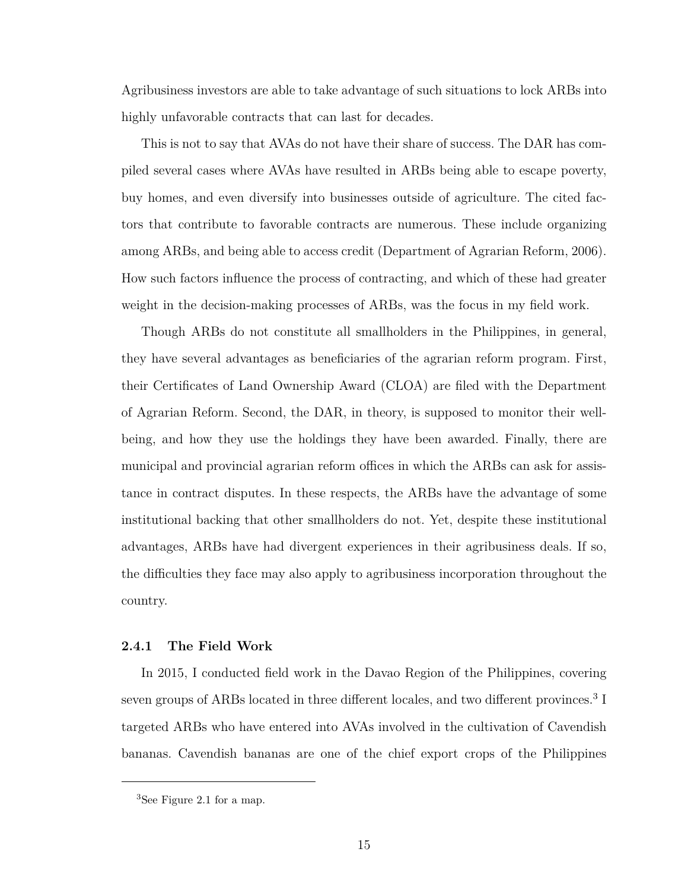Agribusiness investors are able to take advantage of such situations to lock ARBs into highly unfavorable contracts that can last for decades.

This is not to say that AVAs do not have their share of success. The DAR has compiled several cases where AVAs have resulted in ARBs being able to escape poverty, buy homes, and even diversify into businesses outside of agriculture. The cited factors that contribute to favorable contracts are numerous. These include organizing among ARBs, and being able to access credit (Department of Agrarian Reform, 2006). How such factors influence the process of contracting, and which of these had greater weight in the decision-making processes of ARBs, was the focus in my field work.

Though ARBs do not constitute all smallholders in the Philippines, in general, they have several advantages as beneficiaries of the agrarian reform program. First, their Certificates of Land Ownership Award (CLOA) are filed with the Department of Agrarian Reform. Second, the DAR, in theory, is supposed to monitor their well-being, and how they use the holdings they have been awarded. Finally, there are municipal and provincial agrarian reform offices in which the ARBs can ask for assistance in contract disputes. In these respects, the ARBs have the advantage of some institutional backing that other smallholders do not. Yet, despite these institutional advantages, ARBs have had divergent experiences in their agribusiness deals. If so, the difficulties they face may also apply to agribusiness incorporation throughout the country.

### 2.4.1 The Field Work

In 2015, I conducted field work in the Davao Region of the Philippines, covering seven groups of ARBs located in three different locales, and two different provinces.[3] I targeted ARBs who have entered into AVAs involved in the cultivation of Cavendish bananas. Cavendish bananas are one of the chief export crops of the Philippines

[3] See Figure 2.1 for a map.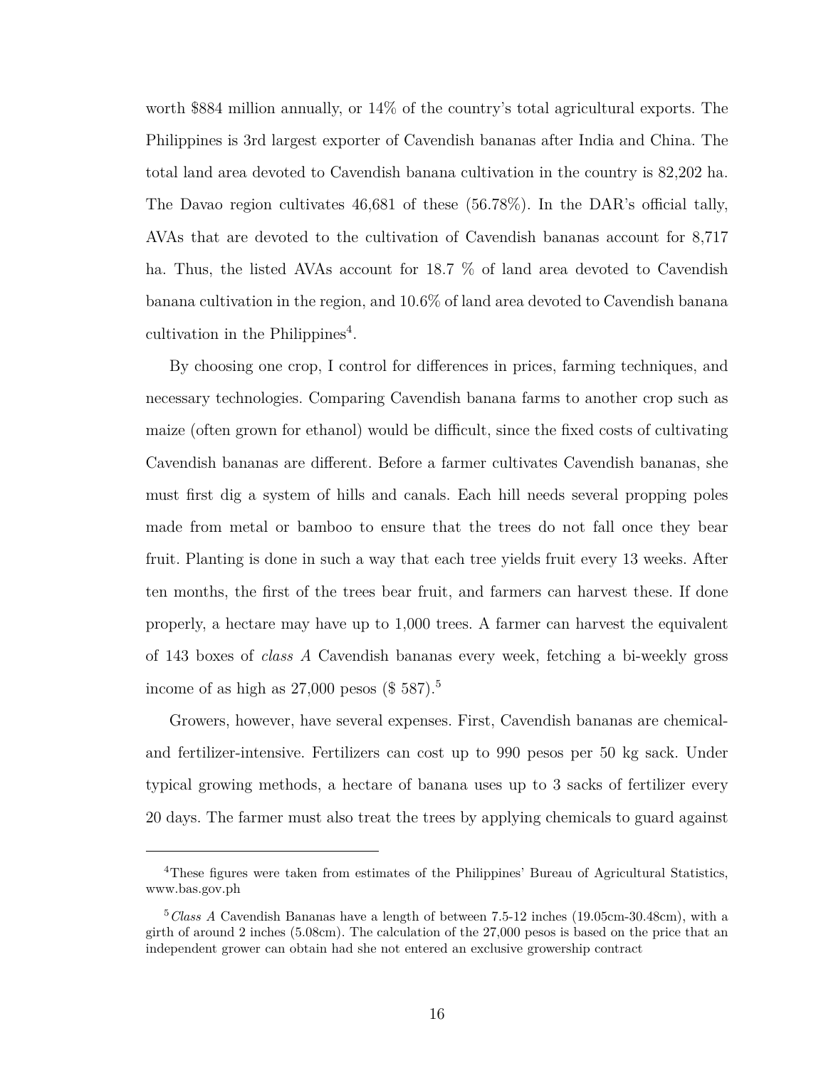worth $884 million annually, or 14% of the country's total agricultural exports. The Philippines is 3rd largest exporter of Cavendish bananas after India and China. The total land area devoted to Cavendish banana cultivation in the country is 82,202 ha. The Davao region cultivates 46,681 of these (56.78%). In the DAR's official tally, AVAs that are devoted to the cultivation of Cavendish bananas account for 8,717 ha. Thus, the listed AVAs account for 18.7 % of land area devoted to Cavendish banana cultivation in the region, and 10.6% of land area devoted to Cavendish banana cultivation in the Philippines[4].

By choosing one crop, I control for differences in prices, farming techniques, and necessary technologies. Comparing Cavendish banana farms to another crop such as maize (often grown for ethanol) would be difficult, since the fixed costs of cultivating Cavendish bananas are different. Before a farmer cultivates Cavendish bananas, she must first dig a system of hills and canals. Each hill needs several propping poles made from metal or bamboo to ensure that the trees do not fall once they bear fruit. Planting is done in such a way that each tree yields fruit every 13 weeks. After ten months, the first of the trees bear fruit, and farmers can harvest these. If done properly, a hectare may have up to 1,000 trees. A farmer can harvest the equivalent of 143 boxes of *class A* Cavendish bananas every week, fetching a bi-weekly gross income of as high as 27,000 pesos ($ 587).[5]

Growers, however, have several expenses. First, Cavendish bananas are chemical- and fertilizer-intensive. Fertilizers can cost up to 990 pesos per 50 kg sack. Under typical growing methods, a hectare of banana uses up to 3 sacks of fertilizer every 20 days. The farmer must also treat the trees by applying chemicals to guard against

---

[4] These figures were taken from estimates of the Philippines' Bureau of Agricultural Statistics, www.bas.gov.ph

[5] *Class A* Cavendish Bananas have a length of between 7.5-12 inches (19.05cm-30.48cm), with a girth of around 2 inches (5.08cm). The calculation of the 27,000 pesos is based on the price that an independent grower can obtain had she not entered an exclusive growership contract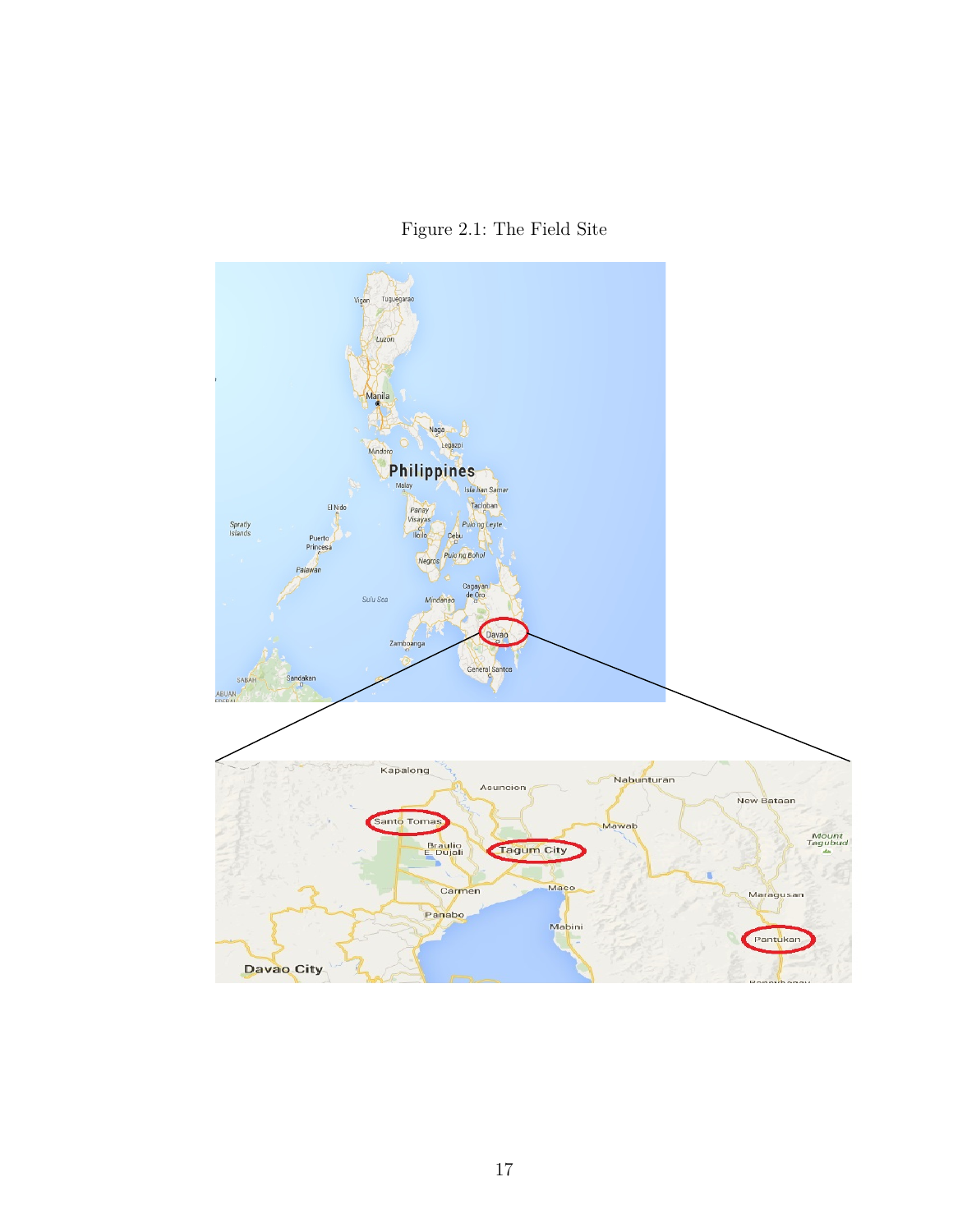Figure 2.1: The Field Site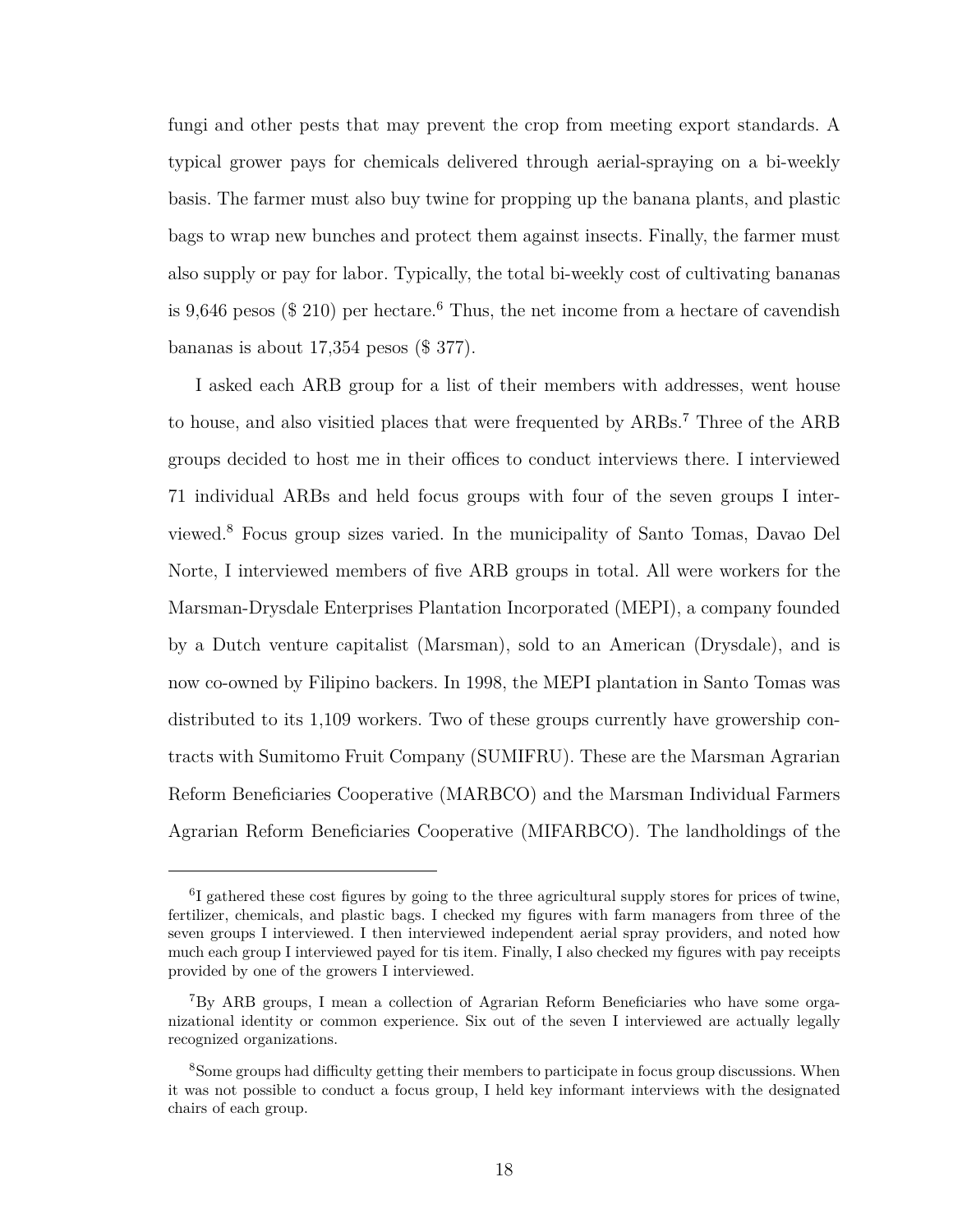fungi and other pests that may prevent the crop from meeting export standards. A typical grower pays for chemicals delivered through aerial-spraying on a bi-weekly basis. The farmer must also buy twine for propping up the banana plants, and plastic bags to wrap new bunches and protect them against insects. Finally, the farmer must also supply or pay for labor. Typically, the total bi-weekly cost of cultivating bananas is 9,646 pesos ($ 210) per hectare.[6] Thus, the net income from a hectare of cavendish bananas is about 17,354 pesos ($ 377).

I asked each ARB group for a list of their members with addresses, went house to house, and also visitied places that were frequented by ARBs.[7] Three of the ARB groups decided to host me in their offices to conduct interviews there. I interviewed 71 individual ARBs and held focus groups with four of the seven groups I interviewed.[8] Focus group sizes varied. In the municipality of Santo Tomas, Davao Del Norte, I interviewed members of five ARB groups in total. All were workers for the Marsman-Drysdale Enterprises Plantation Incorporated (MEPI), a company founded by a Dutch venture capitalist (Marsman), sold to an American (Drysdale), and is now co-owned by Filipino backers. In 1998, the MEPI plantation in Santo Tomas was distributed to its 1,109 workers. Two of these groups currently have growership contracts with Sumitomo Fruit Company (SUMIFRU). These are the Marsman Agrarian Reform Beneficiaries Cooperative (MARBCO) and the Marsman Individual Farmers Agrarian Reform Beneficiaries Cooperative (MIFARBCO). The landholdings of the

---

[6] I gathered these cost figures by going to the three agricultural supply stores for prices of twine, fertilizer, chemicals, and plastic bags. I checked my figures with farm managers from three of the seven groups I interviewed. I then interviewed independent aerial spray providers, and noted how much each group I interviewed payed for tis item. Finally, I also checked my figures with pay receipts provided by one of the growers I interviewed.

[7] By ARB groups, I mean a collection of Agrarian Reform Beneficiaries who have some organizational identity or common experience. Six out of the seven I interviewed are actually legally recognized organizations.

[8] Some groups had difficulty getting their members to participate in focus group discussions. When it was not possible to conduct a focus group, I held key informant interviews with the designated chairs of each group.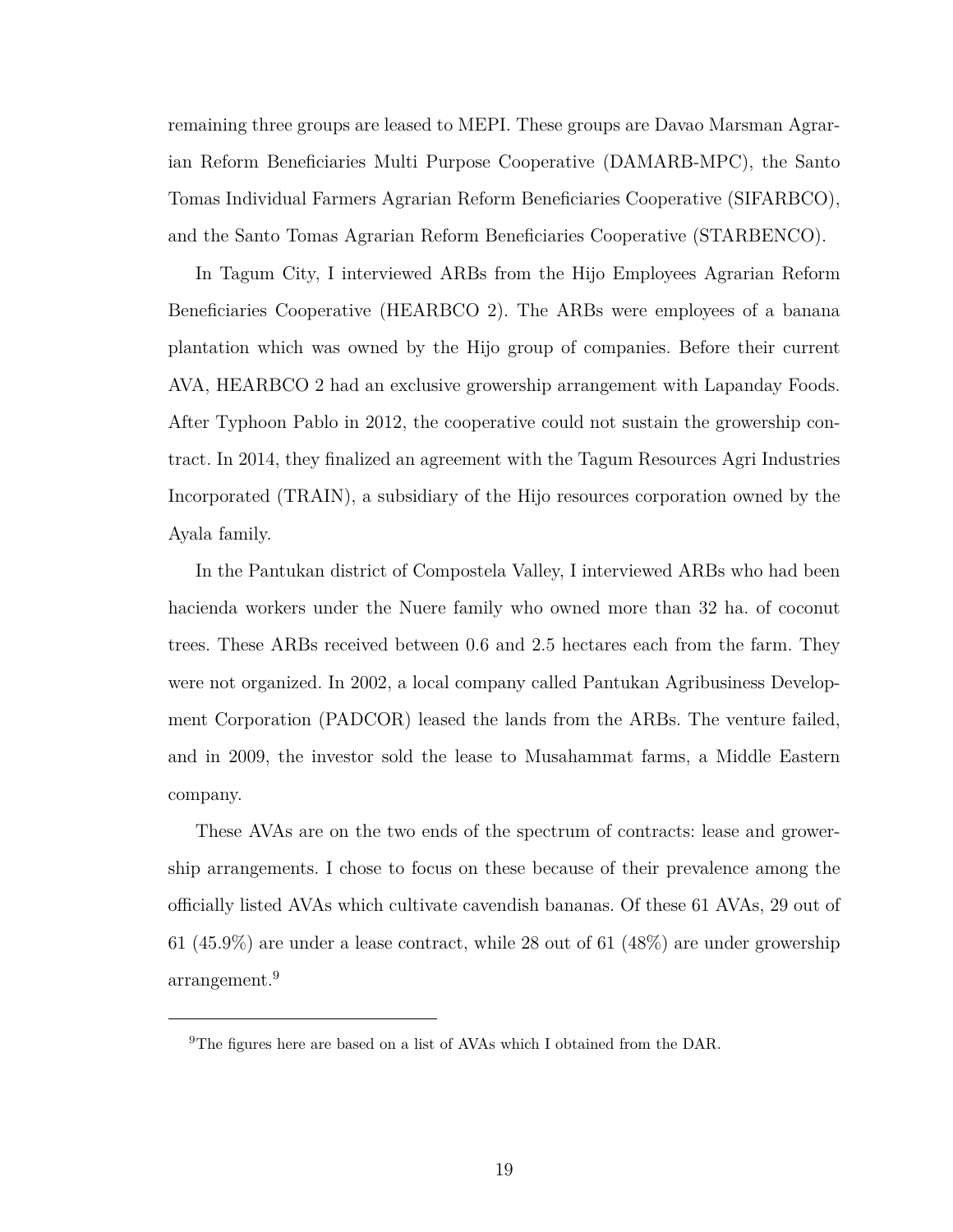remaining three groups are leased to MEPI. These groups are Davao Marsman Agrarian Reform Beneficiaries Multi Purpose Cooperative (DAMARB-MPC), the Santo Tomas Individual Farmers Agrarian Reform Beneficiaries Cooperative (SIFARBCO), and the Santo Tomas Agrarian Reform Beneficiaries Cooperative (STARBENCO).

In Tagum City, I interviewed ARBs from the Hijo Employees Agrarian Reform Beneficiaries Cooperative (HEARBCO 2). The ARBs were employees of a banana plantation which was owned by the Hijo group of companies. Before their current AVA, HEARBCO 2 had an exclusive growership arrangement with Lapanday Foods. After Typhoon Pablo in 2012, the cooperative could not sustain the growership contract. In 2014, they finalized an agreement with the Tagum Resources Agri Industries Incorporated (TRAIN), a subsidiary of the Hijo resources corporation owned by the Ayala family.

In the Pantukan district of Compostela Valley, I interviewed ARBs who had been hacienda workers under the Nuere family who owned more than 32 ha. of coconut trees. These ARBs received between 0.6 and 2.5 hectares each from the farm. They were not organized. In 2002, a local company called Pantukan Agribusiness Development Corporation (PADCOR) leased the lands from the ARBs. The venture failed, and in 2009, the investor sold the lease to Musahammat farms, a Middle Eastern company.

These AVAs are on the two ends of the spectrum of contracts: lease and growership arrangements. I chose to focus on these because of their prevalence among the officially listed AVAs which cultivate cavendish bananas. Of these 61 AVAs, 29 out of 61 (45.9%) are under a lease contract, while 28 out of 61 (48%) are under growership arrangement.[9]

---

[9] The figures here are based on a list of AVAs which I obtained from the DAR.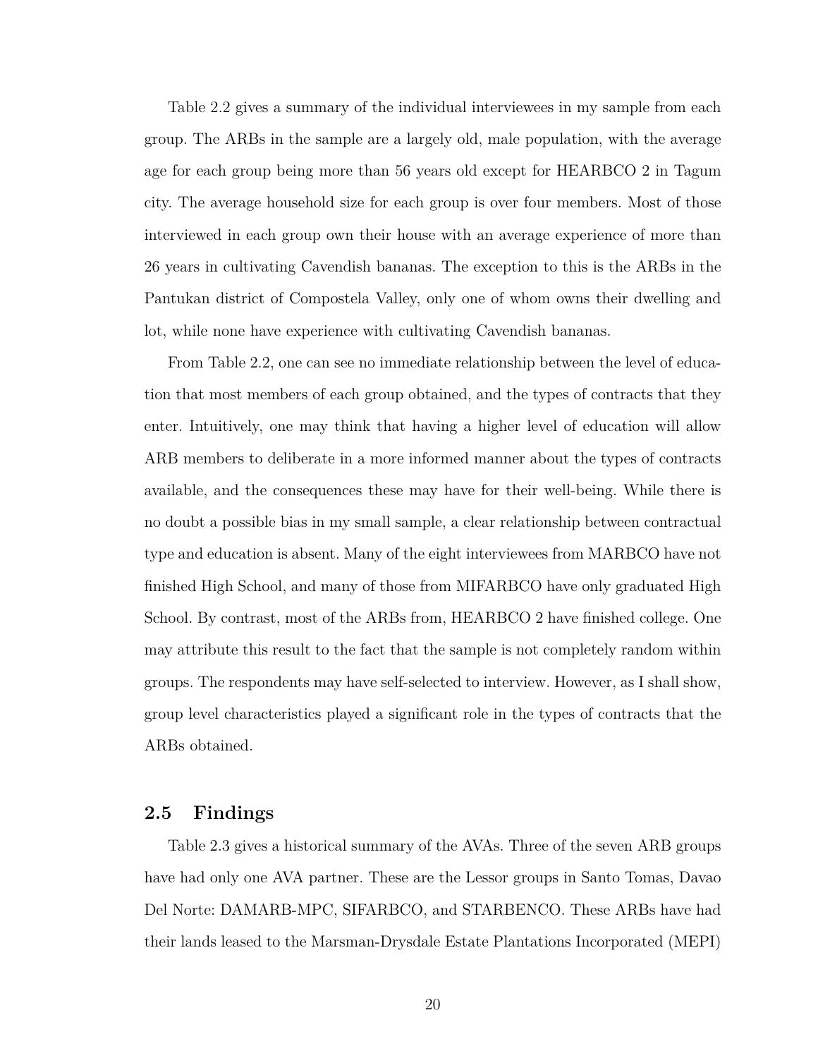Table 2.2 gives a summary of the individual interviewees in my sample from each group. The ARBs in the sample are a largely old, male population, with the average age for each group being more than 56 years old except for HEARBCO 2 in Tagum city. The average household size for each group is over four members. Most of those interviewed in each group own their house with an average experience of more than 26 years in cultivating Cavendish bananas. The exception to this is the ARBs in the Pantukan district of Compostela Valley, only one of whom owns their dwelling and lot, while none have experience with cultivating Cavendish bananas.

From Table 2.2, one can see no immediate relationship between the level of education that most members of each group obtained, and the types of contracts that they enter. Intuitively, one may think that having a higher level of education will allow ARB members to deliberate in a more informed manner about the types of contracts available, and the consequences these may have for their well-being. While there is no doubt a possible bias in my small sample, a clear relationship between contractual type and education is absent. Many of the eight interviewees from MARBCO have not finished High School, and many of those from MIFARBCO have only graduated High School. By contrast, most of the ARBs from, HEARBCO 2 have finished college. One may attribute this result to the fact that the sample is not completely random within groups. The respondents may have self-selected to interview. However, as I shall show, group level characteristics played a significant role in the types of contracts that the ARBs obtained.

## 2.5 Findings

Table 2.3 gives a historical summary of the AVAs. Three of the seven ARB groups have had only one AVA partner. These are the Lessor groups in Santo Tomas, Davao Del Norte: DAMARB-MPC, SIFARBCO, and STARBENCO. These ARBs have had their lands leased to the Marsman-Drysdale Estate Plantations Incorporated (MEPI)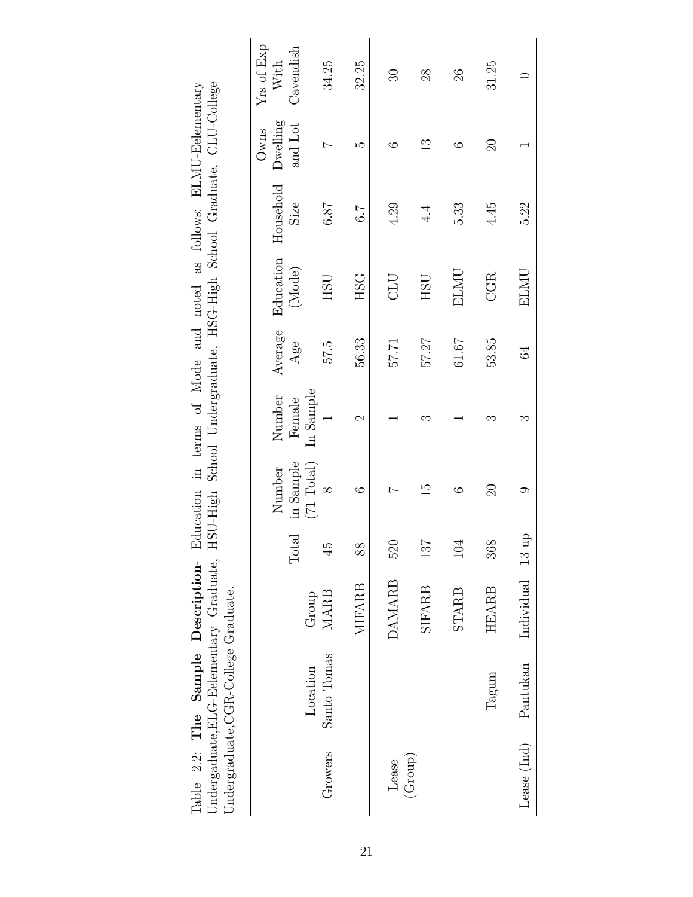Table 2.2: **The Sample Description**- Education in terms of Mode and noted as follows: ELMU-Eelementary Undergaduate,ELG-Eelementary Graduate, HSU-High School Undergraduate, HSG-High School Graduate, CLU-College Undergraduate,CGR-College Graduate.

| | Location | Group | Total | Number in Sample (71 Total) | Number Female In Sample | Average Age | Education (Mode) | Household Size | Owns Dwelling and Lot | Yrs of Exp With Cavendish |
|---|---|---|---|---|---|---|---|---|---|---|
| Growers | Santo Tomas | MARB | 45 | 8 | 1 | 57.5 | HSU | 6.87 | 7 | 34.25 |
| | | MIFARB | 88 | 6 | 2 | 56.33 | HSG | 6.7 | 5 | 32.25 |
| Lease (Group) | | DAMARB | 520 | 7 | 1 | 57.71 | CLU | 4.29 | 6 | 30 |
| | | SIFARB | 137 | 15 | 3 | 57.27 | HSU | 4.4 | 13 | 28 |
| | | STARB | 104 | 6 | 1 | 61.67 | ELMU | 5.33 | 6 | 26 |
| | Tagum | HEARB | 368 | 20 | 3 | 53.85 | CGR | 4.45 | 20 | 31.25 |
| Lease (Ind) | Pantukan | Individual | 13 up | 9 | 3 | 64 | ELMU | 5.22 | 1 | 0 |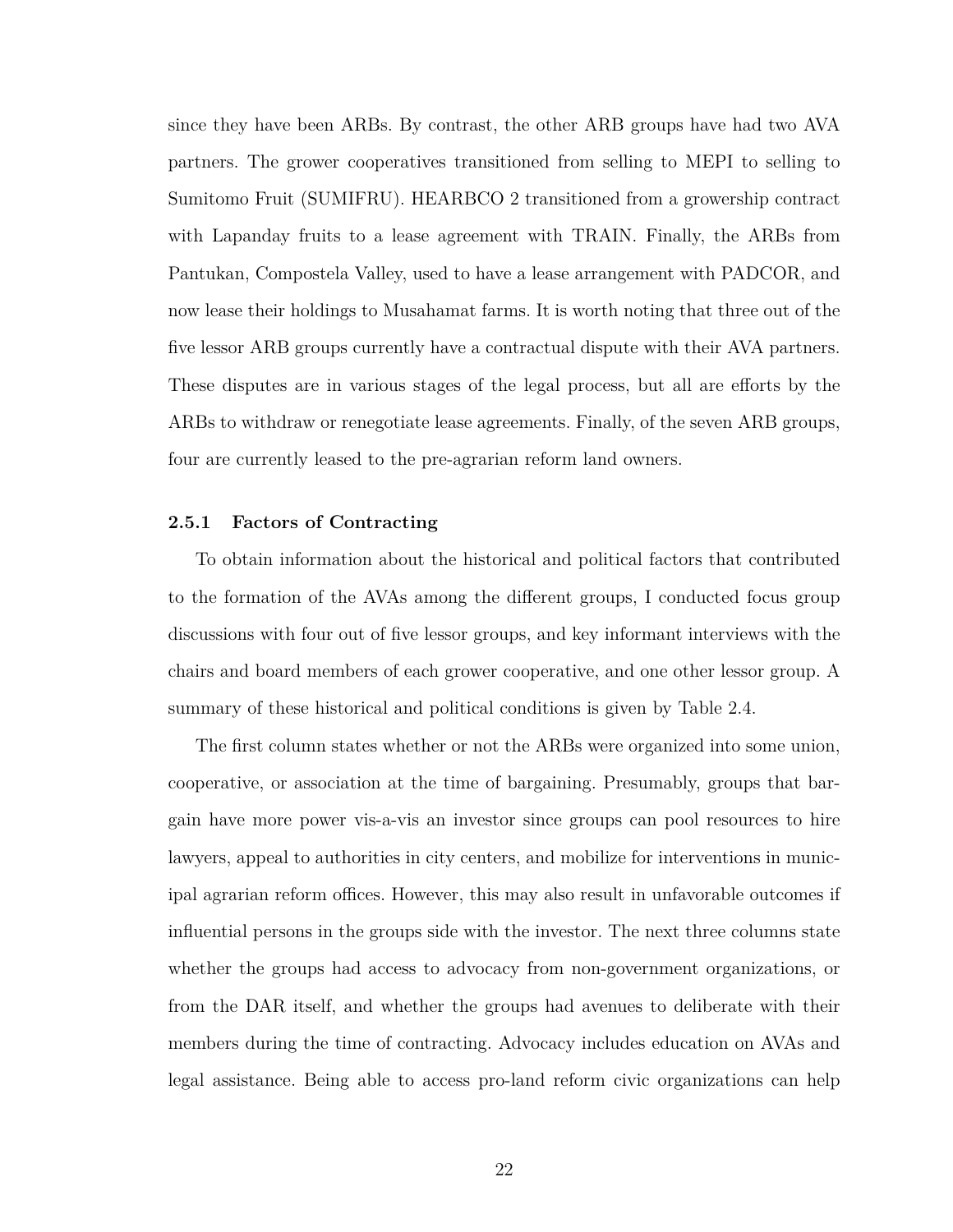since they have been ARBs. By contrast, the other ARB groups have had two AVA partners. The grower cooperatives transitioned from selling to MEPI to selling to Sumitomo Fruit (SUMIFRU). HEARBCO 2 transitioned from a growership contract with Lapanday fruits to a lease agreement with TRAIN. Finally, the ARBs from Pantukan, Compostela Valley, used to have a lease arrangement with PADCOR, and now lease their holdings to Musahamat farms. It is worth noting that three out of the five lessor ARB groups currently have a contractual dispute with their AVA partners. These disputes are in various stages of the legal process, but all are efforts by the ARBs to withdraw or renegotiate lease agreements. Finally, of the seven ARB groups, four are currently leased to the pre-agrarian reform land owners.

### 2.5.1 Factors of Contracting

To obtain information about the historical and political factors that contributed to the formation of the AVAs among the different groups, I conducted focus group discussions with four out of five lessor groups, and key informant interviews with the chairs and board members of each grower cooperative, and one other lessor group. A summary of these historical and political conditions is given by Table 2.4.

The first column states whether or not the ARBs were organized into some union, cooperative, or association at the time of bargaining. Presumably, groups that bargain have more power vis-a-vis an investor since groups can pool resources to hire lawyers, appeal to authorities in city centers, and mobilize for interventions in municipal agrarian reform offices. However, this may also result in unfavorable outcomes if influential persons in the groups side with the investor. The next three columns state whether the groups had access to advocacy from non-government organizations, or from the DAR itself, and whether the groups had avenues to deliberate with their members during the time of contracting. Advocacy includes education on AVAs and legal assistance. Being able to access pro-land reform civic organizations can help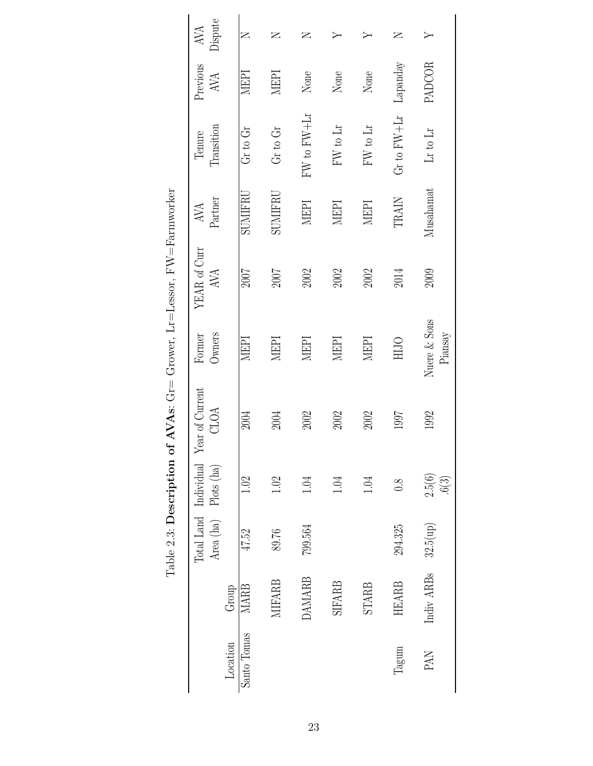Table 2.3: **Description of AVAs**: Gr= Grower, Lr=Lessor, FW=Farmworker

| Location | Group | Total Land Area (ha) | Individual Plots (ha) | Year of Current CLOA | Former Owners | YEAR of Curr AVA | AVA Partner | Tenure Transition | Previous AVA | AVA Dispute |
|---|---|---|---|---|---|---|---|---|---|---|
| Santo Tomas | MARB | 47.52 | 1.02 | 2004 | MEPI | 2007 | SUMIFRU | Gr to Gr | MEPI | N |
| | MIFARB | 89.76 | 1.02 | 2004 | MEPI | 2007 | SUMIFRU | Gr to Gr | MEPI | N |
| | DAMARB | 799.564 | 1.04 | 2002 | MEPI | 2002 | MEPI | FW to FW+Lr | None | N |
| | SIFARB | | 1.04 | 2002 | MEPI | 2002 | MEPI | FW to Lr | None | Y |
| | STARB | | 1.04 | 2002 | MEPI | 2002 | MEPI | FW to Lr | None | Y |
| Tagum | HEARB | 294.325 | 0.8 | 1997 | HIJO | 2014 | TRAIN | Gr to FW+Lr | Lapanday | N |
| PAN | Indiv ARBs | 32.5(up) | 2.5(6) .6(3) | 1992 | Nuere & Sons Piansay | 2009 | Musahamat | Lr to Lr | PADCOR | Y |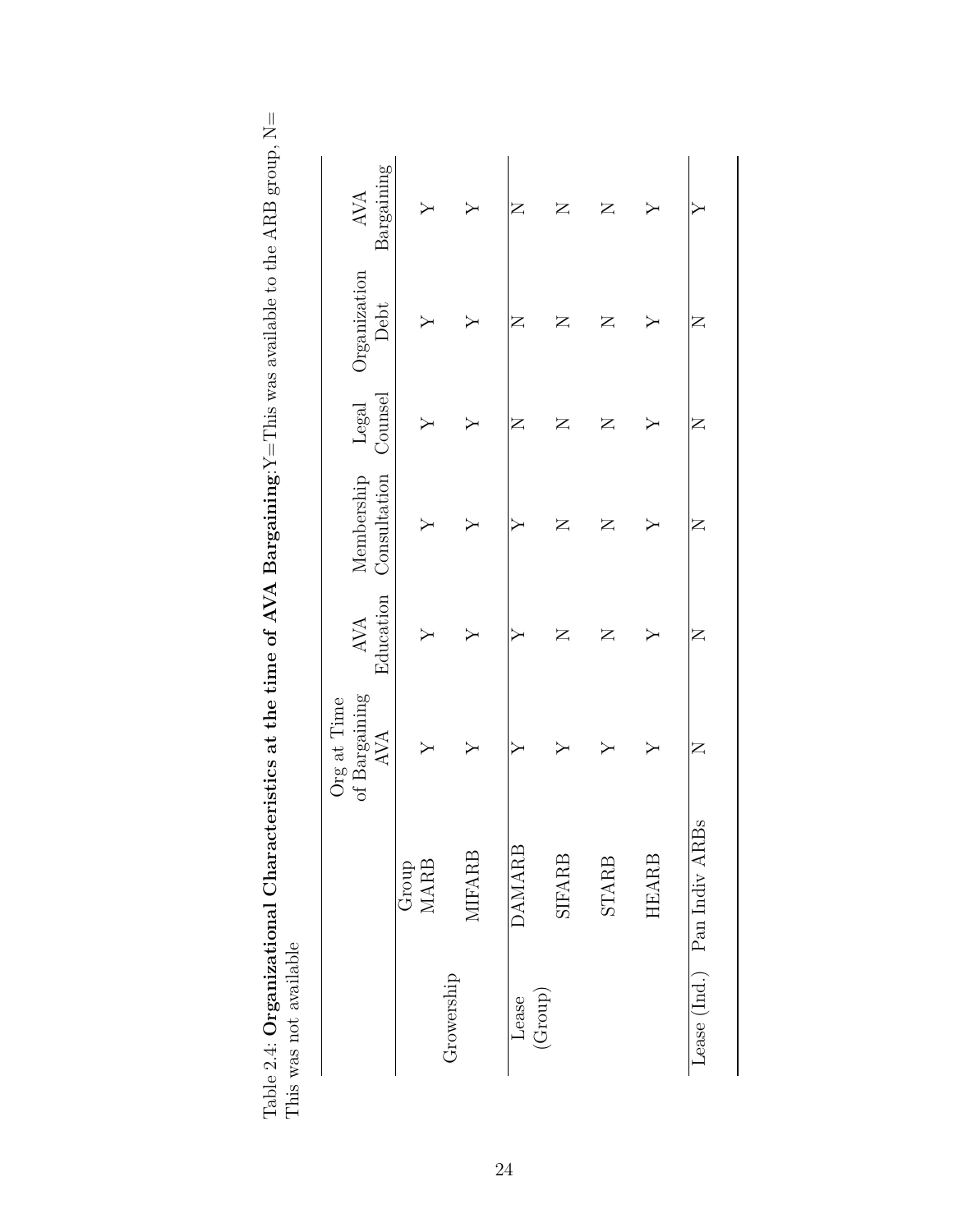Table 2.4: **Organizational Characteristics at the time of AVA Bargaining**:Y=This was available to the ARB group, N= This was not available

| | | Org at Time of Bargaining AVA | AVA Education | Membership Consultation | Legal Counsel | Organization Debt | AVA Bargaining |
|---|---|---|---|---|---|---|---|
| Growership | Group MARB | Y | Y | Y | Y | Y | Y |
| | MIFARB | Y | Y | Y | Y | Y | Y |
| Lease (Group) | DAMARB | Y | Y | Y | N | N | N |
| | SIFARB | Y | N | N | N | N | N |
| | STARB | Y | N | N | N | N | N |
| | HEARB | Y | Y | Y | Y | Y | Y |
| Lease (Ind.) | Pan Indiv ARBs | N | N | N | N | N | Y |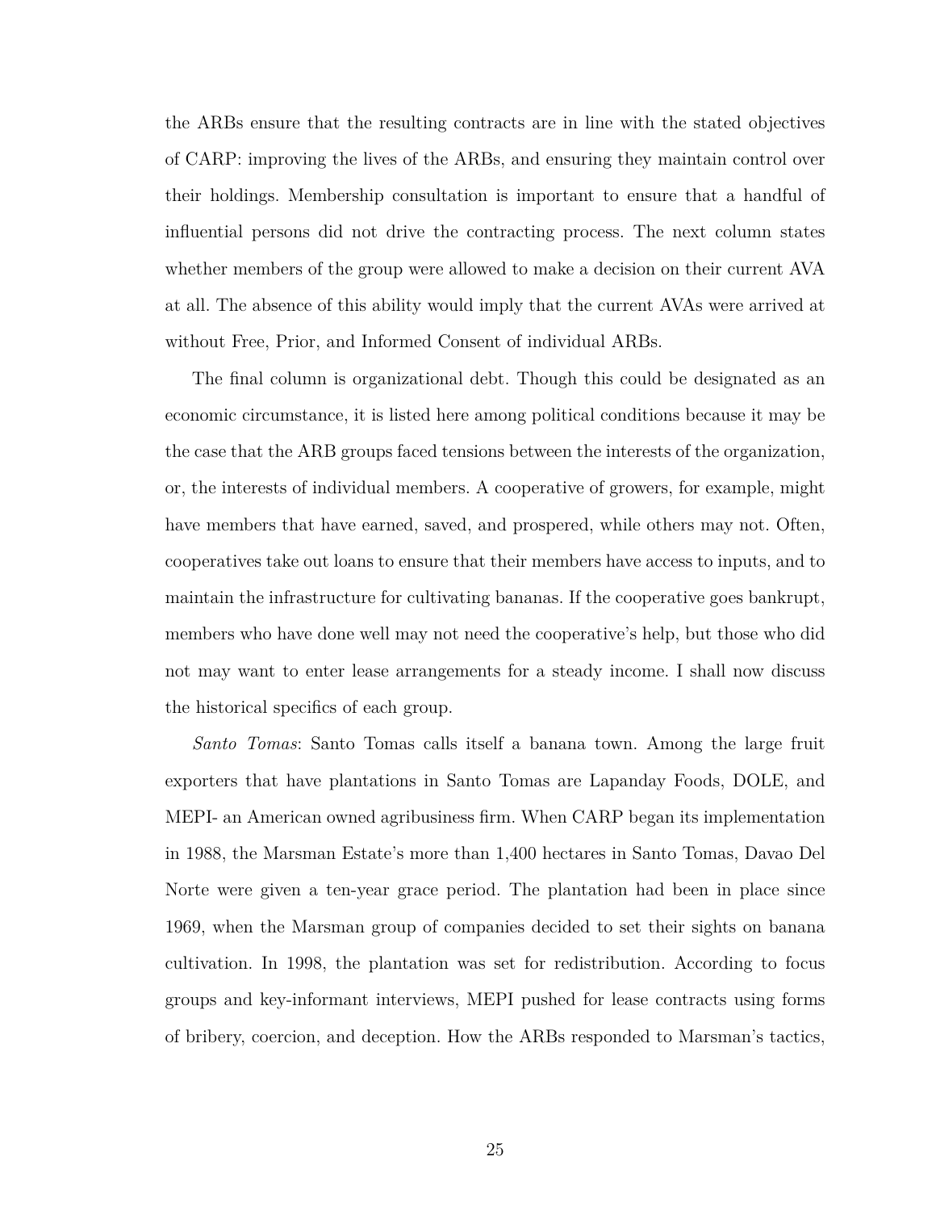the ARBs ensure that the resulting contracts are in line with the stated objectives of CARP: improving the lives of the ARBs, and ensuring they maintain control over their holdings. Membership consultation is important to ensure that a handful of influential persons did not drive the contracting process. The next column states whether members of the group were allowed to make a decision on their current AVA at all. The absence of this ability would imply that the current AVAs were arrived at without Free, Prior, and Informed Consent of individual ARBs.

The final column is organizational debt. Though this could be designated as an economic circumstance, it is listed here among political conditions because it may be the case that the ARB groups faced tensions between the interests of the organization, or, the interests of individual members. A cooperative of growers, for example, might have members that have earned, saved, and prospered, while others may not. Often, cooperatives take out loans to ensure that their members have access to inputs, and to maintain the infrastructure for cultivating bananas. If the cooperative goes bankrupt, members who have done well may not need the cooperative's help, but those who did not may want to enter lease arrangements for a steady income. I shall now discuss the historical specifics of each group.

*Santo Tomas*: Santo Tomas calls itself a banana town. Among the large fruit exporters that have plantations in Santo Tomas are Lapanday Foods, DOLE, and MEPI- an American owned agribusiness firm. When CARP began its implementation in 1988, the Marsman Estate's more than 1,400 hectares in Santo Tomas, Davao Del Norte were given a ten-year grace period. The plantation had been in place since 1969, when the Marsman group of companies decided to set their sights on banana cultivation. In 1998, the plantation was set for redistribution. According to focus groups and key-informant interviews, MEPI pushed for lease contracts using forms of bribery, coercion, and deception. How the ARBs responded to Marsman's tactics,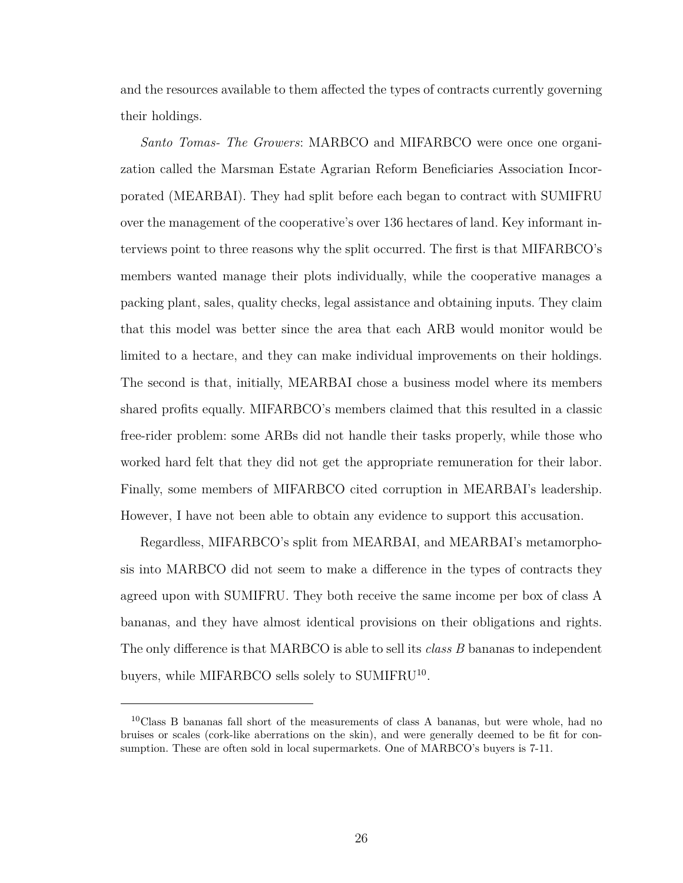and the resources available to them affected the types of contracts currently governing their holdings.

*Santo Tomas- The Growers*: MARBCO and MIFARBCO were once one organization called the Marsman Estate Agrarian Reform Beneficiaries Association Incorporated (MEARBAI). They had split before each began to contract with SUMIFRU over the management of the cooperative's over 136 hectares of land. Key informant interviews point to three reasons why the split occurred. The first is that MIFARBCO's members wanted manage their plots individually, while the cooperative manages a packing plant, sales, quality checks, legal assistance and obtaining inputs. They claim that this model was better since the area that each ARB would monitor would be limited to a hectare, and they can make individual improvements on their holdings. The second is that, initially, MEARBAI chose a business model where its members shared profits equally. MIFARBCO's members claimed that this resulted in a classic free-rider problem: some ARBs did not handle their tasks properly, while those who worked hard felt that they did not get the appropriate remuneration for their labor. Finally, some members of MIFARBCO cited corruption in MEARBAI's leadership. However, I have not been able to obtain any evidence to support this accusation.

Regardless, MIFARBCO's split from MEARBAI, and MEARBAI's metamorphosis into MARBCO did not seem to make a difference in the types of contracts they agreed upon with SUMIFRU. They both receive the same income per box of class A bananas, and they have almost identical provisions on their obligations and rights. The only difference is that MARBCO is able to sell its *class B* bananas to independent buyers, while MIFARBCO sells solely to SUMIFRU[10].

[10] Class B bananas fall short of the measurements of class A bananas, but were whole, had no bruises or scales (cork-like aberrations on the skin), and were generally deemed to be fit for consumption. These are often sold in local supermarkets. One of MARBCO's buyers is 7-11.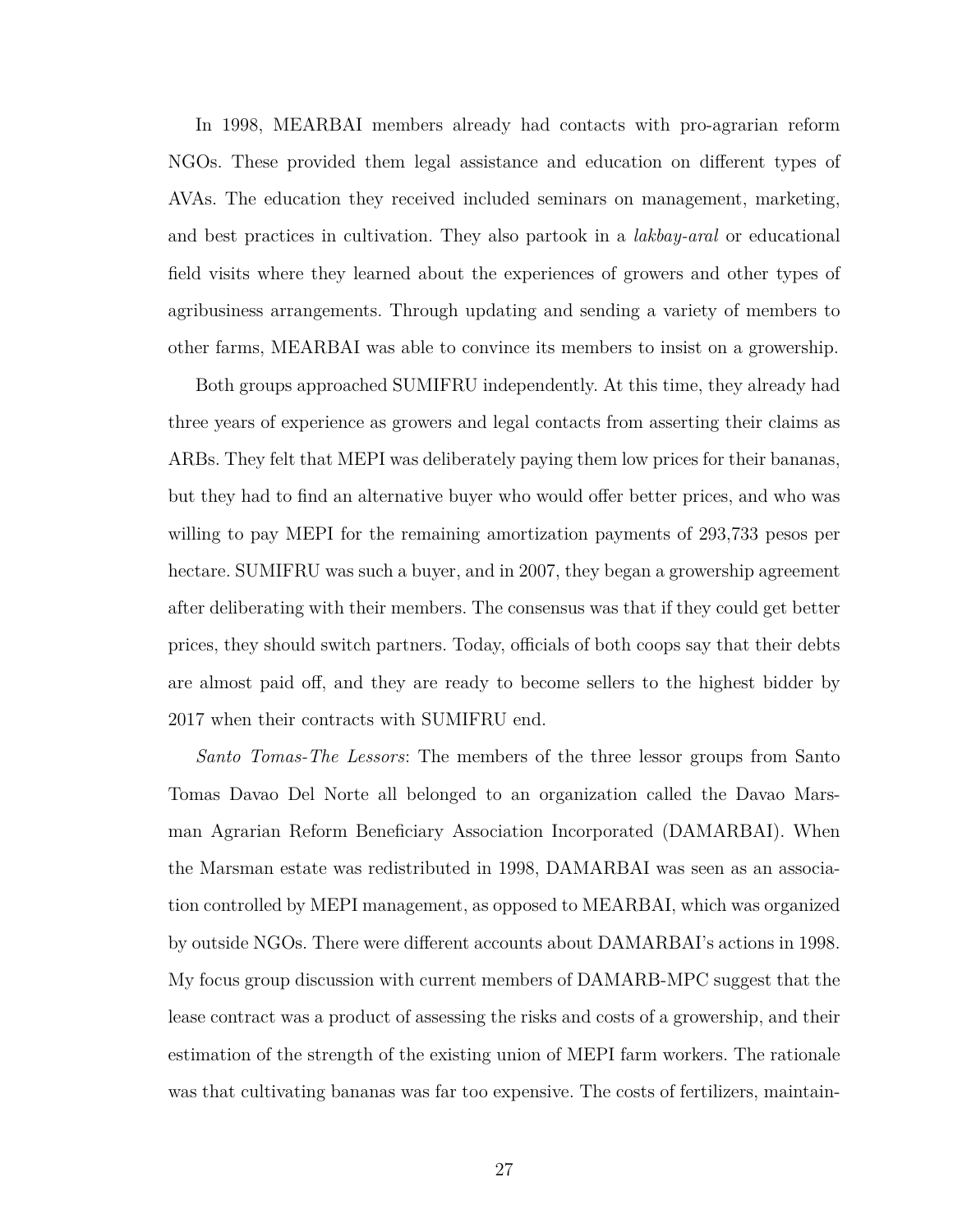In 1998, MEARBAI members already had contacts with pro-agrarian reform NGOs. These provided them legal assistance and education on different types of AVAs. The education they received included seminars on management, marketing, and best practices in cultivation. They also partook in a *lakbay-aral* or educational field visits where they learned about the experiences of growers and other types of agribusiness arrangements. Through updating and sending a variety of members to other farms, MEARBAI was able to convince its members to insist on a growership.

Both groups approached SUMIFRU independently. At this time, they already had three years of experience as growers and legal contacts from asserting their claims as ARBs. They felt that MEPI was deliberately paying them low prices for their bananas, but they had to find an alternative buyer who would offer better prices, and who was willing to pay MEPI for the remaining amortization payments of 293,733 pesos per hectare. SUMIFRU was such a buyer, and in 2007, they began a growership agreement after deliberating with their members. The consensus was that if they could get better prices, they should switch partners. Today, officials of both coops say that their debts are almost paid off, and they are ready to become sellers to the highest bidder by 2017 when their contracts with SUMIFRU end.

*Santo Tomas-The Lessors*: The members of the three lessor groups from Santo Tomas Davao Del Norte all belonged to an organization called the Davao Marsman Agrarian Reform Beneficiary Association Incorporated (DAMARBAI). When the Marsman estate was redistributed in 1998, DAMARBAI was seen as an association controlled by MEPI management, as opposed to MEARBAI, which was organized by outside NGOs. There were different accounts about DAMARBAI's actions in 1998. My focus group discussion with current members of DAMARB-MPC suggest that the lease contract was a product of assessing the risks and costs of a growership, and their estimation of the strength of the existing union of MEPI farm workers. The rationale was that cultivating bananas was far too expensive. The costs of fertilizers, maintain-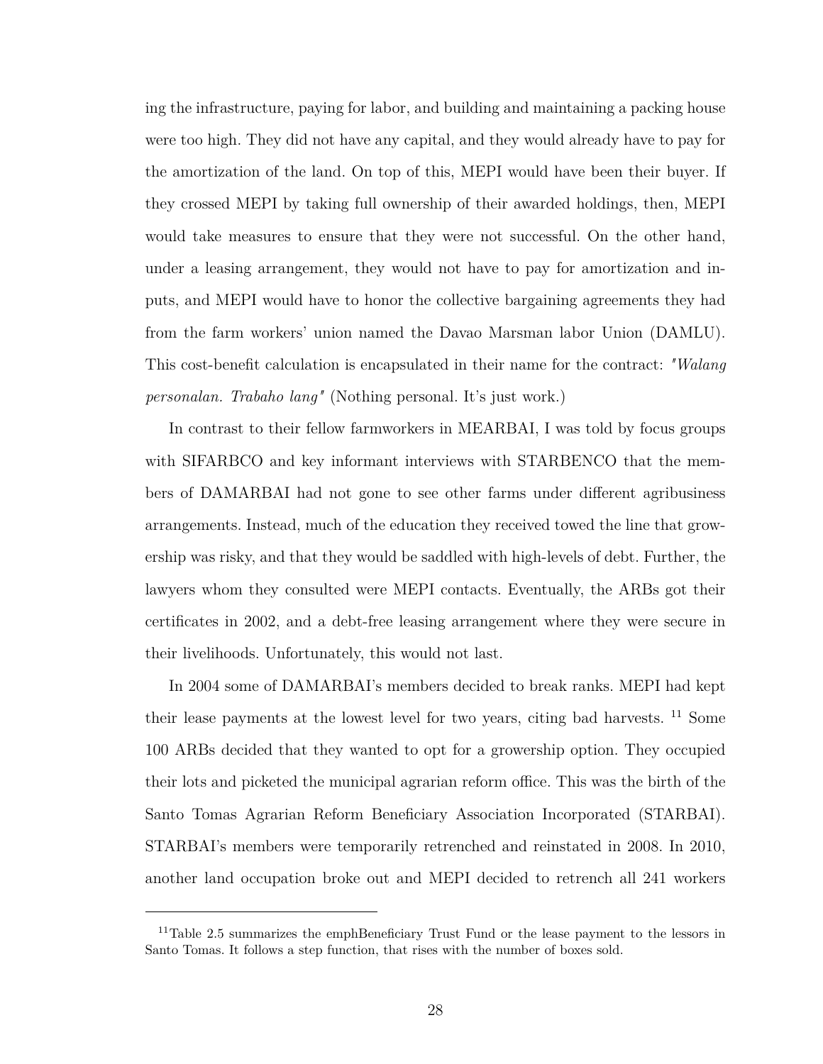ing the infrastructure, paying for labor, and building and maintaining a packing house were too high. They did not have any capital, and they would already have to pay for the amortization of the land. On top of this, MEPI would have been their buyer. If they crossed MEPI by taking full ownership of their awarded holdings, then, MEPI would take measures to ensure that they were not successful. On the other hand, under a leasing arrangement, they would not have to pay for amortization and inputs, and MEPI would have to honor the collective bargaining agreements they had from the farm workers' union named the Davao Marsman labor Union (DAMLU). This cost-benefit calculation is encapsulated in their name for the contract: *"Walang personalan. Trabaho lang"* (Nothing personal. It's just work.)

In contrast to their fellow farmworkers in MEARBAI, I was told by focus groups with SIFARBCO and key informant interviews with STARBENCO that the members of DAMARBAI had not gone to see other farms under different agribusiness arrangements. Instead, much of the education they received towed the line that growership was risky, and that they would be saddled with high-levels of debt. Further, the lawyers whom they consulted were MEPI contacts. Eventually, the ARBs got their certificates in 2002, and a debt-free leasing arrangement where they were secure in their livelihoods. Unfortunately, this would not last.

In 2004 some of DAMARBAI's members decided to break ranks. MEPI had kept their lease payments at the lowest level for two years, citing bad harvests. [11] Some 100 ARBs decided that they wanted to opt for a growership option. They occupied their lots and picketed the municipal agrarian reform office. This was the birth of the Santo Tomas Agrarian Reform Beneficiary Association Incorporated (STARBAI). STARBAI's members were temporarily retrenched and reinstated in 2008. In 2010, another land occupation broke out and MEPI decided to retrench all 241 workers

[11] Table 2.5 summarizes the emphBeneficiary Trust Fund or the lease payment to the lessors in Santo Tomas. It follows a step function, that rises with the number of boxes sold.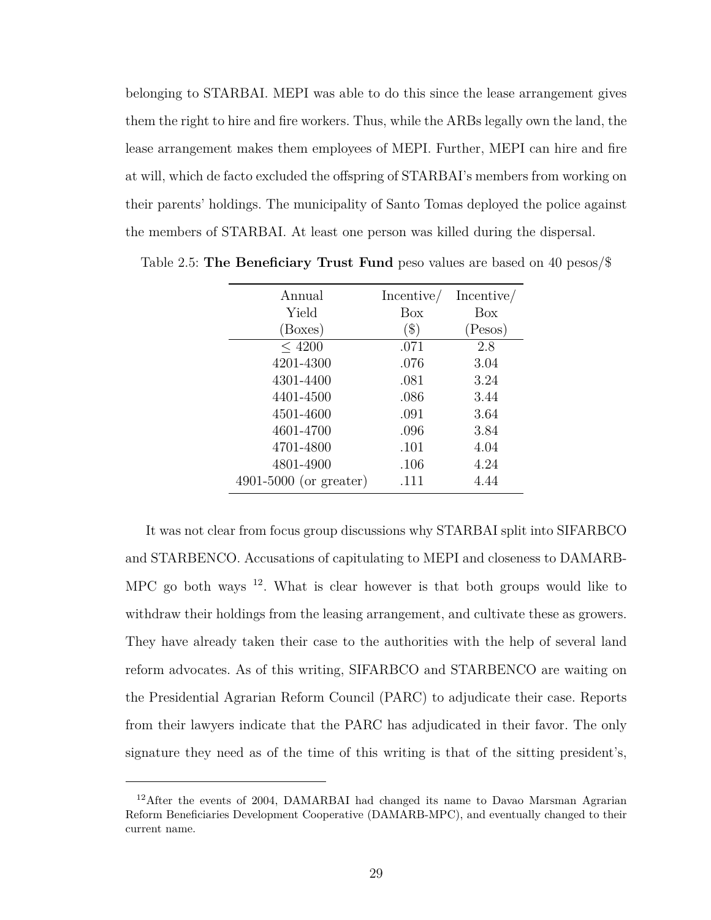belonging to STARBAI. MEPI was able to do this since the lease arrangement gives them the right to hire and fire workers. Thus, while the ARBs legally own the land, the lease arrangement makes them employees of MEPI. Further, MEPI can hire and fire at will, which de facto excluded the offspring of STARBAI's members from working on their parents' holdings. The municipality of Santo Tomas deployed the police against the members of STARBAI. At least one person was killed during the dispersal.

Table 2.5: **The Beneficiary Trust Fund** peso values are based on 40 pesos/$

| Annual Yield (Boxes) | Incentive/ Box ($) | Incentive/ Box (Pesos) |
|---|---|---|
| $\leq$ 4200 | .071 | 2.8 |
| 4201-4300 | .076 | 3.04 |
| 4301-4400 | .081 | 3.24 |
| 4401-4500 | .086 | 3.44 |
| 4501-4600 | .091 | 3.64 |
| 4601-4700 | .096 | 3.84 |
| 4701-4800 | .101 | 4.04 |
| 4801-4900 | .106 | 4.24 |
| 4901-5000 (or greater) | .111 | 4.44 |

It was not clear from focus group discussions why STARBAI split into SIFARBCO and STARBENCO. Accusations of capitulating to MEPI and closeness to DAMARB-MPC go both ways [12]. What is clear however is that both groups would like to withdraw their holdings from the leasing arrangement, and cultivate these as growers. They have already taken their case to the authorities with the help of several land reform advocates. As of this writing, SIFARBCO and STARBENCO are waiting on the Presidential Agrarian Reform Council (PARC) to adjudicate their case. Reports from their lawyers indicate that the PARC has adjudicated in their favor. The only signature they need as of the time of this writing is that of the sitting president's,

[12] After the events of 2004, DAMARBAI had changed its name to Davao Marsman Agrarian Reform Beneficiaries Development Cooperative (DAMARB-MPC), and eventually changed to their current name.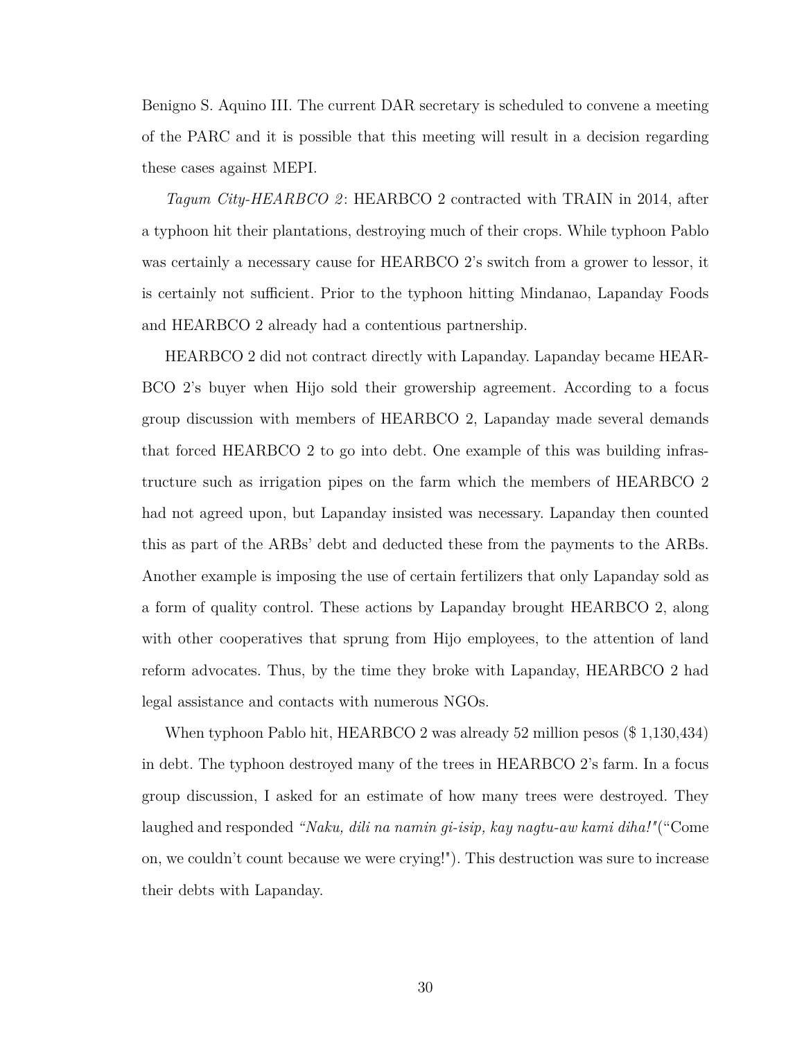Benigno S. Aquino III. The current DAR secretary is scheduled to convene a meeting of the PARC and it is possible that this meeting will result in a decision regarding these cases against MEPI.

*Tagum City-HEARBCO 2*: HEARBCO 2 contracted with TRAIN in 2014, after a typhoon hit their plantations, destroying much of their crops. While typhoon Pablo was certainly a necessary cause for HEARBCO 2's switch from a grower to lessor, it is certainly not sufficient. Prior to the typhoon hitting Mindanao, Lapanday Foods and HEARBCO 2 already had a contentious partnership.

HEARBCO 2 did not contract directly with Lapanday. Lapanday became HEARBCO 2's buyer when Hijo sold their growership agreement. According to a focus group discussion with members of HEARBCO 2, Lapanday made several demands that forced HEARBCO 2 to go into debt. One example of this was building infrastructure such as irrigation pipes on the farm which the members of HEARBCO 2 had not agreed upon, but Lapanday insisted was necessary. Lapanday then counted this as part of the ARBs' debt and deducted these from the payments to the ARBs. Another example is imposing the use of certain fertilizers that only Lapanday sold as a form of quality control. These actions by Lapanday brought HEARBCO 2, along with other cooperatives that sprung from Hijo employees, to the attention of land reform advocates. Thus, by the time they broke with Lapanday, HEARBCO 2 had legal assistance and contacts with numerous NGOs.

When typhoon Pablo hit, HEARBCO 2 was already 52 million pesos ($ 1,130,434) in debt. The typhoon destroyed many of the trees in HEARBCO 2's farm. In a focus group discussion, I asked for an estimate of how many trees were destroyed. They laughed and responded *"Naku, dili na namin gi-isip, kay nagtu-aw kami diha!"*("Come on, we couldn't count because we were crying!"). This destruction was sure to increase their debts with Lapanday.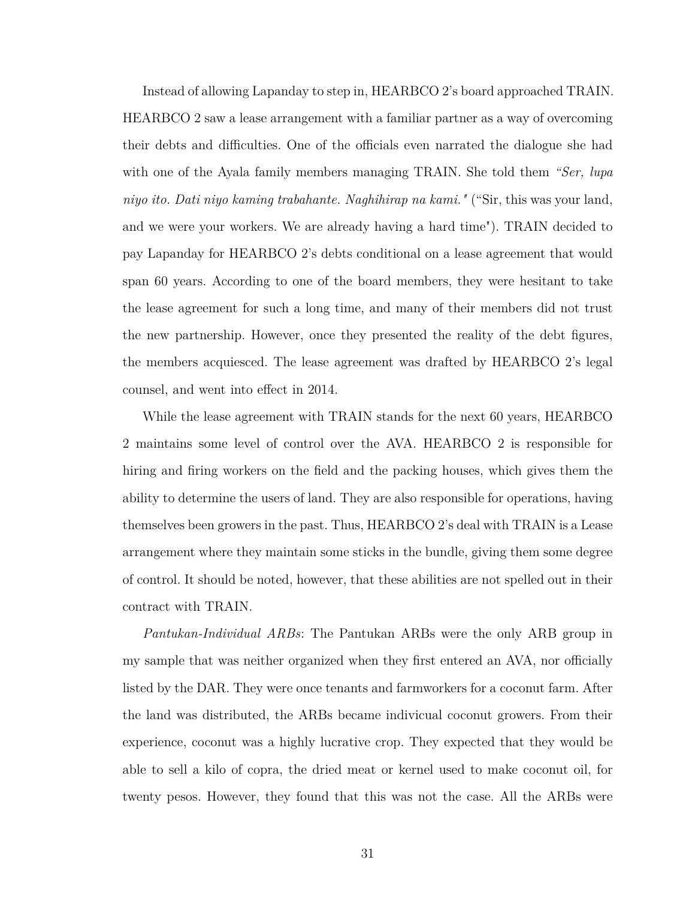Instead of allowing Lapanday to step in, HEARBCO 2's board approached TRAIN. HEARBCO 2 saw a lease arrangement with a familiar partner as a way of overcoming their debts and difficulties. One of the officials even narrated the dialogue she had with one of the Ayala family members managing TRAIN. She told them *"Ser, lupa niyo ito. Dati niyo kaming trabahante. Naghihirap na kami."* ("Sir, this was your land, and we were your workers. We are already having a hard time"). TRAIN decided to pay Lapanday for HEARBCO 2's debts conditional on a lease agreement that would span 60 years. According to one of the board members, they were hesitant to take the lease agreement for such a long time, and many of their members did not trust the new partnership. However, once they presented the reality of the debt figures, the members acquiesced. The lease agreement was drafted by HEARBCO 2's legal counsel, and went into effect in 2014.

While the lease agreement with TRAIN stands for the next 60 years, HEARBCO 2 maintains some level of control over the AVA. HEARBCO 2 is responsible for hiring and firing workers on the field and the packing houses, which gives them the ability to determine the users of land. They are also responsible for operations, having themselves been growers in the past. Thus, HEARBCO 2's deal with TRAIN is a Lease arrangement where they maintain some sticks in the bundle, giving them some degree of control. It should be noted, however, that these abilities are not spelled out in their contract with TRAIN.

*Pantukan-Individual ARBs*: The Pantukan ARBs were the only ARB group in my sample that was neither organized when they first entered an AVA, nor officially listed by the DAR. They were once tenants and farmworkers for a coconut farm. After the land was distributed, the ARBs became indivicual coconut growers. From their experience, coconut was a highly lucrative crop. They expected that they would be able to sell a kilo of copra, the dried meat or kernel used to make coconut oil, for twenty pesos. However, they found that this was not the case. All the ARBs were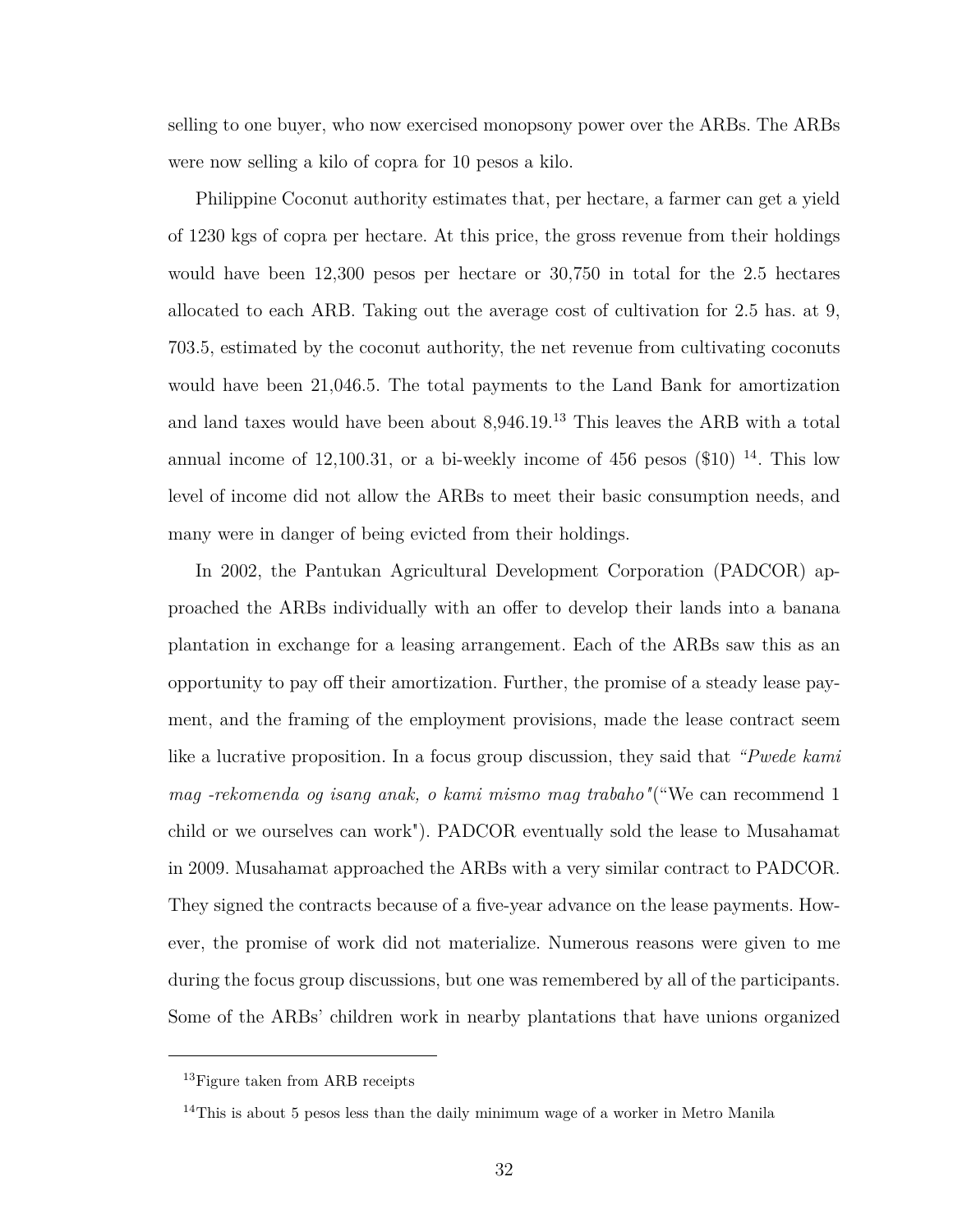selling to one buyer, who now exercised monopsony power over the ARBs. The ARBs were now selling a kilo of copra for 10 pesos a kilo.

Philippine Coconut authority estimates that, per hectare, a farmer can get a yield of 1230 kgs of copra per hectare. At this price, the gross revenue from their holdings would have been 12,300 pesos per hectare or 30,750 in total for the 2.5 hectares allocated to each ARB. Taking out the average cost of cultivation for 2.5 has. at 9, 703.5, estimated by the coconut authority, the net revenue from cultivating coconuts would have been 21,046.5. The total payments to the Land Bank for amortization and land taxes would have been about 8,946.19.[13] This leaves the ARB with a total annual income of 12,100.31, or a bi-weekly income of 456 pesos ($10) [14]. This low level of income did not allow the ARBs to meet their basic consumption needs, and many were in danger of being evicted from their holdings.

In 2002, the Pantukan Agricultural Development Corporation (PADCOR) approached the ARBs individually with an offer to develop their lands into a banana plantation in exchange for a leasing arrangement. Each of the ARBs saw this as an opportunity to pay off their amortization. Further, the promise of a steady lease payment, and the framing of the employment provisions, made the lease contract seem like a lucrative proposition. In a focus group discussion, they said that *"Pwede kami mag -rekomenda og isang anak, o kami mismo mag trabaho"*("We can recommend 1 child or we ourselves can work"). PADCOR eventually sold the lease to Musahamat in 2009. Musahamat approached the ARBs with a very similar contract to PADCOR. They signed the contracts because of a five-year advance on the lease payments. However, the promise of work did not materialize. Numerous reasons were given to me during the focus group discussions, but one was remembered by all of the participants. Some of the ARBs' children work in nearby plantations that have unions organized

[13] Figure taken from ARB receipts

[14] This is about 5 pesos less than the daily minimum wage of a worker in Metro Manila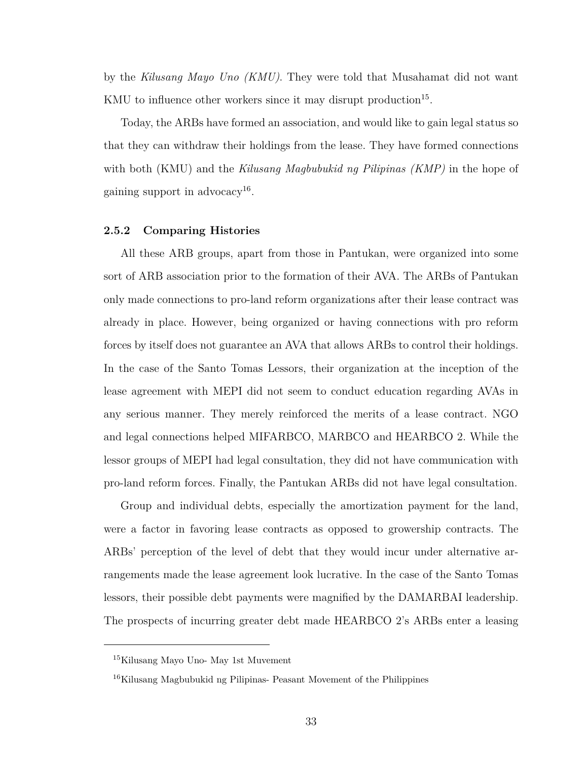by the *Kilusang Mayo Uno (KMU)*. They were told that Musahamat did not want KMU to influence other workers since it may disrupt production[15].

Today, the ARBs have formed an association, and would like to gain legal status so that they can withdraw their holdings from the lease. They have formed connections with both (KMU) and the *Kilusang Magbubukid ng Pilipinas (KMP)* in the hope of gaining support in advocacy[16].

### 2.5.2 Comparing Histories

All these ARB groups, apart from those in Pantukan, were organized into some sort of ARB association prior to the formation of their AVA. The ARBs of Pantukan only made connections to pro-land reform organizations after their lease contract was already in place. However, being organized or having connections with pro reform forces by itself does not guarantee an AVA that allows ARBs to control their holdings. In the case of the Santo Tomas Lessors, their organization at the inception of the lease agreement with MEPI did not seem to conduct education regarding AVAs in any serious manner. They merely reinforced the merits of a lease contract. NGO and legal connections helped MIFARBCO, MARBCO and HEARBCO 2. While the lessor groups of MEPI had legal consultation, they did not have communication with pro-land reform forces. Finally, the Pantukan ARBs did not have legal consultation.

Group and individual debts, especially the amortization payment for the land, were a factor in favoring lease contracts as opposed to growership contracts. The ARBs' perception of the level of debt that they would incur under alternative arrangements made the lease agreement look lucrative. In the case of the Santo Tomas lessors, their possible debt payments were magnified by the DAMARBAI leadership. The prospects of incurring greater debt made HEARBCO 2's ARBs enter a leasing

---

[15] Kilusang Mayo Uno- May 1st Muvement

[16] Kilusang Magbubukid ng Pilipinas- Peasant Movement of the Philippines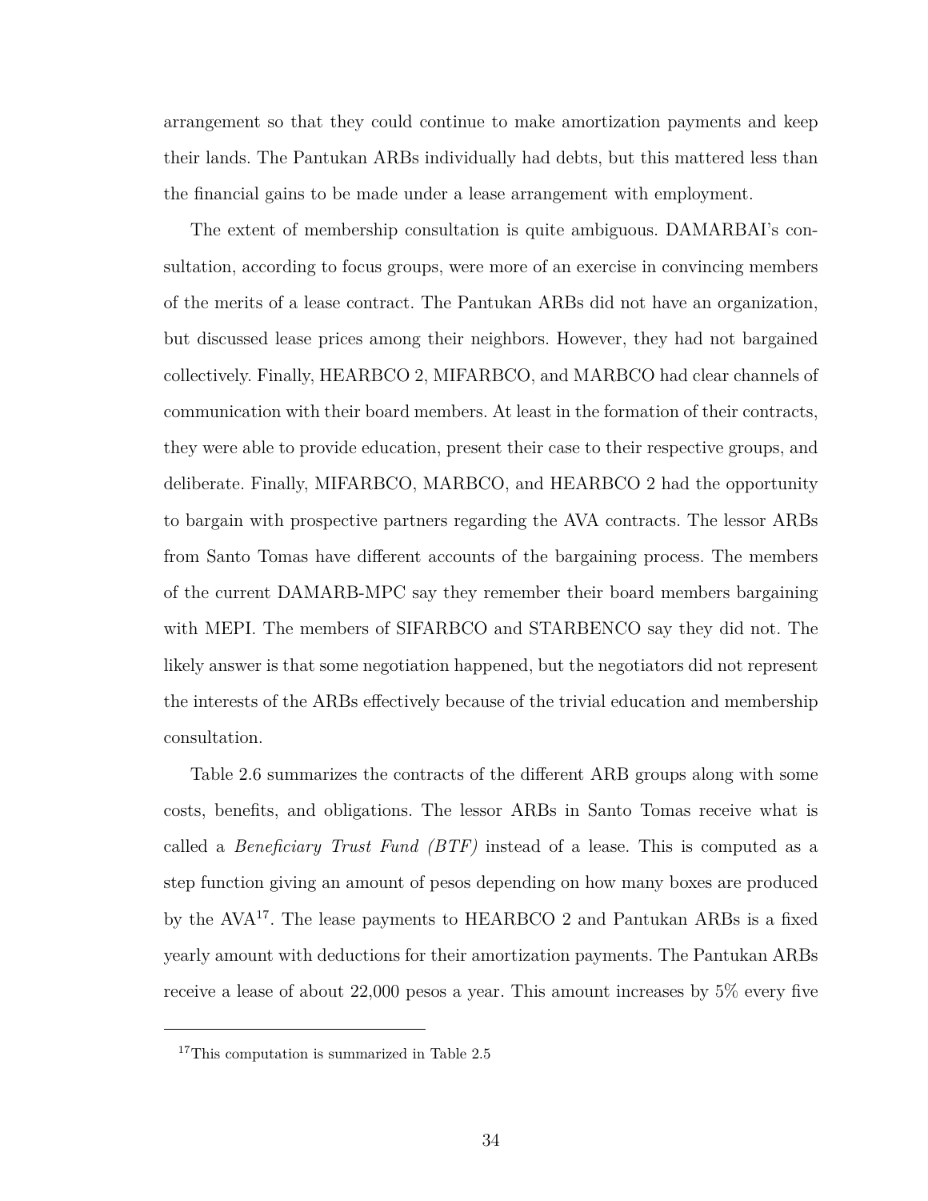arrangement so that they could continue to make amortization payments and keep their lands. The Pantukan ARBs individually had debts, but this mattered less than the financial gains to be made under a lease arrangement with employment.

The extent of membership consultation is quite ambiguous. DAMARBAI's consultation, according to focus groups, were more of an exercise in convincing members of the merits of a lease contract. The Pantukan ARBs did not have an organization, but discussed lease prices among their neighbors. However, they had not bargained collectively. Finally, HEARBCO 2, MIFARBCO, and MARBCO had clear channels of communication with their board members. At least in the formation of their contracts, they were able to provide education, present their case to their respective groups, and deliberate. Finally, MIFARBCO, MARBCO, and HEARBCO 2 had the opportunity to bargain with prospective partners regarding the AVA contracts. The lessor ARBs from Santo Tomas have different accounts of the bargaining process. The members of the current DAMARB-MPC say they remember their board members bargaining with MEPI. The members of SIFARBCO and STARBENCO say they did not. The likely answer is that some negotiation happened, but the negotiators did not represent the interests of the ARBs effectively because of the trivial education and membership consultation.

Table 2.6 summarizes the contracts of the different ARB groups along with some costs, benefits, and obligations. The lessor ARBs in Santo Tomas receive what is called a *Beneficiary Trust Fund (BTF)* instead of a lease. This is computed as a step function giving an amount of pesos depending on how many boxes are produced by the AVA[17]. The lease payments to HEARBCO 2 and Pantukan ARBs is a fixed yearly amount with deductions for their amortization payments. The Pantukan ARBs receive a lease of about 22,000 pesos a year. This amount increases by 5% every five

[17] This computation is summarized in Table 2.5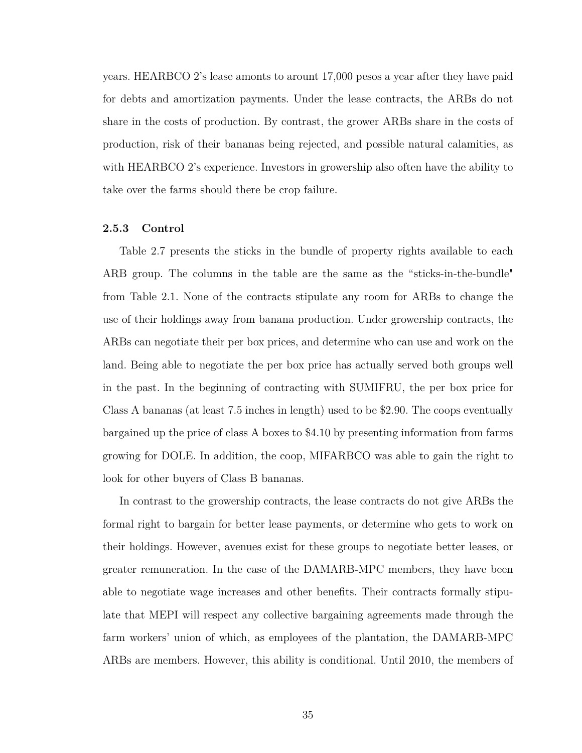years. HEARBCO 2's lease amonts to arount 17,000 pesos a year after they have paid for debts and amortization payments. Under the lease contracts, the ARBs do not share in the costs of production. By contrast, the grower ARBs share in the costs of production, risk of their bananas being rejected, and possible natural calamities, as with HEARBCO 2's experience. Investors in growership also often have the ability to take over the farms should there be crop failure.

### 2.5.3 Control

Table 2.7 presents the sticks in the bundle of property rights available to each ARB group. The columns in the table are the same as the "sticks-in-the-bundle" from Table 2.1. None of the contracts stipulate any room for ARBs to change the use of their holdings away from banana production. Under growership contracts, the ARBs can negotiate their per box prices, and determine who can use and work on the land. Being able to negotiate the per box price has actually served both groups well in the past. In the beginning of contracting with SUMIFRU, the per box price for Class A bananas (at least 7.5 inches in length) used to be $2.90. The coops eventually bargained up the price of class A boxes to $4.10 by presenting information from farms growing for DOLE. In addition, the coop, MIFARBCO was able to gain the right to look for other buyers of Class B bananas.

In contrast to the growership contracts, the lease contracts do not give ARBs the formal right to bargain for better lease payments, or determine who gets to work on their holdings. However, avenues exist for these groups to negotiate better leases, or greater remuneration. In the case of the DAMARB-MPC members, they have been able to negotiate wage increases and other benefits. Their contracts formally stipulate that MEPI will respect any collective bargaining agreements made through the farm workers' union of which, as employees of the plantation, the DAMARB-MPC ARBs are members. However, this ability is conditional. Until 2010, the members of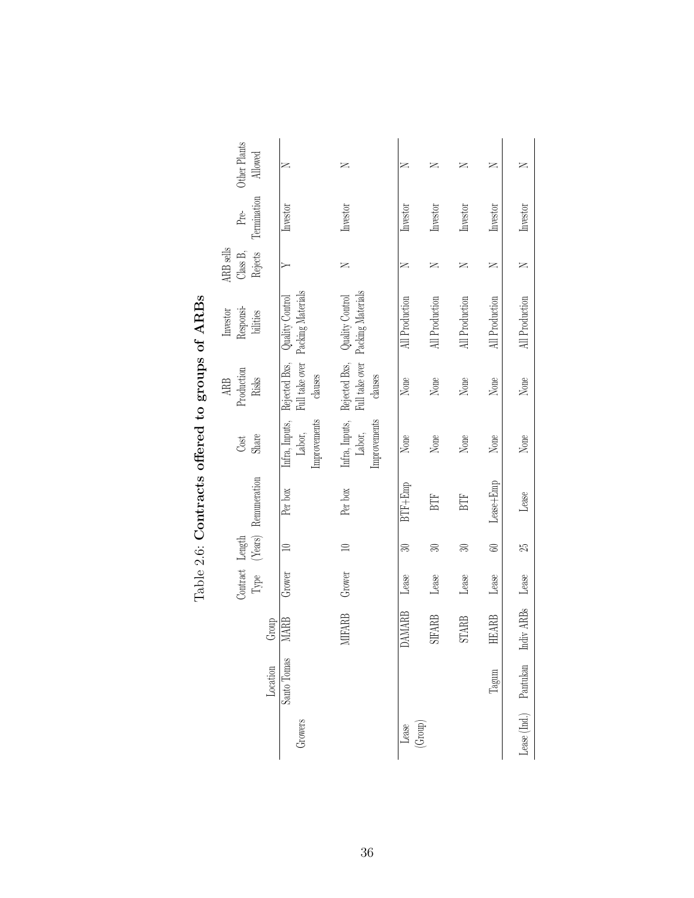Table 2.6: **Contracts offered to groups of ARBs**

| | Location | Group | Contract Type | Length (Years) | Remuneration | Cost Share | ARB Production Risks | Investor Responsibilities | ARB sells Class B, Rejects | Pre-Termination | Other Plants Allowed |
|---|---|---|---|---|---|---|---|---|---|---|---|
| Growers | Santo Tomas | MARB | Grower | 10 | Per box | Infra, Inputs, Labor, Improvements | Rejected Bxs, Full take over clauses | Quality Control Packing Materials | Y | Investor | N |
| | | MIFARB | Grower | 10 | Per box | Infra, Inputs, Labor, Improvements | Rejected Bxs, Full take over clauses | Quality Control Packing Materials | N | Investor | N |
| Lease (Group) | | DAMARB | Lease | 30 | BTF+Emp | None | None | All Production | N | Investor | N |
| | | SIFARB | Lease | 30 | BTF | None | None | All Production | N | Investor | N |
| | | STARB | Lease | 30 | BTF | None | None | All Production | N | Investor | N |
| | Tagum | HEARB | Lease | 60 | Lease+Emp | None | None | All Production | N | Investor | N |
| Lease (Ind.) | Pantukan | Indiv ARBs | Lease | 25 | Lease | None | None | All Production | N | Investor | N |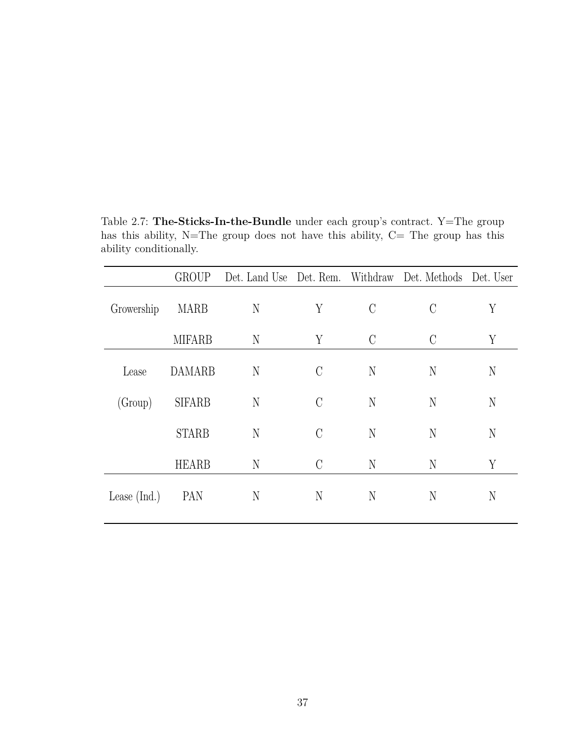Table 2.7: **The-Sticks-In-the-Bundle** under each group's contract. Y=The group has this ability, N=The group does not have this ability, C= The group has this ability conditionally.

| | GROUP | Det. Land Use | Det. Rem. | Withdraw | Det. Methods | Det. User |
|---|---|---|---|---|---|---|
| Growership | MARB | N | Y | C | C | Y |
| | MIFARB | N | Y | C | C | Y |
| Lease | DAMARB | N | C | N | N | N |
| (Group) | SIFARB | N | C | N | N | N |
| | STARB | N | C | N | N | N |
| | HEARB | N | C | N | N | Y |
| Lease (Ind.) | PAN | N | N | N | N | N |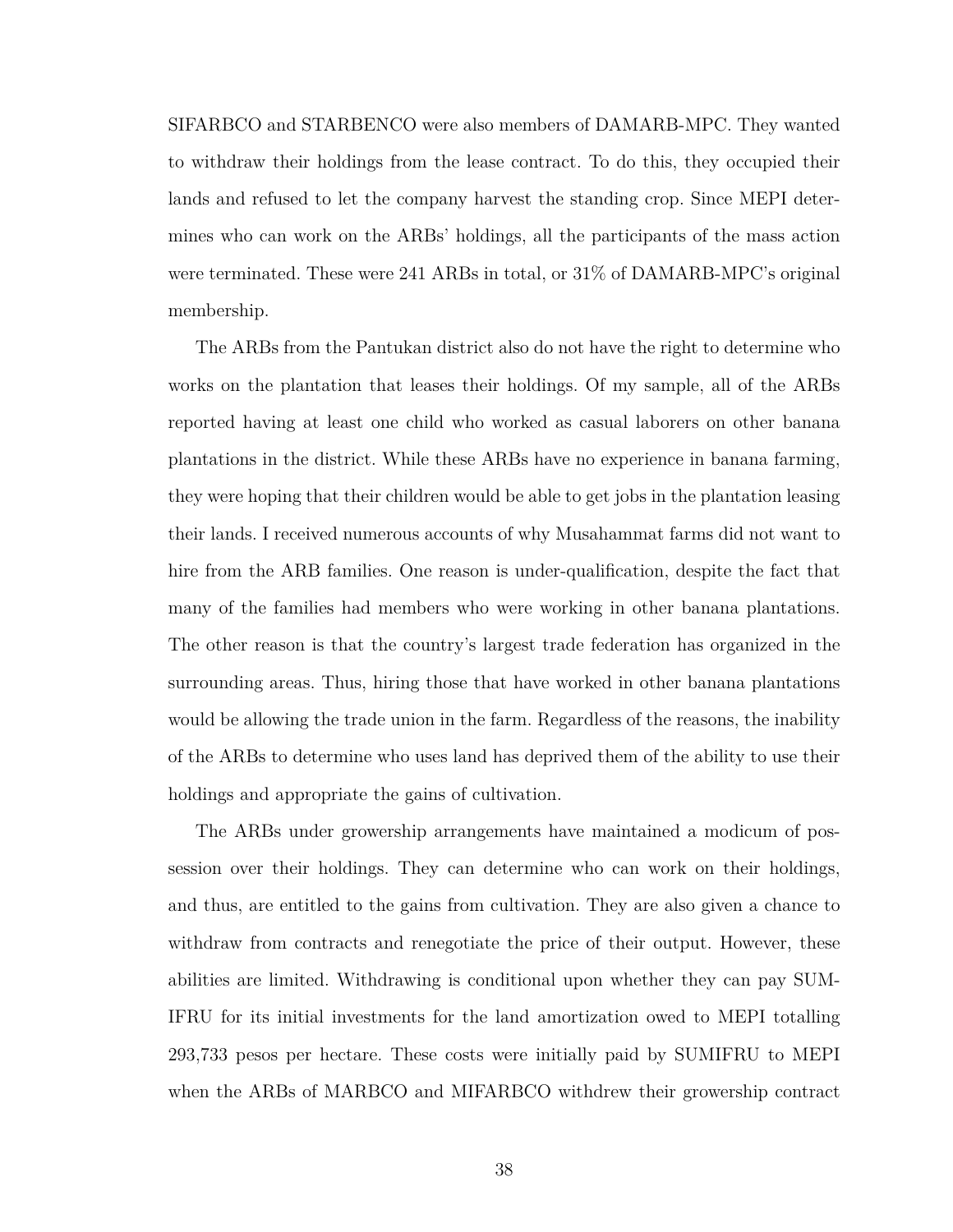SIFARBCO and STARBENCO were also members of DAMARB-MPC. They wanted to withdraw their holdings from the lease contract. To do this, they occupied their lands and refused to let the company harvest the standing crop. Since MEPI determines who can work on the ARBs' holdings, all the participants of the mass action were terminated. These were 241 ARBs in total, or 31% of DAMARB-MPC's original membership.

The ARBs from the Pantukan district also do not have the right to determine who works on the plantation that leases their holdings. Of my sample, all of the ARBs reported having at least one child who worked as casual laborers on other banana plantations in the district. While these ARBs have no experience in banana farming, they were hoping that their children would be able to get jobs in the plantation leasing their lands. I received numerous accounts of why Musahammat farms did not want to hire from the ARB families. One reason is under-qualification, despite the fact that many of the families had members who were working in other banana plantations. The other reason is that the country's largest trade federation has organized in the surrounding areas. Thus, hiring those that have worked in other banana plantations would be allowing the trade union in the farm. Regardless of the reasons, the inability of the ARBs to determine who uses land has deprived them of the ability to use their holdings and appropriate the gains of cultivation.

The ARBs under growership arrangements have maintained a modicum of possession over their holdings. They can determine who can work on their holdings, and thus, are entitled to the gains from cultivation. They are also given a chance to withdraw from contracts and renegotiate the price of their output. However, these abilities are limited. Withdrawing is conditional upon whether they can pay SUMIFRU for its initial investments for the land amortization owed to MEPI totalling 293,733 pesos per hectare. These costs were initially paid by SUMIFRU to MEPI when the ARBs of MARBCO and MIFARBCO withdrew their growership contract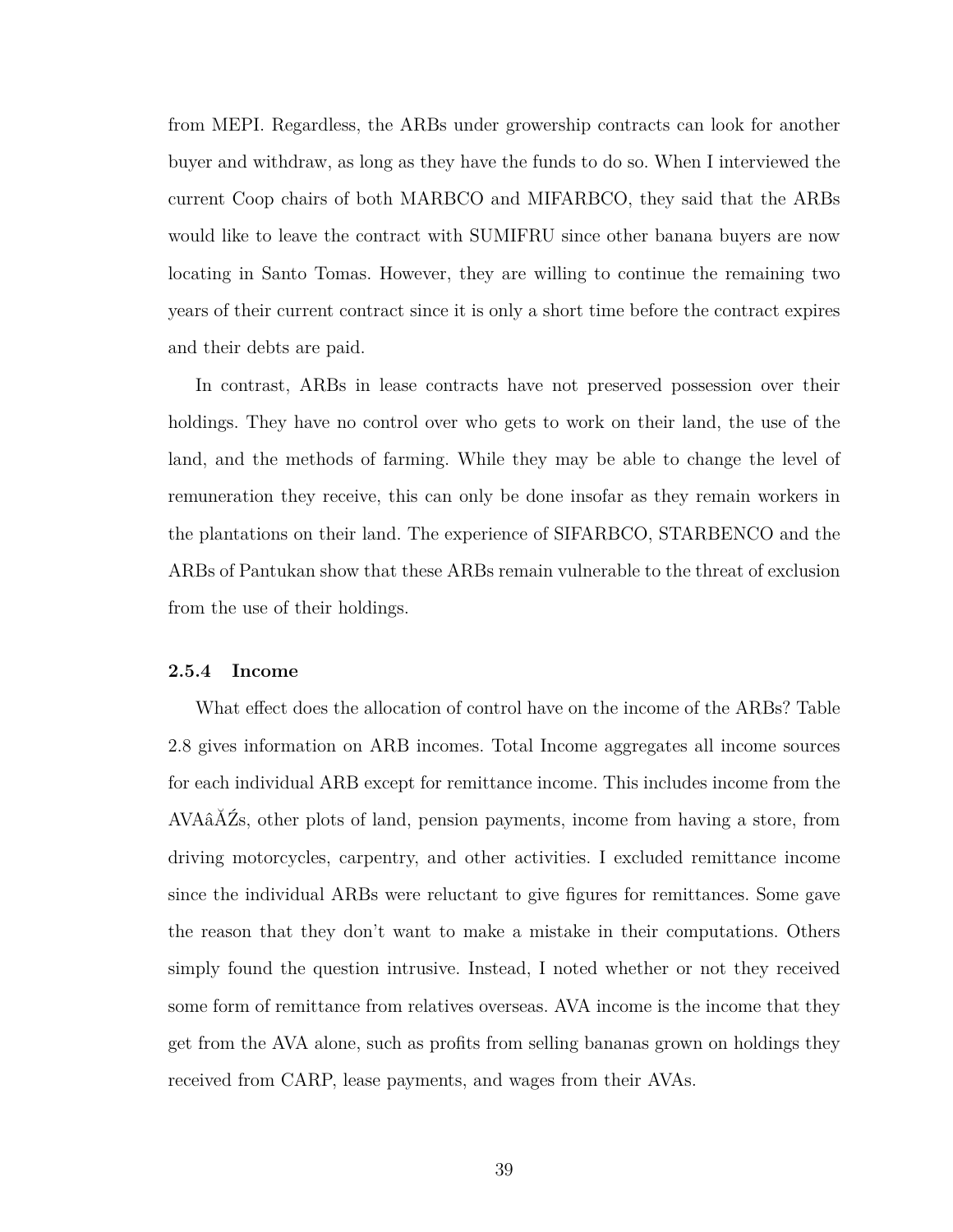from MEPI. Regardless, the ARBs under growership contracts can look for another buyer and withdraw, as long as they have the funds to do so. When I interviewed the current Coop chairs of both MARBCO and MIFARBCO, they said that the ARBs would like to leave the contract with SUMIFRU since other banana buyers are now locating in Santo Tomas. However, they are willing to continue the remaining two years of their current contract since it is only a short time before the contract expires and their debts are paid.

In contrast, ARBs in lease contracts have not preserved possession over their holdings. They have no control over who gets to work on their land, the use of the land, and the methods of farming. While they may be able to change the level of remuneration they receive, this can only be done insofar as they remain workers in the plantations on their land. The experience of SIFARBCO, STARBENCO and the ARBs of Pantukan show that these ARBs remain vulnerable to the threat of exclusion from the use of their holdings.

### 2.5.4 Income

What effect does the allocation of control have on the income of the ARBs? Table 2.8 gives information on ARB incomes. Total Income aggregates all income sources for each individual ARB except for remittance income. This includes income from the AVAâĂŹs, other plots of land, pension payments, income from having a store, from driving motorcycles, carpentry, and other activities. I excluded remittance income since the individual ARBs were reluctant to give figures for remittances. Some gave the reason that they don't want to make a mistake in their computations. Others simply found the question intrusive. Instead, I noted whether or not they received some form of remittance from relatives overseas. AVA income is the income that they get from the AVA alone, such as profits from selling bananas grown on holdings they received from CARP, lease payments, and wages from their AVAs.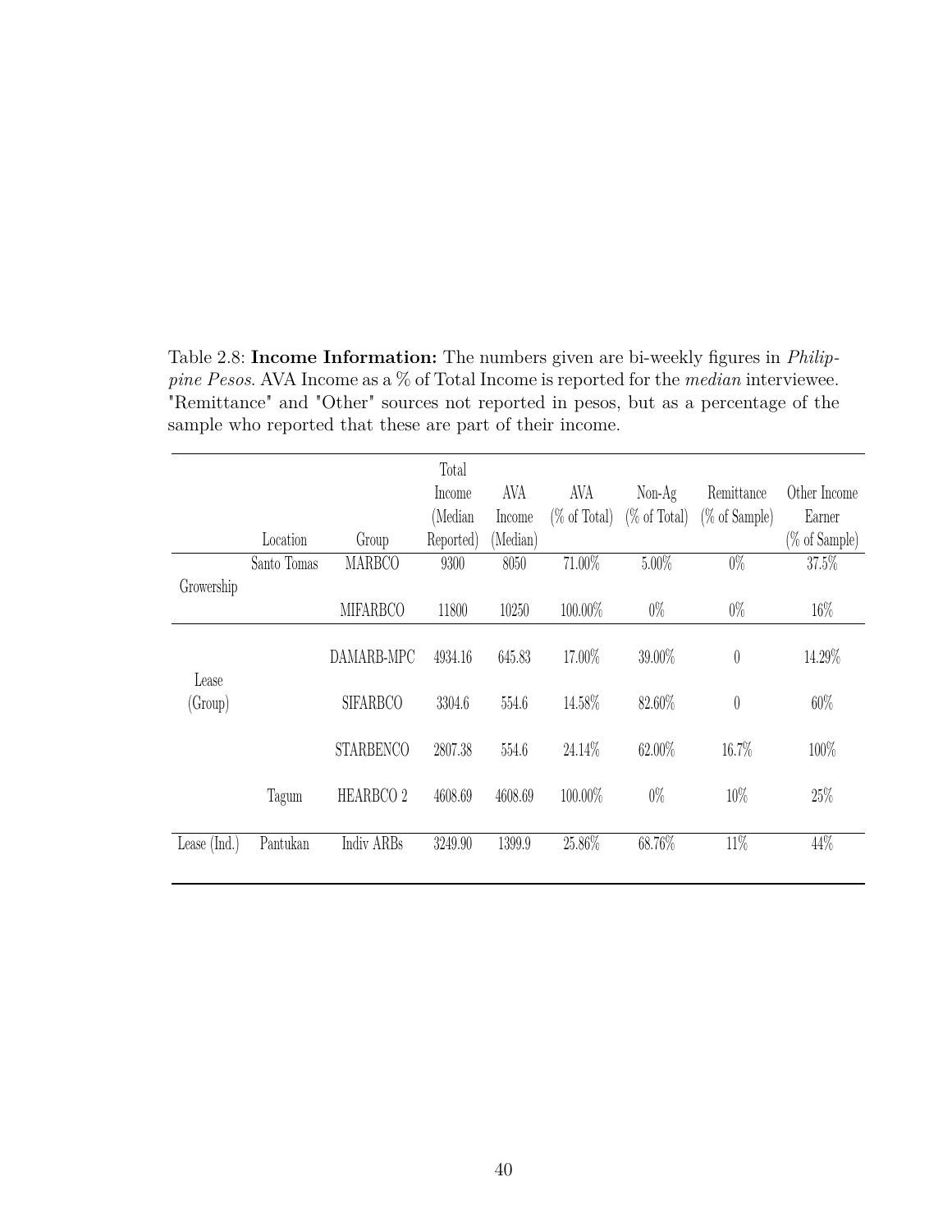Table 2.8: **Income Information:** The numbers given are bi-weekly figures in *Philippine Pesos*. AVA Income as a % of Total Income is reported for the *median* interviewee. "Remittance" and "Other" sources not reported in pesos, but as a percentage of the sample who reported that these are part of their income.

| | Location | Group | Total Income (Median Reported) | AVA Income (Median) | AVA (% of Total) | Non-Ag (% of Total) | Remittance (% of Sample) | Other Income Earner (% of Sample) |
|---|---|---|---|---|---|---|---|---|
| Growership | Santo Tomas | MARBCO | 9300 | 8050 | 71.00% | 5.00% | 0% | 37.5% |
| | | MIFARBCO | 11800 | 10250 | 100.00% | 0% | 0% | 16% |
| Lease (Group) | | DAMARB-MPC | 4934.16 | 645.83 | 17.00% | 39.00% | 0 | 14.29% |
| | | SIFARBCO | 3304.6 | 554.6 | 14.58% | 82.60% | 0 | 60% |
| | | STARBENCO | 2807.38 | 554.6 | 24.14% | 62.00% | 16.7% | 100% |
| | Tagum | HEARBCO 2 | 4608.69 | 4608.69 | 100.00% | 0% | 10% | 25% |
| Lease (Ind.) | Pantukan | Indiv ARBs | 3249.90 | 1399.9 | 25.86% | 68.76% | 11% | 44% |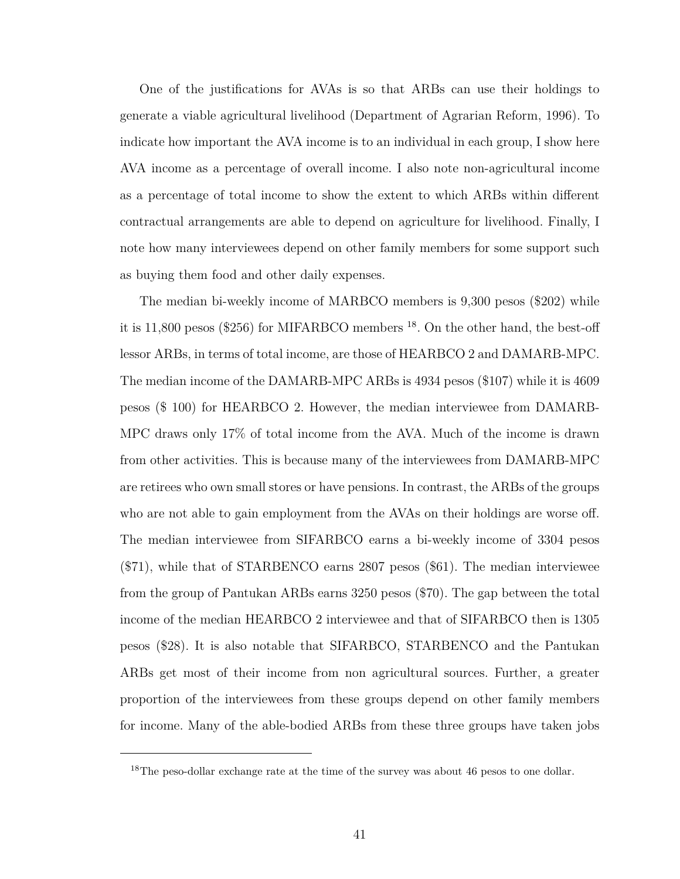One of the justifications for AVAs is so that ARBs can use their holdings to generate a viable agricultural livelihood (Department of Agrarian Reform, 1996). To indicate how important the AVA income is to an individual in each group, I show here AVA income as a percentage of overall income. I also note non-agricultural income as a percentage of total income to show the extent to which ARBs within different contractual arrangements are able to depend on agriculture for livelihood. Finally, I note how many interviewees depend on other family members for some support such as buying them food and other daily expenses.

The median bi-weekly income of MARBCO members is 9,300 pesos ($202) while it is 11,800 pesos ($256) for MIFARBCO members [18]. On the other hand, the best-off lessor ARBs, in terms of total income, are those of HEARBCO 2 and DAMARB-MPC. The median income of the DAMARB-MPC ARBs is 4934 pesos ($107) while it is 4609 pesos ($ 100) for HEARBCO 2. However, the median interviewee from DAMARB-MPC draws only 17% of total income from the AVA. Much of the income is drawn from other activities. This is because many of the interviewees from DAMARB-MPC are retirees who own small stores or have pensions. In contrast, the ARBs of the groups who are not able to gain employment from the AVAs on their holdings are worse off. The median interviewee from SIFARBCO earns a bi-weekly income of 3304 pesos ($71), while that of STARBENCO earns 2807 pesos ($61). The median interviewee from the group of Pantukan ARBs earns 3250 pesos ($70). The gap between the total income of the median HEARBCO 2 interviewee and that of SIFARBCO then is 1305 pesos ($28). It is also notable that SIFARBCO, STARBENCO and the Pantukan ARBs get most of their income from non agricultural sources. Further, a greater proportion of the interviewees from these groups depend on other family members for income. Many of the able-bodied ARBs from these three groups have taken jobs

---

[18] The peso-dollar exchange rate at the time of the survey was about 46 pesos to one dollar.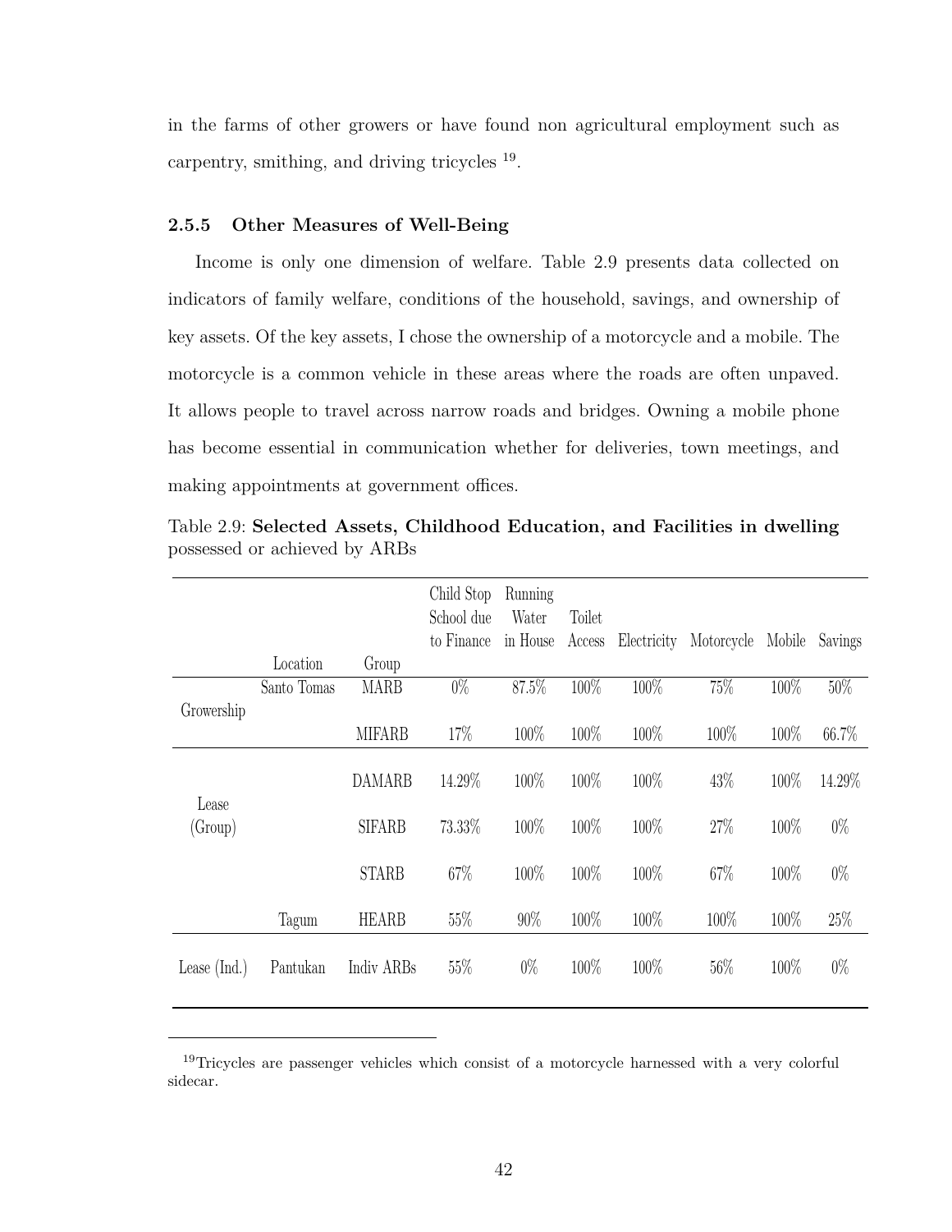in the farms of other growers or have found non agricultural employment such as carpentry, smithing, and driving tricycles [19].

### 2.5.5 Other Measures of Well-Being

Income is only one dimension of welfare. Table 2.9 presents data collected on indicators of family welfare, conditions of the household, savings, and ownership of key assets. Of the key assets, I chose the ownership of a motorcycle and a mobile. The motorcycle is a common vehicle in these areas where the roads are often unpaved. It allows people to travel across narrow roads and bridges. Owning a mobile phone has become essential in communication whether for deliveries, town meetings, and making appointments at government offices.

Table 2.9: **Selected Assets, Childhood Education, and Facilities in dwelling** possessed or achieved by ARBs

| | Location | Group | Child Stop School due to Finance | Running Water in House | Toilet Access | Electricity | Motorcycle | Mobile | Savings |
|---|---|---|---|---|---|---|---|---|---|
| Growership | Santo Tomas | MARB | 0% | 87.5% | 100% | 100% | 75% | 100% | 50% |
| | | MIFARB | 17% | 100% | 100% | 100% | 100% | 100% | 66.7% |
| Lease (Group) | | DAMARB | 14.29% | 100% | 100% | 100% | 43% | 100% | 14.29% |
| | | SIFARB | 73.33% | 100% | 100% | 100% | 27% | 100% | 0% |
| | | STARB | 67% | 100% | 100% | 100% | 67% | 100% | 0% |
| | Tagum | HEARB | 55% | 90% | 100% | 100% | 100% | 100% | 25% |
| Lease (Ind.) | Pantukan | Indiv ARBs | 55% | 0% | 100% | 100% | 56% | 100% | 0% |

[19] Tricycles are passenger vehicles which consist of a motorcycle harnessed with a very colorful sidecar.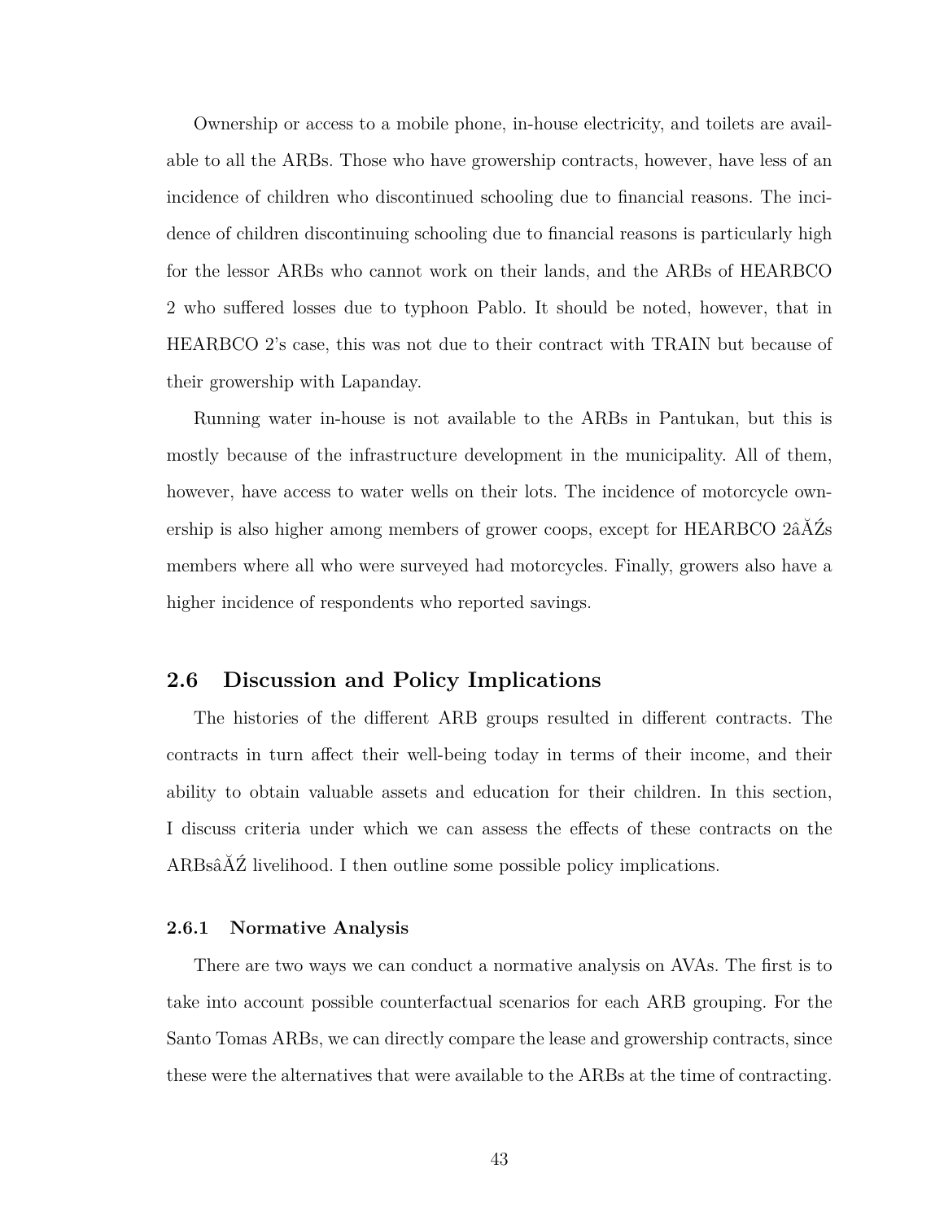Ownership or access to a mobile phone, in-house electricity, and toilets are available to all the ARBs. Those who have growership contracts, however, have less of an incidence of children who discontinued schooling due to financial reasons. The incidence of children discontinuing schooling due to financial reasons is particularly high for the lessor ARBs who cannot work on their lands, and the ARBs of HEARBCO 2 who suffered losses due to typhoon Pablo. It should be noted, however, that in HEARBCO 2's case, this was not due to their contract with TRAIN but because of their growership with Lapanday.

Running water in-house is not available to the ARBs in Pantukan, but this is mostly because of the infrastructure development in the municipality. All of them, however, have access to water wells on their lots. The incidence of motorcycle ownership is also higher among members of grower coops, except for HEARBCO 2âĂŹs members where all who were surveyed had motorcycles. Finally, growers also have a higher incidence of respondents who reported savings.

## 2.6 Discussion and Policy Implications

The histories of the different ARB groups resulted in different contracts. The contracts in turn affect their well-being today in terms of their income, and their ability to obtain valuable assets and education for their children. In this section, I discuss criteria under which we can assess the effects of these contracts on the ARBsâĂŹ livelihood. I then outline some possible policy implications.

### 2.6.1 Normative Analysis

There are two ways we can conduct a normative analysis on AVAs. The first is to take into account possible counterfactual scenarios for each ARB grouping. For the Santo Tomas ARBs, we can directly compare the lease and growership contracts, since these were the alternatives that were available to the ARBs at the time of contracting.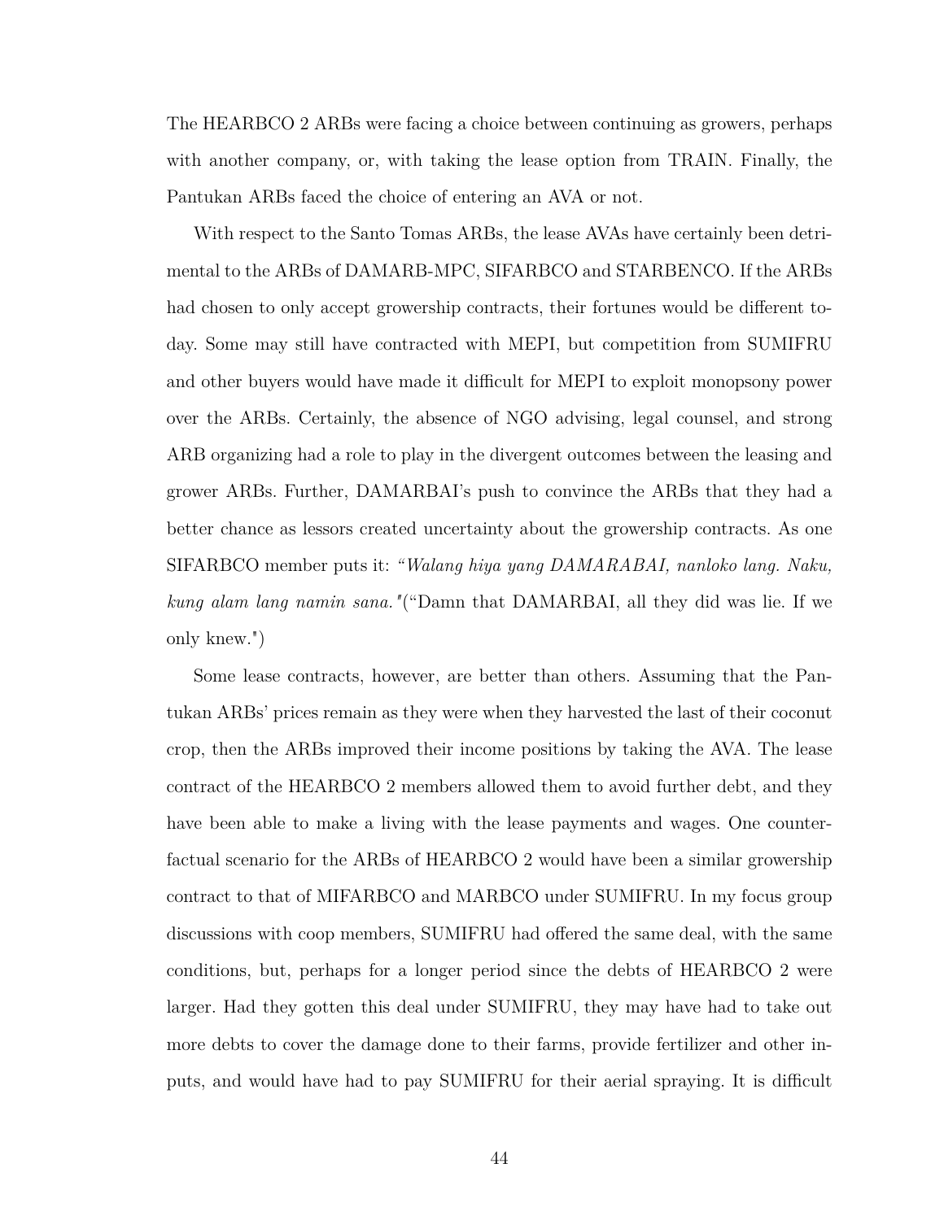The HEARBCO 2 ARBs were facing a choice between continuing as growers, perhaps with another company, or, with taking the lease option from TRAIN. Finally, the Pantukan ARBs faced the choice of entering an AVA or not.

With respect to the Santo Tomas ARBs, the lease AVAs have certainly been detrimental to the ARBs of DAMARB-MPC, SIFARBCO and STARBENCO. If the ARBs had chosen to only accept growership contracts, their fortunes would be different today. Some may still have contracted with MEPI, but competition from SUMIFRU and other buyers would have made it difficult for MEPI to exploit monopsony power over the ARBs. Certainly, the absence of NGO advising, legal counsel, and strong ARB organizing had a role to play in the divergent outcomes between the leasing and grower ARBs. Further, DAMARBAI's push to convince the ARBs that they had a better chance as lessors created uncertainty about the growership contracts. As one SIFARBCO member puts it: *"Walang hiya yang DAMARABAI, nanloko lang. Naku, kung alam lang namin sana."*("Damn that DAMARBAI, all they did was lie. If we only knew.")

Some lease contracts, however, are better than others. Assuming that the Pantukan ARBs' prices remain as they were when they harvested the last of their coconut crop, then the ARBs improved their income positions by taking the AVA. The lease contract of the HEARBCO 2 members allowed them to avoid further debt, and they have been able to make a living with the lease payments and wages. One counterfactual scenario for the ARBs of HEARBCO 2 would have been a similar growership contract to that of MIFARBCO and MARBCO under SUMIFRU. In my focus group discussions with coop members, SUMIFRU had offered the same deal, with the same conditions, but, perhaps for a longer period since the debts of HEARBCO 2 were larger. Had they gotten this deal under SUMIFRU, they may have had to take out more debts to cover the damage done to their farms, provide fertilizer and other inputs, and would have had to pay SUMIFRU for their aerial spraying. It is difficult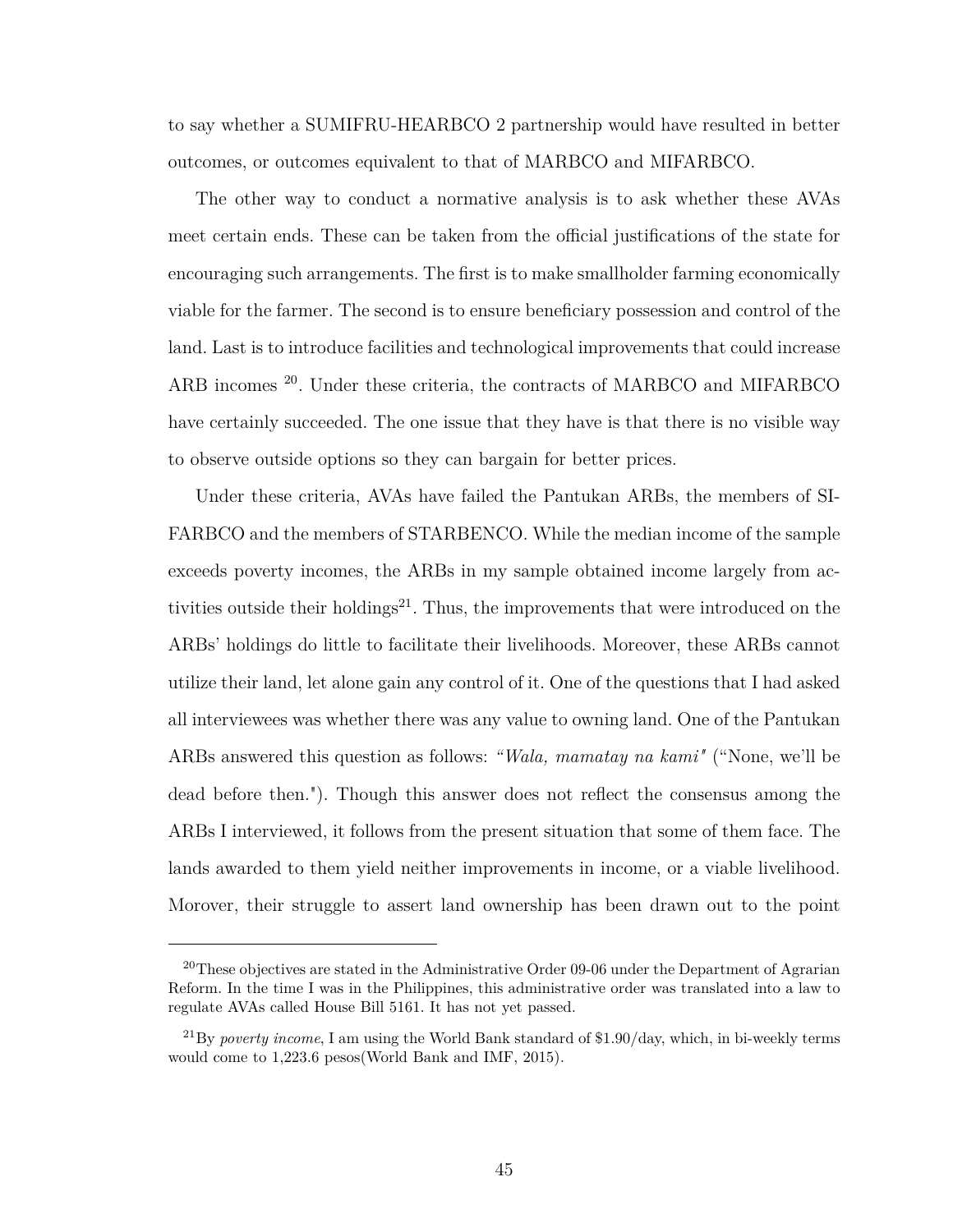to say whether a SUMIFRU-HEARBCO 2 partnership would have resulted in better outcomes, or outcomes equivalent to that of MARBCO and MIFARBCO.

The other way to conduct a normative analysis is to ask whether these AVAs meet certain ends. These can be taken from the official justifications of the state for encouraging such arrangements. The first is to make smallholder farming economically viable for the farmer. The second is to ensure beneficiary possession and control of the land. Last is to introduce facilities and technological improvements that could increase ARB incomes [20]. Under these criteria, the contracts of MARBCO and MIFARBCO have certainly succeeded. The one issue that they have is that there is no visible way to observe outside options so they can bargain for better prices.

Under these criteria, AVAs have failed the Pantukan ARBs, the members of SIFARBCO and the members of STARBENCO. While the median income of the sample exceeds poverty incomes, the ARBs in my sample obtained income largely from activities outside their holdings[21]. Thus, the improvements that were introduced on the ARBs' holdings do little to facilitate their livelihoods. Moreover, these ARBs cannot utilize their land, let alone gain any control of it. One of the questions that I had asked all interviewees was whether there was any value to owning land. One of the Pantukan ARBs answered this question as follows: *"Wala, mamatay na kami"* ("None, we'll be dead before then."). Though this answer does not reflect the consensus among the ARBs I interviewed, it follows from the present situation that some of them face. The lands awarded to them yield neither improvements in income, or a viable livelihood. Morover, their struggle to assert land ownership has been drawn out to the point

---

[20] These objectives are stated in the Administrative Order 09-06 under the Department of Agrarian Reform. In the time I was in the Philippines, this administrative order was translated into a law to regulate AVAs called House Bill 5161. It has not yet passed.

[21] By *poverty income*, I am using the World Bank standard of \$1.90/day, which, in bi-weekly terms would come to 1,223.6 pesos(World Bank and IMF, 2015).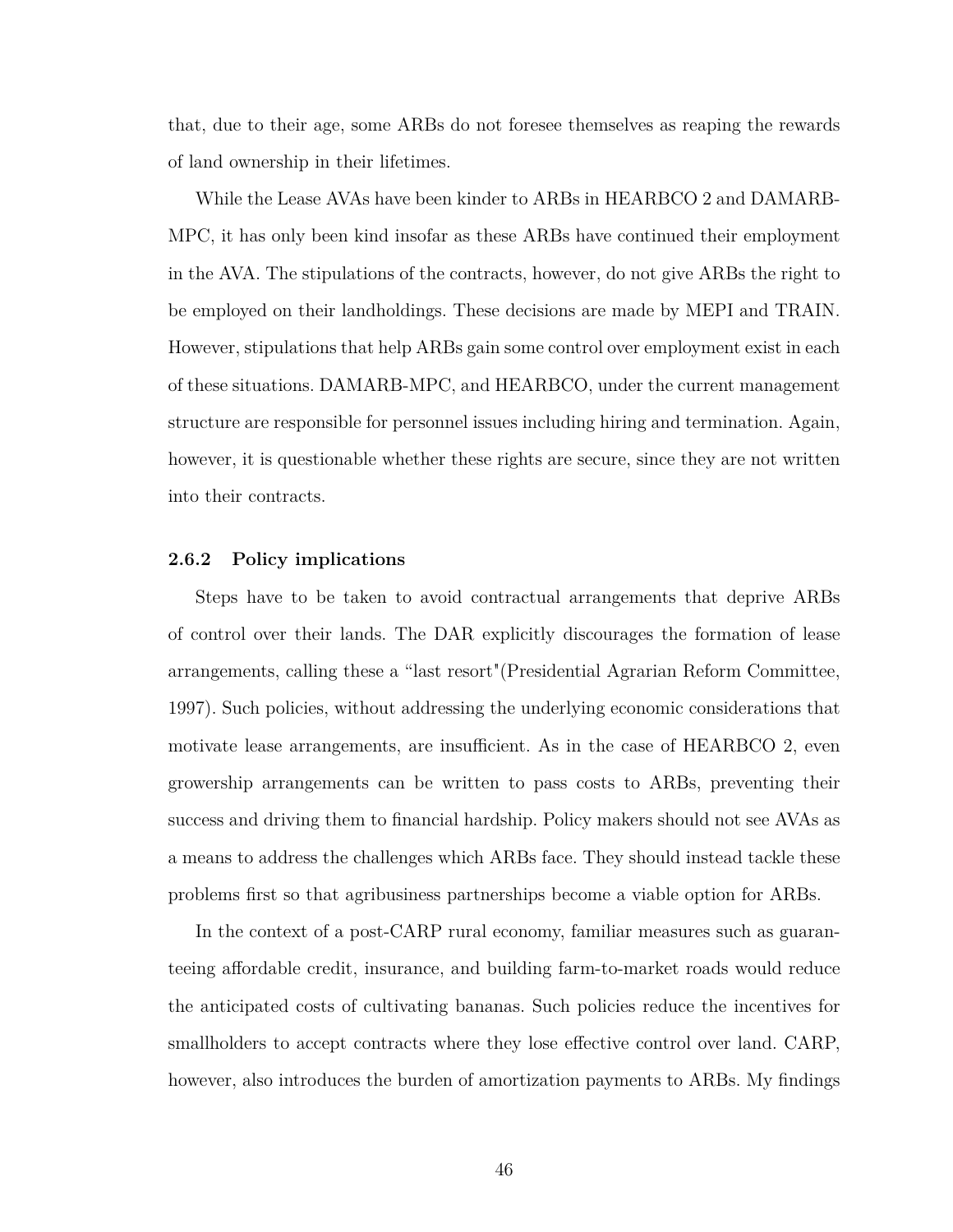that, due to their age, some ARBs do not foresee themselves as reaping the rewards of land ownership in their lifetimes.

While the Lease AVAs have been kinder to ARBs in HEARBCO 2 and DAMARB-MPC, it has only been kind insofar as these ARBs have continued their employment in the AVA. The stipulations of the contracts, however, do not give ARBs the right to be employed on their landholdings. These decisions are made by MEPI and TRAIN. However, stipulations that help ARBs gain some control over employment exist in each of these situations. DAMARB-MPC, and HEARBCO, under the current management structure are responsible for personnel issues including hiring and termination. Again, however, it is questionable whether these rights are secure, since they are not written into their contracts.

### 2.6.2 Policy implications

Steps have to be taken to avoid contractual arrangements that deprive ARBs of control over their lands. The DAR explicitly discourages the formation of lease arrangements, calling these a "last resort"(Presidential Agrarian Reform Committee, 1997). Such policies, without addressing the underlying economic considerations that motivate lease arrangements, are insufficient. As in the case of HEARBCO 2, even growership arrangements can be written to pass costs to ARBs, preventing their success and driving them to financial hardship. Policy makers should not see AVAs as a means to address the challenges which ARBs face. They should instead tackle these problems first so that agribusiness partnerships become a viable option for ARBs.

In the context of a post-CARP rural economy, familiar measures such as guaranteeing affordable credit, insurance, and building farm-to-market roads would reduce the anticipated costs of cultivating bananas. Such policies reduce the incentives for smallholders to accept contracts where they lose effective control over land. CARP, however, also introduces the burden of amortization payments to ARBs. My findings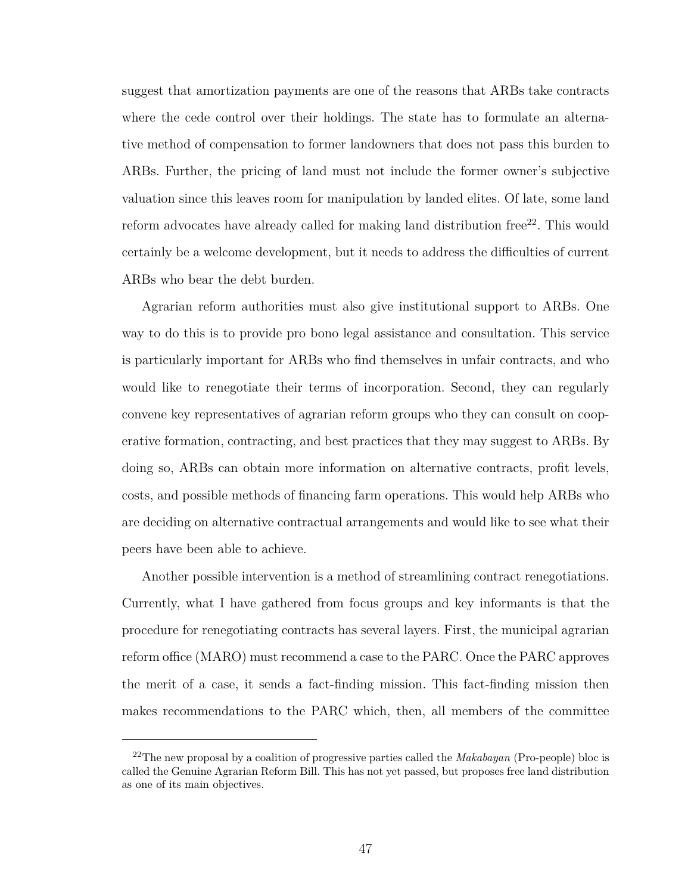suggest that amortization payments are one of the reasons that ARBs take contracts where the cede control over their holdings. The state has to formulate an alternative method of compensation to former landowners that does not pass this burden to ARBs. Further, the pricing of land must not include the former owner's subjective valuation since this leaves room for manipulation by landed elites. Of late, some land reform advocates have already called for making land distribution free[22]. This would certainly be a welcome development, but it needs to address the difficulties of current ARBs who bear the debt burden.

Agrarian reform authorities must also give institutional support to ARBs. One way to do this is to provide pro bono legal assistance and consultation. This service is particularly important for ARBs who find themselves in unfair contracts, and who would like to renegotiate their terms of incorporation. Second, they can regularly convene key representatives of agrarian reform groups who they can consult on cooperative formation, contracting, and best practices that they may suggest to ARBs. By doing so, ARBs can obtain more information on alternative contracts, profit levels, costs, and possible methods of financing farm operations. This would help ARBs who are deciding on alternative contractual arrangements and would like to see what their peers have been able to achieve.

Another possible intervention is a method of streamlining contract renegotiations. Currently, what I have gathered from focus groups and key informants is that the procedure for renegotiating contracts has several layers. First, the municipal agrarian reform office (MARO) must recommend a case to the PARC. Once the PARC approves the merit of a case, it sends a fact-finding mission. This fact-finding mission then makes recommendations to the PARC which, then, all members of the committee

---

[22] The new proposal by a coalition of progressive parties called the *Makabayan* (Pro-people) bloc is called the Genuine Agrarian Reform Bill. This has not yet passed, but proposes free land distribution as one of its main objectives.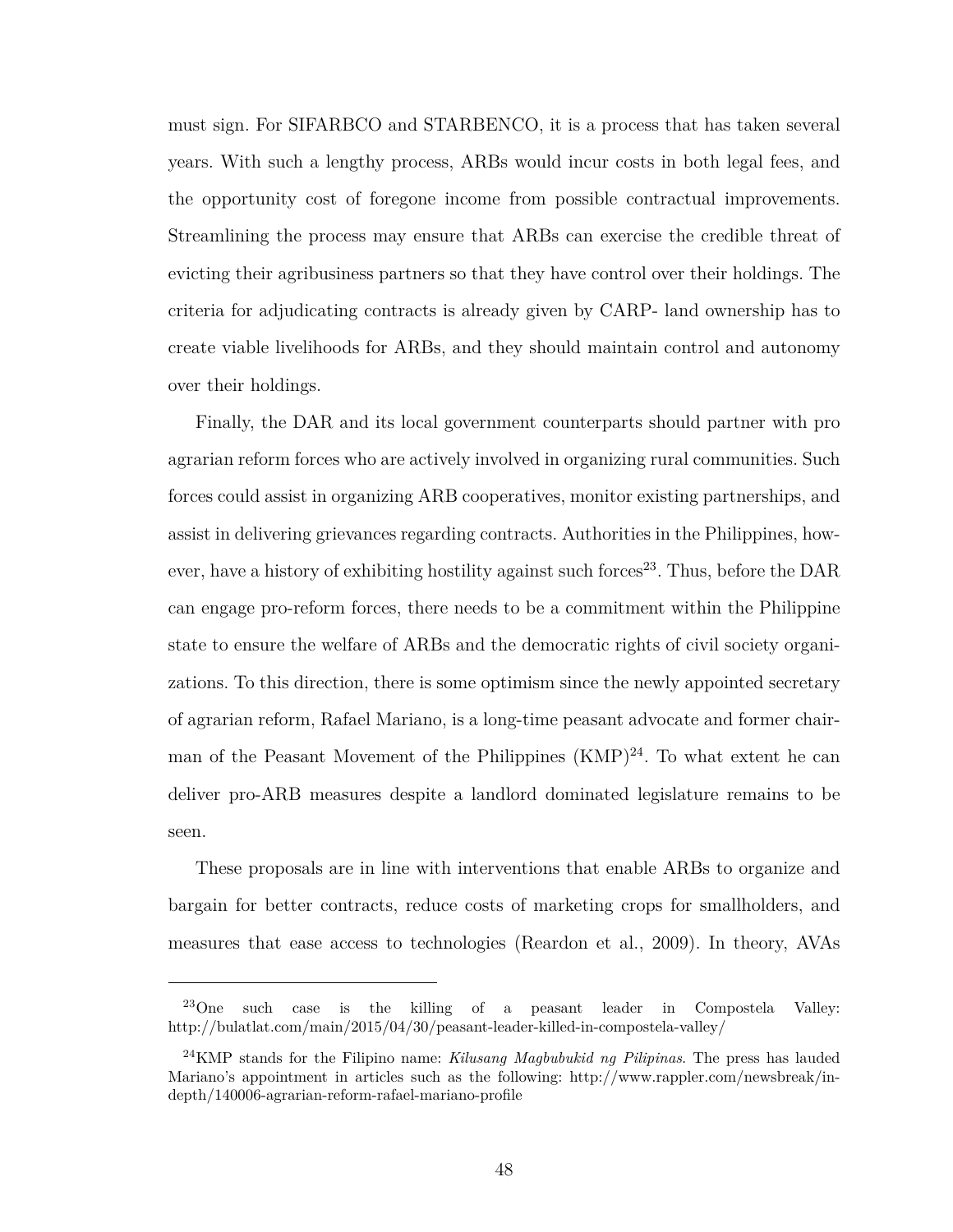must sign. For SIFARBCO and STARBENCO, it is a process that has taken several years. With such a lengthy process, ARBs would incur costs in both legal fees, and the opportunity cost of foregone income from possible contractual improvements. Streamlining the process may ensure that ARBs can exercise the credible threat of evicting their agribusiness partners so that they have control over their holdings. The criteria for adjudicating contracts is already given by CARP- land ownership has to create viable livelihoods for ARBs, and they should maintain control and autonomy over their holdings.

Finally, the DAR and its local government counterparts should partner with pro agrarian reform forces who are actively involved in organizing rural communities. Such forces could assist in organizing ARB cooperatives, monitor existing partnerships, and assist in delivering grievances regarding contracts. Authorities in the Philippines, however, have a history of exhibiting hostility against such forces[23]. Thus, before the DAR can engage pro-reform forces, there needs to be a commitment within the Philippine state to ensure the welfare of ARBs and the democratic rights of civil society organizations. To this direction, there is some optimism since the newly appointed secretary of agrarian reform, Rafael Mariano, is a long-time peasant advocate and former chairman of the Peasant Movement of the Philippines (KMP)[24]. To what extent he can deliver pro-ARB measures despite a landlord dominated legislature remains to be seen.

These proposals are in line with interventions that enable ARBs to organize and bargain for better contracts, reduce costs of marketing crops for smallholders, and measures that ease access to technologies (Reardon et al., 2009). In theory, AVAs

---

[23] One such case is the killing of a peasant leader in Compostela Valley: http://bulatlat.com/main/2015/04/30/peasant-leader-killed-in-compostela-valley/

[24] KMP stands for the Filipino name: *Kilusang Magbubukid ng Pilipinas*. The press has lauded Mariano's appointment in articles such as the following: http://www.rappler.com/newsbreak/in-depth/140006-agrarian-reform-rafael-mariano-profile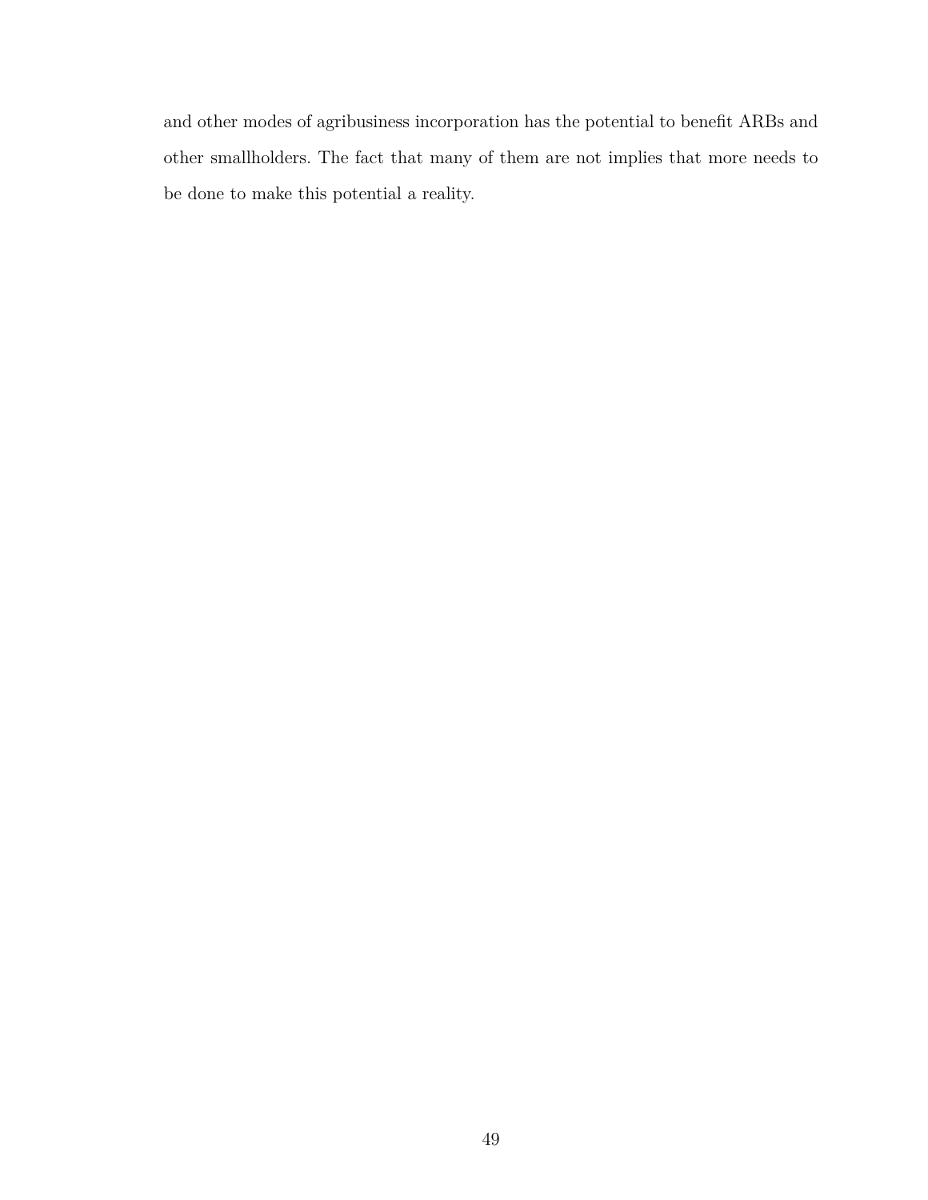and other modes of agribusiness incorporation has the potential to benefit ARBs and other smallholders. The fact that many of them are not implies that more needs to be done to make this potential a reality.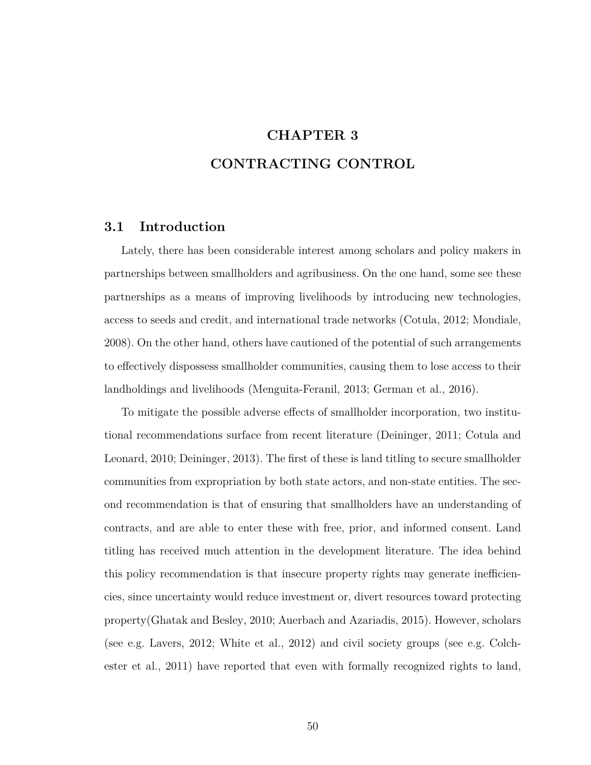# CHAPTER 3
# CONTRACTING CONTROL

## 3.1 Introduction

Lately, there has been considerable interest among scholars and policy makers in partnerships between smallholders and agribusiness. On the one hand, some see these partnerships as a means of improving livelihoods by introducing new technologies, access to seeds and credit, and international trade networks (Cotula, 2012; Mondiale, 2008). On the other hand, others have cautioned of the potential of such arrangements to effectively dispossess smallholder communities, causing them to lose access to their landholdings and livelihoods (Menguita-Feranil, 2013; German et al., 2016).

To mitigate the possible adverse effects of smallholder incorporation, two institutional recommendations surface from recent literature (Deininger, 2011; Cotula and Leonard, 2010; Deininger, 2013). The first of these is land titling to secure smallholder communities from expropriation by both state actors, and non-state entities. The second recommendation is that of ensuring that smallholders have an understanding of contracts, and are able to enter these with free, prior, and informed consent. Land titling has received much attention in the development literature. The idea behind this policy recommendation is that insecure property rights may generate inefficiencies, since uncertainty would reduce investment or, divert resources toward protecting property(Ghatak and Besley, 2010; Auerbach and Azariadis, 2015). However, scholars (see e.g. Lavers, 2012; White et al., 2012) and civil society groups (see e.g. Colchester et al., 2011) have reported that even with formally recognized rights to land,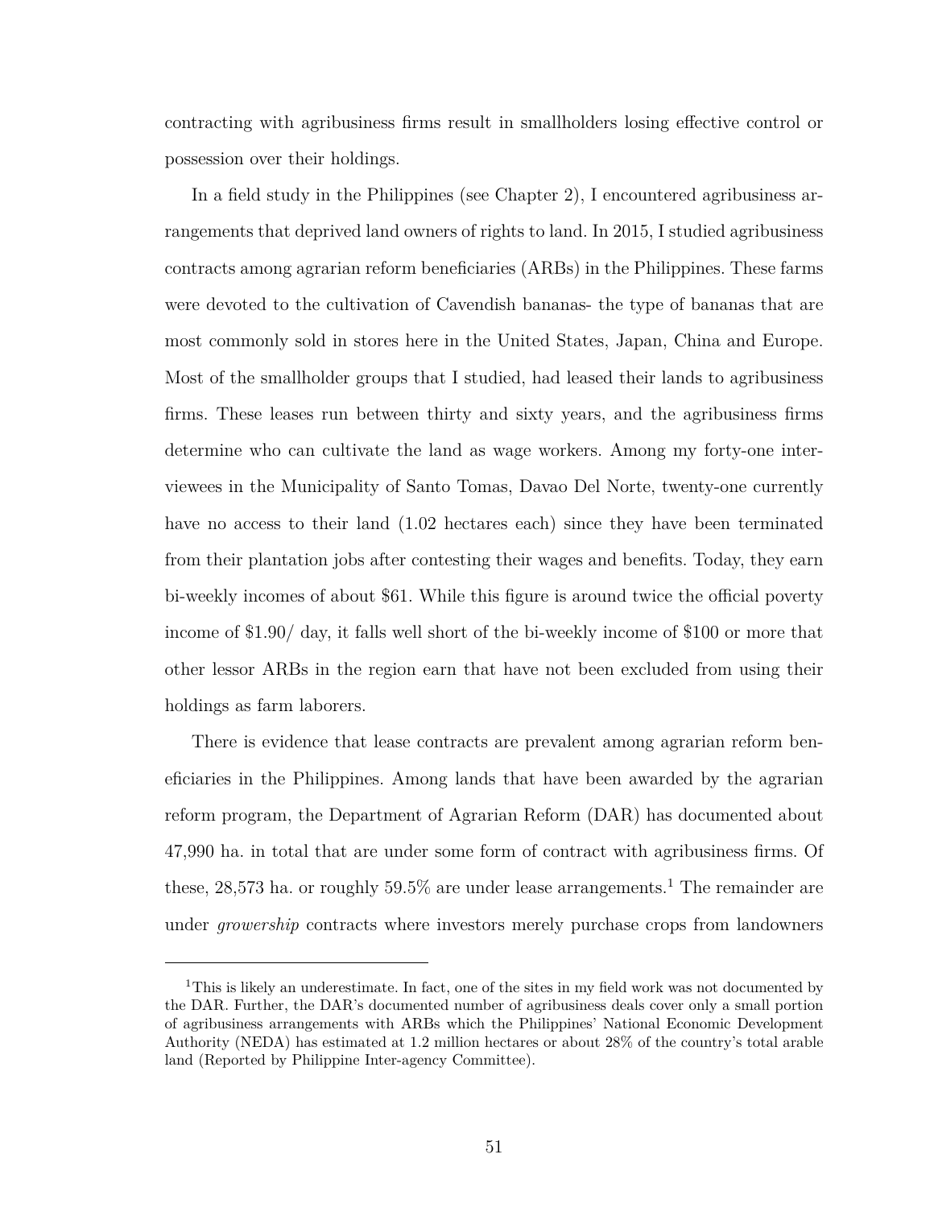contracting with agribusiness firms result in smallholders losing effective control or possession over their holdings.

In a field study in the Philippines (see Chapter 2), I encountered agribusiness arrangements that deprived land owners of rights to land. In 2015, I studied agribusiness contracts among agrarian reform beneficiaries (ARBs) in the Philippines. These farms were devoted to the cultivation of Cavendish bananas- the type of bananas that are most commonly sold in stores here in the United States, Japan, China and Europe. Most of the smallholder groups that I studied, had leased their lands to agribusiness firms. These leases run between thirty and sixty years, and the agribusiness firms determine who can cultivate the land as wage workers. Among my forty-one interviewees in the Municipality of Santo Tomas, Davao Del Norte, twenty-one currently have no access to their land (1.02 hectares each) since they have been terminated from their plantation jobs after contesting their wages and benefits. Today, they earn bi-weekly incomes of about $61. While this figure is around twice the official poverty income of $1.90/ day, it falls well short of the bi-weekly income of $100 or more that other lessor ARBs in the region earn that have not been excluded from using their holdings as farm laborers.

There is evidence that lease contracts are prevalent among agrarian reform beneficiaries in the Philippines. Among lands that have been awarded by the agrarian reform program, the Department of Agrarian Reform (DAR) has documented about 47,990 ha. in total that are under some form of contract with agribusiness firms. Of these, 28,573 ha. or roughly 59.5% are under lease arrangements.[1] The remainder are under *growership* contracts where investors merely purchase crops from landowners

[1] This is likely an underestimate. In fact, one of the sites in my field work was not documented by the DAR. Further, the DAR's documented number of agribusiness deals cover only a small portion of agribusiness arrangements with ARBs which the Philippines' National Economic Development Authority (NEDA) has estimated at 1.2 million hectares or about 28% of the country's total arable land (Reported by Philippine Inter-agency Committee).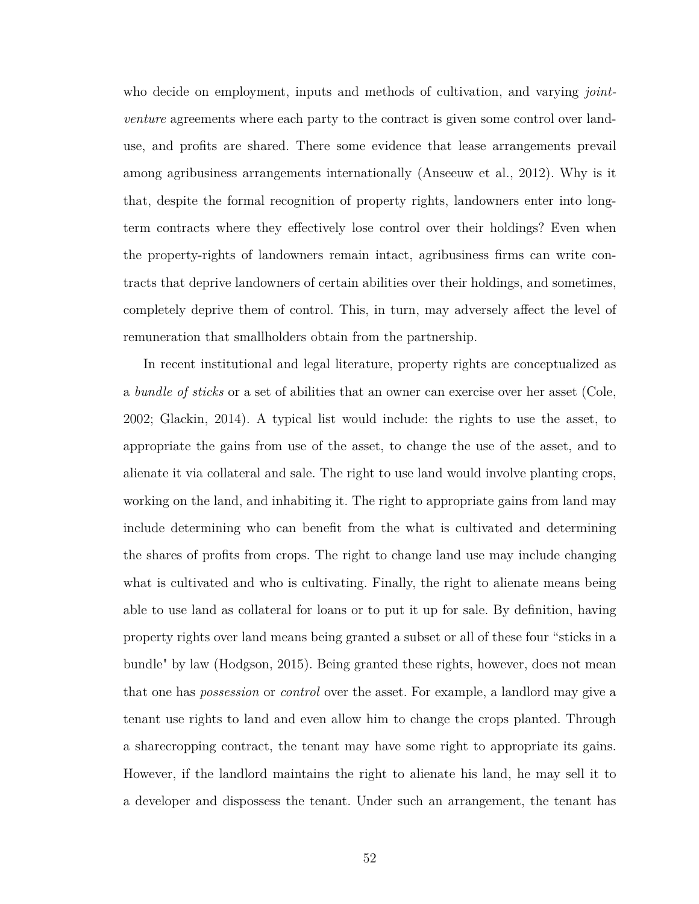who decide on employment, inputs and methods of cultivation, and varying *joint-venture* agreements where each party to the contract is given some control over land-use, and profits are shared. There some evidence that lease arrangements prevail among agribusiness arrangements internationally (Anseeuw et al., 2012). Why is it that, despite the formal recognition of property rights, landowners enter into long-term contracts where they effectively lose control over their holdings? Even when the property-rights of landowners remain intact, agribusiness firms can write contracts that deprive landowners of certain abilities over their holdings, and sometimes, completely deprive them of control. This, in turn, may adversely affect the level of remuneration that smallholders obtain from the partnership.

In recent institutional and legal literature, property rights are conceptualized as a *bundle of sticks* or a set of abilities that an owner can exercise over her asset (Cole, 2002; Glackin, 2014). A typical list would include: the rights to use the asset, to appropriate the gains from use of the asset, to change the use of the asset, and to alienate it via collateral and sale. The right to use land would involve planting crops, working on the land, and inhabiting it. The right to appropriate gains from land may include determining who can benefit from the what is cultivated and determining the shares of profits from crops. The right to change land use may include changing what is cultivated and who is cultivating. Finally, the right to alienate means being able to use land as collateral for loans or to put it up for sale. By definition, having property rights over land means being granted a subset or all of these four "sticks in a bundle" by law (Hodgson, 2015). Being granted these rights, however, does not mean that one has *possession* or *control* over the asset. For example, a landlord may give a tenant use rights to land and even allow him to change the crops planted. Through a sharecropping contract, the tenant may have some right to appropriate its gains. However, if the landlord maintains the right to alienate his land, he may sell it to a developer and dispossess the tenant. Under such an arrangement, the tenant has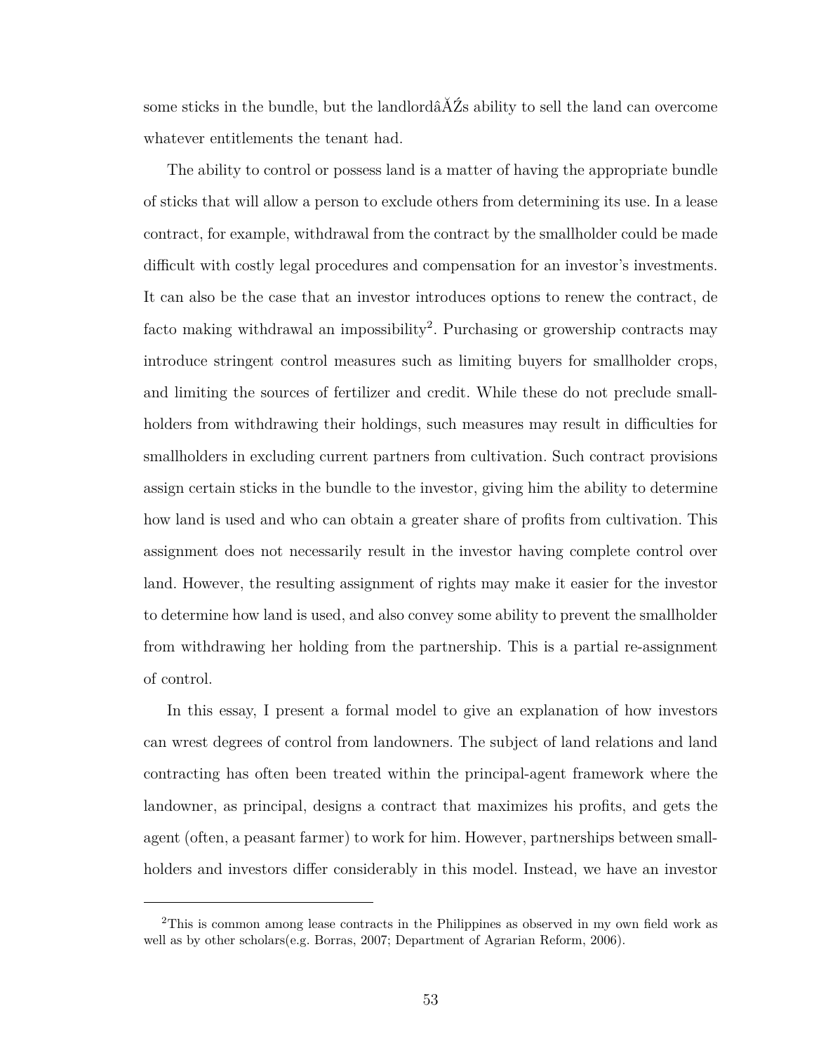some sticks in the bundle, but the landlordâĂŹs ability to sell the land can overcome whatever entitlements the tenant had.

The ability to control or possess land is a matter of having the appropriate bundle of sticks that will allow a person to exclude others from determining its use. In a lease contract, for example, withdrawal from the contract by the smallholder could be made difficult with costly legal procedures and compensation for an investor's investments. It can also be the case that an investor introduces options to renew the contract, de facto making withdrawal an impossibility[2]. Purchasing or growership contracts may introduce stringent control measures such as limiting buyers for smallholder crops, and limiting the sources of fertilizer and credit. While these do not preclude smallholders from withdrawing their holdings, such measures may result in difficulties for smallholders in excluding current partners from cultivation. Such contract provisions assign certain sticks in the bundle to the investor, giving him the ability to determine how land is used and who can obtain a greater share of profits from cultivation. This assignment does not necessarily result in the investor having complete control over land. However, the resulting assignment of rights may make it easier for the investor to determine how land is used, and also convey some ability to prevent the smallholder from withdrawing her holding from the partnership. This is a partial re-assignment of control.

In this essay, I present a formal model to give an explanation of how investors can wrest degrees of control from landowners. The subject of land relations and land contracting has often been treated within the principal-agent framework where the landowner, as principal, designs a contract that maximizes his profits, and gets the agent (often, a peasant farmer) to work for him. However, partnerships between smallholders and investors differ considerably in this model. Instead, we have an investor

[2]This is common among lease contracts in the Philippines as observed in my own field work as well as by other scholars(e.g. Borras, 2007; Department of Agrarian Reform, 2006).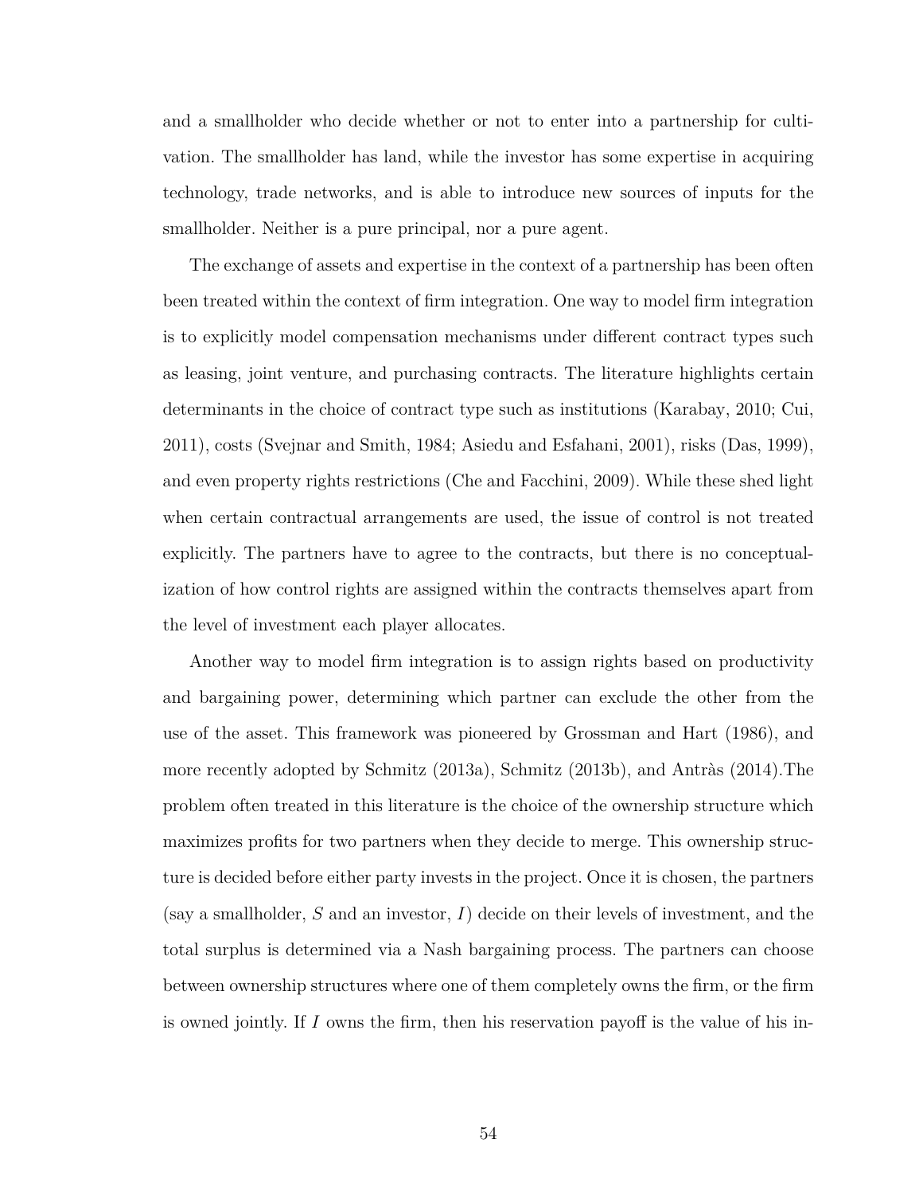and a smallholder who decide whether or not to enter into a partnership for cultivation. The smallholder has land, while the investor has some expertise in acquiring technology, trade networks, and is able to introduce new sources of inputs for the smallholder. Neither is a pure principal, nor a pure agent.

The exchange of assets and expertise in the context of a partnership has been often been treated within the context of firm integration. One way to model firm integration is to explicitly model compensation mechanisms under different contract types such as leasing, joint venture, and purchasing contracts. The literature highlights certain determinants in the choice of contract type such as institutions (Karabay, 2010; Cui, 2011), costs (Svejnar and Smith, 1984; Asiedu and Esfahani, 2001), risks (Das, 1999), and even property rights restrictions (Che and Facchini, 2009). While these shed light when certain contractual arrangements are used, the issue of control is not treated explicitly. The partners have to agree to the contracts, but there is no conceptualization of how control rights are assigned within the contracts themselves apart from the level of investment each player allocates.

Another way to model firm integration is to assign rights based on productivity and bargaining power, determining which partner can exclude the other from the use of the asset. This framework was pioneered by Grossman and Hart (1986), and more recently adopted by Schmitz (2013a), Schmitz (2013b), and Antràs (2014).The problem often treated in this literature is the choice of the ownership structure which maximizes profits for two partners when they decide to merge. This ownership structure is decided before either party invests in the project. Once it is chosen, the partners (say a smallholder, $S$ and an investor, $I$) decide on their levels of investment, and the total surplus is determined via a Nash bargaining process. The partners can choose between ownership structures where one of them completely owns the firm, or the firm is owned jointly. If $I$ owns the firm, then his reservation payoff is the value of his in-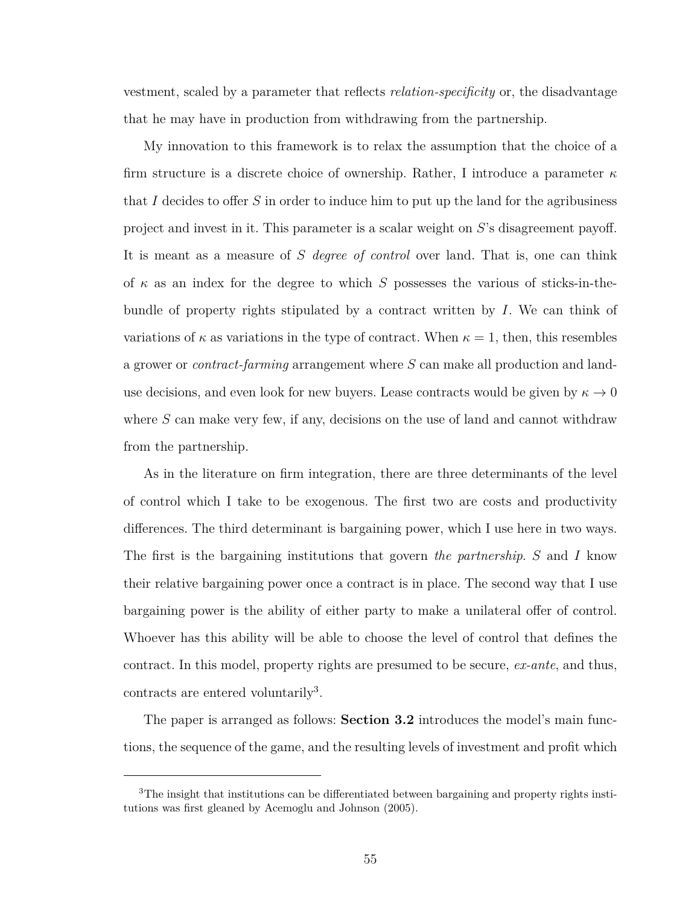vestment, scaled by a parameter that reflects *relation-specificity* or, the disadvantage that he may have in production from withdrawing from the partnership.

My innovation to this framework is to relax the assumption that the choice of a firm structure is a discrete choice of ownership. Rather, I introduce a parameter $\kappa$ that $I$ decides to offer $S$ in order to induce him to put up the land for the agribusiness project and invest in it. This parameter is a scalar weight on $S$'s disagreement payoff. It is meant as a measure of *$S$ degree of control* over land. That is, one can think of $\kappa$ as an index for the degree to which $S$ possesses the various of sticks-in-the-bundle of property rights stipulated by a contract written by $I$. We can think of variations of $\kappa$ as variations in the type of contract. When $\kappa = 1$, then, this resembles a grower or *contract-farming* arrangement where $S$ can make all production and land-use decisions, and even look for new buyers. Lease contracts would be given by $\kappa \to 0$ where $S$ can make very few, if any, decisions on the use of land and cannot withdraw from the partnership.

As in the literature on firm integration, there are three determinants of the level of control which I take to be exogenous. The first two are costs and productivity differences. The third determinant is bargaining power, which I use here in two ways. The first is the bargaining institutions that govern *the partnership*. $S$ and $I$ know their relative bargaining power once a contract is in place. The second way that I use bargaining power is the ability of either party to make a unilateral offer of control. Whoever has this ability will be able to choose the level of control that defines the contract. In this model, property rights are presumed to be secure, *ex-ante*, and thus, contracts are entered voluntarily[3].

The paper is arranged as follows: **Section 3.2** introduces the model's main functions, the sequence of the game, and the resulting levels of investment and profit which

[3]The insight that institutions can be differentiated between bargaining and property rights institutions was first gleaned by Acemoglu and Johnson (2005).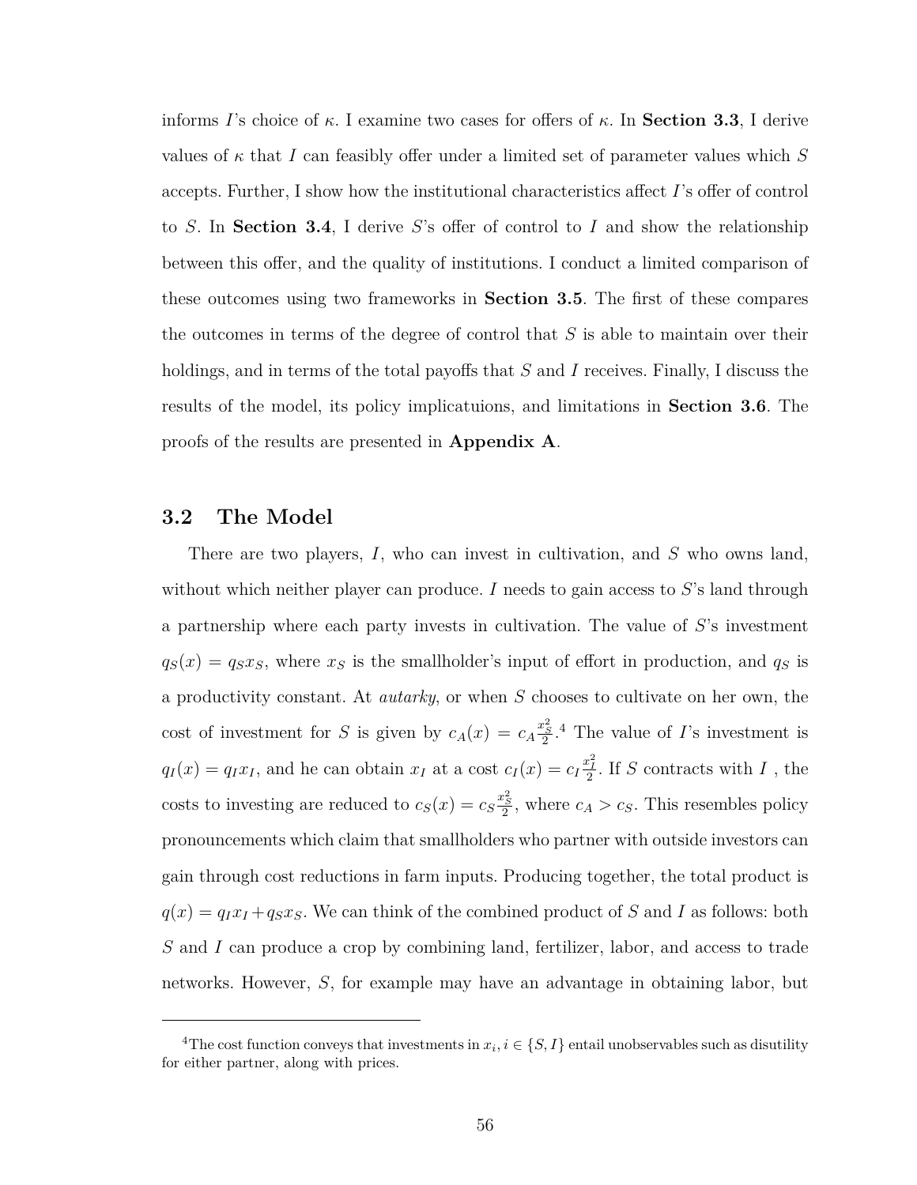informs $I$'s choice of $\kappa$. I examine two cases for offers of $\kappa$. In **Section 3.3**, I derive values of $\kappa$ that $I$ can feasibly offer under a limited set of parameter values which $S$ accepts. Further, I show how the institutional characteristics affect $I$'s offer of control to $S$. In **Section 3.4**, I derive $S$'s offer of control to $I$ and show the relationship between this offer, and the quality of institutions. I conduct a limited comparison of these outcomes using two frameworks in **Section 3.5**. The first of these compares the outcomes in terms of the degree of control that $S$ is able to maintain over their holdings, and in terms of the total payoffs that $S$ and $I$ receives. Finally, I discuss the results of the model, its policy implicatuions, and limitations in **Section 3.6**. The proofs of the results are presented in **Appendix A**.

## 3.2 The Model

There are two players, $I$, who can invest in cultivation, and $S$ who owns land, without which neither player can produce. $I$ needs to gain access to $S$'s land through a partnership where each party invests in cultivation. The value of $S$'s investment $q_S(x) = q_S x_S$, where $x_S$ is the smallholder's input of effort in production, and $q_S$ is a productivity constant. At *autarky*, or when $S$ chooses to cultivate on her own, the cost of investment for $S$ is given by $c_A(x) = c_A \frac{x_S^2}{2}$.[4] The value of $I$'s investment is $q_I(x) = q_I x_I$, and he can obtain $x_I$ at a cost $c_I(x) = c_I \frac{x_I^2}{2}$. If $S$ contracts with $I$ , the costs to investing are reduced to $c_S(x) = c_S \frac{x_S^2}{2}$, where $c_A > c_S$. This resembles policy pronouncements which claim that smallholders who partner with outside investors can gain through cost reductions in farm inputs. Producing together, the total product is $q(x) = q_I x_I + q_S x_S$. We can think of the combined product of $S$ and $I$ as follows: both $S$ and $I$ can produce a crop by combining land, fertilizer, labor, and access to trade networks. However, $S$, for example may have an advantage in obtaining labor, but

[4]The cost function conveys that investments in $x_i, i \in \{S, I\}$ entail unobservables such as disutility for either partner, along with prices.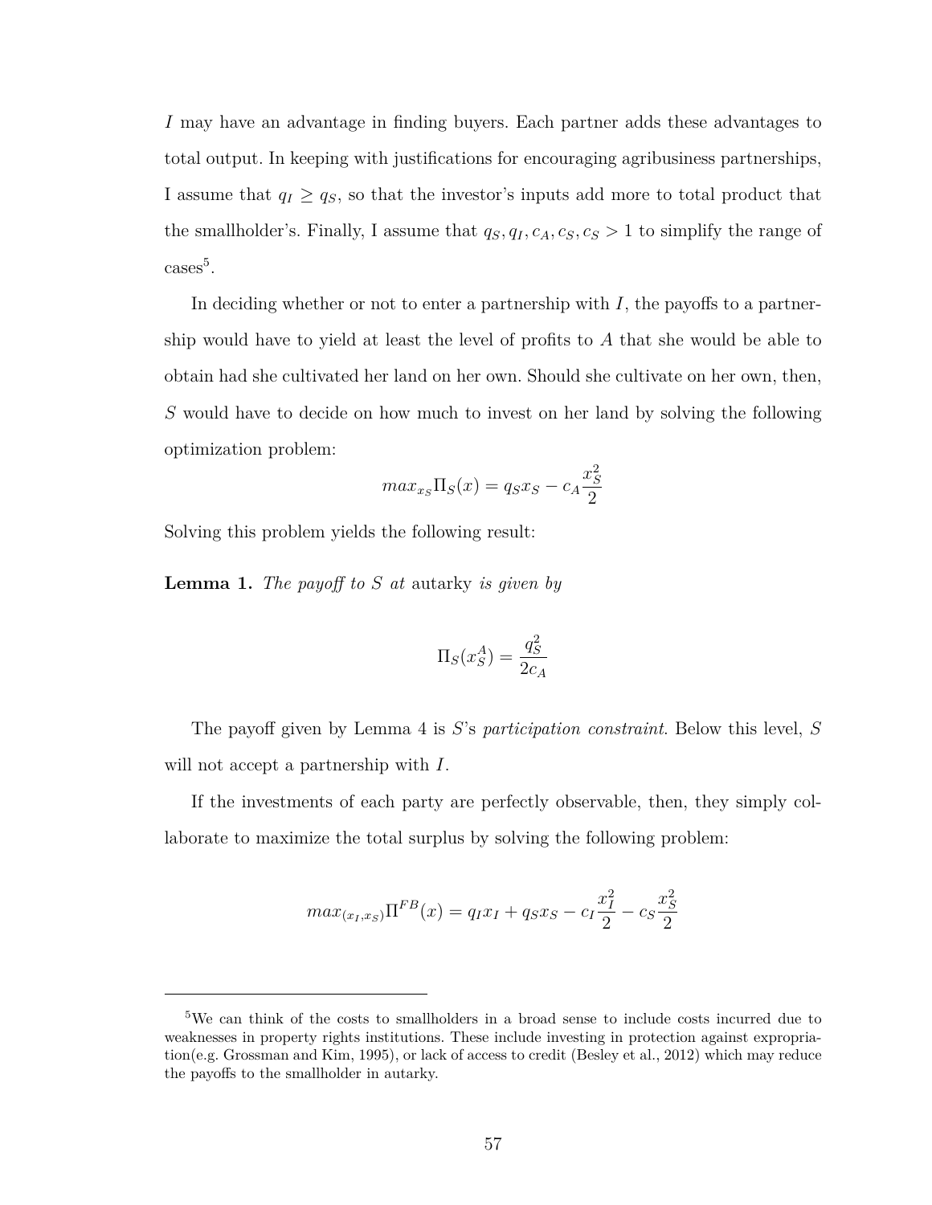$I$ may have an advantage in finding buyers. Each partner adds these advantages to total output. In keeping with justifications for encouraging agribusiness partnerships, I assume that $q_I \geq q_S$, so that the investor's inputs add more to total product that the smallholder's. Finally, I assume that $q_S, q_I, c_A, c_S, c_S > 1$ to simplify the range of cases[5].

In deciding whether or not to enter a partnership with $I$, the payoffs to a partnership would have to yield at least the level of profits to $A$ that she would be able to obtain had she cultivated her land on her own. Should she cultivate on her own, then, $S$ would have to decide on how much to invest on her land by solving the following optimization problem:

$$max_{x_S} \Pi_S(x) = q_S x_S - c_A \frac{x_S^2}{2}$$

Solving this problem yields the following result:

**Lemma 1.** *The payoff to $S$ at* autarky *is given by*

$$\Pi_S(x_S^A) = \frac{q_S^2}{2c_A}$$

The payoff given by Lemma 4 is $S$'s *participation constraint*. Below this level, $S$ will not accept a partnership with $I$.

If the investments of each party are perfectly observable, then, they simply collaborate to maximize the total surplus by solving the following problem:

$$max_{(x_I, x_S)} \Pi^{FB}(x) = q_I x_I + q_S x_S - c_I \frac{x_I^2}{2} - c_S \frac{x_S^2}{2}$$

---

[5] We can think of the costs to smallholders in a broad sense to include costs incurred due to weaknesses in property rights institutions. These include investing in protection against expropriation(e.g. Grossman and Kim, 1995), or lack of access to credit (Besley et al., 2012) which may reduce the payoffs to the smallholder in autarky.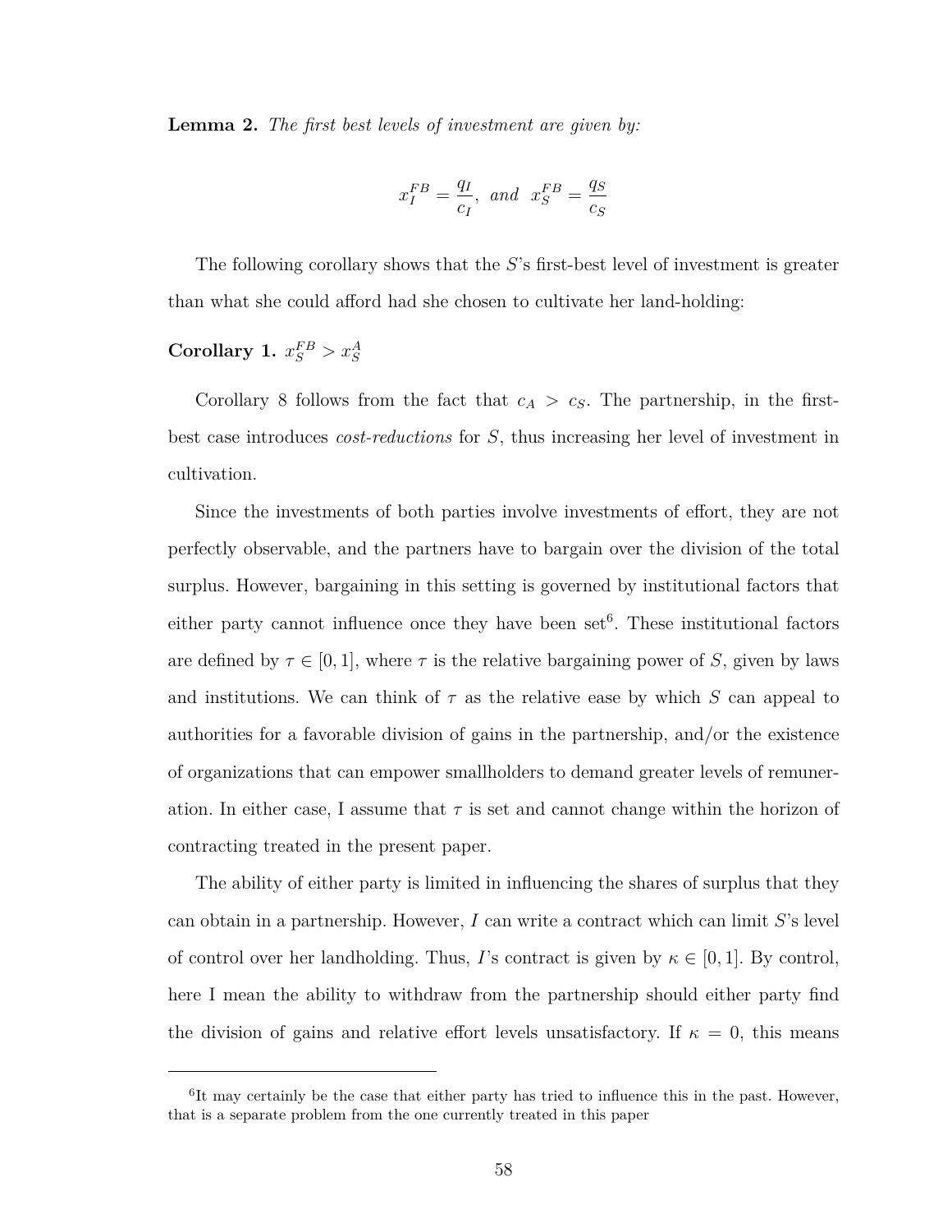**Lemma 2.** *The first best levels of investment are given by:*

$$x_I^{FB} = \frac{q_I}{c_I}, \text{ and } x_S^{FB} = \frac{q_S}{c_S}$$

The following corollary shows that the $S$'s first-best level of investment is greater than what she could afford had she chosen to cultivate her land-holding:

**Corollary 1.** $x_S^{FB} > x_S^A$

Corollary 8 follows from the fact that $c_A > c_S$. The partnership, in the first-best case introduces *cost-reductions* for $S$, thus increasing her level of investment in cultivation.

Since the investments of both parties involve investments of effort, they are not perfectly observable, and the partners have to bargain over the division of the total surplus. However, bargaining in this setting is governed by institutional factors that either party cannot influence once they have been set[6]. These institutional factors are defined by $\tau \in [0, 1]$, where $\tau$ is the relative bargaining power of $S$, given by laws and institutions. We can think of $\tau$ as the relative ease by which $S$ can appeal to authorities for a favorable division of gains in the partnership, and/or the existence of organizations that can empower smallholders to demand greater levels of remuneration. In either case, I assume that $\tau$ is set and cannot change within the horizon of contracting treated in the present paper.

The ability of either party is limited in influencing the shares of surplus that they can obtain in a partnership. However, $I$ can write a contract which can limit $S$'s level of control over her landholding. Thus, $I$'s contract is given by $\kappa \in [0, 1]$. By control, here I mean the ability to withdraw from the partnership should either party find the division of gains and relative effort levels unsatisfactory. If $\kappa = 0$, this means

[6]It may certainly be the case that either party has tried to influence this in the past. However, that is a separate problem from the one currently treated in this paper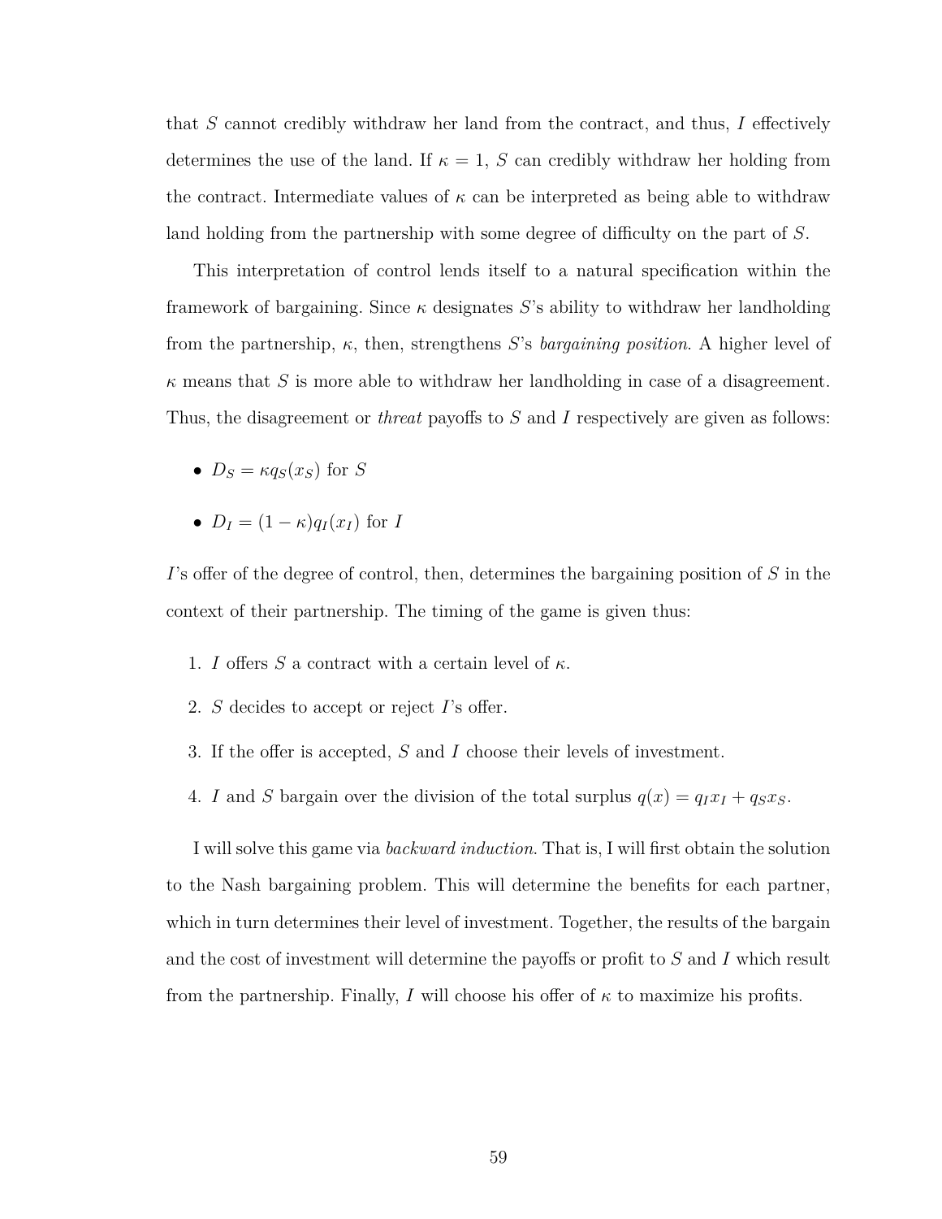that $S$ cannot credibly withdraw her land from the contract, and thus, $I$ effectively determines the use of the land. If $\kappa = 1$, $S$ can credibly withdraw her holding from the contract. Intermediate values of $\kappa$ can be interpreted as being able to withdraw land holding from the partnership with some degree of difficulty on the part of $S$.

This interpretation of control lends itself to a natural specification within the framework of bargaining. Since $\kappa$ designates $S$'s ability to withdraw her landholding from the partnership, $\kappa$, then, strengthens $S$'s *bargaining position*. A higher level of $\kappa$ means that $S$ is more able to withdraw her landholding in case of a disagreement. Thus, the disagreement or *threat* payoffs to $S$ and $I$ respectively are given as follows:

- $D_S = \kappa q_S(x_S)$ for $S$
- $D_I = (1 - \kappa)q_I(x_I)$ for $I$

$I$'s offer of the degree of control, then, determines the bargaining position of $S$ in the context of their partnership. The timing of the game is given thus:

1. $I$ offers $S$ a contract with a certain level of $\kappa$.
2. $S$ decides to accept or reject $I$'s offer.
3. If the offer is accepted, $S$ and $I$ choose their levels of investment.
4. $I$ and $S$ bargain over the division of the total surplus $q(x) = q_I x_I + q_S x_S$.

I will solve this game via *backward induction*. That is, I will first obtain the solution to the Nash bargaining problem. This will determine the benefits for each partner, which in turn determines their level of investment. Together, the results of the bargain and the cost of investment will determine the payoffs or profit to $S$ and $I$ which result from the partnership. Finally, $I$ will choose his offer of $\kappa$ to maximize his profits.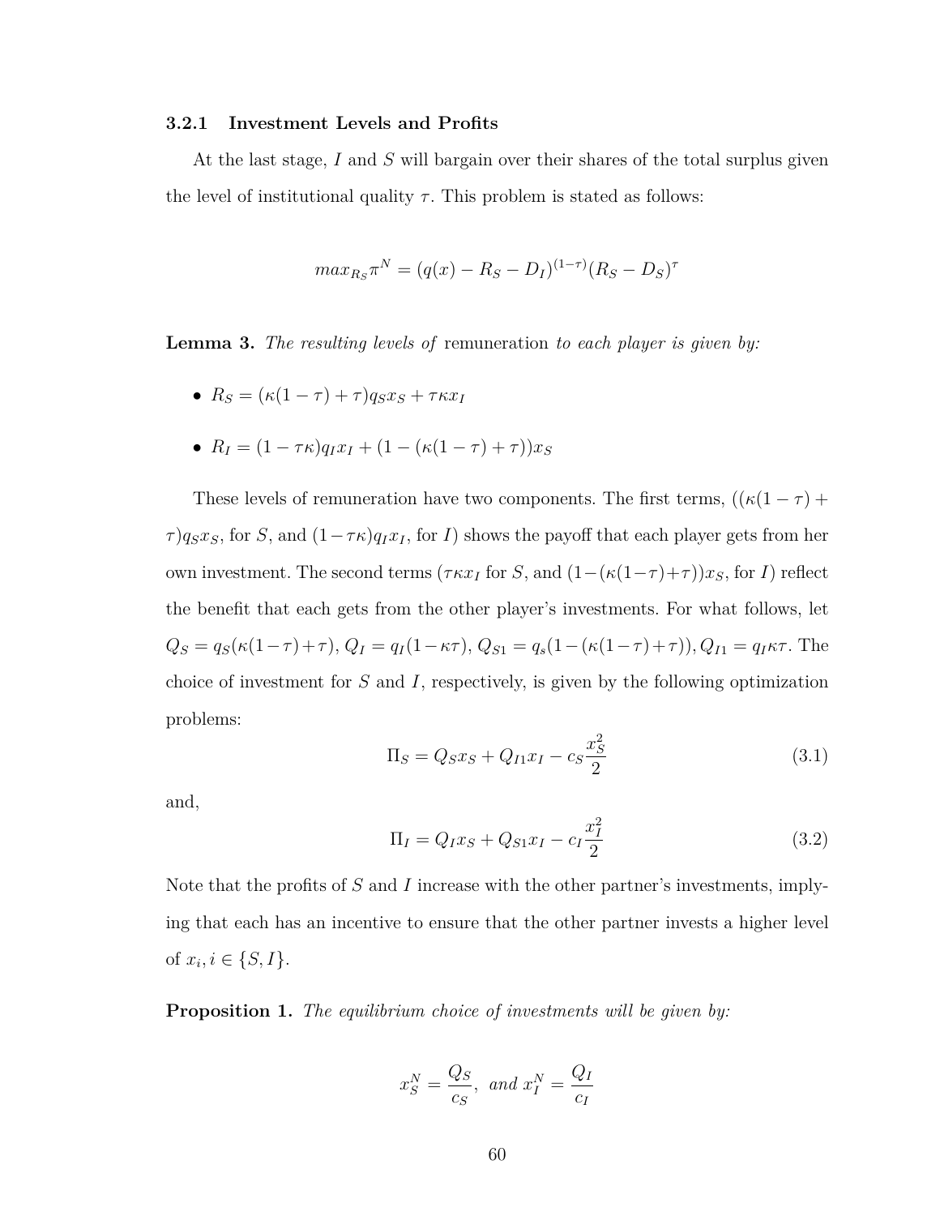### 3.2.1 Investment Levels and Profits

At the last stage, $I$ and $S$ will bargain over their shares of the total surplus given the level of institutional quality $\tau$. This problem is stated as follows:

$$max_{R_S}\pi^N = (q(x) - R_S - D_I)^{(1-\tau)}(R_S - D_S)^{\tau}$$

**Lemma 3.** *The resulting levels of* remuneration *to each player is given by:*

- $R_S = (\kappa(1-\tau) + \tau)q_S x_S + \tau\kappa x_I$
- $R_I = (1 - \tau\kappa)q_I x_I + (1 - (\kappa(1-\tau) + \tau))x_S$

These levels of remuneration have two components. The first terms, $((\kappa(1-\tau) + \tau)q_S x_S$, for $S$, and $(1-\tau\kappa)q_I x_I$, for $I$) shows the payoff that each player gets from her own investment. The second terms ($\tau\kappa x_I$ for $S$, and $(1-(\kappa(1-\tau)+\tau))x_S$, for $I$) reflect the benefit that each gets from the other player's investments. For what follows, let $Q_S = q_S(\kappa(1-\tau)+\tau)$, $Q_I = q_I(1-\kappa\tau)$, $Q_{S1} = q_s(1-(\kappa(1-\tau)+\tau))$, $Q_{I1} = q_I\kappa\tau$. The choice of investment for $S$ and $I$, respectively, is given by the following optimization problems:

$$\Pi_S = Q_S x_S + Q_{I1} x_I - c_S \frac{x_S^2}{2} \tag{3.1}$$

and,

$$\Pi_I = Q_I x_S + Q_{S1} x_I - c_I \frac{x_I^2}{2} \tag{3.2}$$

Note that the profits of $S$ and $I$ increase with the other partner's investments, implying that each has an incentive to ensure that the other partner invests a higher level of $x_i, i \in \{S, I\}$.

**Proposition 1.** *The equilibrium choice of investments will be given by:*

$$x_S^N = \frac{Q_S}{c_S}, \text{ and } x_I^N = \frac{Q_I}{c_I}$$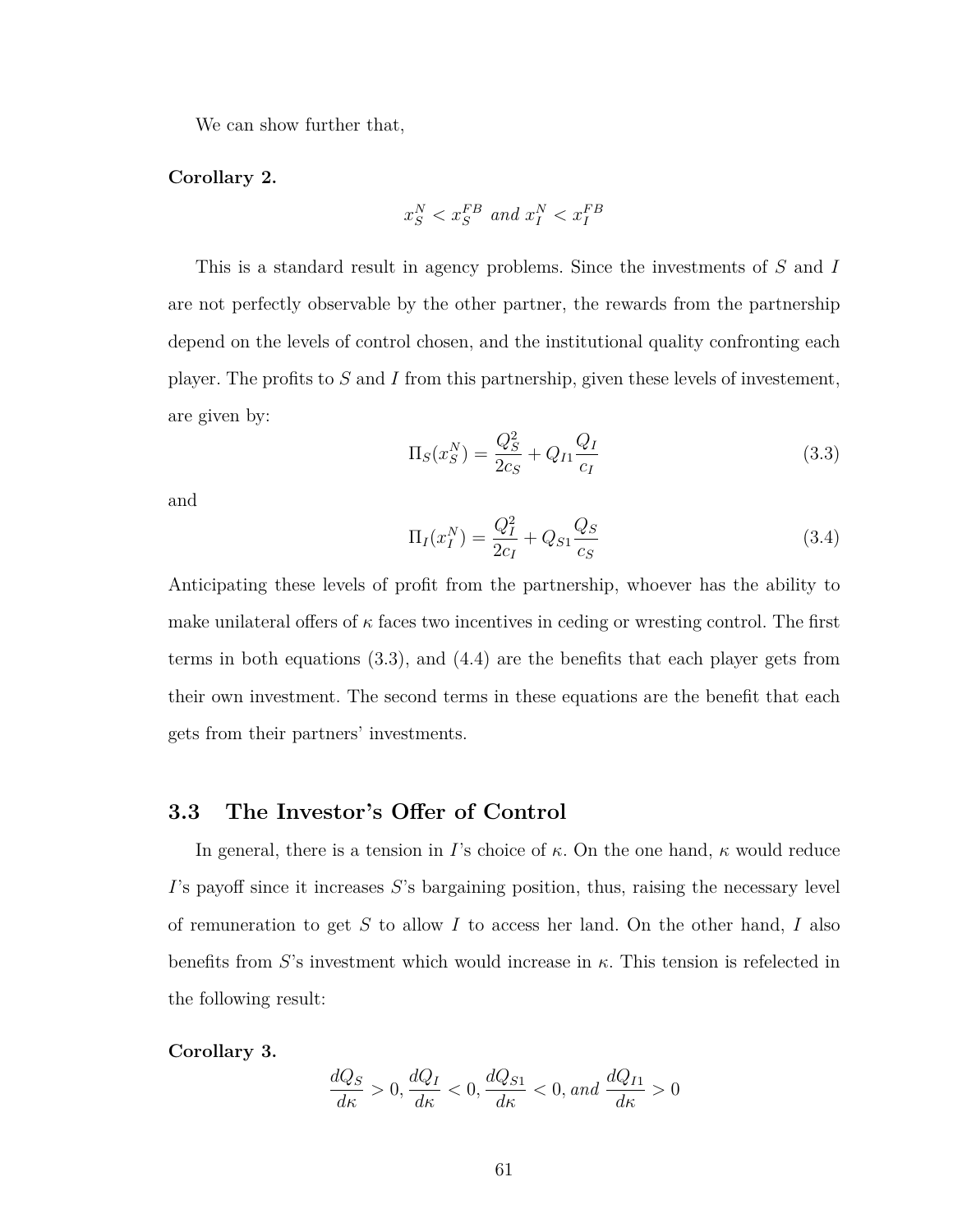We can show further that,

**Corollary 2.**

$$x_S^N < x_S^{FB} \textit{ and } x_I^N < x_I^{FB}$$

This is a standard result in agency problems. Since the investments of $S$ and $I$ are not perfectly observable by the other partner, the rewards from the partnership depend on the levels of control chosen, and the institutional quality confronting each player. The profits to $S$ and $I$ from this partnership, given these levels of investement, are given by:

$$\Pi_S(x_S^N) = \frac{Q_S^2}{2c_S} + Q_{I1}\frac{Q_I}{c_I} \tag{3.3}$$

and

$$\Pi_I(x_I^N) = \frac{Q_I^2}{2c_I} + Q_{S1}\frac{Q_S}{c_S} \tag{3.4}$$

Anticipating these levels of profit from the partnership, whoever has the ability to make unilateral offers of $\kappa$ faces two incentives in ceding or wresting control. The first terms in both equations (3.3), and (4.4) are the benefits that each player gets from their own investment. The second terms in these equations are the benefit that each gets from their partners' investments.

## 3.3 The Investor's Offer of Control

In general, there is a tension in $I$'s choice of $\kappa$. On the one hand, $\kappa$ would reduce $I$'s payoff since it increases $S$'s bargaining position, thus, raising the necessary level of remuneration to get $S$ to allow $I$ to access her land. On the other hand, $I$ also benefits from $S$'s investment which would increase in $\kappa$. This tension is refelected in the following result:

**Corollary 3.**

$$\frac{dQ_S}{d\kappa} > 0, \frac{dQ_I}{d\kappa} < 0, \frac{dQ_{S1}}{d\kappa} < 0, \textit{and } \frac{dQ_{I1}}{d\kappa} > 0$$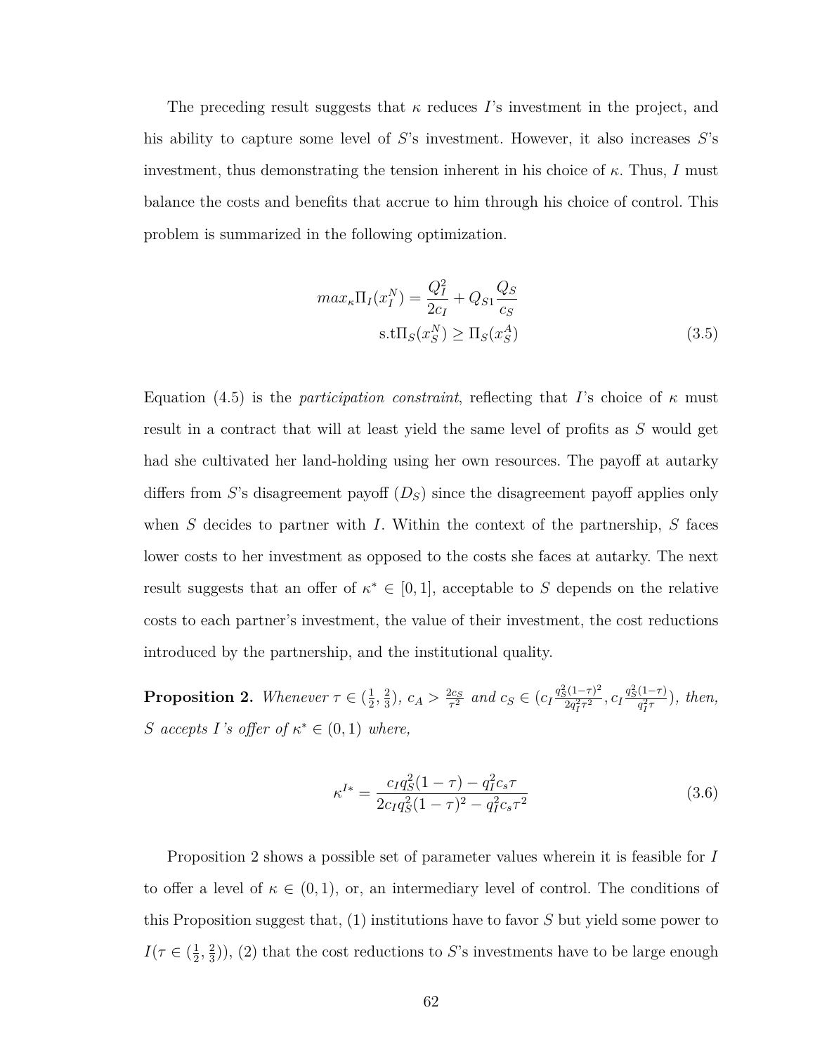The preceding result suggests that $\kappa$ reduces $I$'s investment in the project, and his ability to capture some level of $S$'s investment. However, it also increases $S$'s investment, thus demonstrating the tension inherent in his choice of $\kappa$. Thus, $I$ must balance the costs and benefits that accrue to him through his choice of control. This problem is summarized in the following optimization.

$$
\begin{aligned}
max_{\kappa}\Pi_I(x_I^N) = \frac{Q_I^2}{2c_I} + Q_{S1}\frac{Q_S}{c_S} \\
\text{s.t}\Pi_S(x_S^N) \geq \Pi_S(x_S^A)
\end{aligned}
\tag{3.5}
$$

Equation (4.5) is the *participation constraint*, reflecting that $I$'s choice of $\kappa$ must result in a contract that will at least yield the same level of profits as $S$ would get had she cultivated her land-holding using her own resources. The payoff at autarky differs from $S$'s disagreement payoff ($D_S$) since the disagreement payoff applies only when $S$ decides to partner with $I$. Within the context of the partnership, $S$ faces lower costs to her investment as opposed to the costs she faces at autarky. The next result suggests that an offer of $\kappa^* \in [0, 1]$, acceptable to $S$ depends on the relative costs to each partner's investment, the value of their investment, the cost reductions introduced by the partnership, and the institutional quality.

**Proposition 2.** *Whenever $\tau \in (\frac{1}{2}, \frac{2}{3})$, $c_A > \frac{2c_S}{\tau^2}$ and $c_S \in (c_I\frac{q_S^2(1-\tau)^2}{2q_I^2\tau^2}, c_I\frac{q_S^2(1-\tau)}{q_I^2\tau})$, then, $S$ accepts $I$'s offer of $\kappa^* \in (0, 1)$ where,*

$$
\kappa^{I*} = \frac{c_I q_S^2(1-\tau) - q_I^2 c_s \tau}{2c_I q_S^2(1-\tau)^2 - q_I^2 c_s \tau^2}
\tag{3.6}
$$

Proposition 2 shows a possible set of parameter values wherein it is feasible for $I$ to offer a level of $\kappa \in (0, 1)$, or, an intermediary level of control. The conditions of this Proposition suggest that, (1) institutions have to favor $S$ but yield some power to $I(\tau \in (\frac{1}{2}, \frac{2}{3}))$, (2) that the cost reductions to $S$'s investments have to be large enough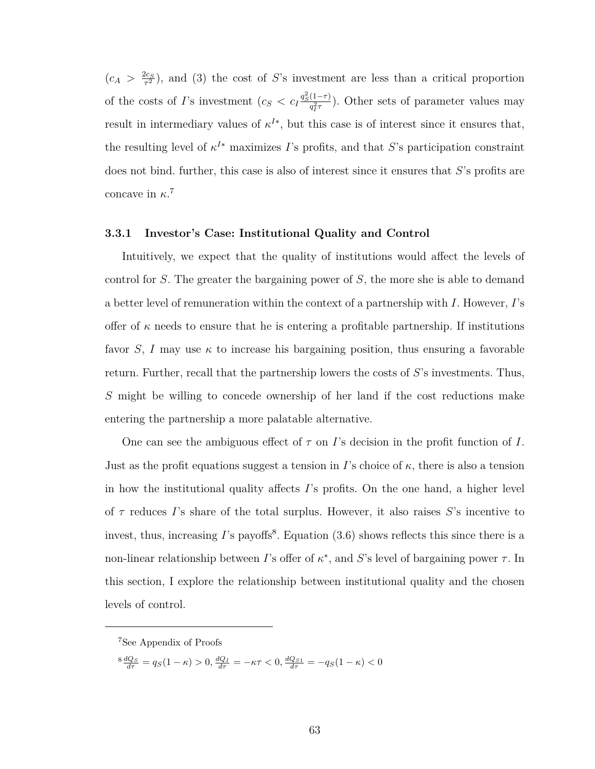($c_A > \frac{2c_S}{\tau^2}$), and (3) the cost of $S$'s investment are less than a critical proportion of the costs of $I$'s investment ($c_S < c_I \frac{q_S^2(1-\tau)}{q_I^2 \tau}$). Other sets of parameter values may result in intermediary values of $\kappa^{I*}$, but this case is of interest since it ensures that, the resulting level of $\kappa^{I*}$ maximizes $I$'s profits, and that $S$'s participation constraint does not bind. further, this case is also of interest since it ensures that $S$'s profits are concave in $\kappa$.[7]

### 3.3.1 Investor's Case: Institutional Quality and Control

Intuitively, we expect that the quality of institutions would affect the levels of control for $S$. The greater the bargaining power of $S$, the more she is able to demand a better level of remuneration within the context of a partnership with $I$. However, $I$'s offer of $\kappa$ needs to ensure that he is entering a profitable partnership. If institutions favor $S$, $I$ may use $\kappa$ to increase his bargaining position, thus ensuring a favorable return. Further, recall that the partnership lowers the costs of $S$'s investments. Thus, $S$ might be willing to concede ownership of her land if the cost reductions make entering the partnership a more palatable alternative.

One can see the ambiguous effect of $\tau$ on $I$'s decision in the profit function of $I$. Just as the profit equations suggest a tension in $I$'s choice of $\kappa$, there is also a tension in how the institutional quality affects $I$'s profits. On the one hand, a higher level of $\tau$ reduces $I$'s share of the total surplus. However, it also raises $S$'s incentive to invest, thus, increasing $I$'s payoffs[8]. Equation (3.6) shows reflects this since there is a non-linear relationship between $I$'s offer of $\kappa^*$, and $S$'s level of bargaining power $\tau$. In this section, I explore the relationship between institutional quality and the chosen levels of control.

---

[7] See Appendix of Proofs

[8] $\frac{dQ_S}{d\tau} = q_S(1-\kappa) > 0$, $\frac{dQ_I}{d\tau} = -\kappa\tau < 0$, $\frac{dQ_{S1}}{d\tau} = -q_S(1-\kappa) < 0$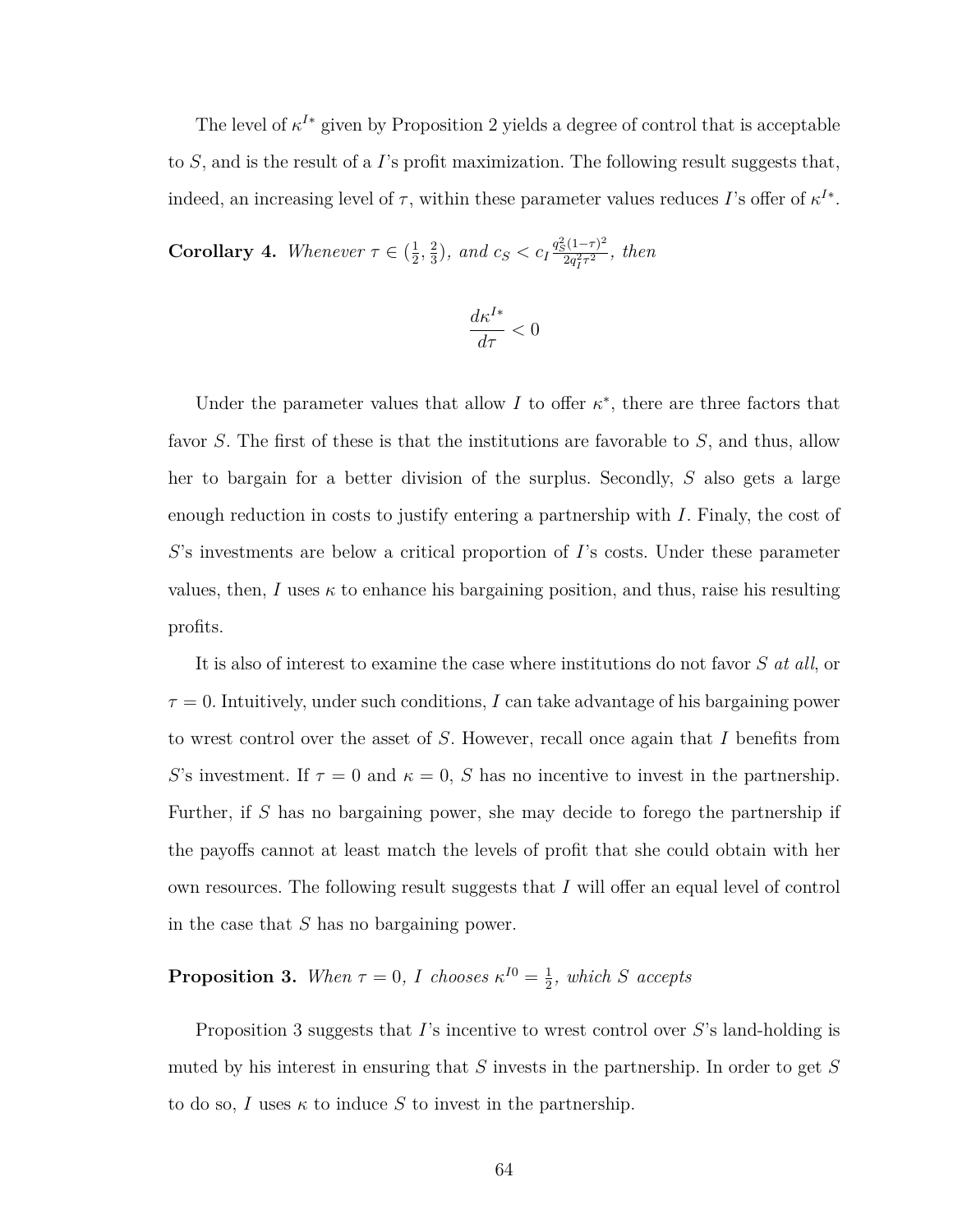The level of $\kappa^{I*}$ given by Proposition 2 yields a degree of control that is acceptable to $S$, and is the result of a $I$'s profit maximization. The following result suggests that, indeed, an increasing level of $\tau$, within these parameter values reduces $I$'s offer of $\kappa^{I*}$.

**Corollary 4.** *Whenever $\tau \in (\frac{1}{2}, \frac{2}{3})$, and $c_S < c_I \frac{q_S^2(1-\tau)^2}{2q_I^2\tau^2}$, then*

$$\frac{d\kappa^{I*}}{d\tau} < 0$$

Under the parameter values that allow $I$ to offer $\kappa^*$, there are three factors that favor $S$. The first of these is that the institutions are favorable to $S$, and thus, allow her to bargain for a better division of the surplus. Secondly, $S$ also gets a large enough reduction in costs to justify entering a partnership with $I$. Finaly, the cost of $S$'s investments are below a critical proportion of $I$'s costs. Under these parameter values, then, $I$ uses $\kappa$ to enhance his bargaining position, and thus, raise his resulting profits.

It is also of interest to examine the case where institutions do not favor $S$ *at all*, or $\tau = 0$. Intuitively, under such conditions, $I$ can take advantage of his bargaining power to wrest control over the asset of $S$. However, recall once again that $I$ benefits from $S$'s investment. If $\tau = 0$ and $\kappa = 0$, $S$ has no incentive to invest in the partnership. Further, if $S$ has no bargaining power, she may decide to forego the partnership if the payoffs cannot at least match the levels of profit that she could obtain with her own resources. The following result suggests that $I$ will offer an equal level of control in the case that $S$ has no bargaining power.

**Proposition 3.** *When $\tau = 0$, $I$ chooses $\kappa^{I0} = \frac{1}{2}$, which $S$ accepts*

Proposition 3 suggests that $I$'s incentive to wrest control over $S$'s land-holding is muted by his interest in ensuring that $S$ invests in the partnership. In order to get $S$ to do so, $I$ uses $\kappa$ to induce $S$ to invest in the partnership.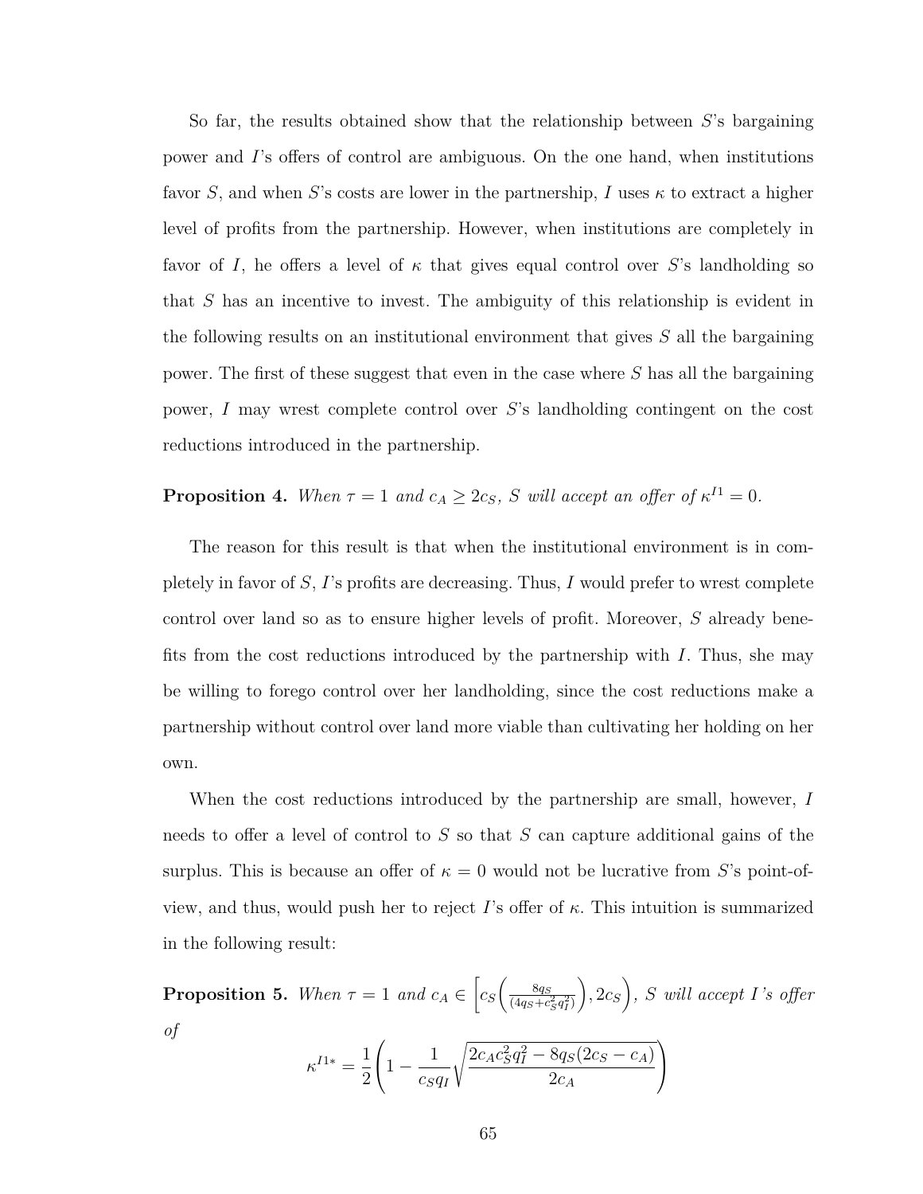So far, the results obtained show that the relationship between $S$'s bargaining power and $I$'s offers of control are ambiguous. On the one hand, when institutions favor $S$, and when $S$'s costs are lower in the partnership, $I$ uses $\kappa$ to extract a higher level of profits from the partnership. However, when institutions are completely in favor of $I$, he offers a level of $\kappa$ that gives equal control over $S$'s landholding so that $S$ has an incentive to invest. The ambiguity of this relationship is evident in the following results on an institutional environment that gives $S$ all the bargaining power. The first of these suggest that even in the case where $S$ has all the bargaining power, $I$ may wrest complete control over $S$'s landholding contingent on the cost reductions introduced in the partnership.

**Proposition 4.** *When $\tau = 1$ and $c_A \geq 2c_S$, $S$ will accept an offer of $\kappa^{I1} = 0$.*

The reason for this result is that when the institutional environment is in completely in favor of $S$, $I$'s profits are decreasing. Thus, $I$ would prefer to wrest complete control over land so as to ensure higher levels of profit. Moreover, $S$ already benefits from the cost reductions introduced by the partnership with $I$. Thus, she may be willing to forego control over her landholding, since the cost reductions make a partnership without control over land more viable than cultivating her holding on her own.

When the cost reductions introduced by the partnership are small, however, $I$ needs to offer a level of control to $S$ so that $S$ can capture additional gains of the surplus. This is because an offer of $\kappa = 0$ would not be lucrative from $S$'s point-of-view, and thus, would push her to reject $I$'s offer of $\kappa$. This intuition is summarized in the following result:

**Proposition 5.** *When $\tau = 1$ and $c_A \in \left[c_S\left(\frac{8q_S}{(4q_S + c_S^2 q_I^2)}\right), 2c_S\right)$, $S$ will accept $I$'s offer of*

$$\kappa^{I1*} = \frac{1}{2}\left(1 - \frac{1}{c_S q_I}\sqrt{\frac{2c_A c_S^2 q_I^2 - 8q_S(2c_S - c_A)}{2c_A}}\right)$$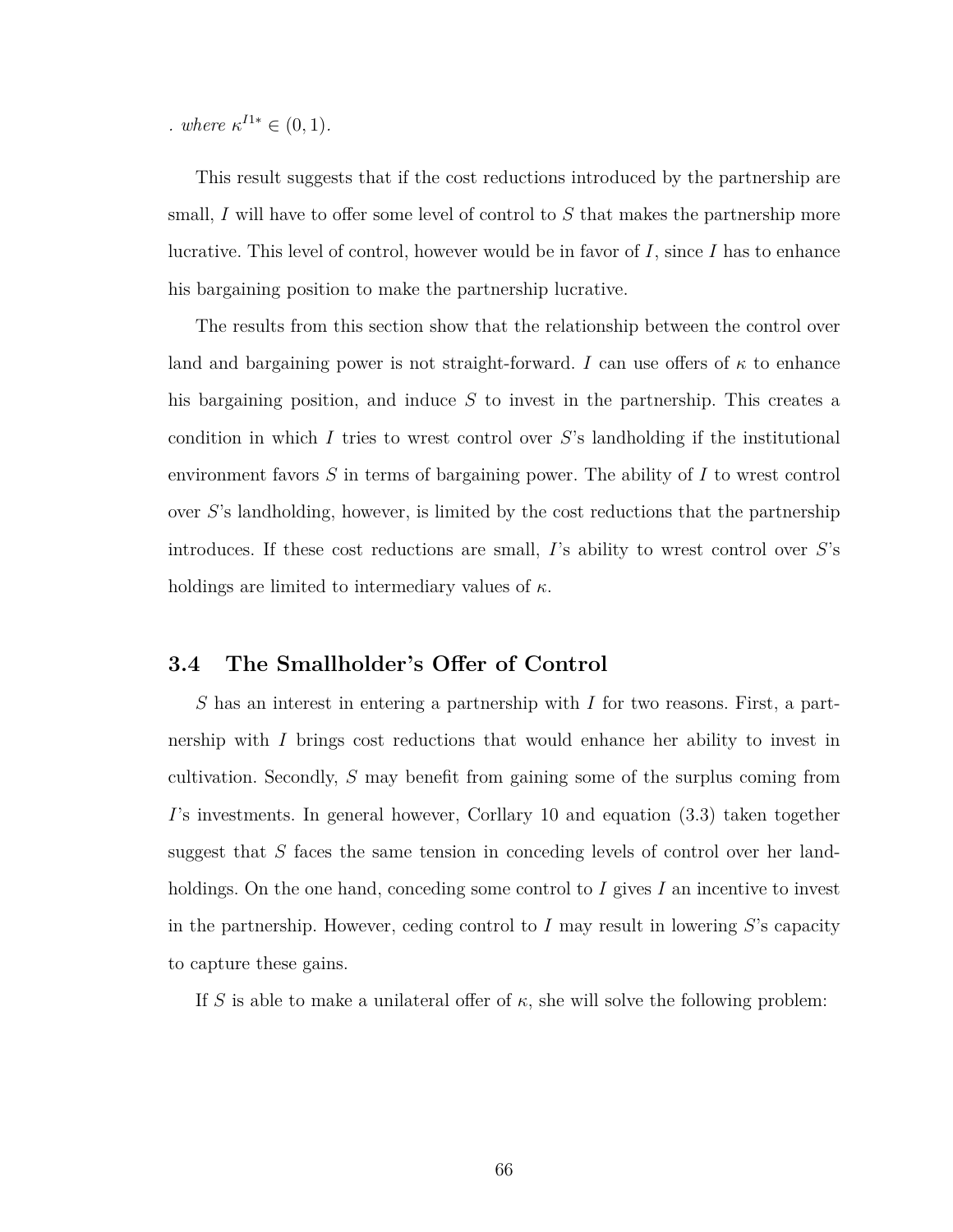. *where* $\kappa^{I1*} \in (0, 1)$.

This result suggests that if the cost reductions introduced by the partnership are small, $I$ will have to offer some level of control to $S$ that makes the partnership more lucrative. This level of control, however would be in favor of $I$, since $I$ has to enhance his bargaining position to make the partnership lucrative.

The results from this section show that the relationship between the control over land and bargaining power is not straight-forward. $I$ can use offers of $\kappa$ to enhance his bargaining position, and induce $S$ to invest in the partnership. This creates a condition in which $I$ tries to wrest control over $S$'s landholding if the institutional environment favors $S$ in terms of bargaining power. The ability of $I$ to wrest control over $S$'s landholding, however, is limited by the cost reductions that the partnership introduces. If these cost reductions are small, $I$'s ability to wrest control over $S$'s holdings are limited to intermediary values of $\kappa$.

## 3.4 The Smallholder's Offer of Control

$S$ has an interest in entering a partnership with $I$ for two reasons. First, a partnership with $I$ brings cost reductions that would enhance her ability to invest in cultivation. Secondly, $S$ may benefit from gaining some of the surplus coming from $I$'s investments. In general however, Corllary 10 and equation (3.3) taken together suggest that $S$ faces the same tension in conceding levels of control over her landholdings. On the one hand, conceding some control to $I$ gives $I$ an incentive to invest in the partnership. However, ceding control to $I$ may result in lowering $S$'s capacity to capture these gains.

If $S$ is able to make a unilateral offer of $\kappa$, she will solve the following problem: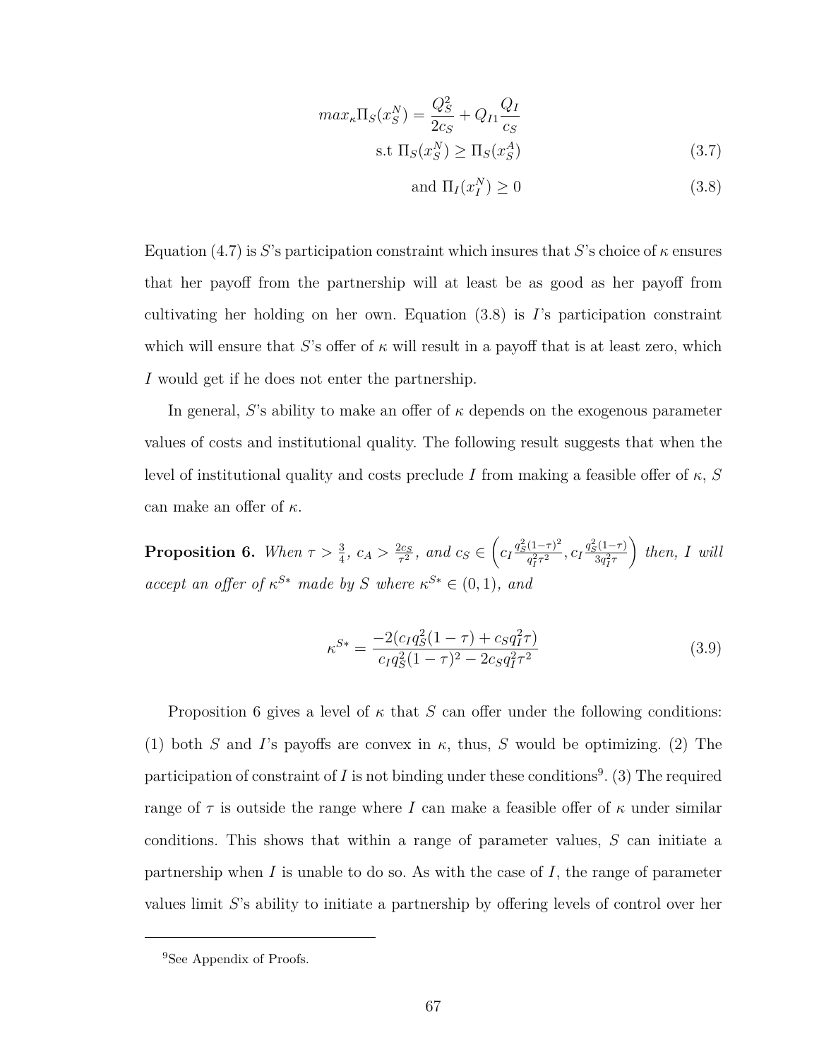$$max_{\kappa}\Pi_S(x_S^N) = \frac{Q_S^2}{2c_S} + Q_{I1}\frac{Q_I}{c_S}$$

$$\text{s.t } \Pi_S(x_S^N) \geq \Pi_S(x_S^A) \tag{3.7}$$

$$\text{and } \Pi_I(x_I^N) \geq 0 \tag{3.8}$$

Equation (4.7) is $S$'s participation constraint which insures that $S$'s choice of $\kappa$ ensures that her payoff from the partnership will at least be as good as her payoff from cultivating her holding on her own. Equation (3.8) is $I$'s participation constraint which will ensure that $S$'s offer of $\kappa$ will result in a payoff that is at least zero, which $I$ would get if he does not enter the partnership.

In general, $S$'s ability to make an offer of $\kappa$ depends on the exogenous parameter values of costs and institutional quality. The following result suggests that when the level of institutional quality and costs preclude $I$ from making a feasible offer of $\kappa$, $S$ can make an offer of $\kappa$.

**Proposition 6.** *When $\tau > \frac{3}{4}$, $c_A > \frac{2c_S}{\tau^2}$, and $c_S \in \left(c_I\frac{q_S^2(1-\tau)^2}{q_I^2\tau^2}, c_I\frac{q_S^2(1-\tau)}{3q_I^2\tau}\right)$ then, $I$ will accept an offer of $\kappa^{S*}$ made by $S$ where $\kappa^{S*} \in (0,1)$, and*

$$\kappa^{S*} = \frac{-2(c_I q_S^2(1-\tau) + c_S q_I^2\tau)}{c_I q_S^2(1-\tau)^2 - 2c_S q_I^2\tau^2} \tag{3.9}$$

Proposition 6 gives a level of $\kappa$ that $S$ can offer under the following conditions: (1) both $S$ and $I$'s payoffs are convex in $\kappa$, thus, $S$ would be optimizing. (2) The participation of constraint of $I$ is not binding under these conditions[9]. (3) The required range of $\tau$ is outside the range where $I$ can make a feasible offer of $\kappa$ under similar conditions. This shows that within a range of parameter values, $S$ can initiate a partnership when $I$ is unable to do so. As with the case of $I$, the range of parameter values limit $S$'s ability to initiate a partnership by offering levels of control over her

[9]See Appendix of Proofs.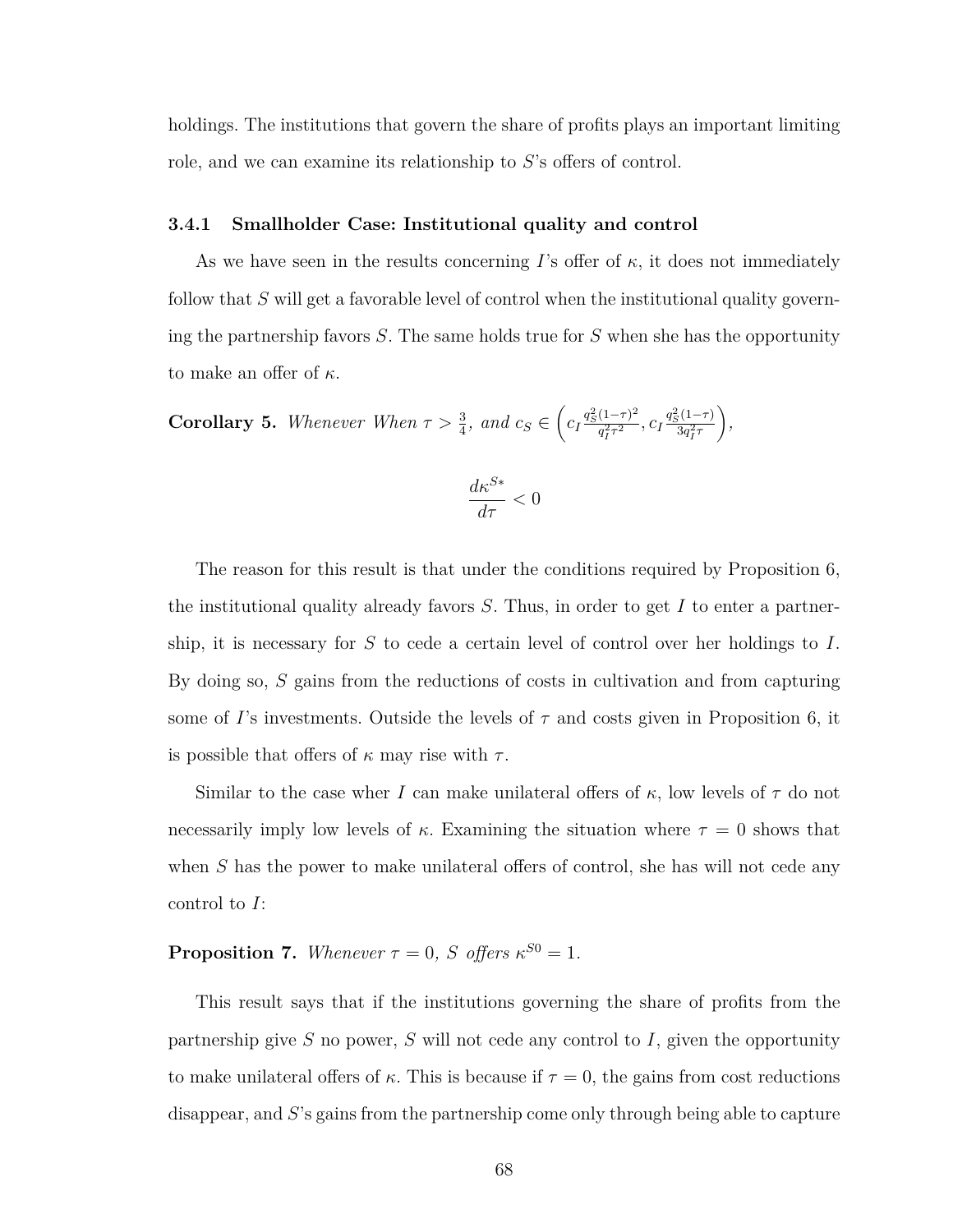holdings. The institutions that govern the share of profits plays an important limiting role, and we can examine its relationship to $S$'s offers of control.

### 3.4.1 Smallholder Case: Institutional quality and control

As we have seen in the results concerning $I$'s offer of $\kappa$, it does not immediately follow that $S$ will get a favorable level of control when the institutional quality governing the partnership favors $S$. The same holds true for $S$ when she has the opportunity to make an offer of $\kappa$.

**Corollary 5.** *Whenever When $\tau > \frac{3}{4}$, and $c_S \in \left( c_I \frac{q_S^2(1-\tau)^2}{q_I^2\tau^2}, c_I \frac{q_S^2(1-\tau)}{3q_I^2\tau} \right)$,*

$$\frac{d\kappa^{S*}}{d\tau} < 0$$

The reason for this result is that under the conditions required by Proposition 6, the institutional quality already favors $S$. Thus, in order to get $I$ to enter a partnership, it is necessary for $S$ to cede a certain level of control over her holdings to $I$. By doing so, $S$ gains from the reductions of costs in cultivation and from capturing some of $I$'s investments. Outside the levels of $\tau$ and costs given in Proposition 6, it is possible that offers of $\kappa$ may rise with $\tau$.

Similar to the case wher $I$ can make unilateral offers of $\kappa$, low levels of $\tau$ do not necessarily imply low levels of $\kappa$. Examining the situation where $\tau = 0$ shows that when $S$ has the power to make unilateral offers of control, she has will not cede any control to $I$:

**Proposition 7.** *Whenever $\tau = 0$, $S$ offers $\kappa^{S0} = 1$.*

This result says that if the institutions governing the share of profits from the partnership give $S$ no power, $S$ will not cede any control to $I$, given the opportunity to make unilateral offers of $\kappa$. This is because if $\tau = 0$, the gains from cost reductions disappear, and $S$'s gains from the partnership come only through being able to capture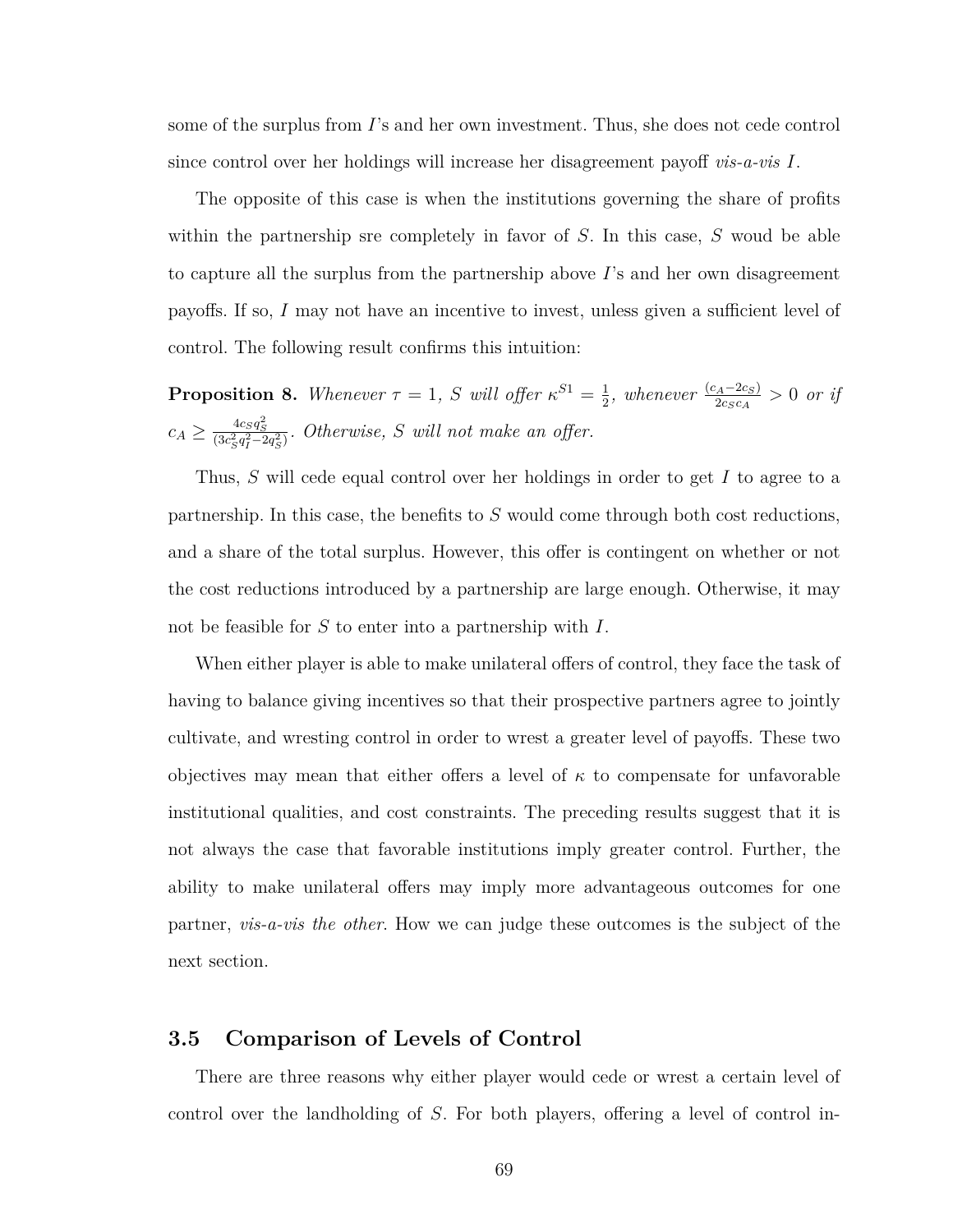some of the surplus from $I$'s and her own investment. Thus, she does not cede control since control over her holdings will increase her disagreement payoff *vis-a-vis* $I$.

The opposite of this case is when the institutions governing the share of profits within the partnership sre completely in favor of $S$. In this case, $S$ woud be able to capture all the surplus from the partnership above $I$'s and her own disagreement payoffs. If so, $I$ may not have an incentive to invest, unless given a sufficient level of control. The following result confirms this intuition:

**Proposition 8.** *Whenever* $\tau = 1$*,* $S$ *will offer* $\kappa^{S1} = \frac{1}{2}$*, whenever* $\frac{(c_A - 2c_S)}{2c_S c_A} > 0$ *or if* $c_A \geq \frac{4c_S q_S^2}{(3c_S^2 q_I^2 - 2q_S^2)}$*. Otherwise,* $S$ *will not make an offer.*

Thus, $S$ will cede equal control over her holdings in order to get $I$ to agree to a partnership. In this case, the benefits to $S$ would come through both cost reductions, and a share of the total surplus. However, this offer is contingent on whether or not the cost reductions introduced by a partnership are large enough. Otherwise, it may not be feasible for $S$ to enter into a partnership with $I$.

When either player is able to make unilateral offers of control, they face the task of having to balance giving incentives so that their prospective partners agree to jointly cultivate, and wresting control in order to wrest a greater level of payoffs. These two objectives may mean that either offers a level of $\kappa$ to compensate for unfavorable institutional qualities, and cost constraints. The preceding results suggest that it is not always the case that favorable institutions imply greater control. Further, the ability to make unilateral offers may imply more advantageous outcomes for one partner, *vis-a-vis the other*. How we can judge these outcomes is the subject of the next section.

## 3.5 Comparison of Levels of Control

There are three reasons why either player would cede or wrest a certain level of control over the landholding of $S$. For both players, offering a level of control in-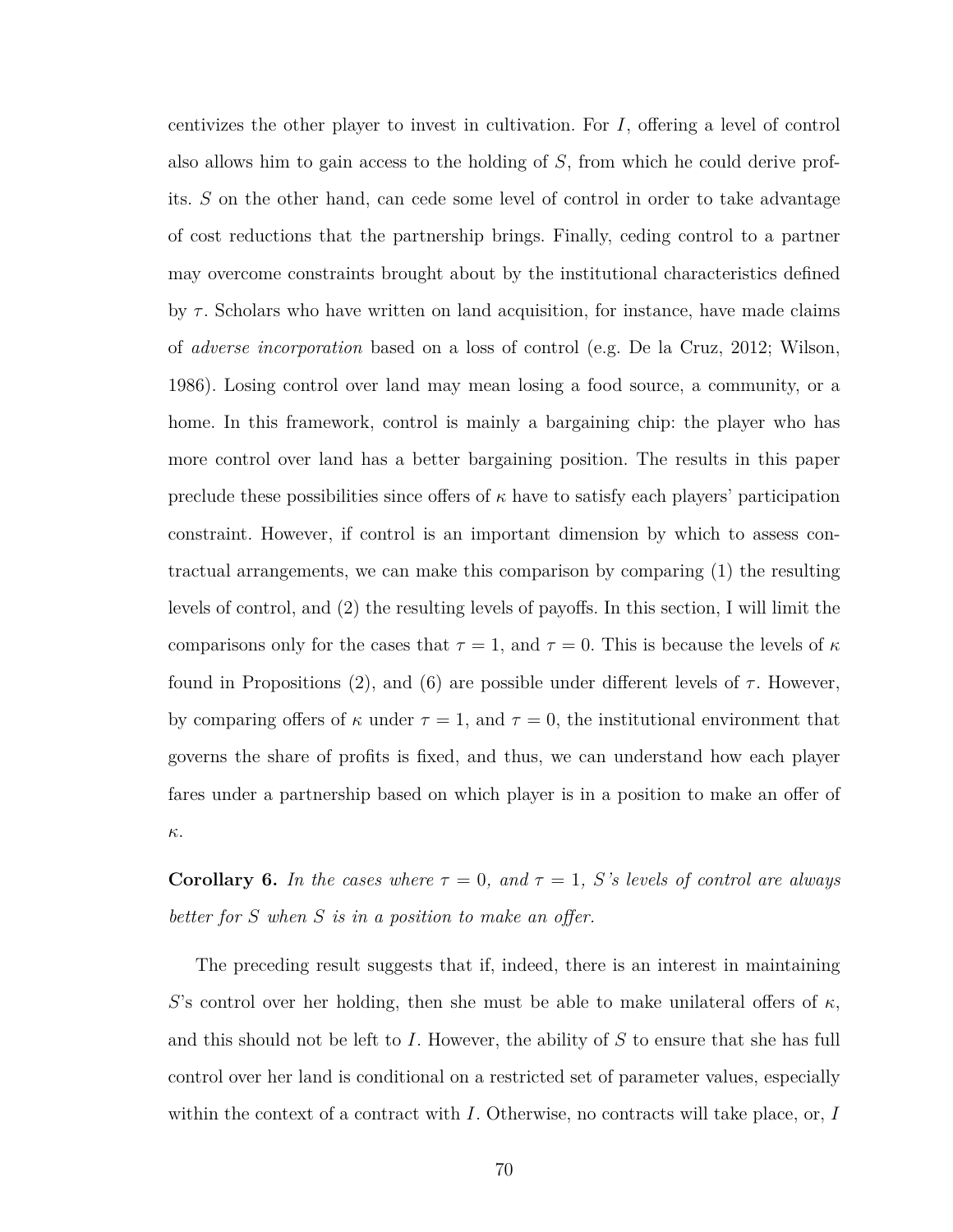centivizes the other player to invest in cultivation. For $I$, offering a level of control also allows him to gain access to the holding of $S$, from which he could derive profits. $S$ on the other hand, can cede some level of control in order to take advantage of cost reductions that the partnership brings. Finally, ceding control to a partner may overcome constraints brought about by the institutional characteristics defined by $\tau$. Scholars who have written on land acquisition, for instance, have made claims of *adverse incorporation* based on a loss of control (e.g. De la Cruz, 2012; Wilson, 1986). Losing control over land may mean losing a food source, a community, or a home. In this framework, control is mainly a bargaining chip: the player who has more control over land has a better bargaining position. The results in this paper preclude these possibilities since offers of $\kappa$ have to satisfy each players' participation constraint. However, if control is an important dimension by which to assess contractual arrangements, we can make this comparison by comparing (1) the resulting levels of control, and (2) the resulting levels of payoffs. In this section, I will limit the comparisons only for the cases that $\tau = 1$, and $\tau = 0$. This is because the levels of $\kappa$ found in Propositions (2), and (6) are possible under different levels of $\tau$. However, by comparing offers of $\kappa$ under $\tau = 1$, and $\tau = 0$, the institutional environment that governs the share of profits is fixed, and thus, we can understand how each player fares under a partnership based on which player is in a position to make an offer of $\kappa$.

**Corollary 6.** *In the cases where $\tau = 0$, and $\tau = 1$, $S$'s levels of control are always better for $S$ when $S$ is in a position to make an offer.*

The preceding result suggests that if, indeed, there is an interest in maintaining $S$'s control over her holding, then she must be able to make unilateral offers of $\kappa$, and this should not be left to $I$. However, the ability of $S$ to ensure that she has full control over her land is conditional on a restricted set of parameter values, especially within the context of a contract with $I$. Otherwise, no contracts will take place, or, $I$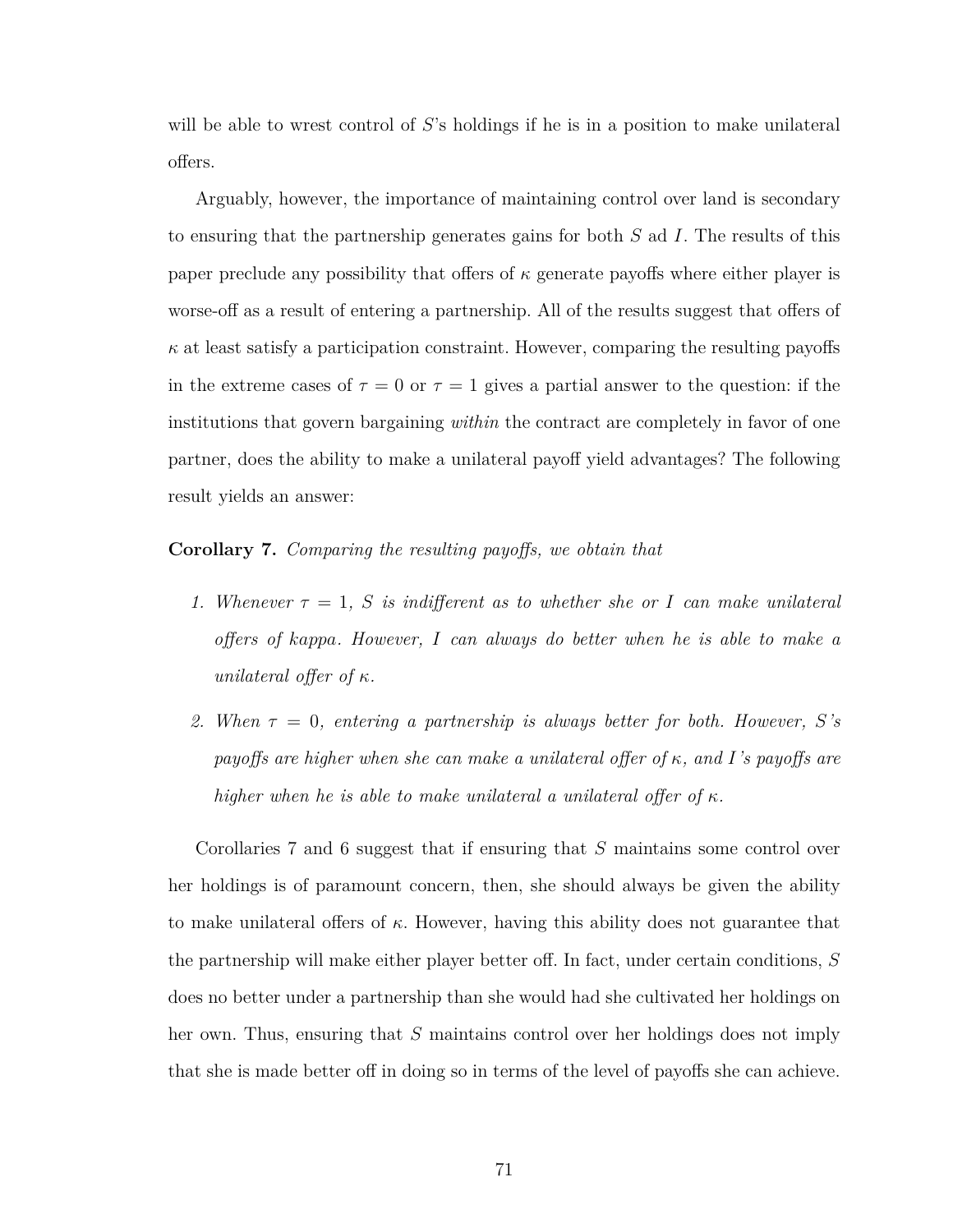will be able to wrest control of $S$'s holdings if he is in a position to make unilateral offers.

Arguably, however, the importance of maintaining control over land is secondary to ensuring that the partnership generates gains for both $S$ ad $I$. The results of this paper preclude any possibility that offers of $\kappa$ generate payoffs where either player is worse-off as a result of entering a partnership. All of the results suggest that offers of $\kappa$ at least satisfy a participation constraint. However, comparing the resulting payoffs in the extreme cases of $\tau = 0$ or $\tau = 1$ gives a partial answer to the question: if the institutions that govern bargaining *within* the contract are completely in favor of one partner, does the ability to make a unilateral payoff yield advantages? The following result yields an answer:

**Corollary 7.** *Comparing the resulting payoffs, we obtain that*

1. *Whenever $\tau = 1$, $S$ is indifferent as to whether she or $I$ can make unilateral offers of kappa. However, $I$ can always do better when he is able to make a unilateral offer of $\kappa$.*
2. *When $\tau = 0$, entering a partnership is always better for both. However, $S$'s payoffs are higher when she can make a unilateral offer of $\kappa$, and $I$'s payoffs are higher when he is able to make unilateral a unilateral offer of $\kappa$.*

Corollaries 7 and 6 suggest that if ensuring that $S$ maintains some control over her holdings is of paramount concern, then, she should always be given the ability to make unilateral offers of $\kappa$. However, having this ability does not guarantee that the partnership will make either player better off. In fact, under certain conditions, $S$ does no better under a partnership than she would had she cultivated her holdings on her own. Thus, ensuring that $S$ maintains control over her holdings does not imply that she is made better off in doing so in terms of the level of payoffs she can achieve.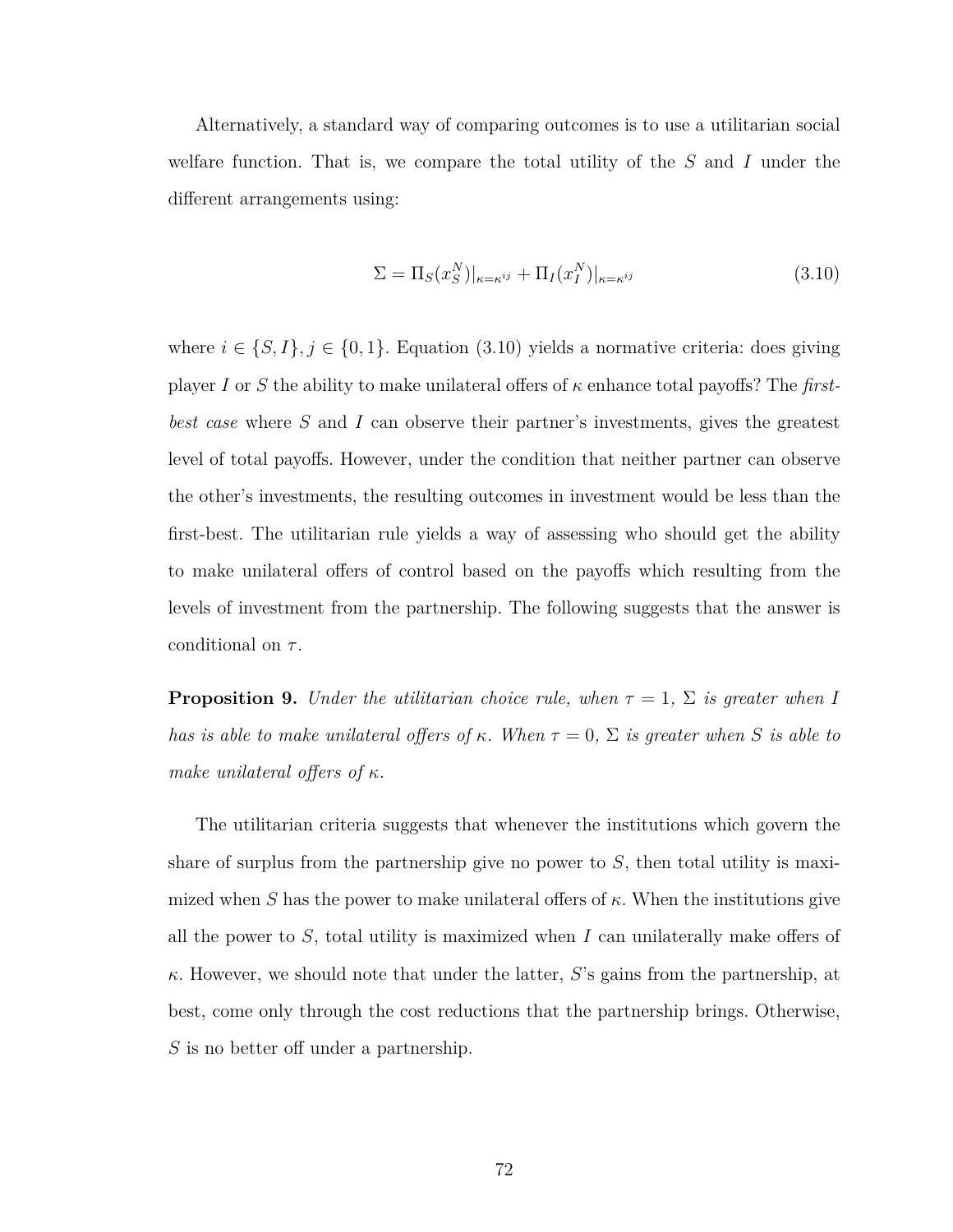Alternatively, a standard way of comparing outcomes is to use a utilitarian social welfare function. That is, we compare the total utility of the $S$ and $I$ under the different arrangements using:

$$\Sigma = \Pi_S(x_S^N)|_{\kappa=\kappa^{ij}} + \Pi_I(x_I^N)|_{\kappa=\kappa^{ij}} \tag{3.10}$$

where $i \in \{S, I\}, j \in \{0, 1\}$. Equation (3.10) yields a normative criteria: does giving player $I$ or $S$ the ability to make unilateral offers of $\kappa$ enhance total payoffs? The *first-best case* where $S$ and $I$ can observe their partner's investments, gives the greatest level of total payoffs. However, under the condition that neither partner can observe the other's investments, the resulting outcomes in investment would be less than the first-best. The utilitarian rule yields a way of assessing who should get the ability to make unilateral offers of control based on the payoffs which resulting from the levels of investment from the partnership. The following suggests that the answer is conditional on $\tau$.

**Proposition 9.** *Under the utilitarian choice rule, when $\tau = 1$, $\Sigma$ is greater when $I$ has is able to make unilateral offers of $\kappa$. When $\tau = 0$, $\Sigma$ is greater when $S$ is able to make unilateral offers of $\kappa$.*

The utilitarian criteria suggests that whenever the institutions which govern the share of surplus from the partnership give no power to $S$, then total utility is maximized when $S$ has the power to make unilateral offers of $\kappa$. When the institutions give all the power to $S$, total utility is maximized when $I$ can unilaterally make offers of $\kappa$. However, we should note that under the latter, $S$'s gains from the partnership, at best, come only through the cost reductions that the partnership brings. Otherwise, $S$ is no better off under a partnership.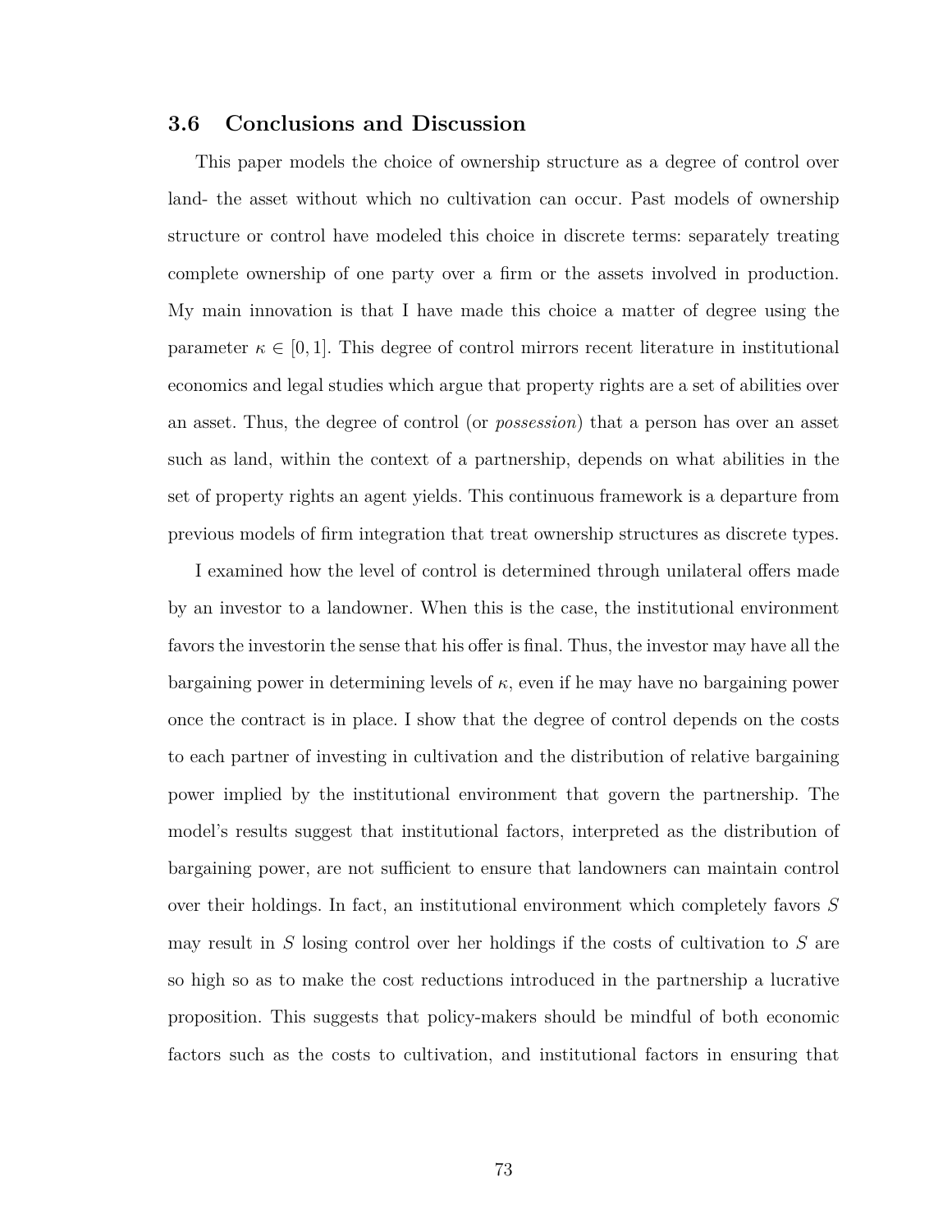## 3.6 Conclusions and Discussion

This paper models the choice of ownership structure as a degree of control over land- the asset without which no cultivation can occur. Past models of ownership structure or control have modeled this choice in discrete terms: separately treating complete ownership of one party over a firm or the assets involved in production. My main innovation is that I have made this choice a matter of degree using the parameter $\kappa \in [0, 1]$. This degree of control mirrors recent literature in institutional economics and legal studies which argue that property rights are a set of abilities over an asset. Thus, the degree of control (or *possession*) that a person has over an asset such as land, within the context of a partnership, depends on what abilities in the set of property rights an agent yields. This continuous framework is a departure from previous models of firm integration that treat ownership structures as discrete types.

I examined how the level of control is determined through unilateral offers made by an investor to a landowner. When this is the case, the institutional environment favors the investorin the sense that his offer is final. Thus, the investor may have all the bargaining power in determining levels of $\kappa$, even if he may have no bargaining power once the contract is in place. I show that the degree of control depends on the costs to each partner of investing in cultivation and the distribution of relative bargaining power implied by the institutional environment that govern the partnership. The model's results suggest that institutional factors, interpreted as the distribution of bargaining power, are not sufficient to ensure that landowners can maintain control over their holdings. In fact, an institutional environment which completely favors $S$ may result in $S$ losing control over her holdings if the costs of cultivation to $S$ are so high so as to make the cost reductions introduced in the partnership a lucrative proposition. This suggests that policy-makers should be mindful of both economic factors such as the costs to cultivation, and institutional factors in ensuring that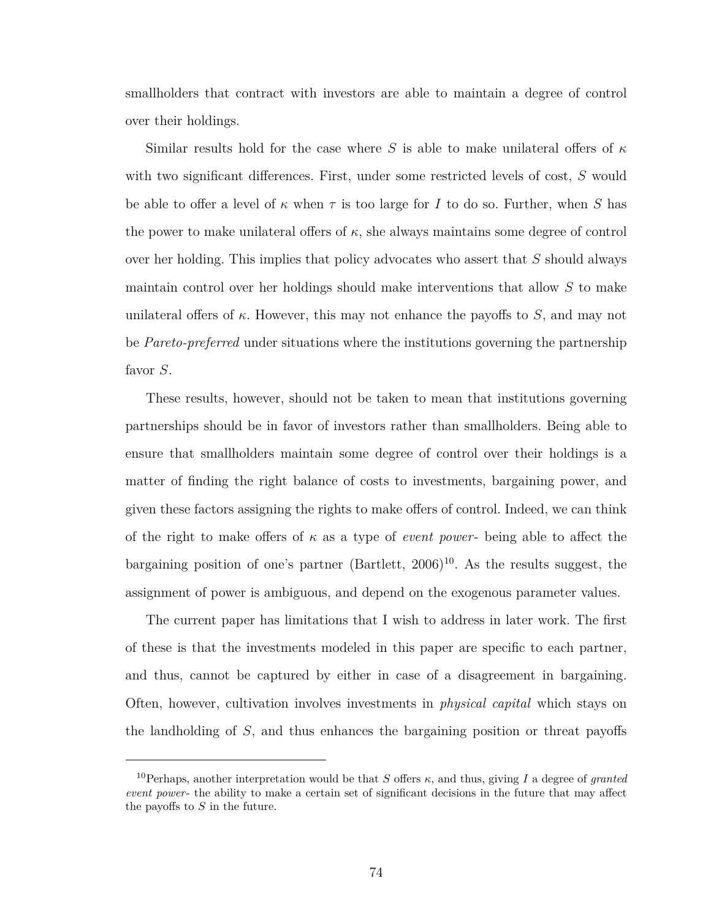smallholders that contract with investors are able to maintain a degree of control over their holdings.

Similar results hold for the case where $S$ is able to make unilateral offers of $\kappa$ with two significant differences. First, under some restricted levels of cost, $S$ would be able to offer a level of $\kappa$ when $\tau$ is too large for $I$ to do so. Further, when $S$ has the power to make unilateral offers of $\kappa$, she always maintains some degree of control over her holding. This implies that policy advocates who assert that $S$ should always maintain control over her holdings should make interventions that allow $S$ to make unilateral offers of $\kappa$. However, this may not enhance the payoffs to $S$, and may not be *Pareto-preferred* under situations where the institutions governing the partnership favor $S$.

These results, however, should not be taken to mean that institutions governing partnerships should be in favor of investors rather than smallholders. Being able to ensure that smallholders maintain some degree of control over their holdings is a matter of finding the right balance of costs to investments, bargaining power, and given these factors assigning the rights to make offers of control. Indeed, we can think of the right to make offers of $\kappa$ as a type of *event power*- being able to affect the bargaining position of one's partner (Bartlett, 2006)[10]. As the results suggest, the assignment of power is ambiguous, and depend on the exogenous parameter values.

The current paper has limitations that I wish to address in later work. The first of these is that the investments modeled in this paper are specific to each partner, and thus, cannot be captured by either in case of a disagreement in bargaining. Often, however, cultivation involves investments in *physical capital* which stays on the landholding of $S$, and thus enhances the bargaining position or threat payoffs

[10] Perhaps, another interpretation would be that $S$ offers $\kappa$, and thus, giving $I$ a degree of *granted event power*- the ability to make a certain set of significant decisions in the future that may affect the payoffs to $S$ in the future.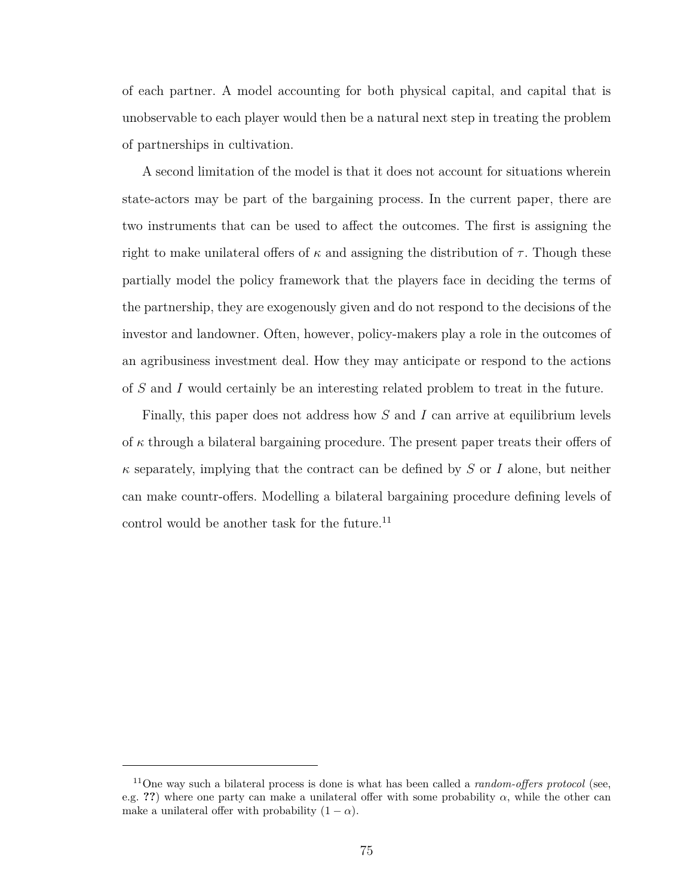of each partner. A model accounting for both physical capital, and capital that is unobservable to each player would then be a natural next step in treating the problem of partnerships in cultivation.

A second limitation of the model is that it does not account for situations wherein state-actors may be part of the bargaining process. In the current paper, there are two instruments that can be used to affect the outcomes. The first is assigning the right to make unilateral offers of $\kappa$ and assigning the distribution of $\tau$. Though these partially model the policy framework that the players face in deciding the terms of the partnership, they are exogenously given and do not respond to the decisions of the investor and landowner. Often, however, policy-makers play a role in the outcomes of an agribusiness investment deal. How they may anticipate or respond to the actions of $S$ and $I$ would certainly be an interesting related problem to treat in the future.

Finally, this paper does not address how $S$ and $I$ can arrive at equilibrium levels of $\kappa$ through a bilateral bargaining procedure. The present paper treats their offers of $\kappa$ separately, implying that the contract can be defined by $S$ or $I$ alone, but neither can make countr-offers. Modelling a bilateral bargaining procedure defining levels of control would be another task for the future.[11]

[11] One way such a bilateral process is done is what has been called a *random-offers protocol* (see, e.g. **??**) where one party can make a unilateral offer with some probability $\alpha$, while the other can make a unilateral offer with probability $(1 - \alpha)$.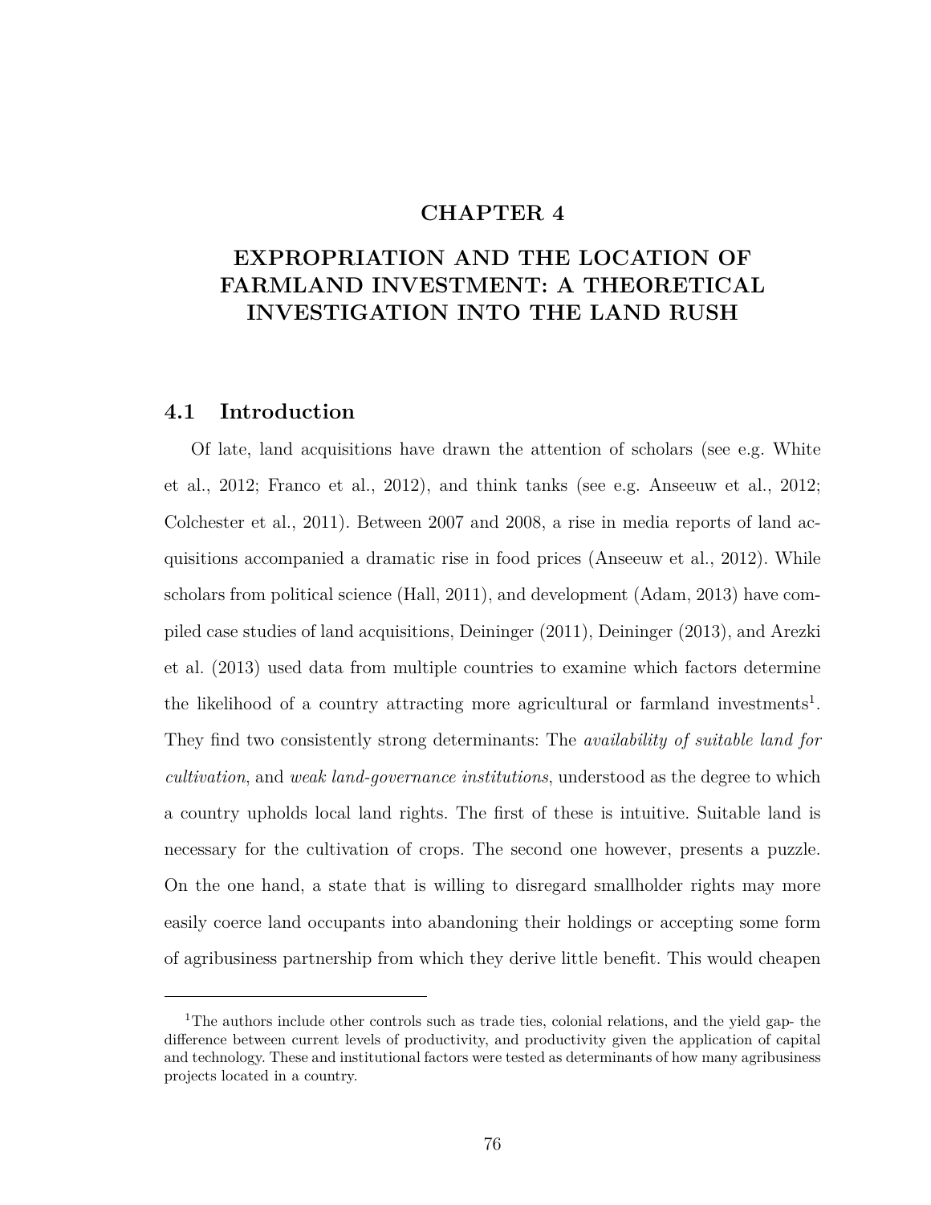# CHAPTER 4

# EXPROPRIATION AND THE LOCATION OF FARMLAND INVESTMENT: A THEORETICAL INVESTIGATION INTO THE LAND RUSH

## 4.1 Introduction

Of late, land acquisitions have drawn the attention of scholars (see e.g. White et al., 2012; Franco et al., 2012), and think tanks (see e.g. Anseeuw et al., 2012; Colchester et al., 2011). Between 2007 and 2008, a rise in media reports of land acquisitions accompanied a dramatic rise in food prices (Anseeuw et al., 2012). While scholars from political science (Hall, 2011), and development (Adam, 2013) have compiled case studies of land acquisitions, Deininger (2011), Deininger (2013), and Arezki et al. (2013) used data from multiple countries to examine which factors determine the likelihood of a country attracting more agricultural or farmland investments[1]. They find two consistently strong determinants: The *availability of suitable land for cultivation*, and *weak land-governance institutions*, understood as the degree to which a country upholds local land rights. The first of these is intuitive. Suitable land is necessary for the cultivation of crops. The second one however, presents a puzzle. On the one hand, a state that is willing to disregard smallholder rights may more easily coerce land occupants into abandoning their holdings or accepting some form of agribusiness partnership from which they derive little benefit. This would cheapen

[1] The authors include other controls such as trade ties, colonial relations, and the yield gap- the difference between current levels of productivity, and productivity given the application of capital and technology. These and institutional factors were tested as determinants of how many agribusiness projects located in a country.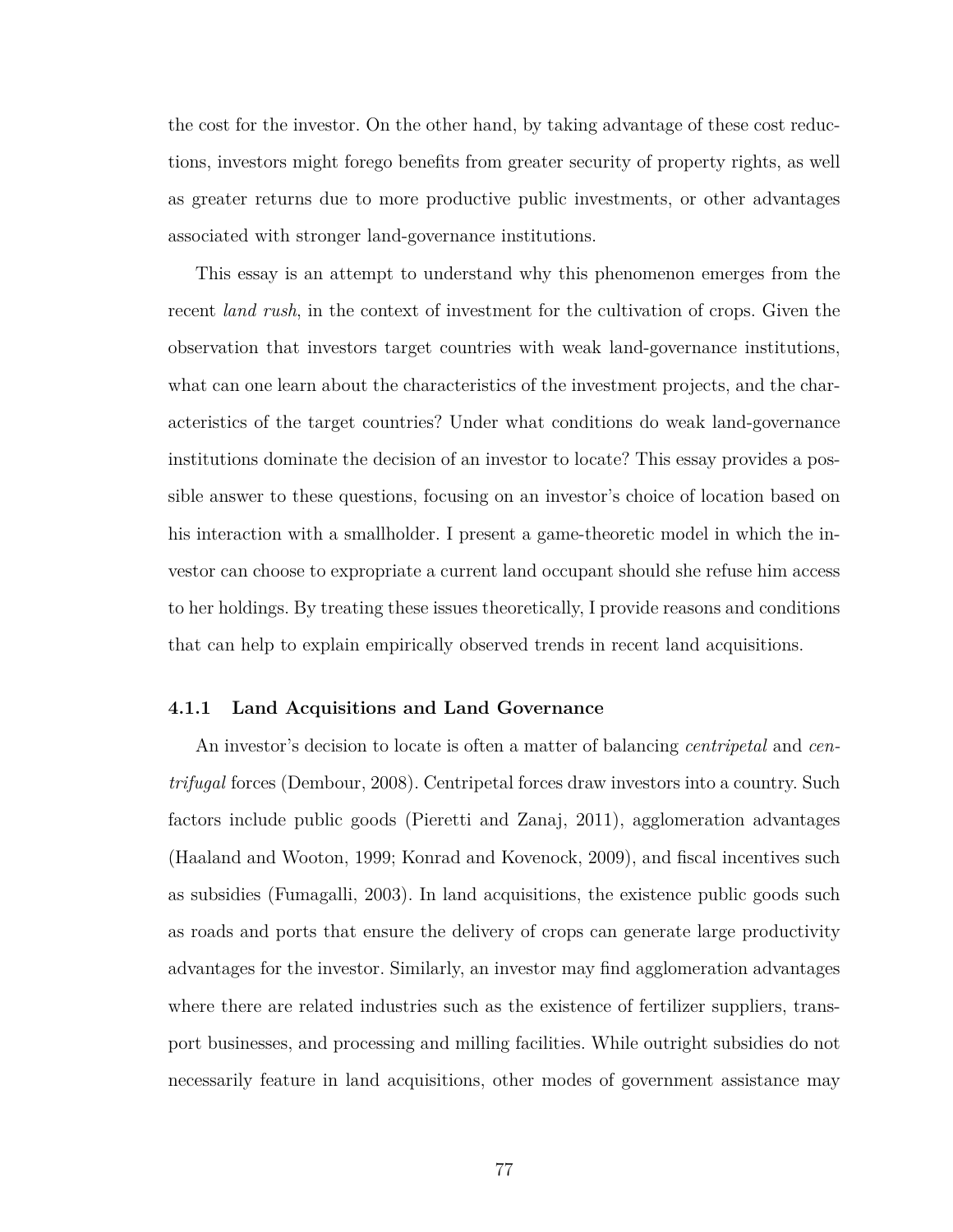the cost for the investor. On the other hand, by taking advantage of these cost reductions, investors might forego benefits from greater security of property rights, as well as greater returns due to more productive public investments, or other advantages associated with stronger land-governance institutions.

This essay is an attempt to understand why this phenomenon emerges from the recent *land rush*, in the context of investment for the cultivation of crops. Given the observation that investors target countries with weak land-governance institutions, what can one learn about the characteristics of the investment projects, and the characteristics of the target countries? Under what conditions do weak land-governance institutions dominate the decision of an investor to locate? This essay provides a possible answer to these questions, focusing on an investor's choice of location based on his interaction with a smallholder. I present a game-theoretic model in which the investor can choose to expropriate a current land occupant should she refuse him access to her holdings. By treating these issues theoretically, I provide reasons and conditions that can help to explain empirically observed trends in recent land acquisitions.

### 4.1.1 Land Acquisitions and Land Governance

An investor's decision to locate is often a matter of balancing *centripetal* and *centrifugal* forces (Dembour, 2008). Centripetal forces draw investors into a country. Such factors include public goods (Pieretti and Zanaj, 2011), agglomeration advantages (Haaland and Wooton, 1999; Konrad and Kovenock, 2009), and fiscal incentives such as subsidies (Fumagalli, 2003). In land acquisitions, the existence public goods such as roads and ports that ensure the delivery of crops can generate large productivity advantages for the investor. Similarly, an investor may find agglomeration advantages where there are related industries such as the existence of fertilizer suppliers, transport businesses, and processing and milling facilities. While outright subsidies do not necessarily feature in land acquisitions, other modes of government assistance may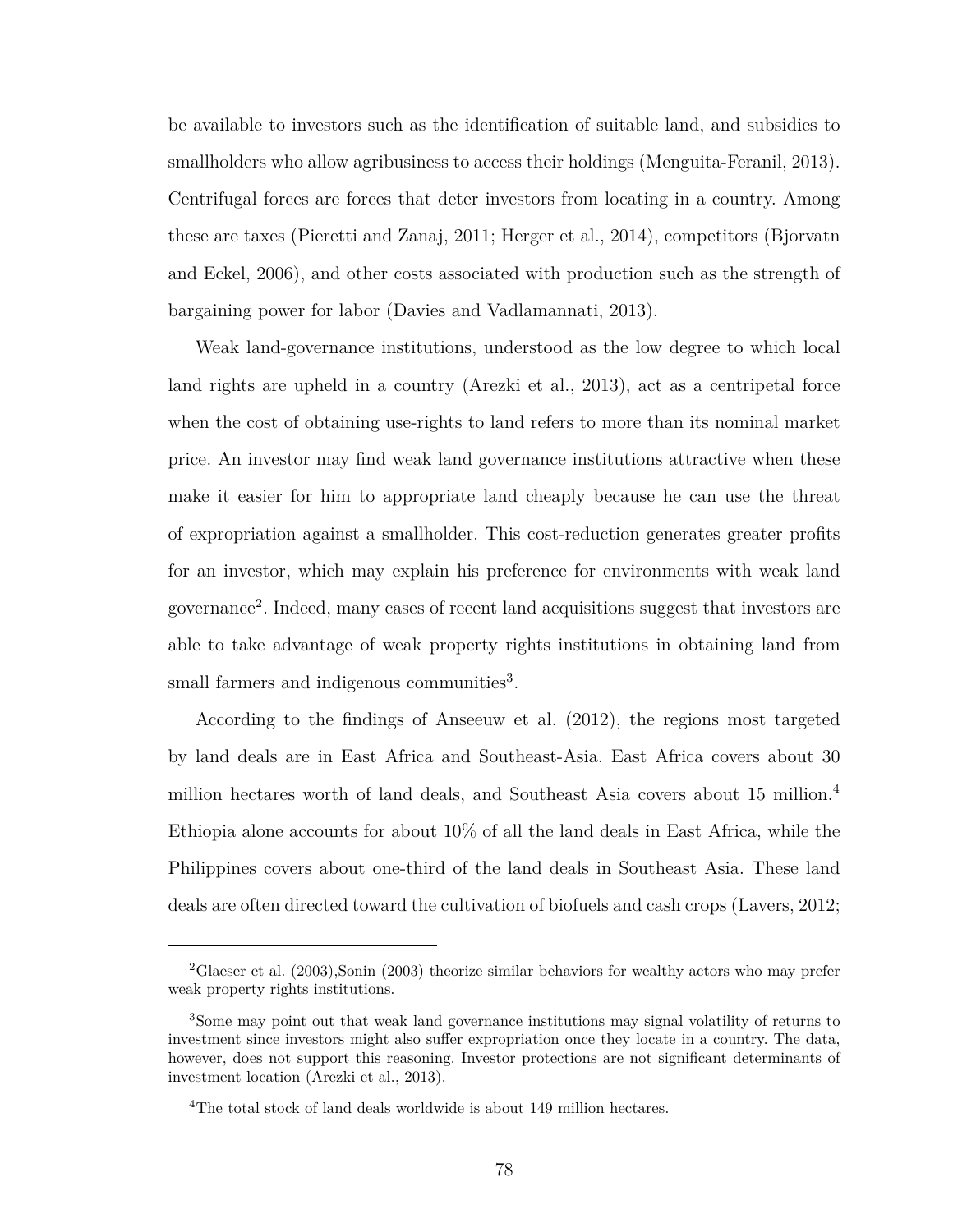be available to investors such as the identification of suitable land, and subsidies to smallholders who allow agribusiness to access their holdings (Menguita-Feranil, 2013). Centrifugal forces are forces that deter investors from locating in a country. Among these are taxes (Pieretti and Zanaj, 2011; Herger et al., 2014), competitors (Bjorvatn and Eckel, 2006), and other costs associated with production such as the strength of bargaining power for labor (Davies and Vadlamannati, 2013).

Weak land-governance institutions, understood as the low degree to which local land rights are upheld in a country (Arezki et al., 2013), act as a centripetal force when the cost of obtaining use-rights to land refers to more than its nominal market price. An investor may find weak land governance institutions attractive when these make it easier for him to appropriate land cheaply because he can use the threat of expropriation against a smallholder. This cost-reduction generates greater profits for an investor, which may explain his preference for environments with weak land governance[2]. Indeed, many cases of recent land acquisitions suggest that investors are able to take advantage of weak property rights institutions in obtaining land from small farmers and indigenous communities[3].

According to the findings of Anseeuw et al. (2012), the regions most targeted by land deals are in East Africa and Southeast-Asia. East Africa covers about 30 million hectares worth of land deals, and Southeast Asia covers about 15 million.[4] Ethiopia alone accounts for about 10% of all the land deals in East Africa, while the Philippines covers about one-third of the land deals in Southeast Asia. These land deals are often directed toward the cultivation of biofuels and cash crops (Lavers, 2012;

---

[2] Glaeser et al. (2003),Sonin (2003) theorize similar behaviors for wealthy actors who may prefer weak property rights institutions.

[3] Some may point out that weak land governance institutions may signal volatility of returns to investment since investors might also suffer expropriation once they locate in a country. The data, however, does not support this reasoning. Investor protections are not significant determinants of investment location (Arezki et al., 2013).

[4] The total stock of land deals worldwide is about 149 million hectares.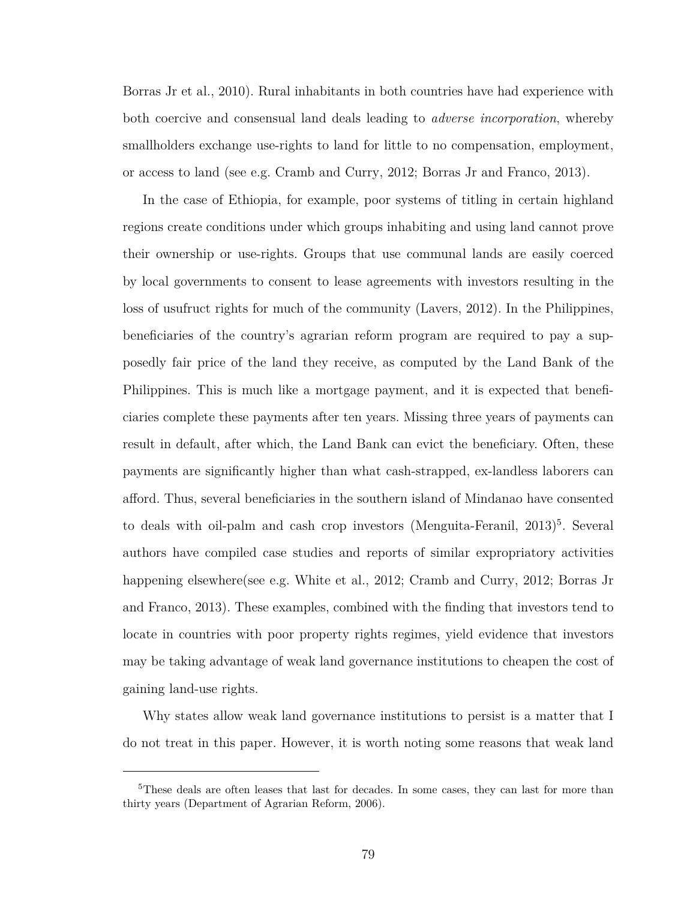Borras Jr et al., 2010). Rural inhabitants in both countries have had experience with both coercive and consensual land deals leading to *adverse incorporation*, whereby smallholders exchange use-rights to land for little to no compensation, employment, or access to land (see e.g. Cramb and Curry, 2012; Borras Jr and Franco, 2013).

In the case of Ethiopia, for example, poor systems of titling in certain highland regions create conditions under which groups inhabiting and using land cannot prove their ownership or use-rights. Groups that use communal lands are easily coerced by local governments to consent to lease agreements with investors resulting in the loss of usufruct rights for much of the community (Lavers, 2012). In the Philippines, beneficiaries of the country's agrarian reform program are required to pay a supposedly fair price of the land they receive, as computed by the Land Bank of the Philippines. This is much like a mortgage payment, and it is expected that beneficiaries complete these payments after ten years. Missing three years of payments can result in default, after which, the Land Bank can evict the beneficiary. Often, these payments are significantly higher than what cash-strapped, ex-landless laborers can afford. Thus, several beneficiaries in the southern island of Mindanao have consented to deals with oil-palm and cash crop investors (Menguita-Feranil, 2013)[5]. Several authors have compiled case studies and reports of similar expropriatory activities happening elsewhere(see e.g. White et al., 2012; Cramb and Curry, 2012; Borras Jr and Franco, 2013). These examples, combined with the finding that investors tend to locate in countries with poor property rights regimes, yield evidence that investors may be taking advantage of weak land governance institutions to cheapen the cost of gaining land-use rights.

Why states allow weak land governance institutions to persist is a matter that I do not treat in this paper. However, it is worth noting some reasons that weak land

[5]These deals are often leases that last for decades. In some cases, they can last for more than thirty years (Department of Agrarian Reform, 2006).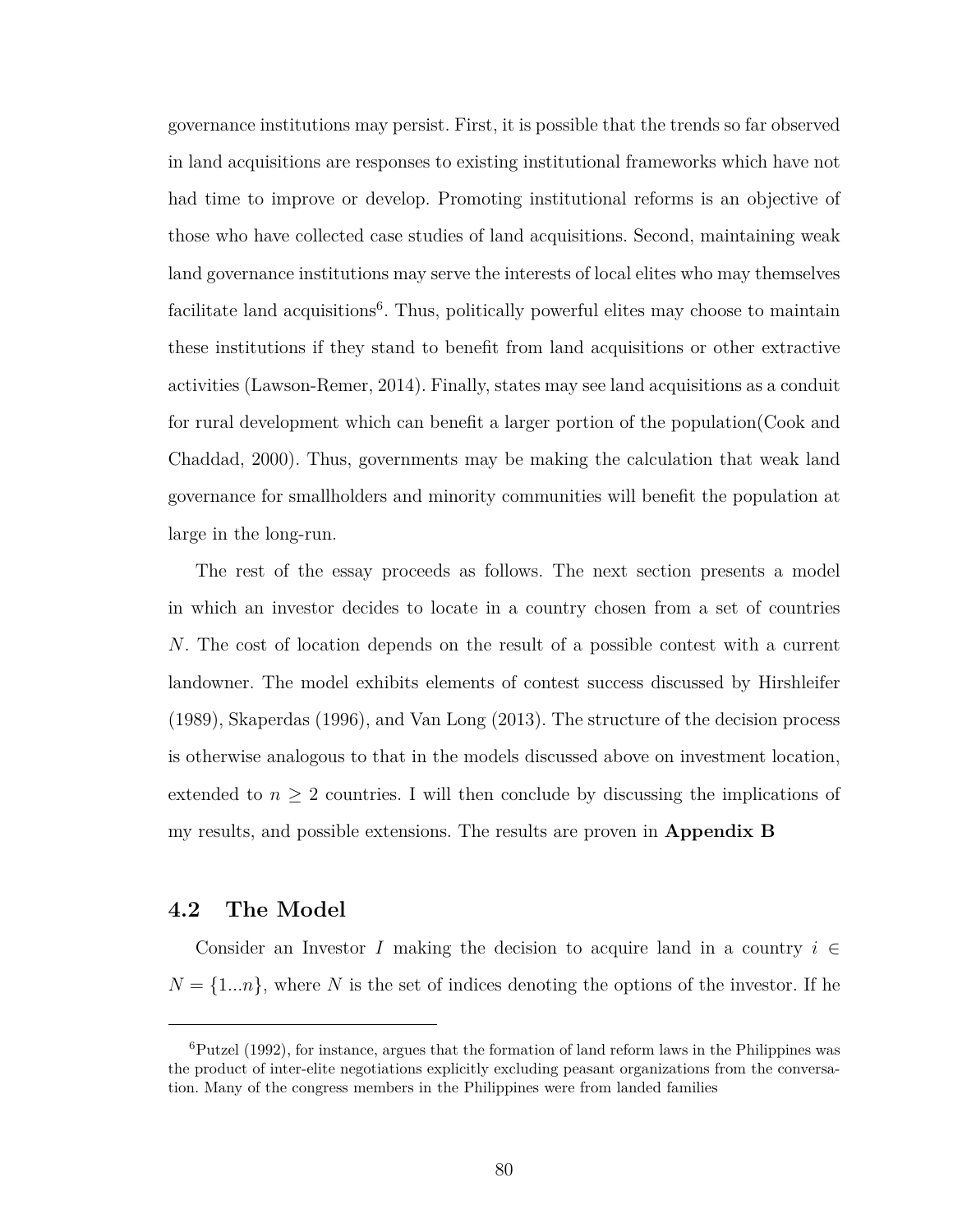governance institutions may persist. First, it is possible that the trends so far observed in land acquisitions are responses to existing institutional frameworks which have not had time to improve or develop. Promoting institutional reforms is an objective of those who have collected case studies of land acquisitions. Second, maintaining weak land governance institutions may serve the interests of local elites who may themselves facilitate land acquisitions[6]. Thus, politically powerful elites may choose to maintain these institutions if they stand to benefit from land acquisitions or other extractive activities (Lawson-Remer, 2014). Finally, states may see land acquisitions as a conduit for rural development which can benefit a larger portion of the population(Cook and Chaddad, 2000). Thus, governments may be making the calculation that weak land governance for smallholders and minority communities will benefit the population at large in the long-run.

The rest of the essay proceeds as follows. The next section presents a model in which an investor decides to locate in a country chosen from a set of countries $N$. The cost of location depends on the result of a possible contest with a current landowner. The model exhibits elements of contest success discussed by Hirshleifer (1989), Skaperdas (1996), and Van Long (2013). The structure of the decision process is otherwise analogous to that in the models discussed above on investment location, extended to $n \geq 2$ countries. I will then conclude by discussing the implications of my results, and possible extensions. The results are proven in **Appendix B**

## 4.2 The Model

Consider an Investor $I$ making the decision to acquire land in a country $i \in N = \{1...n\}$, where $N$ is the set of indices denoting the options of the investor. If he

[6] Putzel (1992), for instance, argues that the formation of land reform laws in the Philippines was the product of inter-elite negotiations explicitly excluding peasant organizations from the conversation. Many of the congress members in the Philippines were from landed families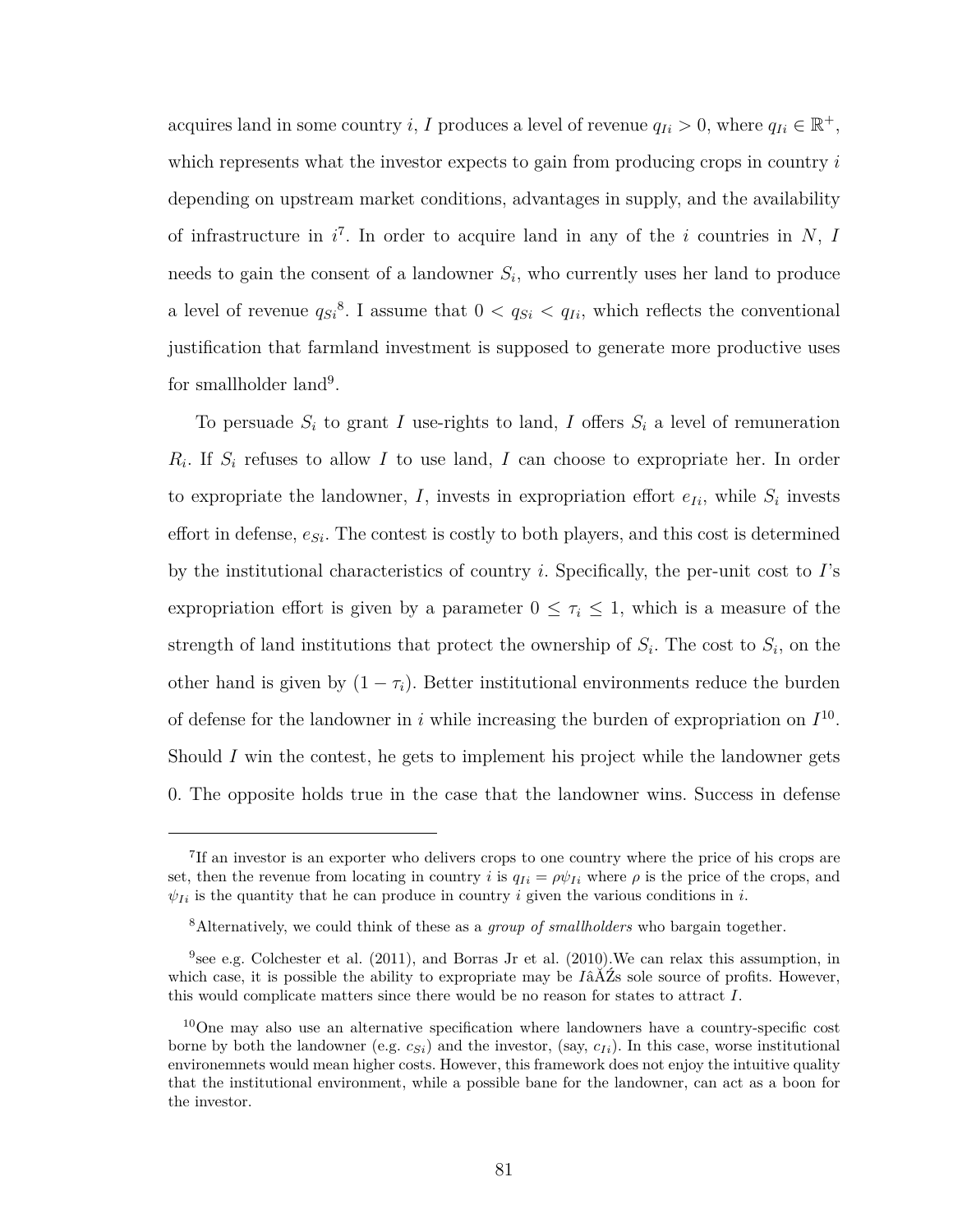acquires land in some country $i$, $I$ produces a level of revenue $q_{Ii} > 0$, where $q_{Ii} \in \mathbb{R}^+$, which represents what the investor expects to gain from producing crops in country $i$ depending on upstream market conditions, advantages in supply, and the availability of infrastructure in $i$[7]. In order to acquire land in any of the $i$ countries in $N$, $I$ needs to gain the consent of a landowner $S_i$, who currently uses her land to produce a level of revenue $q_{Si}$[8]. I assume that $0 < q_{Si} < q_{Ii}$, which reflects the conventional justification that farmland investment is supposed to generate more productive uses for smallholder land[9].

To persuade $S_i$ to grant $I$ use-rights to land, $I$ offers $S_i$ a level of remuneration $R_i$. If $S_i$ refuses to allow $I$ to use land, $I$ can choose to expropriate her. In order to expropriate the landowner, $I$, invests in expropriation effort $e_{Ii}$, while $S_i$ invests effort in defense, $e_{Si}$. The contest is costly to both players, and this cost is determined by the institutional characteristics of country $i$. Specifically, the per-unit cost to $I$'s expropriation effort is given by a parameter $0 \leq \tau_i \leq 1$, which is a measure of the strength of land institutions that protect the ownership of $S_i$. The cost to $S_i$, on the other hand is given by $(1 - \tau_i)$. Better institutional environments reduce the burden of defense for the landowner in $i$ while increasing the burden of expropriation on $I$[10]. Should $I$ win the contest, he gets to implement his project while the landowner gets 0. The opposite holds true in the case that the landowner wins. Success in defense

---

[7] If an investor is an exporter who delivers crops to one country where the price of his crops are set, then the revenue from locating in country $i$ is $q_{Ii} = \rho\psi_{Ii}$ where $\rho$ is the price of the crops, and $\psi_{Ii}$ is the quantity that he can produce in country $i$ given the various conditions in $i$.

[8] Alternatively, we could think of these as a *group of smallholders* who bargain together.

[9] see e.g. Colchester et al. (2011), and Borras Jr et al. (2010).We can relax this assumption, in which case, it is possible the ability to expropriate may be IâĂŹs sole source of profits. However, this would complicate matters since there would be no reason for states to attract $I$.

[10] One may also use an alternative specification where landowners have a country-specific cost borne by both the landowner (e.g. $c_{Si}$) and the investor, (say, $c_{Ii}$). In this case, worse institutional environemnets would mean higher costs. However, this framework does not enjoy the intuitive quality that the institutional environment, while a possible bane for the landowner, can act as a boon for the investor.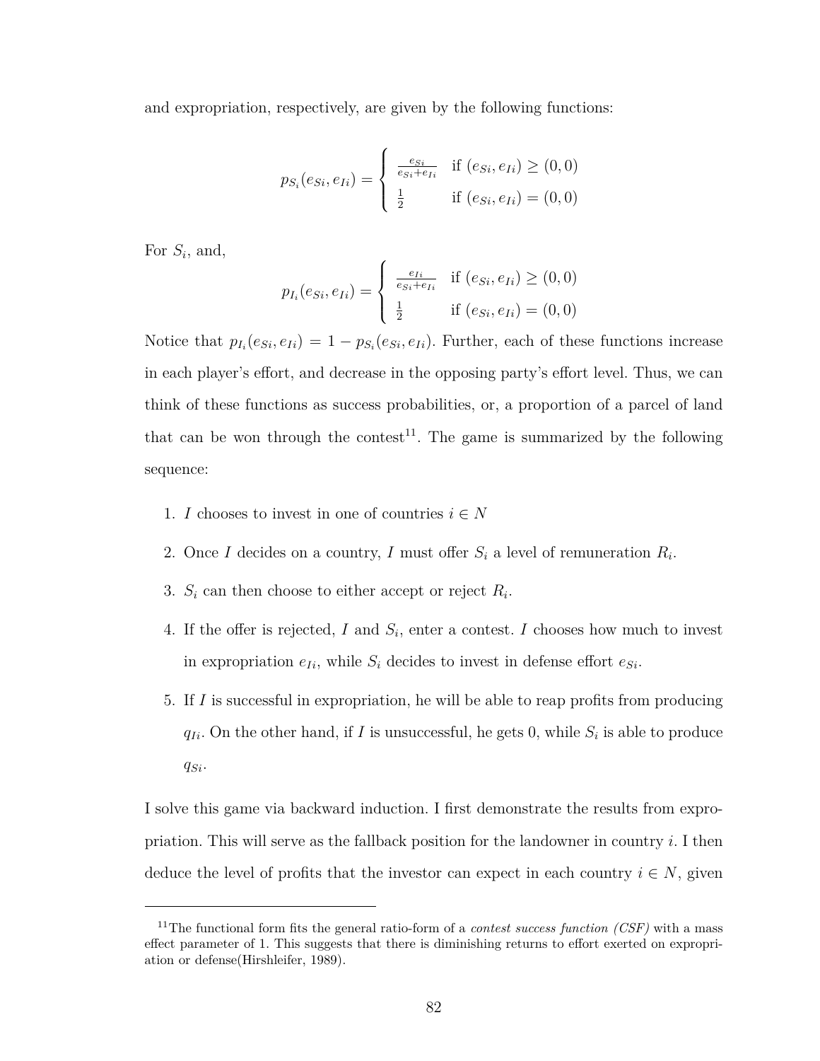and expropriation, respectively, are given by the following functions:

$$p_{S_i}(e_{Si}, e_{Ii}) = \begin{cases} \frac{e_{Si}}{e_{Si}+e_{Ii}} & \text{if } (e_{Si}, e_{Ii}) \geq (0,0) \\ \frac{1}{2} & \text{if } (e_{Si}, e_{Ii}) = (0,0) \end{cases}$$

For $S_i$, and,

$$p_{I_i}(e_{Si}, e_{Ii}) = \begin{cases} \frac{e_{Ii}}{e_{Si}+e_{Ii}} & \text{if } (e_{Si}, e_{Ii}) \geq (0,0) \\ \frac{1}{2} & \text{if } (e_{Si}, e_{Ii}) = (0,0) \end{cases}$$

Notice that $p_{I_i}(e_{Si}, e_{Ii}) = 1 - p_{S_i}(e_{Si}, e_{Ii})$. Further, each of these functions increase in each player's effort, and decrease in the opposing party's effort level. Thus, we can think of these functions as success probabilities, or, a proportion of a parcel of land that can be won through the contest[11]. The game is summarized by the following sequence:

1. $I$ chooses to invest in one of countries $i \in N$
2. Once $I$ decides on a country, $I$ must offer $S_i$ a level of remuneration $R_i$.
3. $S_i$ can then choose to either accept or reject $R_i$.
4. If the offer is rejected, $I$ and $S_i$, enter a contest. $I$ chooses how much to invest in expropriation $e_{Ii}$, while $S_i$ decides to invest in defense effort $e_{Si}$.
5. If $I$ is successful in expropriation, he will be able to reap profits from producing $q_{Ii}$. On the other hand, if $I$ is unsuccessful, he gets 0, while $S_i$ is able to produce $q_{Si}$.

I solve this game via backward induction. I first demonstrate the results from expropriation. This will serve as the fallback position for the landowner in country $i$. I then deduce the level of profits that the investor can expect in each country $i \in N$, given

[11] The functional form fits the general ratio-form of a *contest success function (CSF)* with a mass effect parameter of 1. This suggests that there is diminishing returns to effort exerted on expropriation or defense(Hirshleifer, 1989).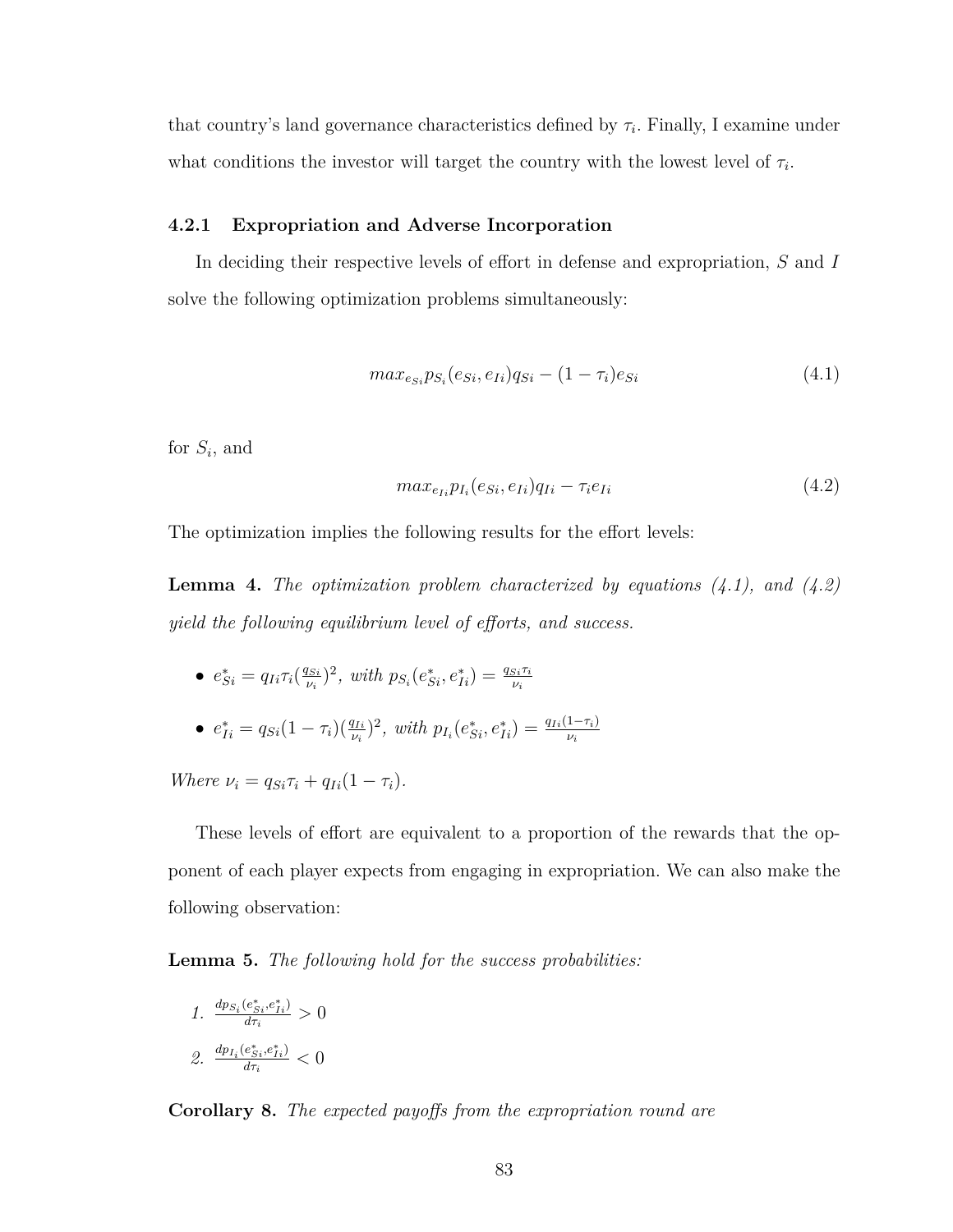that country's land governance characteristics defined by $\tau_i$. Finally, I examine under what conditions the investor will target the country with the lowest level of $\tau_i$.

### 4.2.1 Expropriation and Adverse Incorporation

In deciding their respective levels of effort in defense and expropriation, $S$ and $I$ solve the following optimization problems simultaneously:

$$max_{e_{Si}} p_{S_i}(e_{Si}, e_{Ii})q_{Si} - (1 - \tau_i)e_{Si} \tag{4.1}$$

for $S_i$, and

$$max_{e_{I_i}} p_{I_i}(e_{Si}, e_{Ii})q_{Ii} - \tau_i e_{Ii} \tag{4.2}$$

The optimization implies the following results for the effort levels:

**Lemma 4.** *The optimization problem characterized by equations (4.1), and (4.2) yield the following equilibrium level of efforts, and success.*

- $e^*_{Si} = q_{Ii}\tau_i(\frac{q_{Si}}{\nu_i})^2$*, with* $p_{S_i}(e^*_{Si}, e^*_{Ii}) = \frac{q_{Si}\tau_i}{\nu_i}$
- $e^*_{Ii} = q_{Si}(1-\tau_i)(\frac{q_{Ii}}{\nu_i})^2$*, with* $p_{I_i}(e^*_{Si}, e^*_{Ii}) = \frac{q_{Ii}(1-\tau_i)}{\nu_i}$

*Where* $\nu_i = q_{Si}\tau_i + q_{Ii}(1 - \tau_i)$.

These levels of effort are equivalent to a proportion of the rewards that the opponent of each player expects from engaging in expropriation. We can also make the following observation:

**Lemma 5.** *The following hold for the success probabilities:*

1. $\frac{dp_{S_i}(e^*_{Si}, e^*_{Ii})}{d\tau_i} > 0$
2. $\frac{dp_{I_i}(e^*_{Si}, e^*_{Ii})}{d\tau_i} < 0$

**Corollary 8.** *The expected payoffs from the expropriation round are*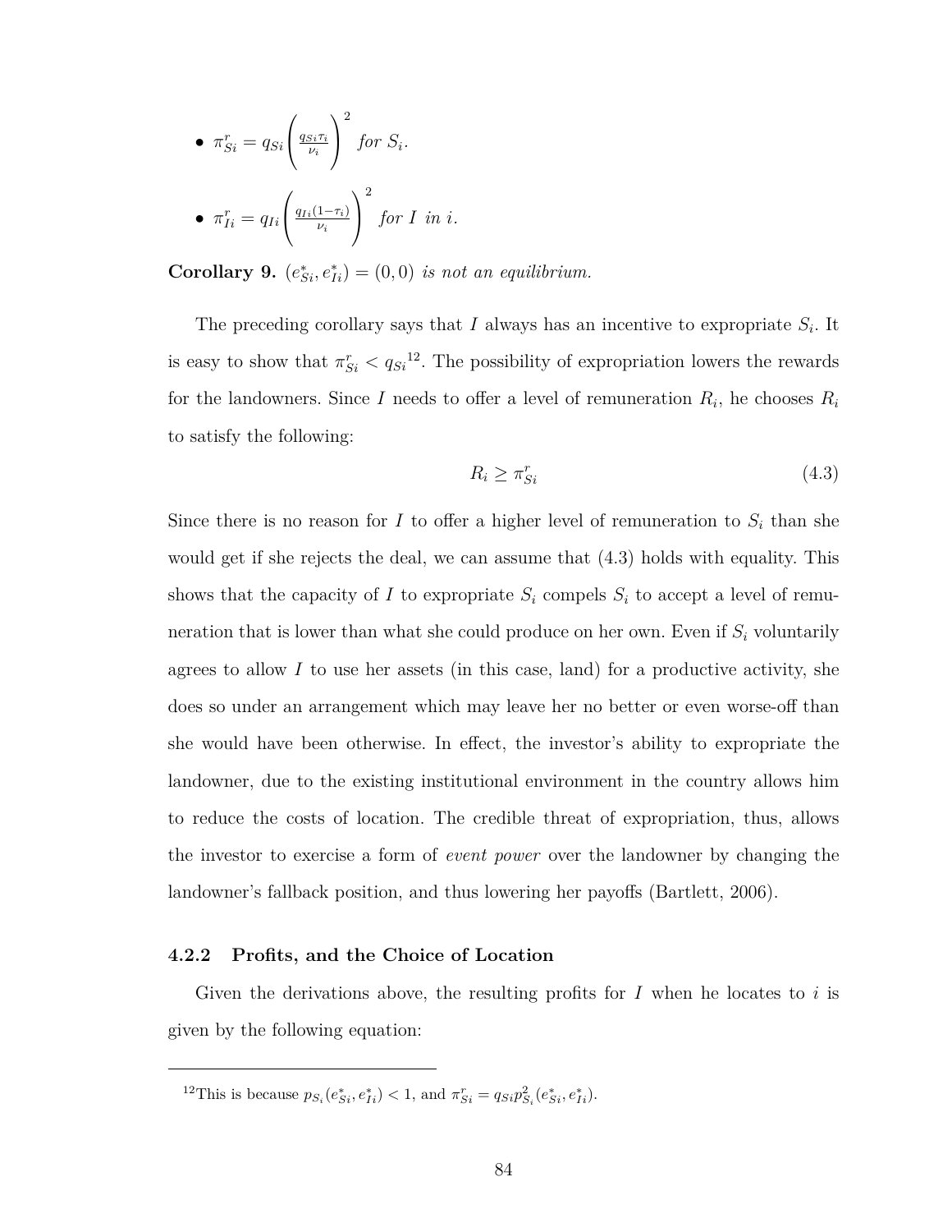- $\pi^r_{Si} = q_{Si}\left(\frac{q_{Si}\tau_i}{\nu_i}\right)^2$ *for* $S_i$.
- $\pi^r_{Ii} = q_{Ii}\left(\frac{q_{Ii}(1-\tau_i)}{\nu_i}\right)^2$ *for* $I$ *in* $i$.

**Corollary 9.** $(e^*_{Si}, e^*_{Ii}) = (0, 0)$ *is not an equilibrium.*

The preceding corollary says that $I$ always has an incentive to expropriate $S_i$. It is easy to show that $\pi^r_{Si} < q_{Si}$[12]. The possibility of expropriation lowers the rewards for the landowners. Since $I$ needs to offer a level of remuneration $R_i$, he chooses $R_i$ to satisfy the following:

$$R_i \geq \pi^r_{Si} \tag{4.3}$$

Since there is no reason for $I$ to offer a higher level of remuneration to $S_i$ than she would get if she rejects the deal, we can assume that (4.3) holds with equality. This shows that the capacity of $I$ to expropriate $S_i$ compels $S_i$ to accept a level of remuneration that is lower than what she could produce on her own. Even if $S_i$ voluntarily agrees to allow $I$ to use her assets (in this case, land) for a productive activity, she does so under an arrangement which may leave her no better or even worse-off than she would have been otherwise. In effect, the investor's ability to expropriate the landowner, due to the existing institutional environment in the country allows him to reduce the costs of location. The credible threat of expropriation, thus, allows the investor to exercise a form of *event power* over the landowner by changing the landowner's fallback position, and thus lowering her payoffs (Bartlett, 2006).

### 4.2.2 Profits, and the Choice of Location

Given the derivations above, the resulting profits for $I$ when he locates to $i$ is given by the following equation:

[12] This is because $p_{S_i}(e^*_{Si}, e^*_{Ii}) < 1$, and $\pi^r_{Si} = q_{Si}p^2_{S_i}(e^*_{Si}, e^*_{Ii})$.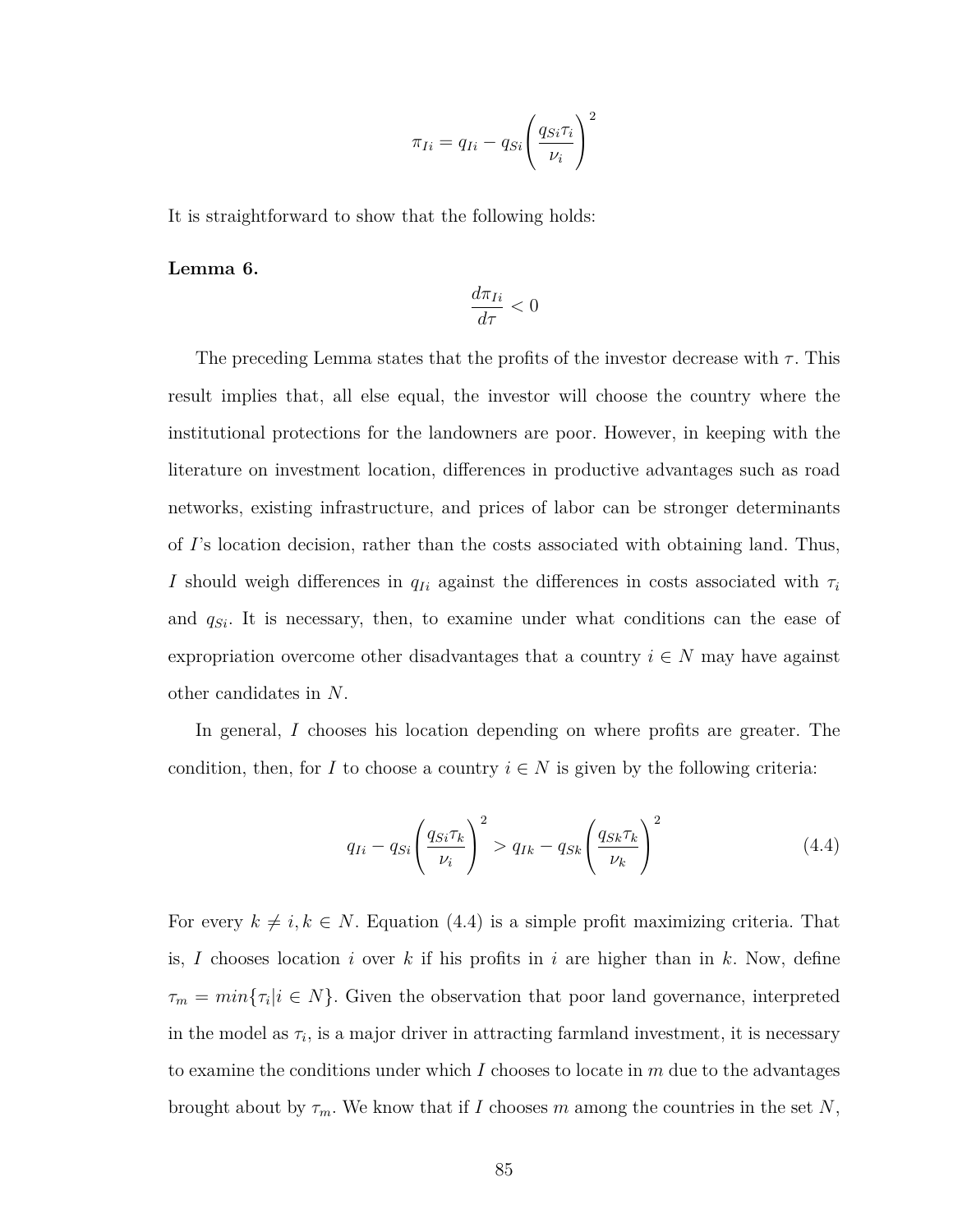$$\pi_{Ii} = q_{Ii} - q_{Si}\left(\frac{q_{Si}\tau_i}{\nu_i}\right)^2$$

It is straightforward to show that the following holds:

**Lemma 6.**

$$\frac{d\pi_{Ii}}{d\tau} < 0$$

The preceding Lemma states that the profits of the investor decrease with $\tau$. This result implies that, all else equal, the investor will choose the country where the institutional protections for the landowners are poor. However, in keeping with the literature on investment location, differences in productive advantages such as road networks, existing infrastructure, and prices of labor can be stronger determinants of $I$'s location decision, rather than the costs associated with obtaining land. Thus, $I$ should weigh differences in $q_{Ii}$ against the differences in costs associated with $\tau_i$ and $q_{Si}$. It is necessary, then, to examine under what conditions can the ease of expropriation overcome other disadvantages that a country $i \in N$ may have against other candidates in $N$.

In general, $I$ chooses his location depending on where profits are greater. The condition, then, for $I$ to choose a country $i \in N$ is given by the following criteria:

$$q_{Ii} - q_{Si}\left(\frac{q_{Si}\tau_k}{\nu_i}\right)^2 > q_{Ik} - q_{Sk}\left(\frac{q_{Sk}\tau_k}{\nu_k}\right)^2 \tag{4.4}$$

For every $k \neq i, k \in N$. Equation (4.4) is a simple profit maximizing criteria. That is, $I$ chooses location $i$ over $k$ if his profits in $i$ are higher than in $k$. Now, define $\tau_m = min\{\tau_i | i \in N\}$. Given the observation that poor land governance, interpreted in the model as $\tau_i$, is a major driver in attracting farmland investment, it is necessary to examine the conditions under which $I$ chooses to locate in $m$ due to the advantages brought about by $\tau_m$. We know that if $I$ chooses $m$ among the countries in the set $N$,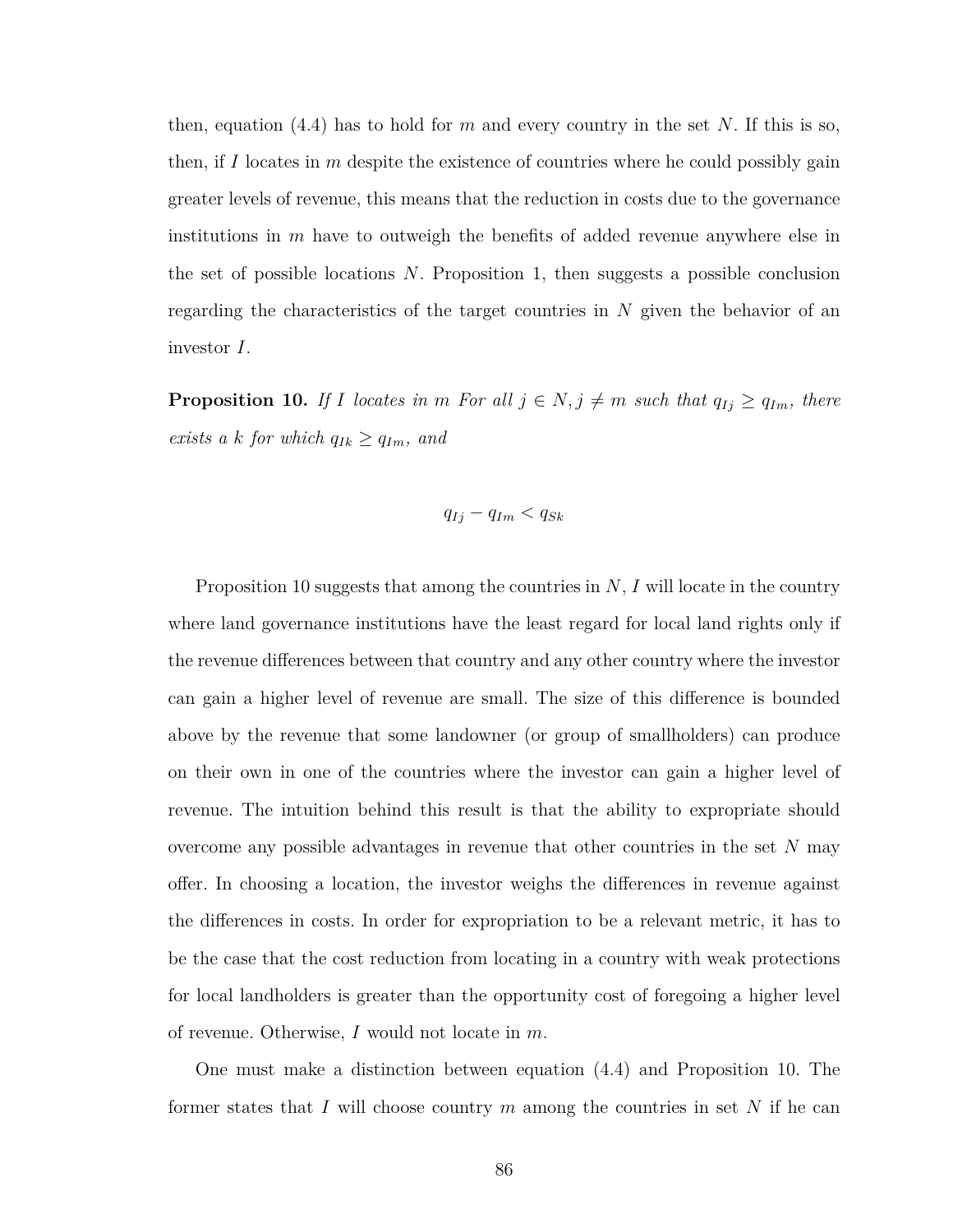then, equation (4.4) has to hold for $m$ and every country in the set $N$. If this is so, then, if $I$ locates in $m$ despite the existence of countries where he could possibly gain greater levels of revenue, this means that the reduction in costs due to the governance institutions in $m$ have to outweigh the benefits of added revenue anywhere else in the set of possible locations $N$. Proposition 1, then suggests a possible conclusion regarding the characteristics of the target countries in $N$ given the behavior of an investor $I$.

**Proposition 10.** *If $I$ locates in $m$ For all $j \in N, j \neq m$ such that $q_{Ij} \geq q_{Im}$, there exists a $k$ for which $q_{Ik} \geq q_{Im}$, and*

$$q_{Ij} - q_{Im} < q_{Sk}$$

Proposition 10 suggests that among the countries in $N$, $I$ will locate in the country where land governance institutions have the least regard for local land rights only if the revenue differences between that country and any other country where the investor can gain a higher level of revenue are small. The size of this difference is bounded above by the revenue that some landowner (or group of smallholders) can produce on their own in one of the countries where the investor can gain a higher level of revenue. The intuition behind this result is that the ability to expropriate should overcome any possible advantages in revenue that other countries in the set $N$ may offer. In choosing a location, the investor weighs the differences in revenue against the differences in costs. In order for expropriation to be a relevant metric, it has to be the case that the cost reduction from locating in a country with weak protections for local landholders is greater than the opportunity cost of foregoing a higher level of revenue. Otherwise, $I$ would not locate in $m$.

One must make a distinction between equation (4.4) and Proposition 10. The former states that $I$ will choose country $m$ among the countries in set $N$ if he can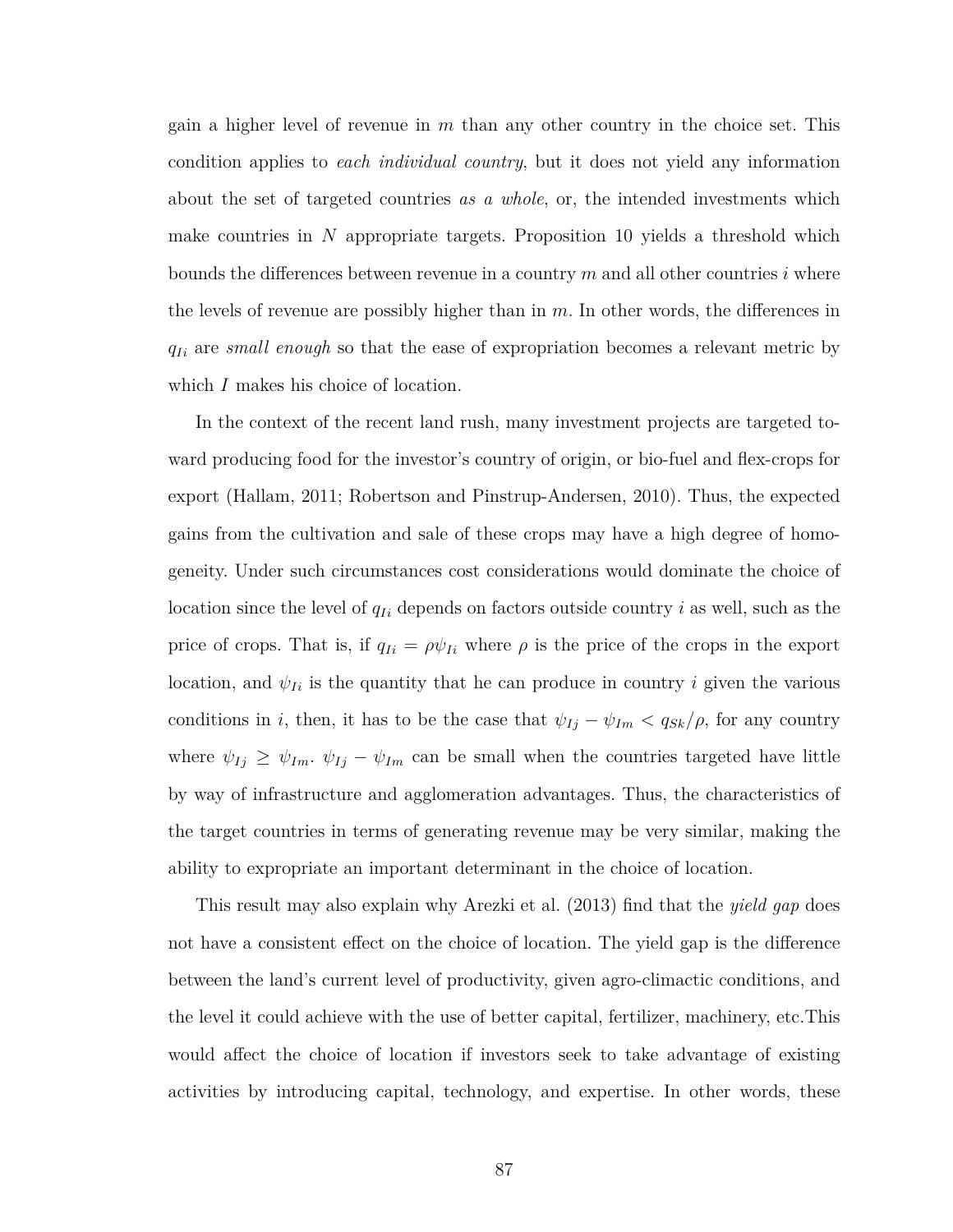gain a higher level of revenue in $m$ than any other country in the choice set. This condition applies to *each individual country*, but it does not yield any information about the set of targeted countries *as a whole*, or, the intended investments which make countries in $N$ appropriate targets. Proposition 10 yields a threshold which bounds the differences between revenue in a country $m$ and all other countries $i$ where the levels of revenue are possibly higher than in $m$. In other words, the differences in $q_{Ii}$ are *small enough* so that the ease of expropriation becomes a relevant metric by which $I$ makes his choice of location.

In the context of the recent land rush, many investment projects are targeted toward producing food for the investor's country of origin, or bio-fuel and flex-crops for export (Hallam, 2011; Robertson and Pinstrup-Andersen, 2010). Thus, the expected gains from the cultivation and sale of these crops may have a high degree of homogeneity. Under such circumstances cost considerations would dominate the choice of location since the level of $q_{Ii}$ depends on factors outside country $i$ as well, such as the price of crops. That is, if $q_{Ii} = \rho \psi_{Ii}$ where $\rho$ is the price of the crops in the export location, and $\psi_{Ii}$ is the quantity that he can produce in country $i$ given the various conditions in $i$, then, it has to be the case that $\psi_{Ij} - \psi_{Im} < q_{Sk}/\rho$, for any country where $\psi_{Ij} \geq \psi_{Im}$. $\psi_{Ij} - \psi_{Im}$ can be small when the countries targeted have little by way of infrastructure and agglomeration advantages. Thus, the characteristics of the target countries in terms of generating revenue may be very similar, making the ability to expropriate an important determinant in the choice of location.

This result may also explain why Arezki et al. (2013) find that the *yield gap* does not have a consistent effect on the choice of location. The yield gap is the difference between the land's current level of productivity, given agro-climactic conditions, and the level it could achieve with the use of better capital, fertilizer, machinery, etc.This would affect the choice of location if investors seek to take advantage of existing activities by introducing capital, technology, and expertise. In other words, these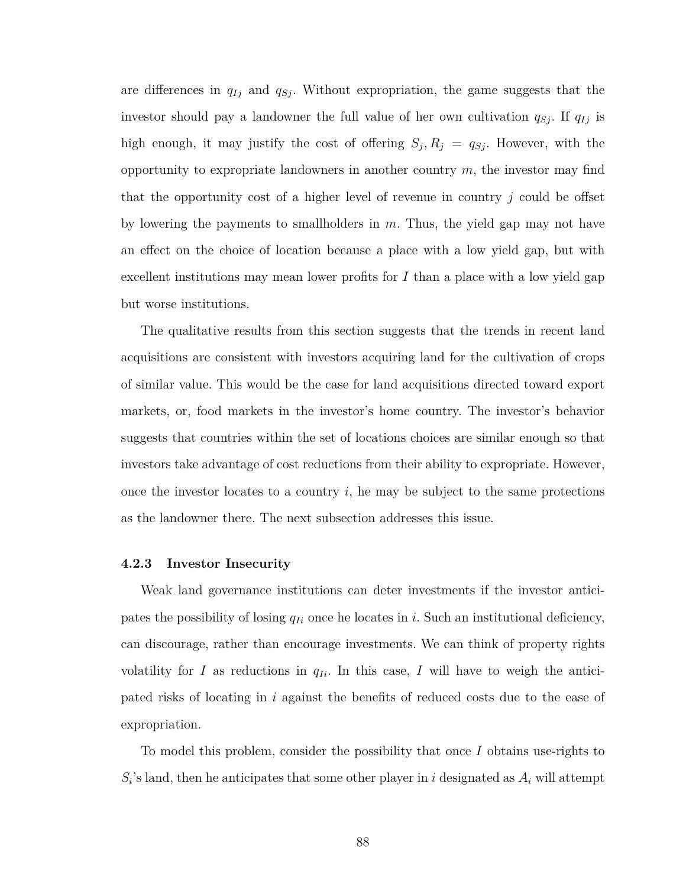are differences in $q_{Ij}$ and $q_{Sj}$. Without expropriation, the game suggests that the investor should pay a landowner the full value of her own cultivation $q_{Sj}$. If $q_{Ij}$ is high enough, it may justify the cost of offering $S_j, R_j = q_{Sj}$. However, with the opportunity to expropriate landowners in another country $m$, the investor may find that the opportunity cost of a higher level of revenue in country $j$ could be offset by lowering the payments to smallholders in $m$. Thus, the yield gap may not have an effect on the choice of location because a place with a low yield gap, but with excellent institutions may mean lower profits for $I$ than a place with a low yield gap but worse institutions.

The qualitative results from this section suggests that the trends in recent land acquisitions are consistent with investors acquiring land for the cultivation of crops of similar value. This would be the case for land acquisitions directed toward export markets, or, food markets in the investor's home country. The investor's behavior suggests that countries within the set of locations choices are similar enough so that investors take advantage of cost reductions from their ability to expropriate. However, once the investor locates to a country $i$, he may be subject to the same protections as the landowner there. The next subsection addresses this issue.

### 4.2.3 Investor Insecurity

Weak land governance institutions can deter investments if the investor anticipates the possibility of losing $q_{Ii}$ once he locates in $i$. Such an institutional deficiency, can discourage, rather than encourage investments. We can think of property rights volatility for $I$ as reductions in $q_{Ii}$. In this case, $I$ will have to weigh the anticipated risks of locating in $i$ against the benefits of reduced costs due to the ease of expropriation.

To model this problem, consider the possibility that once $I$ obtains use-rights to $S_i$'s land, then he anticipates that some other player in $i$ designated as $A_i$ will attempt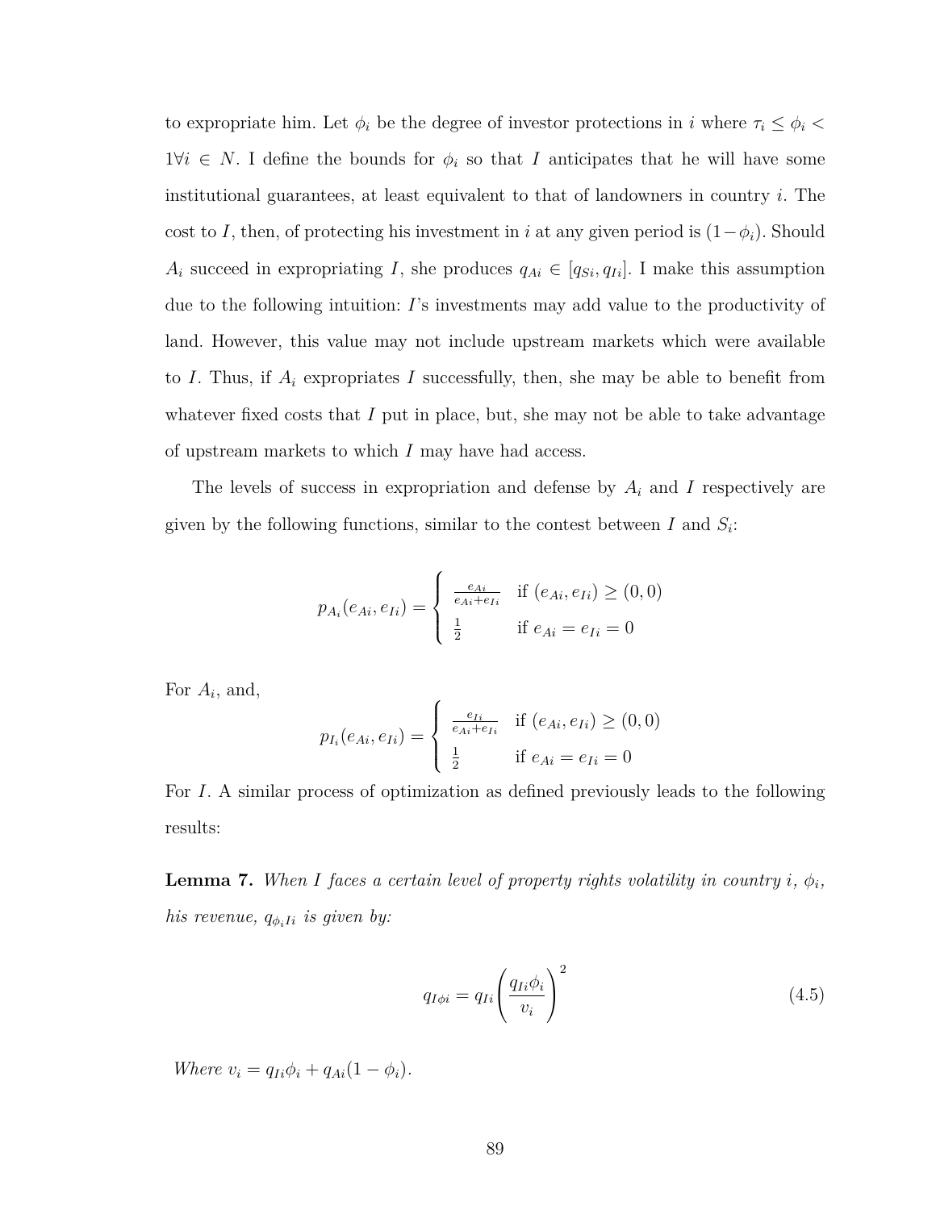to expropriate him. Let $\phi_i$ be the degree of investor protections in $i$ where $\tau_i \leq \phi_i < 1 \forall i \in N$. I define the bounds for $\phi_i$ so that $I$ anticipates that he will have some institutional guarantees, at least equivalent to that of landowners in country $i$. The cost to $I$, then, of protecting his investment in $i$ at any given period is $(1-\phi_i)$. Should $A_i$ succeed in expropriating $I$, she produces $q_{Ai} \in [q_{Si}, q_{Ii}]$. I make this assumption due to the following intuition: $I$'s investments may add value to the productivity of land. However, this value may not include upstream markets which were available to $I$. Thus, if $A_i$ expropriates $I$ successfully, then, she may be able to benefit from whatever fixed costs that $I$ put in place, but, she may not be able to take advantage of upstream markets to which $I$ may have had access.

The levels of success in expropriation and defense by $A_i$ and $I$ respectively are given by the following functions, similar to the contest between $I$ and $S_i$:

$$p_{A_i}(e_{Ai}, e_{Ii}) = \begin{cases} \frac{e_{Ai}}{e_{Ai}+e_{Ii}} & \text{if } (e_{Ai}, e_{Ii}) \geq (0,0) \\ \frac{1}{2} & \text{if } e_{Ai} = e_{Ii} = 0 \end{cases}$$

For $A_i$, and,

$$p_{I_i}(e_{Ai}, e_{Ii}) = \begin{cases} \frac{e_{Ii}}{e_{Ai}+e_{Ii}} & \text{if } (e_{Ai}, e_{Ii}) \geq (0,0) \\ \frac{1}{2} & \text{if } e_{Ai} = e_{Ii} = 0 \end{cases}$$

For $I$. A similar process of optimization as defined previously leads to the following results:

**Lemma 7.** *When I faces a certain level of property rights volatility in country i, $\phi_i$, his revenue, $q_{\phi_i Ii}$ is given by:*

$$q_{I\phi i} = q_{Ii} \left( \frac{q_{Ii}\phi_i}{v_i} \right)^2 \tag{4.5}$$

*Where $v_i = q_{Ii}\phi_i + q_{Ai}(1-\phi_i)$.*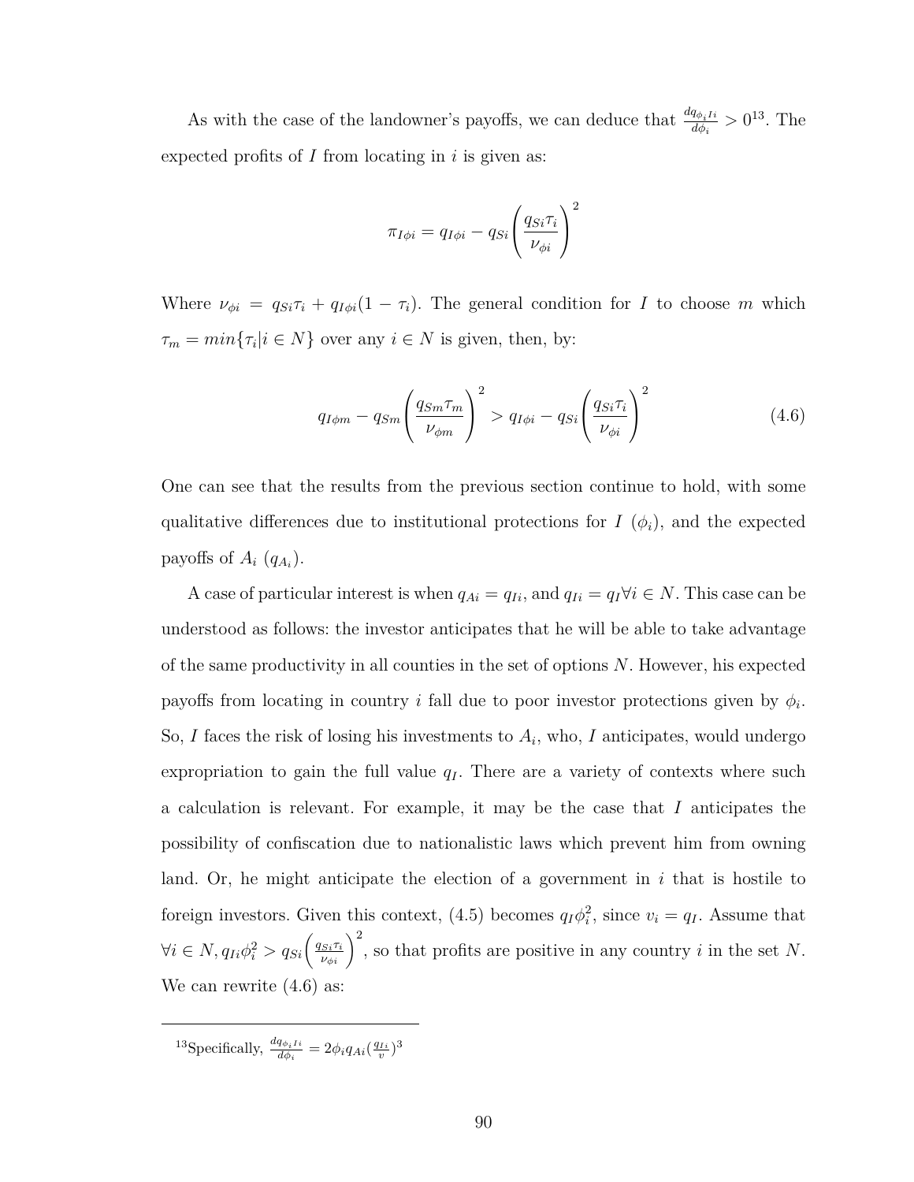As with the case of the landowner's payoffs, we can deduce that $\frac{dq_{\phi_i Ii}}{d\phi_i} > 0$[13]. The expected profits of $I$ from locating in $i$ is given as:

$$\pi_{I\phi i} = q_{I\phi i} - q_{Si}\left(\frac{q_{Si}\tau_i}{\nu_{\phi i}}\right)^2$$

Where $\nu_{\phi i} = q_{Si}\tau_i + q_{I\phi i}(1 - \tau_i)$. The general condition for $I$ to choose $m$ which $\tau_m = min\{\tau_i | i \in N\}$ over any $i \in N$ is given, then, by:

$$q_{I\phi m} - q_{Sm}\left(\frac{q_{Sm}\tau_m}{\nu_{\phi m}}\right)^2 > q_{I\phi i} - q_{Si}\left(\frac{q_{Si}\tau_i}{\nu_{\phi i}}\right)^2 \tag{4.6}$$

One can see that the results from the previous section continue to hold, with some qualitative differences due to institutional protections for $I$ ($\phi_i$), and the expected payoffs of $A_i$ ($q_{A_i}$).

A case of particular interest is when $q_{Ai} = q_{Ii}$, and $q_{Ii} = q_I \forall i \in N$. This case can be understood as follows: the investor anticipates that he will be able to take advantage of the same productivity in all counties in the set of options $N$. However, his expected payoffs from locating in country $i$ fall due to poor investor protections given by $\phi_i$. So, $I$ faces the risk of losing his investments to $A_i$, who, $I$ anticipates, would undergo expropriation to gain the full value $q_I$. There are a variety of contexts where such a calculation is relevant. For example, it may be the case that $I$ anticipates the possibility of confiscation due to nationalistic laws which prevent him from owning land. Or, he might anticipate the election of a government in $i$ that is hostile to foreign investors. Given this context, (4.5) becomes $q_I\phi_i^2$, since $v_i = q_I$. Assume that $\forall i \in N, q_{Ii}\phi_i^2 > q_{Si}\left(\frac{q_{Si}\tau_i}{\nu_{\phi i}}\right)^2$, so that profits are positive in any country $i$ in the set $N$. We can rewrite (4.6) as:

---

[13] Specifically, $\frac{dq_{\phi_i Ii}}{d\phi_i} = 2\phi_i q_{Ai}(\frac{q_{Ii}}{v})^3$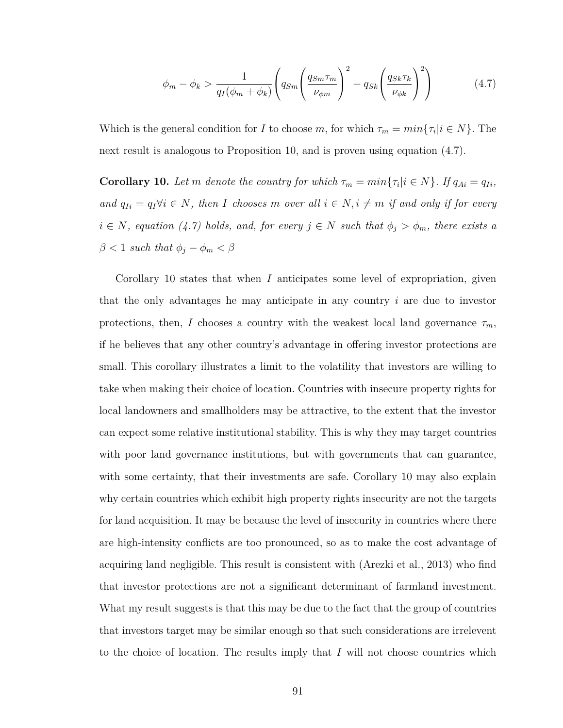$$\phi_m - \phi_k > \frac{1}{q_I(\phi_m + \phi_k)} \left( q_{Sm} \left( \frac{q_{Sm}\tau_m}{\nu_{\phi m}} \right)^2 - q_{Sk} \left( \frac{q_{Sk}\tau_k}{\nu_{\phi k}} \right)^2 \right) \tag{4.7}$$

Which is the general condition for $I$ to choose $m$, for which $\tau_m = min\{\tau_i | i \in N\}$. The next result is analogous to Proposition 10, and is proven using equation (4.7).

**Corollary 10.** *Let $m$ denote the country for which $\tau_m = min\{\tau_i | i \in N\}$. If $q_{Ai} = q_{Ii}$, and $q_{Ii} = q_I \forall i \in N$, then $I$ chooses $m$ over all $i \in N, i \neq m$ if and only if for every $i \in N$, equation (4.7) holds, and, for every $j \in N$ such that $\phi_j > \phi_m$, there exists a $\beta < 1$ such that $\phi_j - \phi_m < \beta$*

Corollary 10 states that when $I$ anticipates some level of expropriation, given that the only advantages he may anticipate in any country $i$ are due to investor protections, then, $I$ chooses a country with the weakest local land governance $\tau_m$, if he believes that any other country's advantage in offering investor protections are small. This corollary illustrates a limit to the volatility that investors are willing to take when making their choice of location. Countries with insecure property rights for local landowners and smallholders may be attractive, to the extent that the investor can expect some relative institutional stability. This is why they may target countries with poor land governance institutions, but with governments that can guarantee, with some certainty, that their investments are safe. Corollary 10 may also explain why certain countries which exhibit high property rights insecurity are not the targets for land acquisition. It may be because the level of insecurity in countries where there are high-intensity conflicts are too pronounced, so as to make the cost advantage of acquiring land negligible. This result is consistent with (Arezki et al., 2013) who find that investor protections are not a significant determinant of farmland investment. What my result suggests is that this may be due to the fact that the group of countries that investors target may be similar enough so that such considerations are irrelevent to the choice of location. The results imply that $I$ will not choose countries which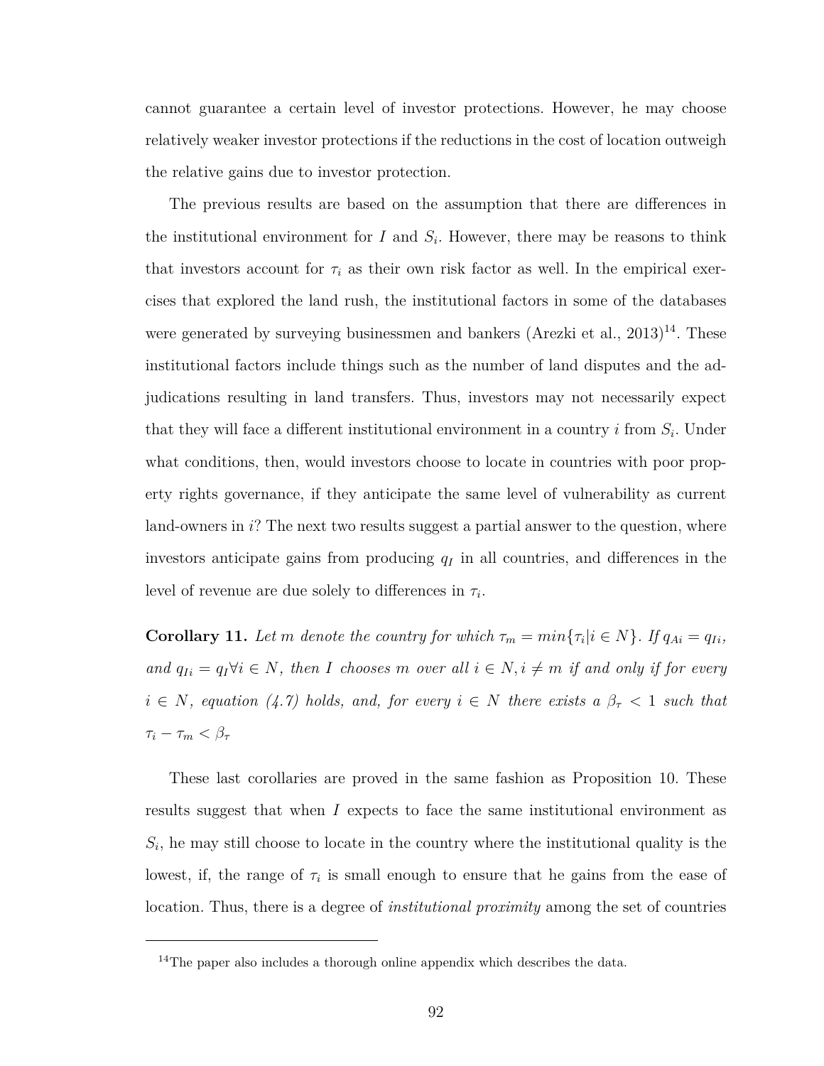cannot guarantee a certain level of investor protections. However, he may choose relatively weaker investor protections if the reductions in the cost of location outweigh the relative gains due to investor protection.

The previous results are based on the assumption that there are differences in the institutional environment for $I$ and $S_i$. However, there may be reasons to think that investors account for $\tau_i$ as their own risk factor as well. In the empirical exercises that explored the land rush, the institutional factors in some of the databases were generated by surveying businessmen and bankers (Arezki et al., 2013)[14]. These institutional factors include things such as the number of land disputes and the adjudications resulting in land transfers. Thus, investors may not necessarily expect that they will face a different institutional environment in a country $i$ from $S_i$. Under what conditions, then, would investors choose to locate in countries with poor property rights governance, if they anticipate the same level of vulnerability as current land-owners in $i$? The next two results suggest a partial answer to the question, where investors anticipate gains from producing $q_I$ in all countries, and differences in the level of revenue are due solely to differences in $\tau_i$.

**Corollary 11.** *Let $m$ denote the country for which $\tau_m = min\{\tau_i | i \in N\}$. If $q_{Ai} = q_{Ii}$, and $q_{Ii} = q_I \forall i \in N$, then $I$ chooses $m$ over all $i \in N, i \neq m$ if and only if for every $i \in N$, equation (4.7) holds, and, for every $i \in N$ there exists a $\beta_\tau < 1$ such that $\tau_i - \tau_m < \beta_\tau$*

These last corollaries are proved in the same fashion as Proposition 10. These results suggest that when $I$ expects to face the same institutional environment as $S_i$, he may still choose to locate in the country where the institutional quality is the lowest, if, the range of $\tau_i$ is small enough to ensure that he gains from the ease of location. Thus, there is a degree of *institutional proximity* among the set of countries

[14] The paper also includes a thorough online appendix which describes the data.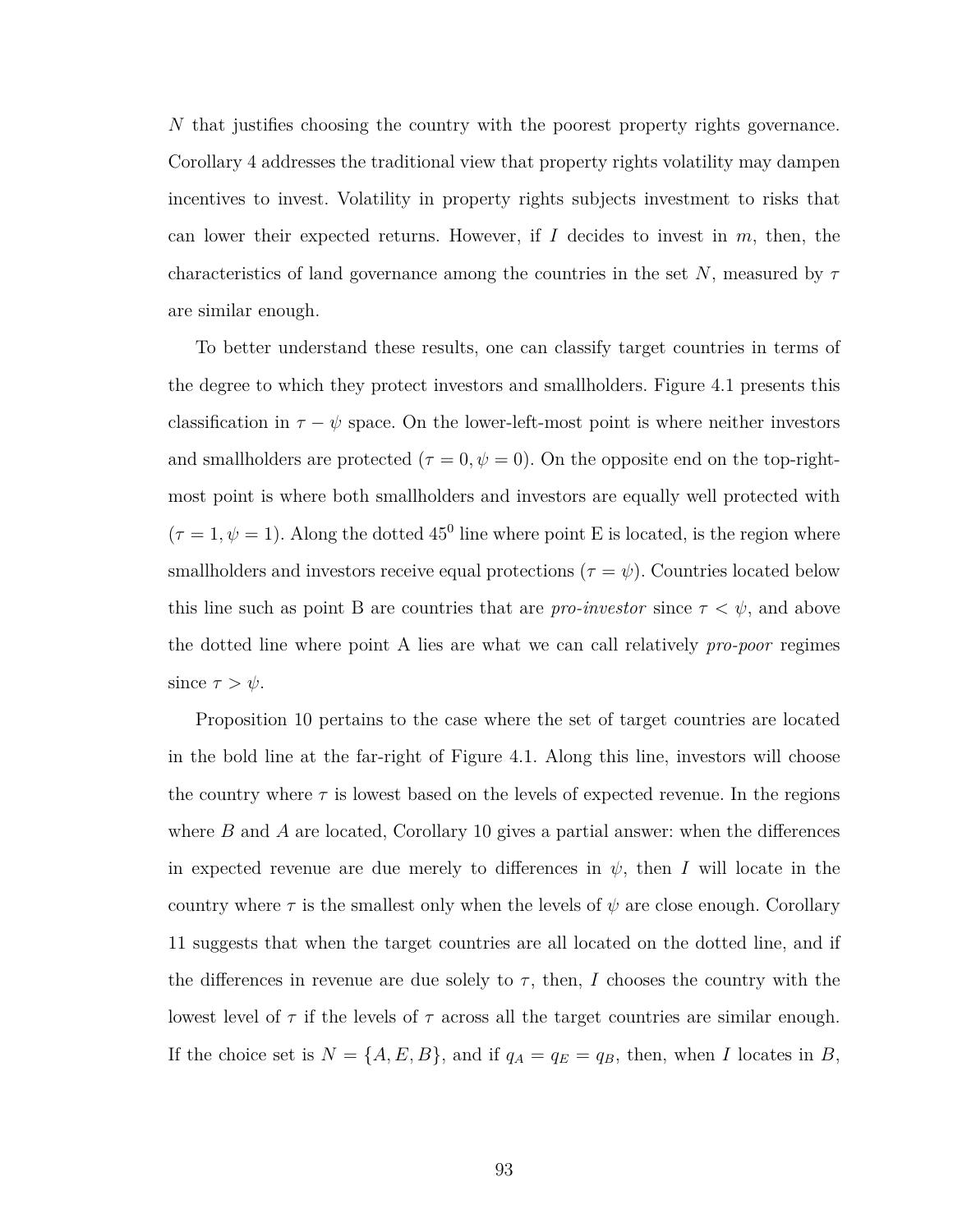$N$ that justifies choosing the country with the poorest property rights governance. Corollary 4 addresses the traditional view that property rights volatility may dampen incentives to invest. Volatility in property rights subjects investment to risks that can lower their expected returns. However, if $I$ decides to invest in $m$, then, the characteristics of land governance among the countries in the set $N$, measured by $\tau$ are similar enough.

To better understand these results, one can classify target countries in terms of the degree to which they protect investors and smallholders. Figure 4.1 presents this classification in $\tau - \psi$ space. On the lower-left-most point is where neither investors and smallholders are protected ($\tau = 0, \psi = 0$). On the opposite end on the top-right-most point is where both smallholders and investors are equally well protected with ($\tau = 1, \psi = 1$). Along the dotted $45^0$ line where point E is located, is the region where smallholders and investors receive equal protections ($\tau = \psi$). Countries located below this line such as point B are countries that are *pro-investor* since $\tau < \psi$, and above the dotted line where point A lies are what we can call relatively *pro-poor* regimes since $\tau > \psi$.

Proposition 10 pertains to the case where the set of target countries are located in the bold line at the far-right of Figure 4.1. Along this line, investors will choose the country where $\tau$ is lowest based on the levels of expected revenue. In the regions where $B$ and $A$ are located, Corollary 10 gives a partial answer: when the differences in expected revenue are due merely to differences in $\psi$, then $I$ will locate in the country where $\tau$ is the smallest only when the levels of $\psi$ are close enough. Corollary 11 suggests that when the target countries are all located on the dotted line, and if the differences in revenue are due solely to $\tau$, then, $I$ chooses the country with the lowest level of $\tau$ if the levels of $\tau$ across all the target countries are similar enough. If the choice set is $N = \{A, E, B\}$, and if $q_A = q_E = q_B$, then, when $I$ locates in $B$,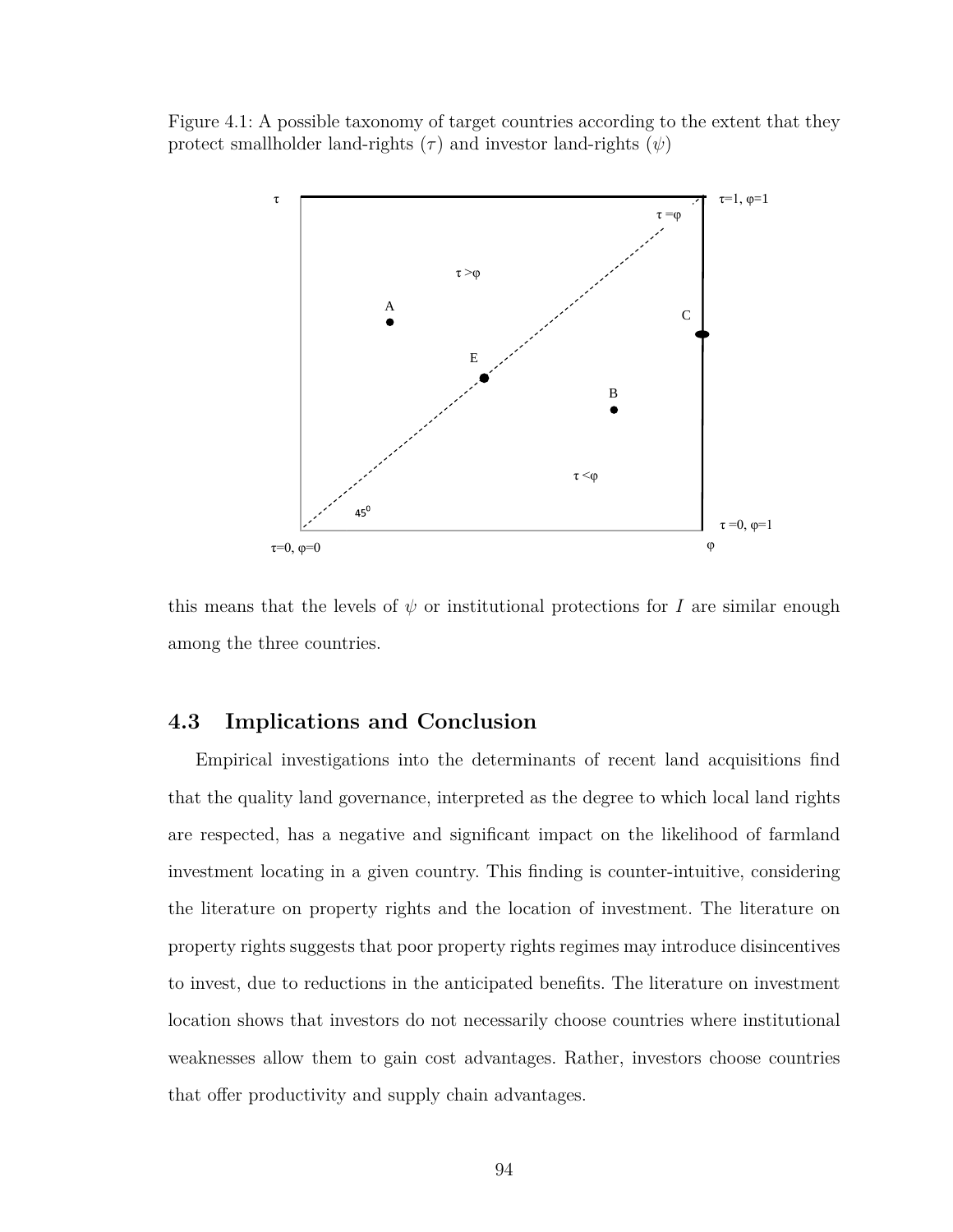Figure 4.1: A possible taxonomy of target countries according to the extent that they protect smallholder land-rights ($\tau$) and investor land-rights ($\psi$)

this means that the levels of $\psi$ or institutional protections for $I$ are similar enough among the three countries.

## 4.3 Implications and Conclusion

Empirical investigations into the determinants of recent land acquisitions find that the quality land governance, interpreted as the degree to which local land rights are respected, has a negative and significant impact on the likelihood of farmland investment locating in a given country. This finding is counter-intuitive, considering the literature on property rights and the location of investment. The literature on property rights suggests that poor property rights regimes may introduce disincentives to invest, due to reductions in the anticipated benefits. The literature on investment location shows that investors do not necessarily choose countries where institutional weaknesses allow them to gain cost advantages. Rather, investors choose countries that offer productivity and supply chain advantages.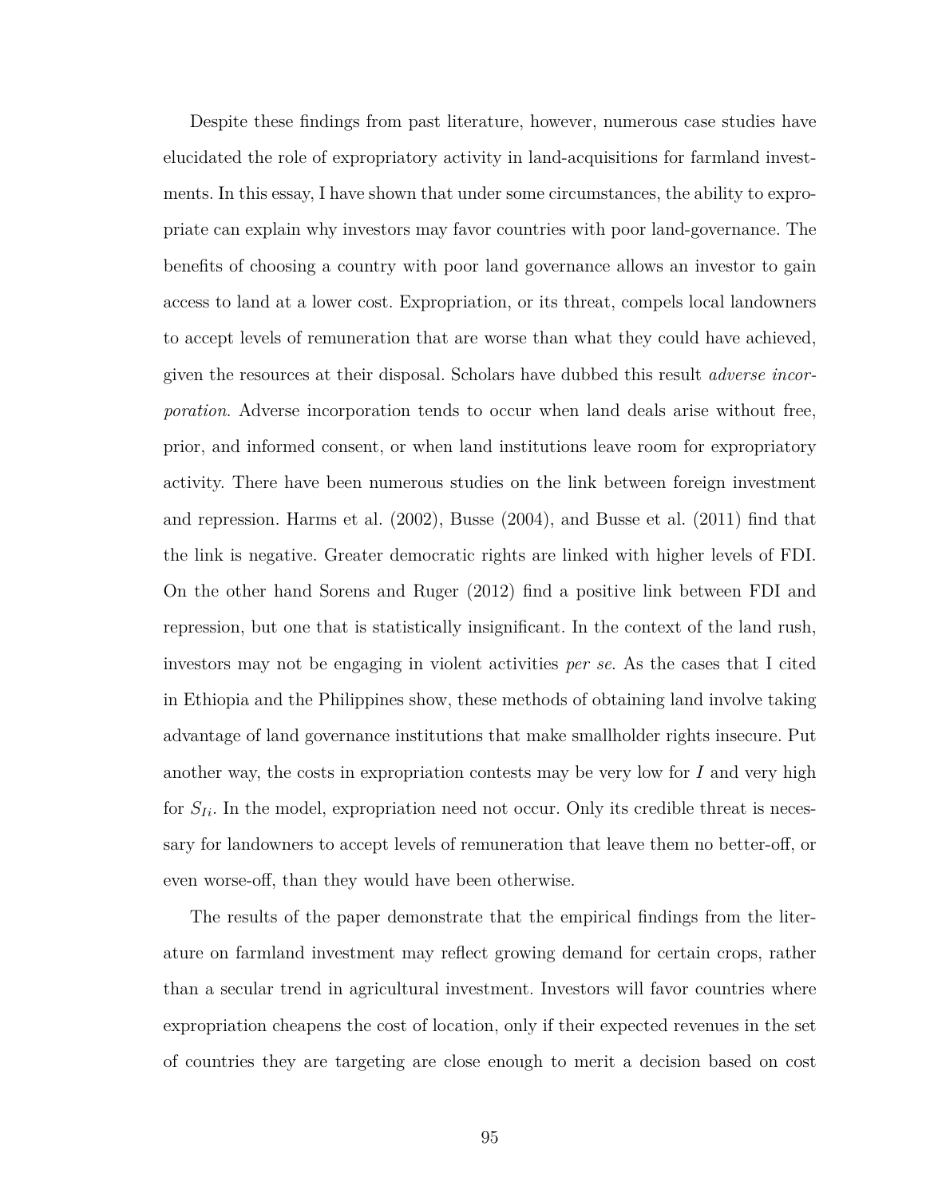Despite these findings from past literature, however, numerous case studies have elucidated the role of expropriatory activity in land-acquisitions for farmland investments. In this essay, I have shown that under some circumstances, the ability to expropriate can explain why investors may favor countries with poor land-governance. The benefits of choosing a country with poor land governance allows an investor to gain access to land at a lower cost. Expropriation, or its threat, compels local landowners to accept levels of remuneration that are worse than what they could have achieved, given the resources at their disposal. Scholars have dubbed this result *adverse incorporation*. Adverse incorporation tends to occur when land deals arise without free, prior, and informed consent, or when land institutions leave room for expropriatory activity. There have been numerous studies on the link between foreign investment and repression. Harms et al. (2002), Busse (2004), and Busse et al. (2011) find that the link is negative. Greater democratic rights are linked with higher levels of FDI. On the other hand Sorens and Ruger (2012) find a positive link between FDI and repression, but one that is statistically insignificant. In the context of the land rush, investors may not be engaging in violent activities *per se*. As the cases that I cited in Ethiopia and the Philippines show, these methods of obtaining land involve taking advantage of land governance institutions that make smallholder rights insecure. Put another way, the costs in expropriation contests may be very low for $I$ and very high for $S_{Ii}$. In the model, expropriation need not occur. Only its credible threat is necessary for landowners to accept levels of remuneration that leave them no better-off, or even worse-off, than they would have been otherwise.

The results of the paper demonstrate that the empirical findings from the literature on farmland investment may reflect growing demand for certain crops, rather than a secular trend in agricultural investment. Investors will favor countries where expropriation cheapens the cost of location, only if their expected revenues in the set of countries they are targeting are close enough to merit a decision based on cost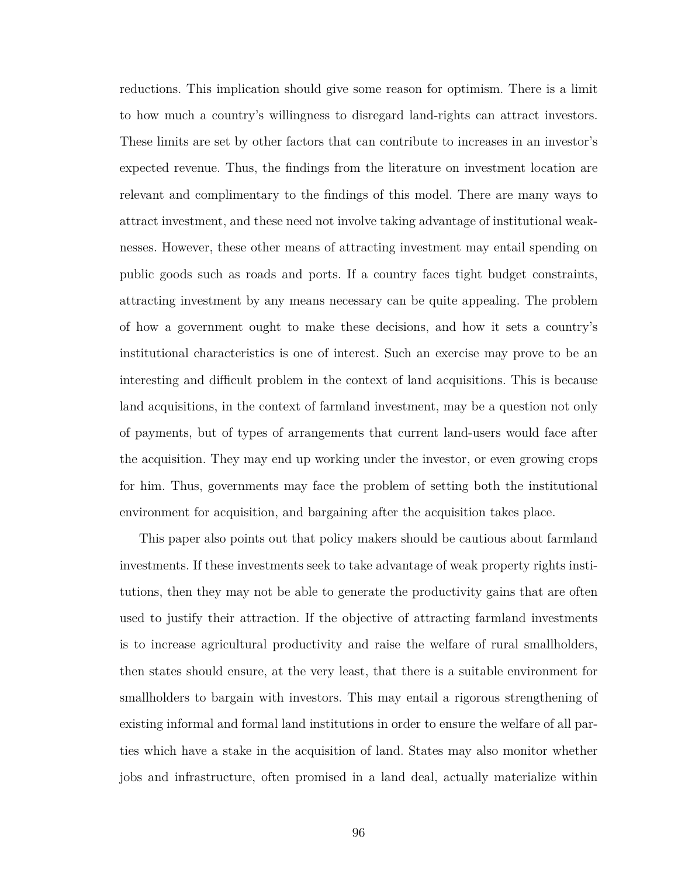reductions. This implication should give some reason for optimism. There is a limit to how much a country's willingness to disregard land-rights can attract investors. These limits are set by other factors that can contribute to increases in an investor's expected revenue. Thus, the findings from the literature on investment location are relevant and complimentary to the findings of this model. There are many ways to attract investment, and these need not involve taking advantage of institutional weaknesses. However, these other means of attracting investment may entail spending on public goods such as roads and ports. If a country faces tight budget constraints, attracting investment by any means necessary can be quite appealing. The problem of how a government ought to make these decisions, and how it sets a country's institutional characteristics is one of interest. Such an exercise may prove to be an interesting and difficult problem in the context of land acquisitions. This is because land acquisitions, in the context of farmland investment, may be a question not only of payments, but of types of arrangements that current land-users would face after the acquisition. They may end up working under the investor, or even growing crops for him. Thus, governments may face the problem of setting both the institutional environment for acquisition, and bargaining after the acquisition takes place.

This paper also points out that policy makers should be cautious about farmland investments. If these investments seek to take advantage of weak property rights institutions, then they may not be able to generate the productivity gains that are often used to justify their attraction. If the objective of attracting farmland investments is to increase agricultural productivity and raise the welfare of rural smallholders, then states should ensure, at the very least, that there is a suitable environment for smallholders to bargain with investors. This may entail a rigorous strengthening of existing informal and formal land institutions in order to ensure the welfare of all parties which have a stake in the acquisition of land. States may also monitor whether jobs and infrastructure, often promised in a land deal, actually materialize within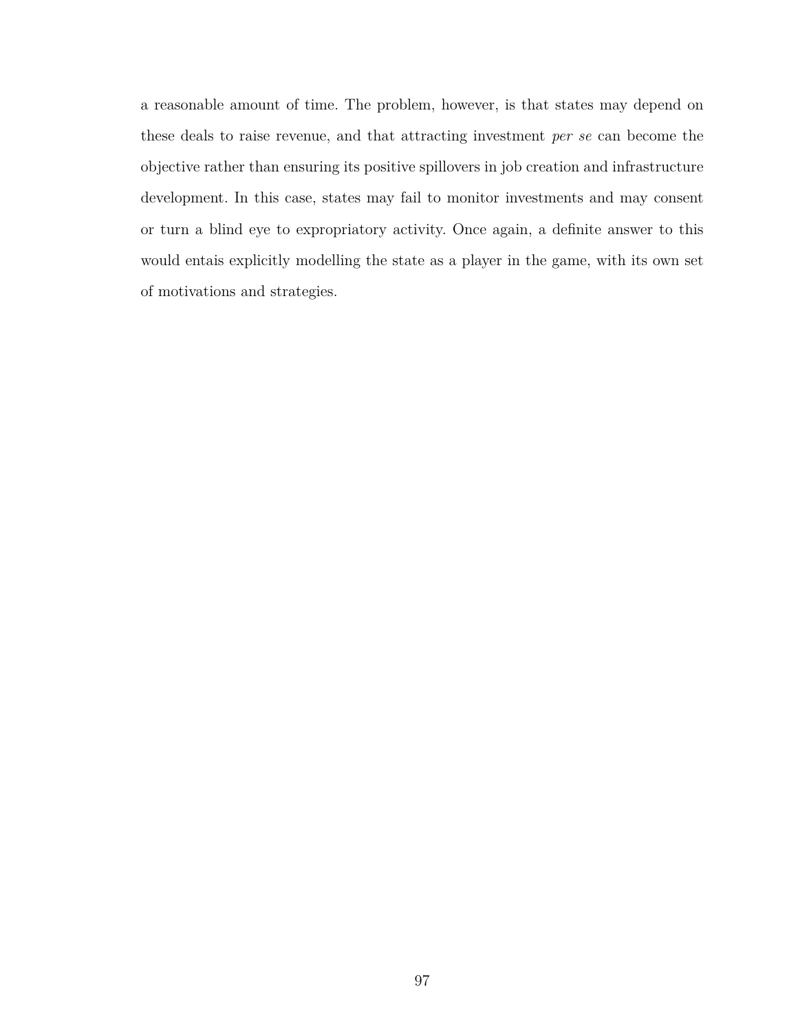a reasonable amount of time. The problem, however, is that states may depend on these deals to raise revenue, and that attracting investment *per se* can become the objective rather than ensuring its positive spillovers in job creation and infrastructure development. In this case, states may fail to monitor investments and may consent or turn a blind eye to expropriatory activity. Once again, a definite answer to this would entais explicitly modelling the state as a player in the game, with its own set of motivations and strategies.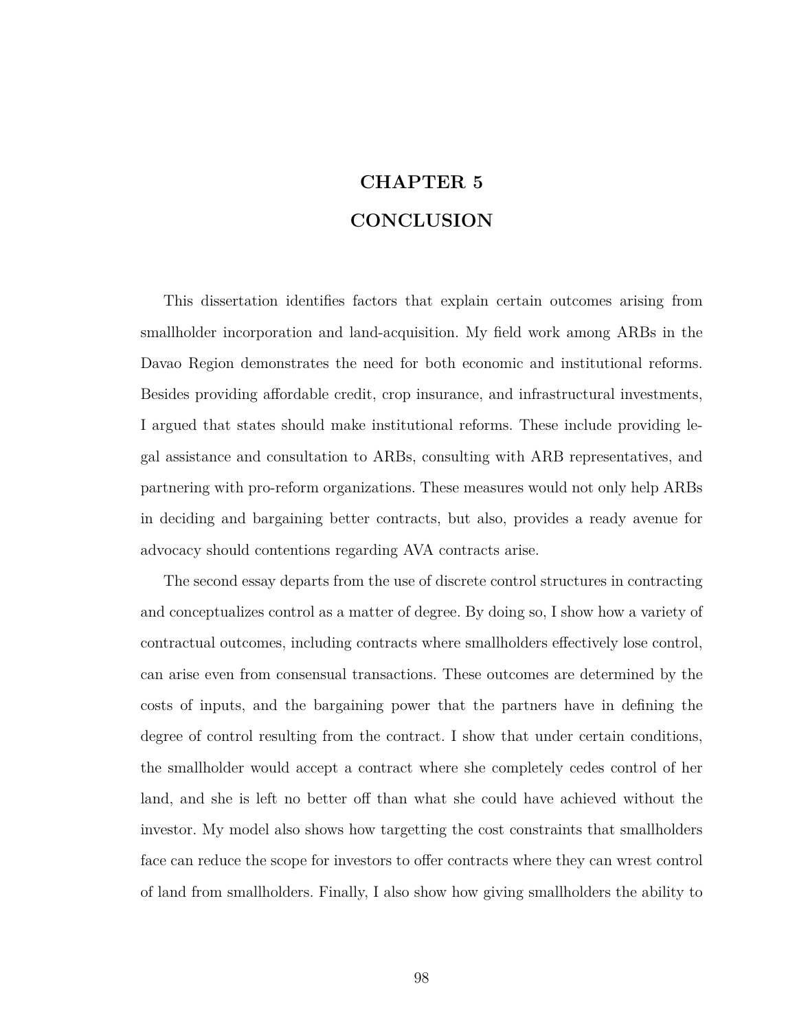# CHAPTER 5
# CONCLUSION

This dissertation identifies factors that explain certain outcomes arising from smallholder incorporation and land-acquisition. My field work among ARBs in the Davao Region demonstrates the need for both economic and institutional reforms. Besides providing affordable credit, crop insurance, and infrastructural investments, I argued that states should make institutional reforms. These include providing legal assistance and consultation to ARBs, consulting with ARB representatives, and partnering with pro-reform organizations. These measures would not only help ARBs in deciding and bargaining better contracts, but also, provides a ready avenue for advocacy should contentions regarding AVA contracts arise.

The second essay departs from the use of discrete control structures in contracting and conceptualizes control as a matter of degree. By doing so, I show how a variety of contractual outcomes, including contracts where smallholders effectively lose control, can arise even from consensual transactions. These outcomes are determined by the costs of inputs, and the bargaining power that the partners have in defining the degree of control resulting from the contract. I show that under certain conditions, the smallholder would accept a contract where she completely cedes control of her land, and she is left no better off than what she could have achieved without the investor. My model also shows how targetting the cost constraints that smallholders face can reduce the scope for investors to offer contracts where they can wrest control of land from smallholders. Finally, I also show how giving smallholders the ability to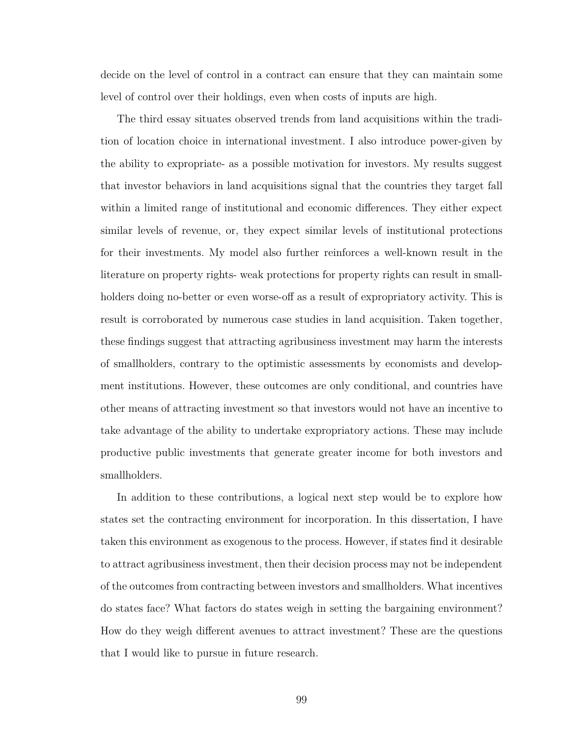decide on the level of control in a contract can ensure that they can maintain some level of control over their holdings, even when costs of inputs are high.

The third essay situates observed trends from land acquisitions within the tradition of location choice in international investment. I also introduce power-given by the ability to expropriate- as a possible motivation for investors. My results suggest that investor behaviors in land acquisitions signal that the countries they target fall within a limited range of institutional and economic differences. They either expect similar levels of revenue, or, they expect similar levels of institutional protections for their investments. My model also further reinforces a well-known result in the literature on property rights- weak protections for property rights can result in smallholders doing no-better or even worse-off as a result of expropriatory activity. This is result is corroborated by numerous case studies in land acquisition. Taken together, these findings suggest that attracting agribusiness investment may harm the interests of smallholders, contrary to the optimistic assessments by economists and development institutions. However, these outcomes are only conditional, and countries have other means of attracting investment so that investors would not have an incentive to take advantage of the ability to undertake expropriatory actions. These may include productive public investments that generate greater income for both investors and smallholders.

In addition to these contributions, a logical next step would be to explore how states set the contracting environment for incorporation. In this dissertation, I have taken this environment as exogenous to the process. However, if states find it desirable to attract agribusiness investment, then their decision process may not be independent of the outcomes from contracting between investors and smallholders. What incentives do states face? What factors do states weigh in setting the bargaining environment? How do they weigh different avenues to attract investment? These are the questions that I would like to pursue in future research.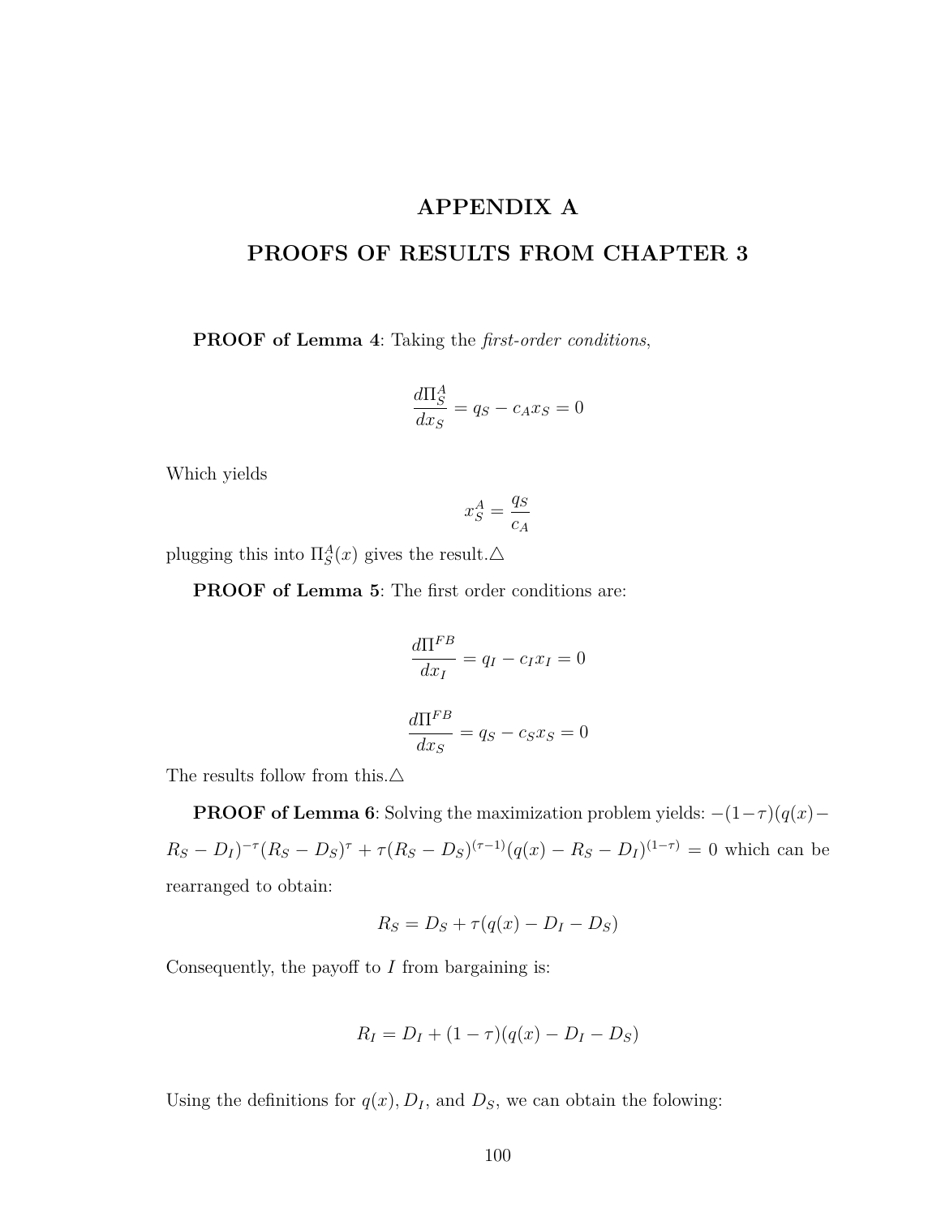# APPENDIX A

# PROOFS OF RESULTS FROM CHAPTER 3

**PROOF of Lemma 4**: Taking the *first-order conditions*,

$$\frac{d\Pi_S^A}{dx_S} = q_S - c_A x_S = 0$$

Which yields

$$x_S^A = \frac{q_S}{c_A}$$

plugging this into $\Pi_S^A(x)$ gives the result.△

**PROOF of Lemma 5**: The first order conditions are:

$$\frac{d\Pi^{FB}}{dx_I} = q_I - c_I x_I = 0$$

$$\frac{d\Pi^{FB}}{dx_S} = q_S - c_S x_S = 0$$

The results follow from this.△

**PROOF of Lemma 6**: Solving the maximization problem yields: $-(1-\tau)(q(x) - R_S - D_I)^{-\tau}(R_S - D_S)^{\tau} + \tau(R_S - D_S)^{(\tau-1)}(q(x) - R_S - D_I)^{(1-\tau)} = 0$ which can be rearranged to obtain:

$$R_S = D_S + \tau(q(x) - D_I - D_S)$$

Consequently, the payoff to $I$ from bargaining is:

$$R_I = D_I + (1-\tau)(q(x) - D_I - D_S)$$

Using the definitions for $q(x)$, $D_I$, and $D_S$, we can obtain the folowing: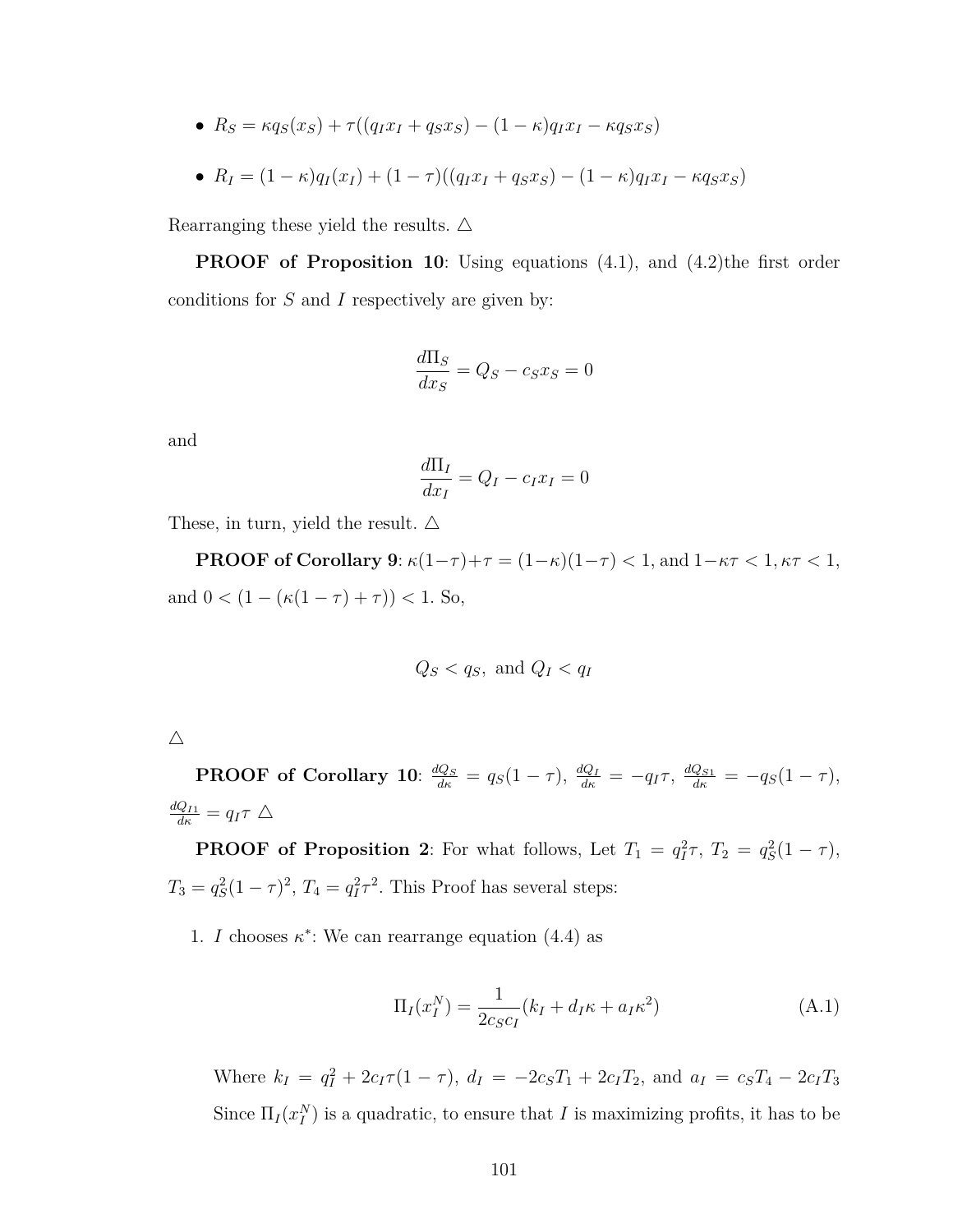- $R_S = \kappa q_S(x_S) + \tau((q_I x_I + q_S x_S) - (1-\kappa)q_I x_I - \kappa q_S x_S)$
- $R_I = (1-\kappa)q_I(x_I) + (1-\tau)((q_I x_I + q_S x_S) - (1-\kappa)q_I x_I - \kappa q_S x_S)$

Rearranging these yield the results. △

**PROOF of Proposition 10**: Using equations (4.1), and (4.2)the first order conditions for $S$ and $I$ respectively are given by:

$$\frac{d\Pi_S}{dx_S} = Q_S - c_S x_S = 0$$

and

$$\frac{d\Pi_I}{dx_I} = Q_I - c_I x_I = 0$$

These, in turn, yield the result. △

**PROOF of Corollary 9**: $\kappa(1-\tau)+\tau = (1-\kappa)(1-\tau) < 1$, and $1-\kappa\tau < 1, \kappa\tau < 1$, and $0 < (1-(\kappa(1-\tau)+\tau)) < 1$. So,

$$Q_S < q_S, \text{ and } Q_I < q_I$$

△

**PROOF of Corollary 10**: $\frac{dQ_S}{d\kappa} = q_S(1-\tau)$, $\frac{dQ_I}{d\kappa} = -q_I\tau$, $\frac{dQ_{S1}}{d\kappa} = -q_S(1-\tau)$, $\frac{dQ_{I1}}{d\kappa} = q_I\tau$ △

**PROOF of Proposition 2**: For what follows, Let $T_1 = q_I^2\tau$, $T_2 = q_S^2(1-\tau)$, $T_3 = q_S^2(1-\tau)^2$, $T_4 = q_I^2\tau^2$. This Proof has several steps:

1. $I$ chooses $\kappa^*$: We can rearrange equation (4.4) as

$$\Pi_I(x_I^N) = \frac{1}{2c_S c_I}(k_I + d_I\kappa + a_I\kappa^2) \tag{A.1}$$

   Where $k_I = q_I^2 + 2c_I\tau(1-\tau)$, $d_I = -2c_S T_1 + 2c_I T_2$, and $a_I = c_S T_4 - 2c_I T_3$ Since $\Pi_I(x_I^N)$ is a quadratic, to ensure that $I$ is maximizing profits, it has to be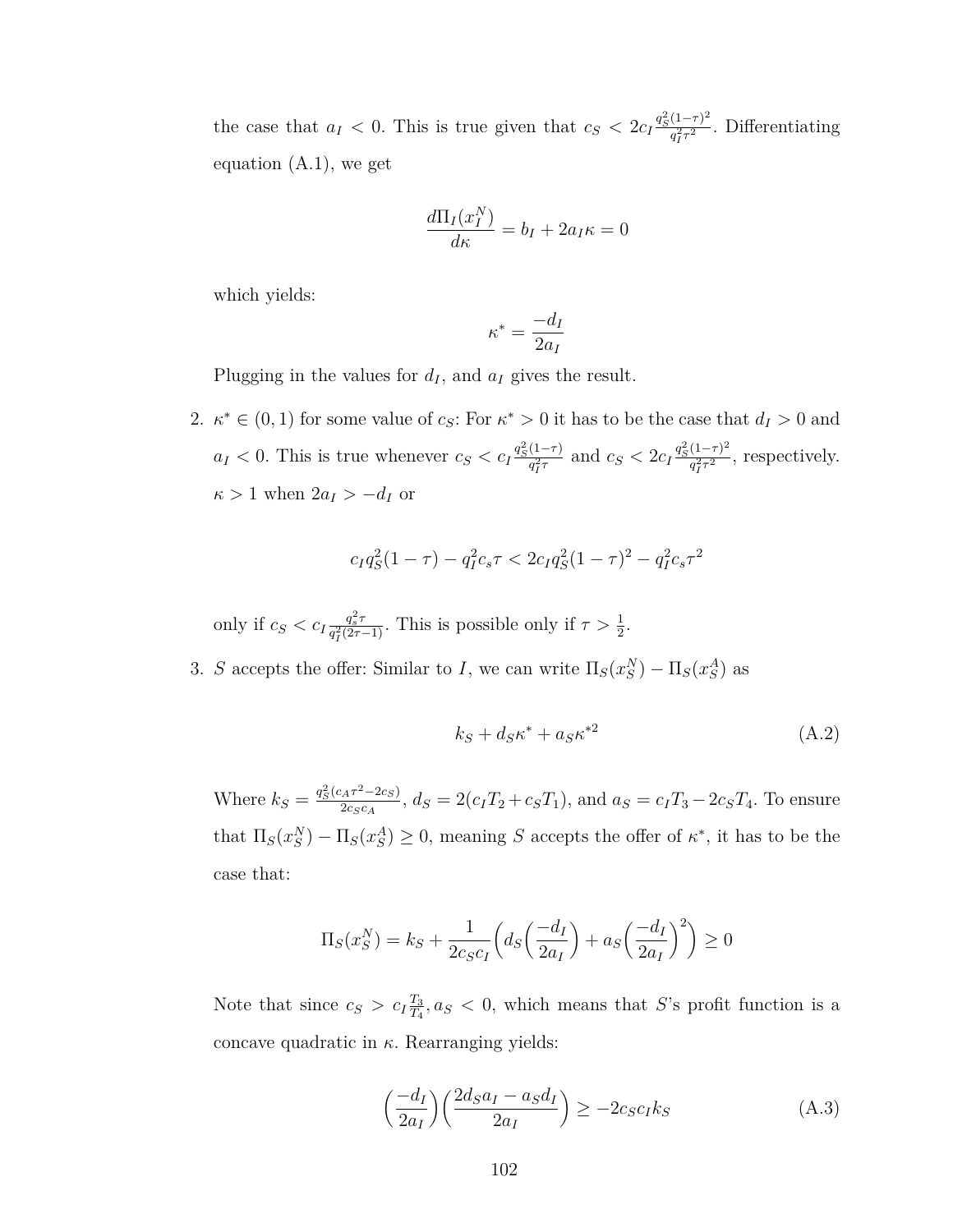the case that $a_I < 0$. This is true given that $c_S < 2c_I \frac{q_S^2(1-\tau)^2}{q_I^2\tau^2}$. Differentiating equation (A.1), we get

$$\frac{d\Pi_I(x_I^N)}{d\kappa} = b_I + 2a_I\kappa = 0$$

which yields:

$$\kappa^* = \frac{-d_I}{2a_I}$$

Plugging in the values for $d_I$, and $a_I$ gives the result.

2. $\kappa^* \in (0,1)$ for some value of $c_S$: For $\kappa^* > 0$ it has to be the case that $d_I > 0$ and $a_I < 0$. This is true whenever $c_S < c_I \frac{q_S^2(1-\tau)}{q_I^2\tau}$ and $c_S < 2c_I \frac{q_S^2(1-\tau)^2}{q_I^2\tau^2}$, respectively. $\kappa > 1$ when $2a_I > -d_I$ or

$$c_I q_S^2(1-\tau) - q_I^2 c_s \tau < 2c_I q_S^2(1-\tau)^2 - q_I^2 c_s \tau^2$$

only if $c_S < c_I \frac{q_s^2\tau}{q_I^2(2\tau-1)}$. This is possible only if $\tau > \frac{1}{2}$.

3. $S$ accepts the offer: Similar to $I$, we can write $\Pi_S(x_S^N) - \Pi_S(x_S^A)$ as

$$k_S + d_S\kappa^* + a_S\kappa^{*2} \tag{A.2}$$

Where $k_S = \frac{q_S^2(c_A\tau^2 - 2c_S)}{2c_S c_A}$, $d_S = 2(c_I T_2 + c_S T_1)$, and $a_S = c_I T_3 - 2c_S T_4$. To ensure that $\Pi_S(x_S^N) - \Pi_S(x_S^A) \geq 0$, meaning $S$ accepts the offer of $\kappa^*$, it has to be the case that:

$$\Pi_S(x_S^N) = k_S + \frac{1}{2c_S c_I}\left(d_S\left(\frac{-d_I}{2a_I}\right) + a_S\left(\frac{-d_I}{2a_I}\right)^2\right) \geq 0$$

Note that since $c_S > c_I \frac{T_3}{T_4}, a_S < 0$, which means that $S$'s profit function is a concave quadratic in $\kappa$. Rearranging yields:

$$\left(\frac{-d_I}{2a_I}\right)\left(\frac{2d_S a_I - a_S d_I}{2a_I}\right) \geq -2c_S c_I k_S \tag{A.3}$$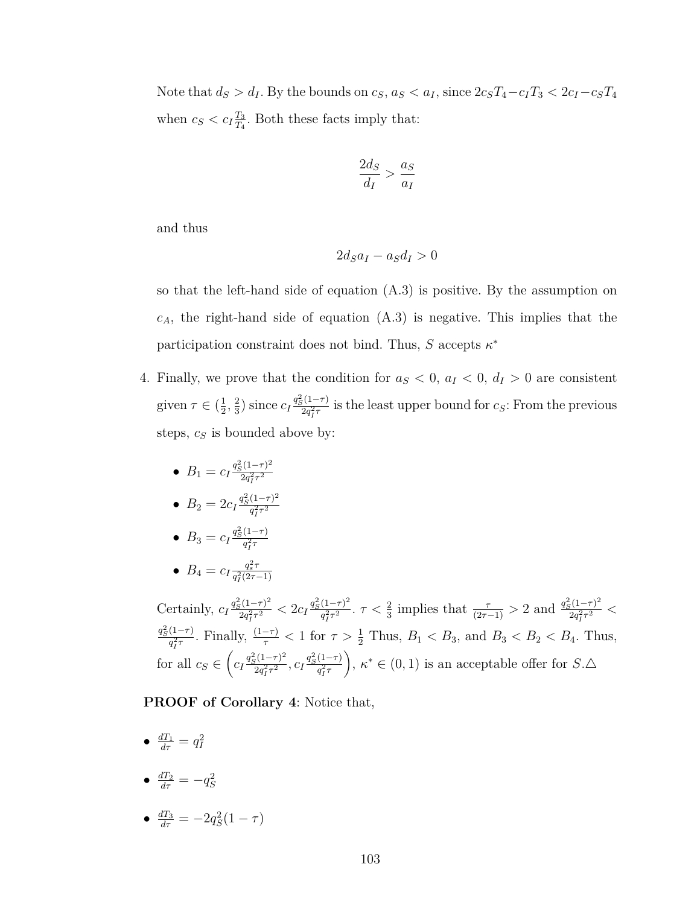Note that $d_S > d_I$. By the bounds on $c_S$, $a_S < a_I$, since $2c_ST_4 - c_IT_3 < 2c_I - c_ST_4$ when $c_S < c_I\frac{T_3}{T_4}$. Both these facts imply that:

$$\frac{2d_S}{d_I} > \frac{a_S}{a_I}$$

and thus

$$2d_Sa_I - a_Sd_I > 0$$

so that the left-hand side of equation (A.3) is positive. By the assumption on $c_A$, the right-hand side of equation (A.3) is negative. This implies that the participation constraint does not bind. Thus, $S$ accepts $\kappa^*$

4. Finally, we prove that the condition for $a_S < 0$, $a_I < 0$, $d_I > 0$ are consistent given $\tau \in (\frac{1}{2}, \frac{2}{3})$ since $c_I\frac{q_S^2(1-\tau)}{2q_I^2\tau}$ is the least upper bound for $c_S$: From the previous steps, $c_S$ is bounded above by:

   - $B_1 = c_I\frac{q_S^2(1-\tau)^2}{2q_I^2\tau^2}$
   - $B_2 = 2c_I\frac{q_S^2(1-\tau)^2}{q_I^2\tau^2}$
   - $B_3 = c_I\frac{q_S^2(1-\tau)}{q_I^2\tau}$
   - $B_4 = c_I\frac{q_s^2\tau}{q_I^2(2\tau-1)}$

   Certainly, $c_I\frac{q_S^2(1-\tau)^2}{2q_I^2\tau^2} < 2c_I\frac{q_S^2(1-\tau)^2}{q_I^2\tau^2}$. $\tau < \frac{2}{3}$ implies that $\frac{\tau}{(2\tau-1)} > 2$ and $\frac{q_S^2(1-\tau)^2}{2q_I^2\tau^2} < \frac{q_S^2(1-\tau)}{q_I^2\tau}$. Finally, $\frac{(1-\tau)}{\tau} < 1$ for $\tau > \frac{1}{2}$ Thus, $B_1 < B_3$, and $B_3 < B_2 < B_4$. Thus, for all $c_S \in \left(c_I\frac{q_S^2(1-\tau)^2}{2q_I^2\tau^2}, c_I\frac{q_S^2(1-\tau)}{q_I^2\tau}\right)$, $\kappa^* \in (0,1)$ is an acceptable offer for $S$.$\triangle$

**PROOF of Corollary 4**: Notice that,

- $\frac{dT_1}{d\tau} = q_I^2$
- $\frac{dT_2}{d\tau} = -q_S^2$
- $\frac{dT_3}{d\tau} = -2q_S^2(1-\tau)$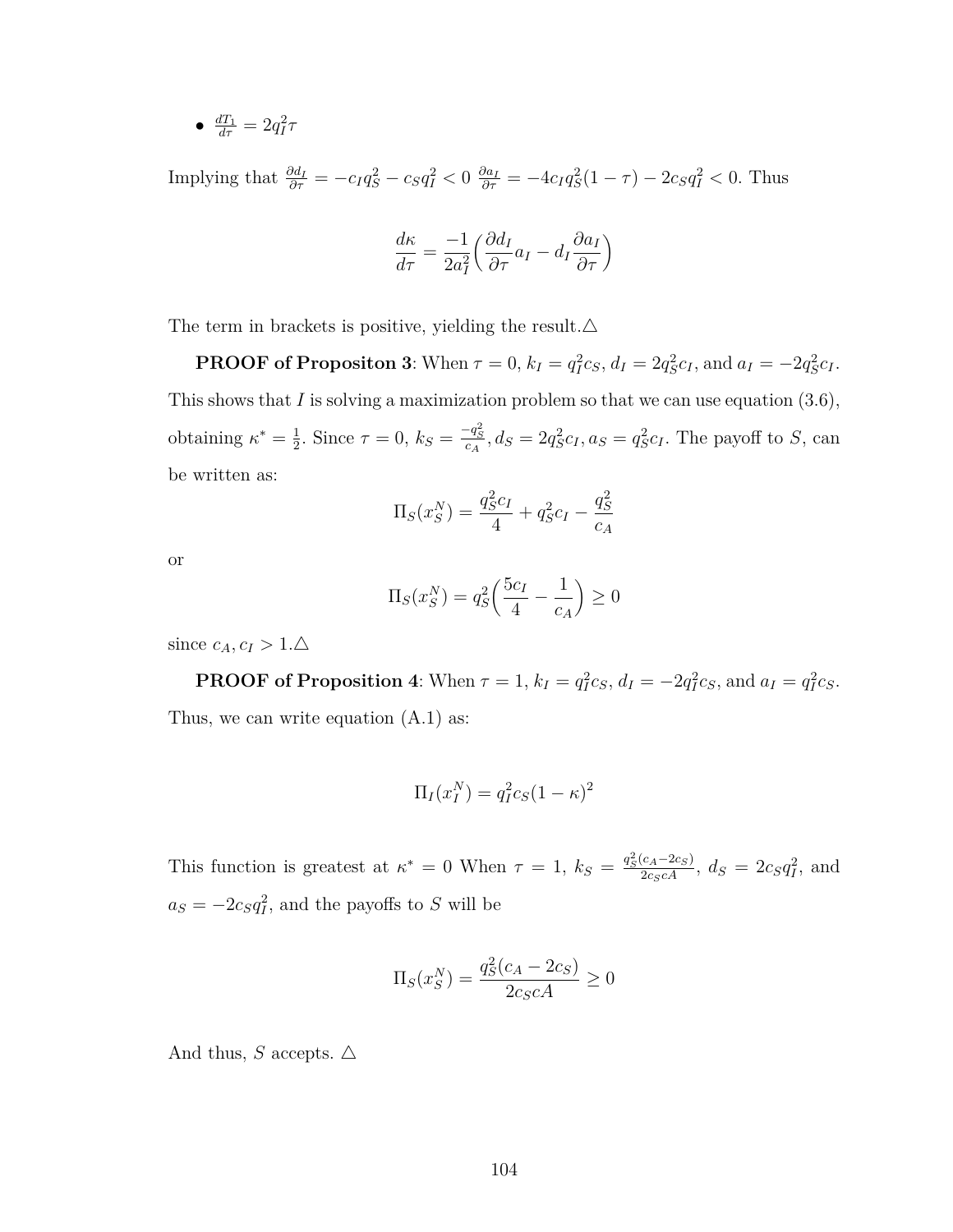- $\frac{dT_1}{d\tau} = 2q_I^2\tau$

Implying that $\frac{\partial d_I}{\partial \tau} = -c_I q_S^2 - c_S q_I^2 < 0$ $\frac{\partial a_I}{\partial \tau} = -4c_I q_S^2(1-\tau) - 2c_S q_I^2 < 0$. Thus

$$\frac{d\kappa}{d\tau} = \frac{-1}{2a_I^2}\Big(\frac{\partial d_I}{\partial \tau}a_I - d_I\frac{\partial a_I}{\partial \tau}\Big)$$

The term in brackets is positive, yielding the result.△

**PROOF of Propositon 3**: When $\tau = 0$, $k_I = q_I^2 c_S$, $d_I = 2q_S^2 c_I$, and $a_I = -2q_S^2 c_I$. This shows that $I$ is solving a maximization problem so that we can use equation (3.6), obtaining $\kappa^* = \frac{1}{2}$. Since $\tau = 0$, $k_S = \frac{-q_S^2}{c_A}, d_S = 2q_S^2 c_I, a_S = q_S^2 c_I$. The payoff to $S$, can be written as:

$$\Pi_S(x_S^N) = \frac{q_S^2 c_I}{4} + q_S^2 c_I - \frac{q_S^2}{c_A}$$

or

$$\Pi_S(x_S^N) = q_S^2\Big(\frac{5c_I}{4} - \frac{1}{c_A}\Big) \geq 0$$

since $c_A, c_I > 1$.△

**PROOF of Proposition 4**: When $\tau = 1$, $k_I = q_I^2 c_S$, $d_I = -2q_I^2 c_S$, and $a_I = q_I^2 c_S$. Thus, we can write equation (A.1) as:

$$\Pi_I(x_I^N) = q_I^2 c_S(1-\kappa)^2$$

This function is greatest at $\kappa^* = 0$ When $\tau = 1$, $k_S = \frac{q_S^2(c_A - 2c_S)}{2c_S cA}$, $d_S = 2c_S q_I^2$, and $a_S = -2c_S q_I^2$, and the payoffs to $S$ will be

$$\Pi_S(x_S^N) = \frac{q_S^2(c_A - 2c_S)}{2c_S cA} \geq 0$$

And thus, $S$ accepts. △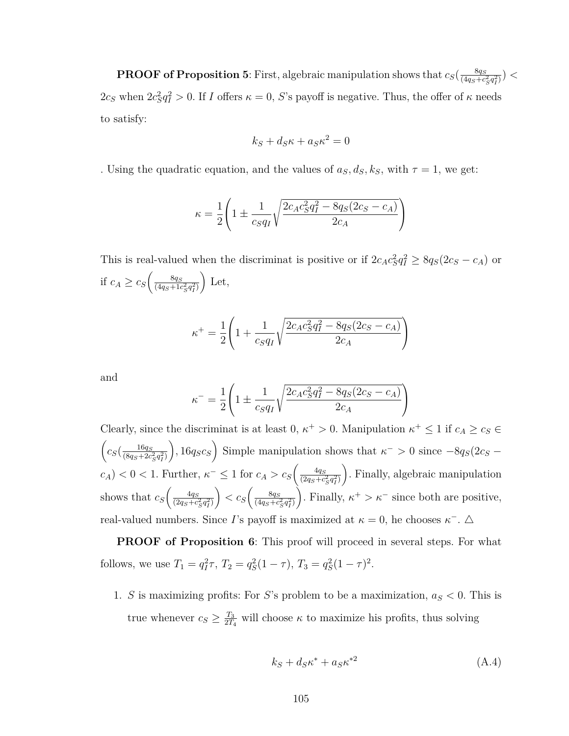**PROOF of Proposition 5**: First, algebraic manipulation shows that $c_S(\frac{8q_S}{(4q_S+c_S^2q_I^2)}) < 2c_S$ when $2c_S^2q_I^2 > 0$. If $I$ offers $\kappa = 0$, $S$'s payoff is negative. Thus, the offer of $\kappa$ needs to satisfy:

$$k_S + d_S\kappa + a_S\kappa^2 = 0$$

. Using the quadratic equation, and the values of $a_S, d_S, k_S$, with $\tau = 1$, we get:

$$\kappa = \frac{1}{2}\left(1 \pm \frac{1}{c_Sq_I}\sqrt{\frac{2c_Ac_S^2q_I^2 - 8q_S(2c_S - c_A)}{2c_A}}\right)$$

This is real-valued when the discriminat is positive or if $2c_Ac_S^2q_I^2 \geq 8q_S(2c_S - c_A)$ or if $c_A \geq c_S\left(\frac{8q_S}{(4q_S+1c_S^2q_I^2)}\right)$ Let,

$$\kappa^+ = \frac{1}{2}\left(1 + \frac{1}{c_Sq_I}\sqrt{\frac{2c_Ac_S^2q_I^2 - 8q_S(2c_S - c_A)}{2c_A}}\right)$$

and

$$\kappa^- = \frac{1}{2}\left(1 \pm \frac{1}{c_Sq_I}\sqrt{\frac{2c_Ac_S^2q_I^2 - 8q_S(2c_S - c_A)}{2c_A}}\right)$$

Clearly, since the discriminat is at least 0, $\kappa^+ > 0$. Manipulation $\kappa^+ \leq 1$ if $c_A \geq c_S \in \left(c_S(\frac{16q_S}{(8q_S+2c_S^2q_I^2)}\right), 16q_Sc_S\Big)$ Simple manipulation shows that $\kappa^- > 0$ since $-8q_S(2c_S - c_A) < 0 < 1$. Further, $\kappa^- \leq 1$ for $c_A > c_S\left(\frac{4q_S}{(2q_S+c_S^2q_I^2)}\right)$. Finally, algebraic manipulation shows that $c_S\left(\frac{4q_S}{(2q_S+c_S^2q_I^2)}\right) < c_S\left(\frac{8q_S}{(4q_S+c_S^2q_I^2)}\right)$. Finally, $\kappa^+ > \kappa^-$ since both are positive, real-valued numbers. Since $I$'s payoff is maximized at $\kappa = 0$, he chooses $\kappa^-$. △

**PROOF of Proposition 6**: This proof will proceed in several steps. For what follows, we use $T_1 = q_I^2\tau$, $T_2 = q_S^2(1-\tau)$, $T_3 = q_S^2(1-\tau)^2$.

1. $S$ is maximizing profits: For $S$'s problem to be a maximization, $a_S < 0$. This is true whenever $c_S \geq \frac{T_3}{2T_4}$ will choose $\kappa$ to maximize his profits, thus solving

$$k_S + d_S\kappa^* + a_S\kappa^{*2} \tag{A.4}$$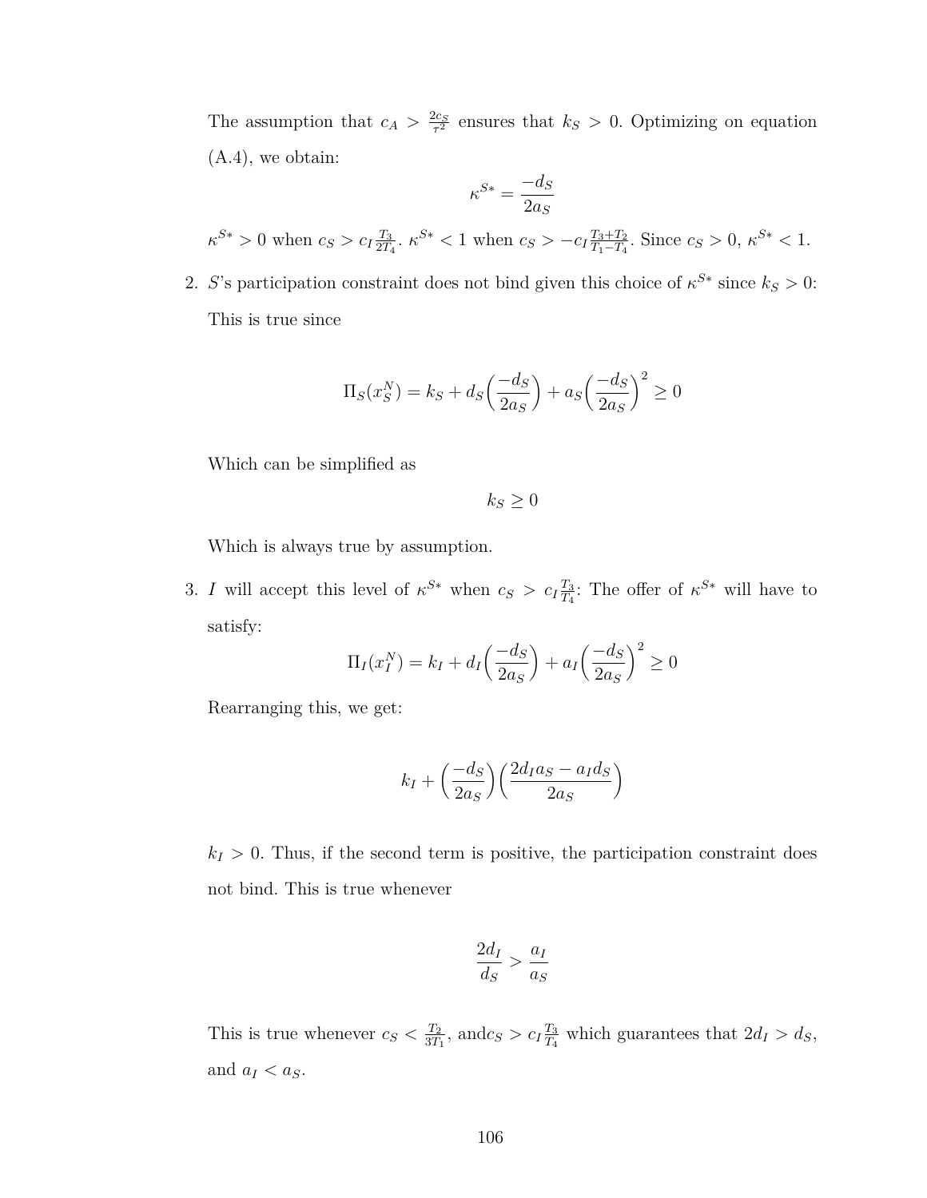The assumption that $c_A > \frac{2c_S}{\tau^2}$ ensures that $k_S > 0$. Optimizing on equation (A.4), we obtain:

$$\kappa^{S*} = \frac{-d_S}{2a_S}$$

$\kappa^{S*} > 0$ when $c_S > c_I \frac{T_3}{2T_4}$. $\kappa^{S*} < 1$ when $c_S > -c_I \frac{T_3+T_2}{T_1-T_4}$. Since $c_S > 0$, $\kappa^{S*} < 1$.

2. $S$'s participation constraint does not bind given this choice of $\kappa^{S*}$ since $k_S > 0$: This is true since

$$\Pi_S(x_S^N) = k_S + d_S\left(\frac{-d_S}{2a_S}\right) + a_S\left(\frac{-d_S}{2a_S}\right)^2 \geq 0$$

Which can be simplified as

$$k_S \geq 0$$

Which is always true by assumption.

3. $I$ will accept this level of $\kappa^{S*}$ when $c_S > c_I \frac{T_3}{T_4}$: The offer of $\kappa^{S*}$ will have to satisfy:

$$\Pi_I(x_I^N) = k_I + d_I\left(\frac{-d_S}{2a_S}\right) + a_I\left(\frac{-d_S}{2a_S}\right)^2 \geq 0$$

Rearranging this, we get:

$$k_I + \left(\frac{-d_S}{2a_S}\right)\left(\frac{2d_I a_S - a_I d_S}{2a_S}\right)$$

$k_I > 0$. Thus, if the second term is positive, the participation constraint does not bind. This is true whenever

$$\frac{2d_I}{d_S} > \frac{a_I}{a_S}$$

This is true whenever $c_S < \frac{T_2}{3T_1}$, and$c_S > c_I \frac{T_3}{T_4}$ which guarantees that $2d_I > d_S$, and $a_I < a_S$.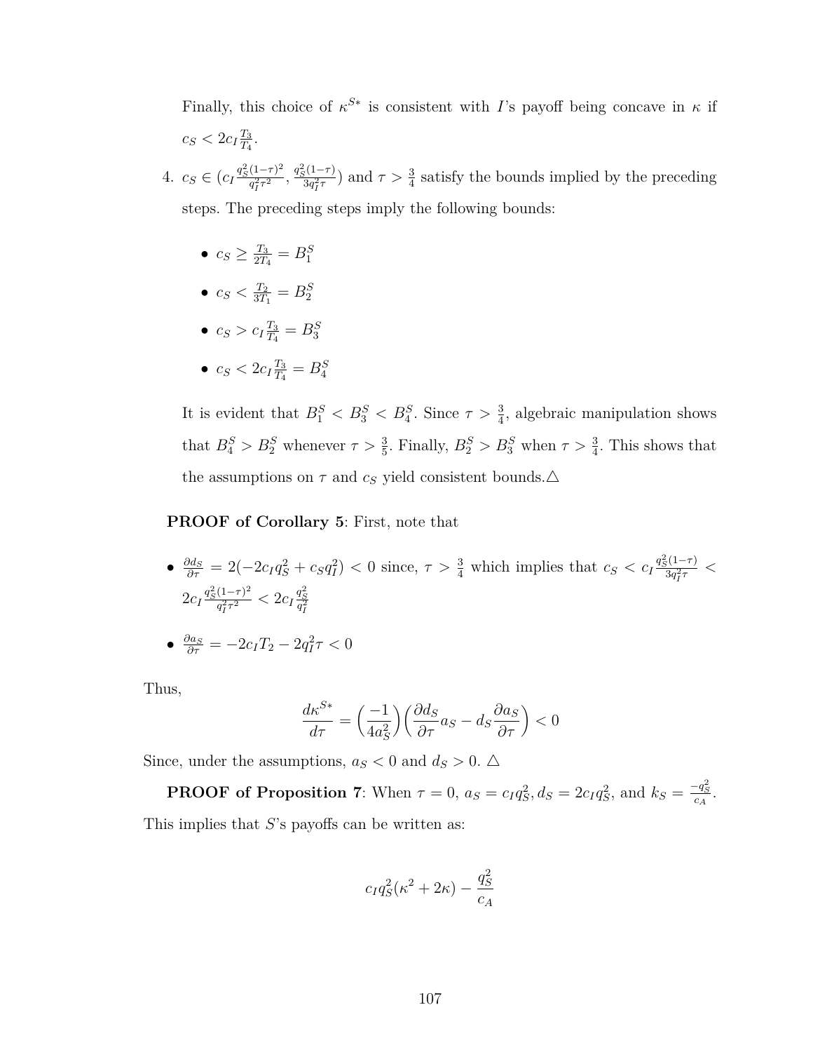Finally, this choice of $\kappa^{S*}$ is consistent with $I$'s payoff being concave in $\kappa$ if $c_S < 2c_I \frac{T_3}{T_4}$.

4. $c_S \in (c_I \frac{q_S^2(1-\tau)^2}{q_I^2\tau^2}, \frac{q_S^2(1-\tau)}{3q_I^2\tau})$ and $\tau > \frac{3}{4}$ satisfy the bounds implied by the preceding steps. The preceding steps imply the following bounds:

   - $c_S \geq \frac{T_3}{2T_4} = B_1^S$
   - $c_S < \frac{T_2}{3T_1} = B_2^S$
   - $c_S > c_I \frac{T_3}{T_4} = B_3^S$
   - $c_S < 2c_I \frac{T_3}{T_4} = B_4^S$

   It is evident that $B_1^S < B_3^S < B_4^S$. Since $\tau > \frac{3}{4}$, algebraic manipulation shows that $B_4^S > B_2^S$ whenever $\tau > \frac{3}{5}$. Finally, $B_2^S > B_3^S$ when $\tau > \frac{3}{4}$. This shows that the assumptions on $\tau$ and $c_S$ yield consistent bounds.△

**PROOF of Corollary 5**: First, note that

- $\frac{\partial d_S}{\partial \tau} = 2(-2c_I q_S^2 + c_S q_I^2) < 0$ since, $\tau > \frac{3}{4}$ which implies that $c_S < c_I \frac{q_S^2(1-\tau)}{3q_I^2\tau} < 2c_I \frac{q_S^2(1-\tau)^2}{q_I^2\tau^2} < 2c_I \frac{q_S^2}{q_I^2}$
- $\frac{\partial a_S}{\partial \tau} = -2c_I T_2 - 2q_I^2\tau < 0$

Thus,

$$\frac{d\kappa^{S*}}{d\tau} = \Big(\frac{-1}{4a_S^2}\Big)\Big(\frac{\partial d_S}{\partial \tau} a_S - d_S \frac{\partial a_S}{\partial \tau}\Big) < 0$$

Since, under the assumptions, $a_S < 0$ and $d_S > 0$. △

**PROOF of Proposition 7**: When $\tau = 0$, $a_S = c_I q_S^2, d_S = 2c_I q_S^2$, and $k_S = \frac{-q_S^2}{c_A}$. This implies that $S$'s payoffs can be written as:

$$c_I q_S^2(\kappa^2 + 2\kappa) - \frac{q_S^2}{c_A}$$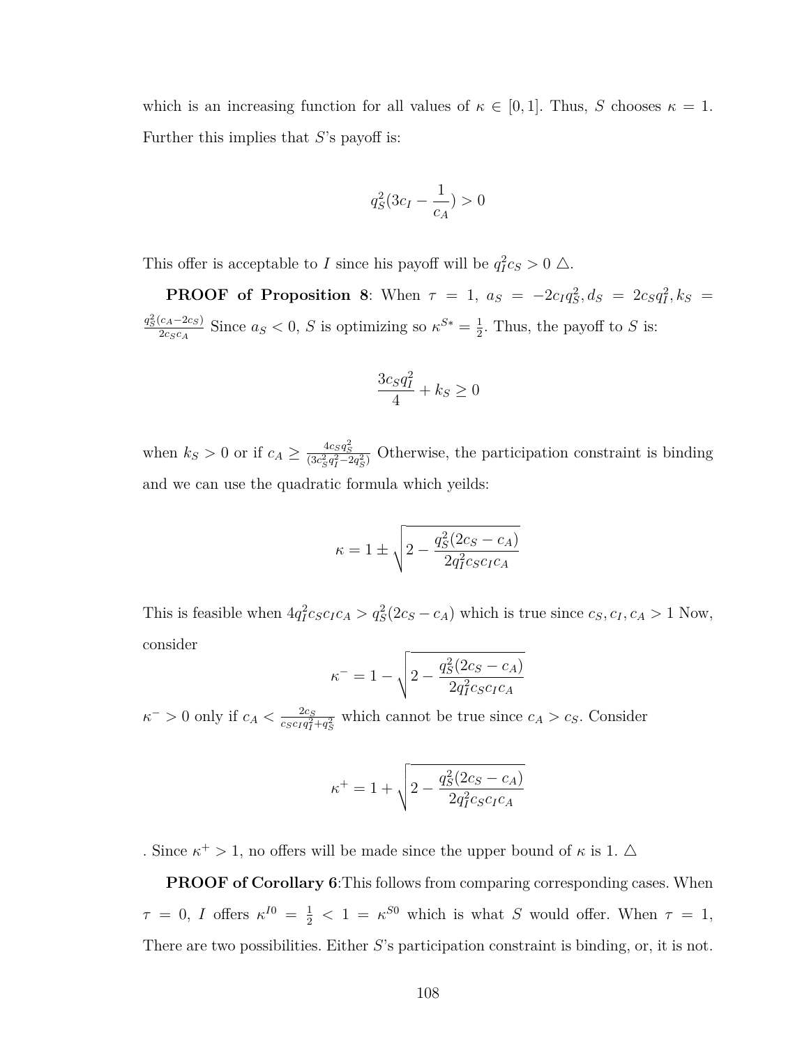which is an increasing function for all values of $\kappa \in [0, 1]$. Thus, $S$ chooses $\kappa = 1$. Further this implies that $S$'s payoff is:

$$q_S^2(3c_I - \frac{1}{c_A}) > 0$$

This offer is acceptable to $I$ since his payoff will be $q_I^2 c_S > 0$ $\triangle$.

**PROOF of Proposition 8**: When $\tau = 1$, $a_S = -2c_I q_S^2, d_S = 2c_S q_I^2, k_S = \frac{q_S^2(c_A - 2c_S)}{2c_S c_A}$ Since $a_S < 0$, $S$ is optimizing so $\kappa^{S*} = \frac{1}{2}$. Thus, the payoff to $S$ is:

$$\frac{3c_S q_I^2}{4} + k_S \geq 0$$

when $k_S > 0$ or if $c_A \geq \frac{4c_S q_S^2}{(3c_S^2 q_I^2 - 2q_S^2)}$ Otherwise, the participation constraint is binding and we can use the quadratic formula which yeilds:

$$\kappa = 1 \pm \sqrt{2 - \frac{q_S^2(2c_S - c_A)}{2q_I^2 c_S c_I c_A}}$$

This is feasible when $4q_I^2 c_S c_I c_A > q_S^2(2c_S - c_A)$ which is true since $c_S, c_I, c_A > 1$ Now, consider

$$\kappa^- = 1 - \sqrt{2 - \frac{q_S^2(2c_S - c_A)}{2q_I^2 c_S c_I c_A}}$$

$\kappa^- > 0$ only if $c_A < \frac{2c_S}{c_S c_I q_I^2 + q_S^2}$ which cannot be true since $c_A > c_S$. Consider

$$\kappa^+ = 1 + \sqrt{2 - \frac{q_S^2(2c_S - c_A)}{2q_I^2 c_S c_I c_A}}$$

. Since $\kappa^+ > 1$, no offers will be made since the upper bound of $\kappa$ is 1. $\triangle$

**PROOF of Corollary 6**:This follows from comparing corresponding cases. When $\tau = 0$, $I$ offers $\kappa^{I0} = \frac{1}{2} < 1 = \kappa^{S0}$ which is what $S$ would offer. When $\tau = 1$, There are two possibilities. Either $S$'s participation constraint is binding, or, it is not.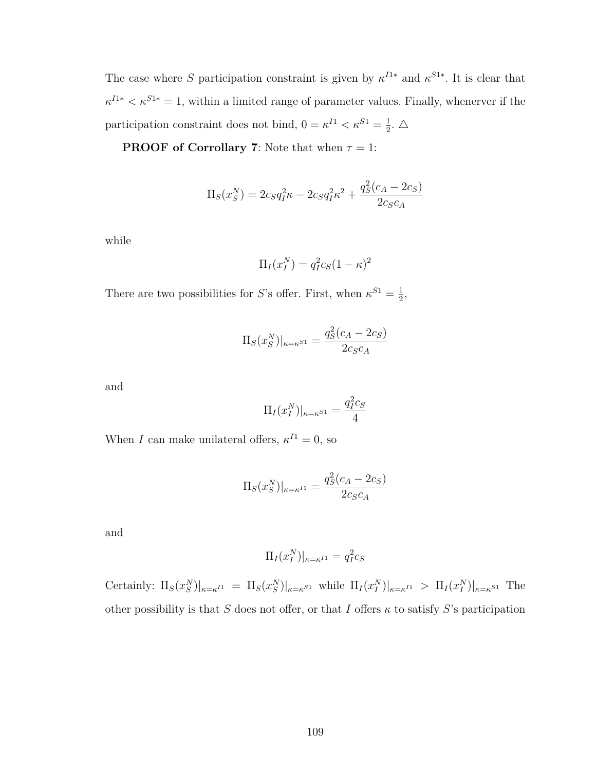The case where $S$ participation constraint is given by $\kappa^{I1*}$ and $\kappa^{S1*}$. It is clear that $\kappa^{I1*} < \kappa^{S1*} = 1$, within a limited range of parameter values. Finally, whenerver if the participation constraint does not bind, $0 = \kappa^{I1} < \kappa^{S1} = \frac{1}{2}$. △

**PROOF of Corrollary 7**: Note that when $\tau = 1$:

$$\Pi_S(x_S^N) = 2c_S q_I^2 \kappa - 2c_S q_I^2 \kappa^2 + \frac{q_S^2(c_A - 2c_S)}{2c_S c_A}$$

while

$$\Pi_I(x_I^N) = q_I^2 c_S (1-\kappa)^2$$

There are two possibilities for $S$'s offer. First, when $\kappa^{S1} = \frac{1}{2}$,

$$\Pi_S(x_S^N)|_{\kappa=\kappa^{S1}} = \frac{q_S^2(c_A - 2c_S)}{2c_S c_A}$$

and

$$\Pi_I(x_I^N)|_{\kappa=\kappa^{S1}} = \frac{q_I^2 c_S}{4}$$

When $I$ can make unilateral offers, $\kappa^{I1} = 0$, so

$$\Pi_S(x_S^N)|_{\kappa=\kappa^{I1}} = \frac{q_S^2(c_A - 2c_S)}{2c_S c_A}$$

and

$$\Pi_I(x_I^N)|_{\kappa=\kappa^{I1}} = q_I^2 c_S$$

Certainly: $\Pi_S(x_S^N)|_{\kappa=\kappa^{I1}} = \Pi_S(x_S^N)|_{\kappa=\kappa^{S1}}$ while $\Pi_I(x_I^N)|_{\kappa=\kappa^{I1}} > \Pi_I(x_I^N)|_{\kappa=\kappa^{S1}}$ The other possibility is that $S$ does not offer, or that $I$ offers $\kappa$ to satisfy $S$'s participation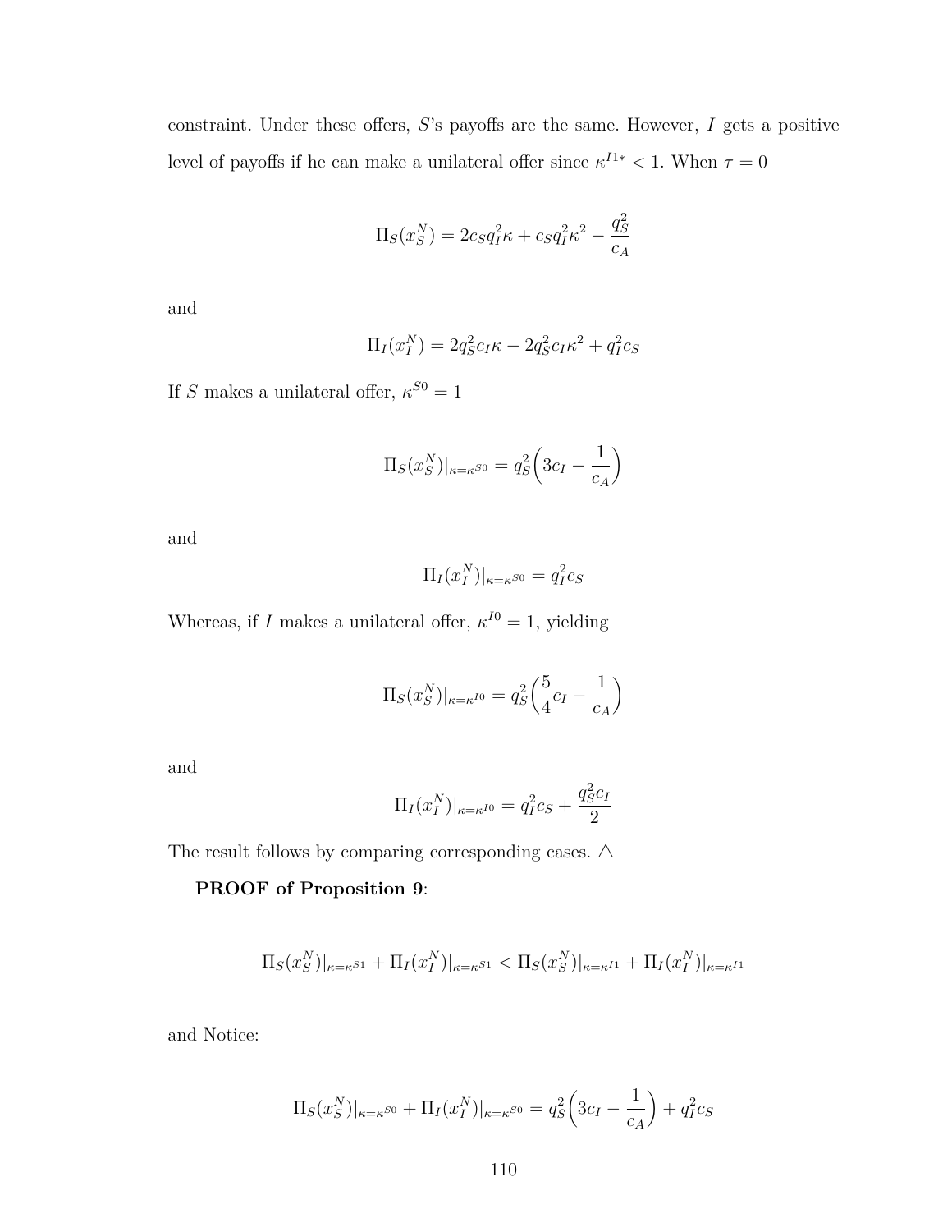constraint. Under these offers, $S$'s payoffs are the same. However, $I$ gets a positive level of payoffs if he can make a unilateral offer since $\kappa^{I1*} < 1$. When $\tau = 0$

$$\Pi_S(x_S^N) = 2c_S q_I^2 \kappa + c_S q_I^2 \kappa^2 - \frac{q_S^2}{c_A}$$

and

$$\Pi_I(x_I^N) = 2q_S^2 c_I \kappa - 2q_S^2 c_I \kappa^2 + q_I^2 c_S$$

If $S$ makes a unilateral offer, $\kappa^{S0} = 1$

$$\Pi_S(x_S^N)|_{\kappa=\kappa^{S0}} = q_S^2\left(3c_I - \frac{1}{c_A}\right)$$

and

$$\Pi_I(x_I^N)|_{\kappa=\kappa^{S0}} = q_I^2 c_S$$

Whereas, if $I$ makes a unilateral offer, $\kappa^{I0} = 1$, yielding

$$\Pi_S(x_S^N)|_{\kappa=\kappa^{I0}} = q_S^2\left(\frac{5}{4}c_I - \frac{1}{c_A}\right)$$

and

$$\Pi_I(x_I^N)|_{\kappa=\kappa^{I0}} = q_I^2 c_S + \frac{q_S^2 c_I}{2}$$

The result follows by comparing corresponding cases. △

**PROOF of Proposition 9**:

$$\Pi_S(x_S^N)|_{\kappa=\kappa^{S1}} + \Pi_I(x_I^N)|_{\kappa=\kappa^{S1}} < \Pi_S(x_S^N)|_{\kappa=\kappa^{I1}} + \Pi_I(x_I^N)|_{\kappa=\kappa^{I1}}$$

and Notice:

$$\Pi_S(x_S^N)|_{\kappa=\kappa^{S0}} + \Pi_I(x_I^N)|_{\kappa=\kappa^{S0}} = q_S^2\left(3c_I - \frac{1}{c_A}\right) + q_I^2 c_S$$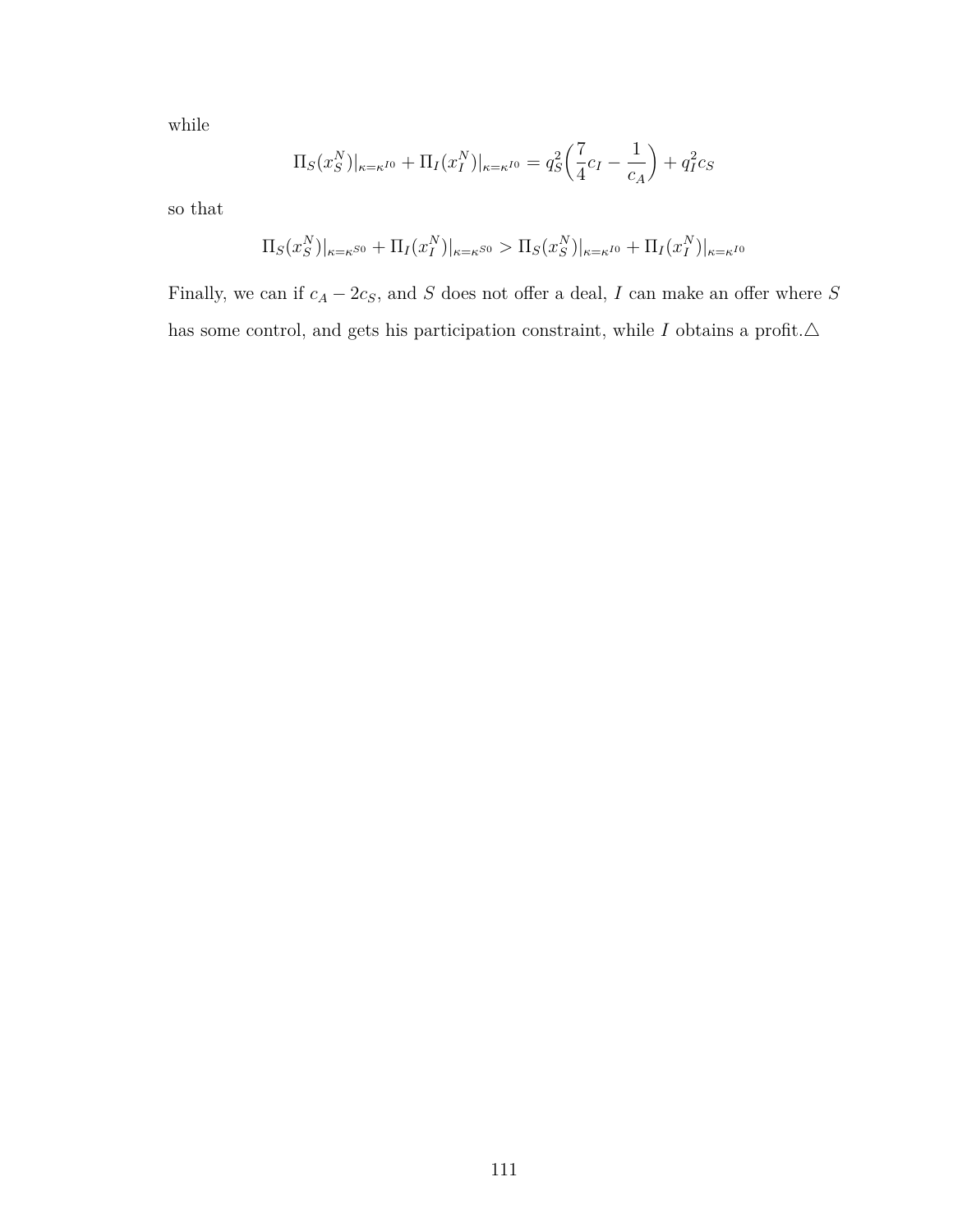while

$$\Pi_S(x_S^N)|_{\kappa=\kappa^{I0}} + \Pi_I(x_I^N)|_{\kappa=\kappa^{I0}} = q_S^2\left(\frac{7}{4}c_I - \frac{1}{c_A}\right) + q_I^2 c_S$$

so that

$$\Pi_S(x_S^N)|_{\kappa=\kappa^{S0}} + \Pi_I(x_I^N)|_{\kappa=\kappa^{S0}} > \Pi_S(x_S^N)|_{\kappa=\kappa^{I0}} + \Pi_I(x_I^N)|_{\kappa=\kappa^{I0}}$$

Finally, we can if $c_A - 2c_S$, and $S$ does not offer a deal, $I$ can make an offer where $S$ has some control, and gets his participation constraint, while $I$ obtains a profit.$\triangle$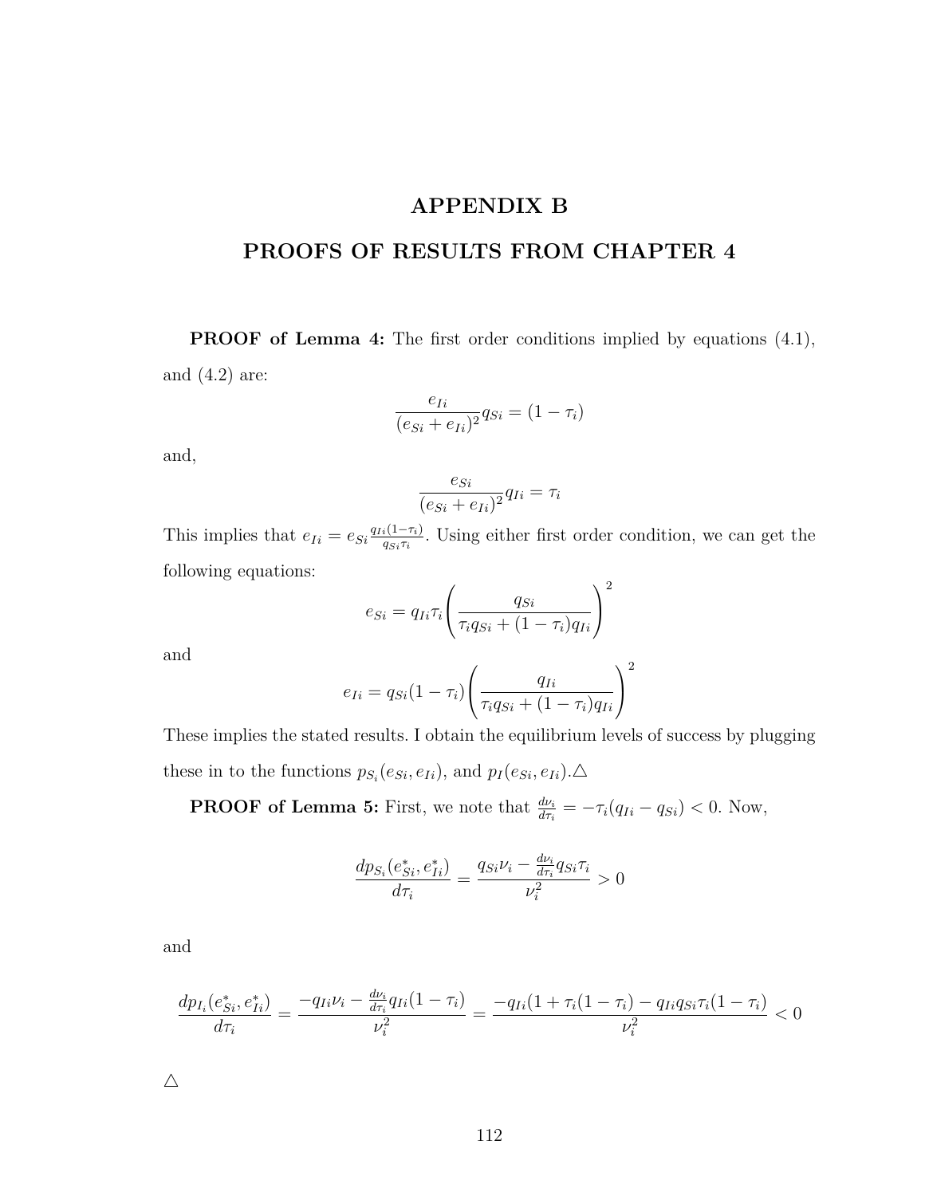# APPENDIX B

# PROOFS OF RESULTS FROM CHAPTER 4

**PROOF of Lemma 4:** The first order conditions implied by equations (4.1), and (4.2) are:

$$\frac{e_{Ii}}{(e_{Si}+e_{Ii})^2}q_{Si} = (1-\tau_i)$$

and,

$$\frac{e_{Si}}{(e_{Si}+e_{Ii})^2}q_{Ii} = \tau_i$$

This implies that $e_{Ii} = e_{Si}\frac{q_{Ii}(1-\tau_i)}{q_{Si}\tau_i}$. Using either first order condition, we can get the following equations:

$$e_{Si} = q_{Ii}\tau_i\left(\frac{q_{Si}}{\tau_i q_{Si} + (1-\tau_i)q_{Ii}}\right)^2$$

and

$$e_{Ii} = q_{Si}(1-\tau_i)\left(\frac{q_{Ii}}{\tau_i q_{Si} + (1-\tau_i)q_{Ii}}\right)^2$$

These implies the stated results. I obtain the equilibrium levels of success by plugging these in to the functions $p_{S_i}(e_{Si}, e_{Ii})$, and $p_I(e_{Si}, e_{Ii})$.$\triangle$

**PROOF of Lemma 5:** First, we note that $\frac{d\nu_i}{d\tau_i} = -\tau_i(q_{Ii} - q_{Si}) < 0$. Now,

$$\frac{dp_{S_i}(e^*_{Si}, e^*_{Ii})}{d\tau_i} = \frac{q_{Si}\nu_i - \frac{d\nu_i}{d\tau_i}q_{Si}\tau_i}{\nu_i^2} > 0$$

and

$$\frac{dp_{I_i}(e^*_{Si}, e^*_{Ii})}{d\tau_i} = \frac{-q_{Ii}\nu_i - \frac{d\nu_i}{d\tau_i}q_{Ii}(1-\tau_i)}{\nu_i^2} = \frac{-q_{Ii}(1+\tau_i(1-\tau_i) - q_{Ii}q_{Si}\tau_i(1-\tau_i)}{\nu_i^2} < 0$$

$\triangle$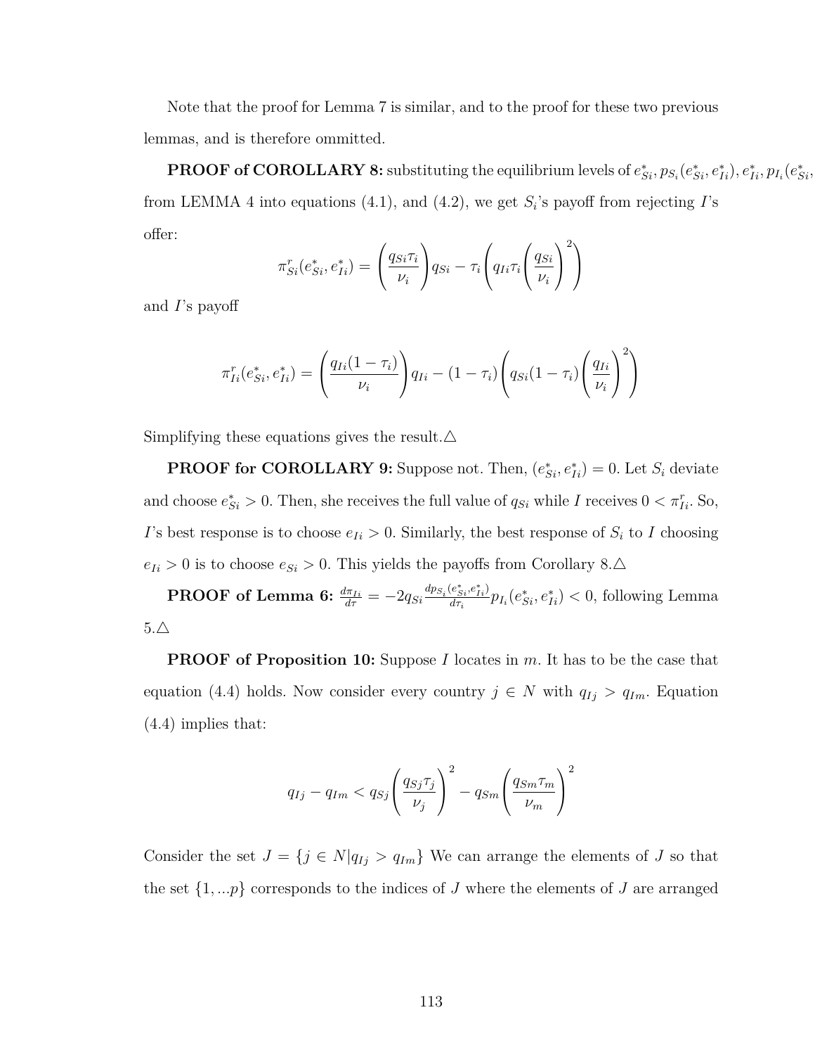Note that the proof for Lemma 7 is similar, and to the proof for these two previous lemmas, and is therefore ommitted.

**PROOF of COROLLARY 8:** substituting the equilibrium levels of $e^*_{Si}, p_{S_i}(e^*_{Si}, e^*_{Ii}), e^*_{Ii}, p_{I_i}(e^*_{Si},$ from LEMMA 4 into equations (4.1), and (4.2), we get $S_i$'s payoff from rejecting $I$'s offer:

$$\pi^r_{Si}(e^*_{Si}, e^*_{Ii}) = \left(\frac{q_{Si}\tau_i}{\nu_i}\right) q_{Si} - \tau_i \left(q_{Ii}\tau_i \left(\frac{q_{Si}}{\nu_i}\right)^2\right)$$

and $I$'s payoff

$$\pi^r_{Ii}(e^*_{Si}, e^*_{Ii}) = \left(\frac{q_{Ii}(1-\tau_i)}{\nu_i}\right) q_{Ii} - (1-\tau_i)\left(q_{Si}(1-\tau_i)\left(\frac{q_{Ii}}{\nu_i}\right)^2\right)$$

Simplifying these equations gives the result.△

**PROOF for COROLLARY 9:** Suppose not. Then, $(e^*_{Si}, e^*_{Ii}) = 0$. Let $S_i$ deviate and choose $e^*_{Si} > 0$. Then, she receives the full value of $q_{Si}$ while $I$ receives $0 < \pi^r_{Ii}$. So, $I$'s best response is to choose $e_{Ii} > 0$. Similarly, the best response of $S_i$ to $I$ choosing $e_{Ii} > 0$ is to choose $e_{Si} > 0$. This yields the payoffs from Corollary 8.△

**PROOF of Lemma 6:** $\frac{d\pi_{Ii}}{d\tau} = -2q_{Si}\frac{dp_{S_i}(e^*_{Si}, e^*_{Ii})}{d\tau_i} p_{I_i}(e^*_{Si}, e^*_{Ii}) < 0$, following Lemma 5.△

**PROOF of Proposition 10:** Suppose $I$ locates in $m$. It has to be the case that equation (4.4) holds. Now consider every country $j \in N$ with $q_{Ij} > q_{Im}$. Equation (4.4) implies that:

$$q_{Ij} - q_{Im} < q_{Sj}\left(\frac{q_{Sj}\tau_j}{\nu_j}\right)^2 - q_{Sm}\left(\frac{q_{Sm}\tau_m}{\nu_m}\right)^2$$

Consider the set $J = \{j \in N | q_{Ij} > q_{Im}\}$ We can arrange the elements of $J$ so that the set $\{1, ...p\}$ corresponds to the indices of $J$ where the elements of $J$ are arranged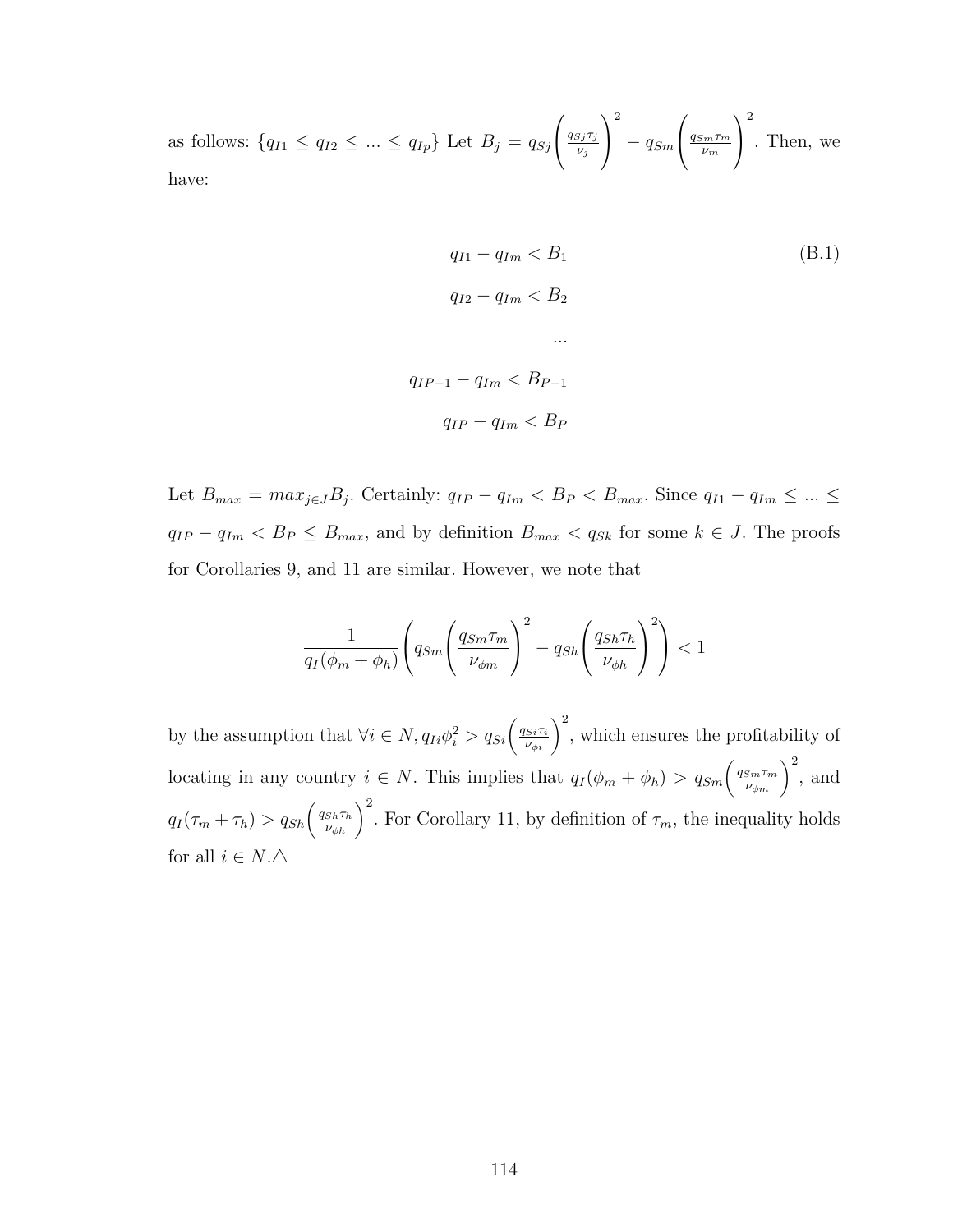as follows: $\{q_{I1} \leq q_{I2} \leq ... \leq q_{Ip}\}$ Let $B_j = q_{Sj}\left(\frac{q_{Sj}\tau_j}{\nu_j}\right)^2 - q_{Sm}\left(\frac{q_{Sm}\tau_m}{\nu_m}\right)^2$. Then, we have:

$$
\begin{aligned}
q_{I1} - q_{Im} &< B_1 \\
q_{I2} - q_{Im} &< B_2 \\
&... \\
q_{IP-1} - q_{Im} &< B_{P-1} \\
q_{IP} - q_{Im} &< B_P
\end{aligned}
\tag{B.1}
$$

Let $B_{max} = max_{j \in J} B_j$. Certainly: $q_{IP} - q_{Im} < B_P < B_{max}$. Since $q_{I1} - q_{Im} \leq ... \leq q_{IP} - q_{Im} < B_P \leq B_{max}$, and by definition $B_{max} < q_{Sk}$ for some $k \in J$. The proofs for Corollaries 9, and 11 are similar. However, we note that

$$
\frac{1}{q_I(\phi_m + \phi_h)}\left(q_{Sm}\left(\frac{q_{Sm}\tau_m}{\nu_{\phi m}}\right)^2 - q_{Sh}\left(\frac{q_{Sh}\tau_h}{\nu_{\phi h}}\right)^2\right) < 1
$$

by the assumption that $\forall i \in N, q_{Ii}\phi_i^2 > q_{Si}\left(\frac{q_{Si}\tau_i}{\nu_{\phi i}}\right)^2$, which ensures the profitability of locating in any country $i \in N$. This implies that $q_I(\phi_m + \phi_h) > q_{Sm}\left(\frac{q_{Sm}\tau_m}{\nu_{\phi m}}\right)^2$, and $q_I(\tau_m + \tau_h) > q_{Sh}\left(\frac{q_{Sh}\tau_h}{\nu_{\phi h}}\right)^2$. For Corollary 11, by definition of $\tau_m$, the inequality holds for all $i \in N$.$\triangle$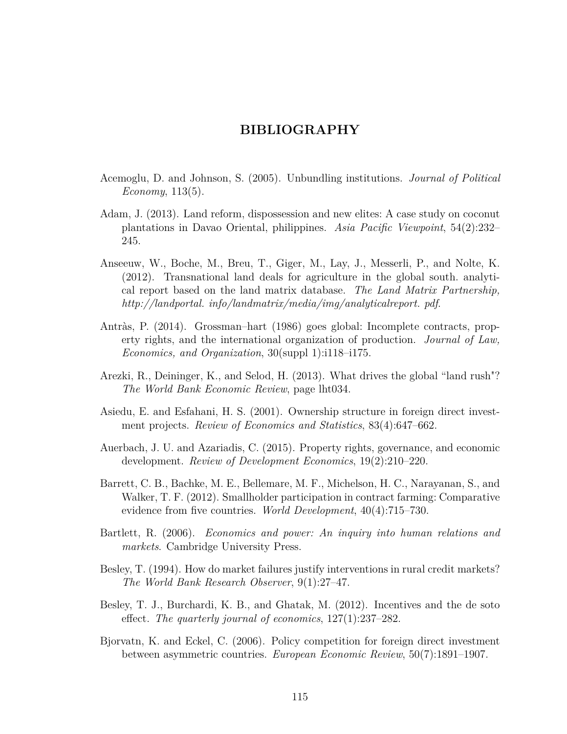# BIBLIOGRAPHY

Acemoglu, D. and Johnson, S. (2005). Unbundling institutions. *Journal of Political Economy*, 113(5).

Adam, J. (2013). Land reform, dispossession and new elites: A case study on coconut plantations in Davao Oriental, philippines. *Asia Pacific Viewpoint*, 54(2):232–245.

Anseeuw, W., Boche, M., Breu, T., Giger, M., Lay, J., Messerli, P., and Nolte, K. (2012). Transnational land deals for agriculture in the global south. analytical report based on the land matrix database. *The Land Matrix Partnership, http://landportal. info/landmatrix/media/img/analyticalreport. pdf*.

Antràs, P. (2014). Grossman–hart (1986) goes global: Incomplete contracts, property rights, and the international organization of production. *Journal of Law, Economics, and Organization*, 30(suppl 1):i118–i175.

Arezki, R., Deininger, K., and Selod, H. (2013). What drives the global "land rush"? *The World Bank Economic Review*, page lht034.

Asiedu, E. and Esfahani, H. S. (2001). Ownership structure in foreign direct investment projects. *Review of Economics and Statistics*, 83(4):647–662.

Auerbach, J. U. and Azariadis, C. (2015). Property rights, governance, and economic development. *Review of Development Economics*, 19(2):210–220.

Barrett, C. B., Bachke, M. E., Bellemare, M. F., Michelson, H. C., Narayanan, S., and Walker, T. F. (2012). Smallholder participation in contract farming: Comparative evidence from five countries. *World Development*, 40(4):715–730.

Bartlett, R. (2006). *Economics and power: An inquiry into human relations and markets*. Cambridge University Press.

Besley, T. (1994). How do market failures justify interventions in rural credit markets? *The World Bank Research Observer*, 9(1):27–47.

Besley, T. J., Burchardi, K. B., and Ghatak, M. (2012). Incentives and the de soto effect. *The quarterly journal of economics*, 127(1):237–282.

Bjorvatn, K. and Eckel, C. (2006). Policy competition for foreign direct investment between asymmetric countries. *European Economic Review*, 50(7):1891–1907.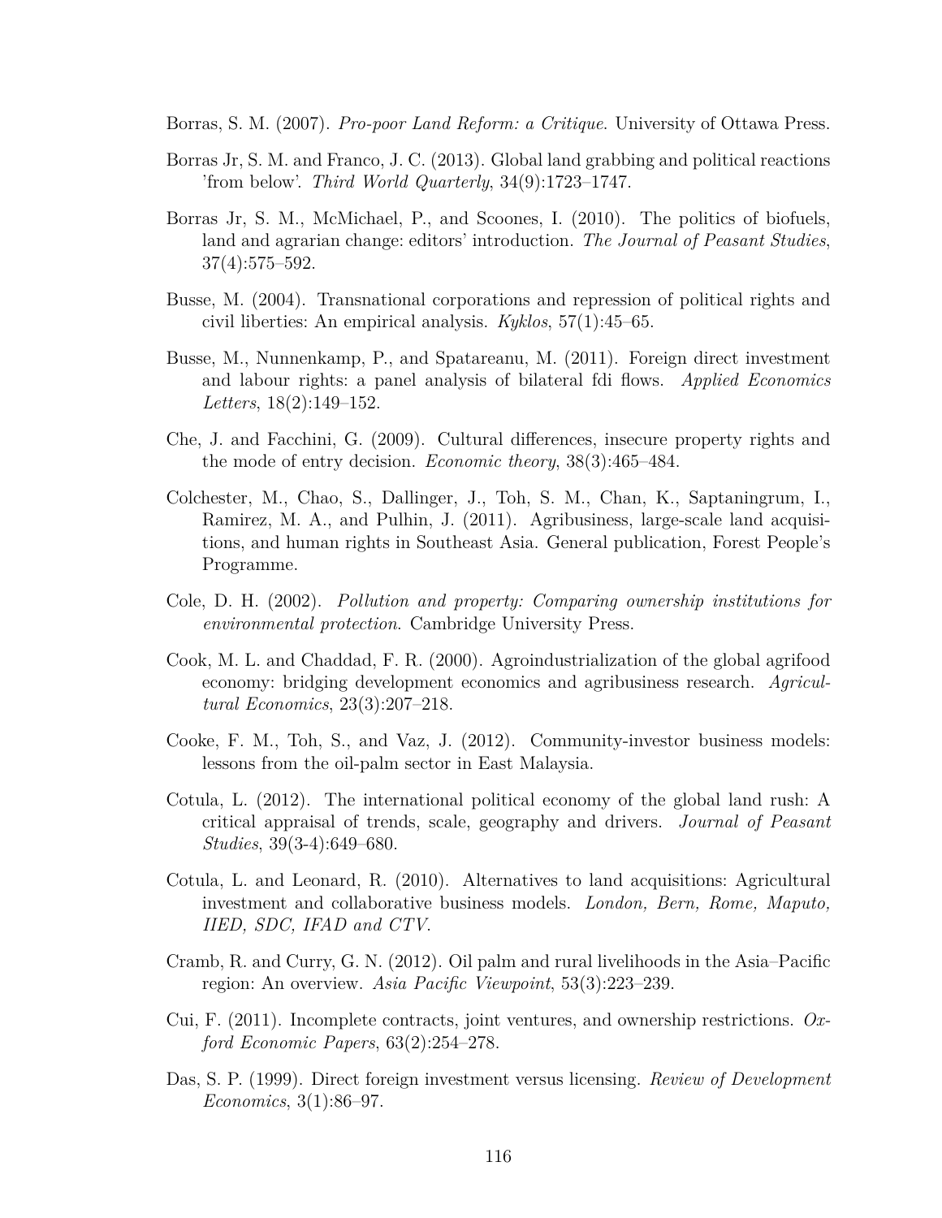Borras, S. M. (2007). *Pro-poor Land Reform: a Critique*. University of Ottawa Press.

Borras Jr, S. M. and Franco, J. C. (2013). Global land grabbing and political reactions 'from below'. *Third World Quarterly*, 34(9):1723–1747.

Borras Jr, S. M., McMichael, P., and Scoones, I. (2010). The politics of biofuels, land and agrarian change: editors' introduction. *The Journal of Peasant Studies*, 37(4):575–592.

Busse, M. (2004). Transnational corporations and repression of political rights and civil liberties: An empirical analysis. *Kyklos*, 57(1):45–65.

Busse, M., Nunnenkamp, P., and Spatareanu, M. (2011). Foreign direct investment and labour rights: a panel analysis of bilateral fdi flows. *Applied Economics Letters*, 18(2):149–152.

Che, J. and Facchini, G. (2009). Cultural differences, insecure property rights and the mode of entry decision. *Economic theory*, 38(3):465–484.

Colchester, M., Chao, S., Dallinger, J., Toh, S. M., Chan, K., Saptaningrum, I., Ramirez, M. A., and Pulhin, J. (2011). Agribusiness, large-scale land acquisitions, and human rights in Southeast Asia. General publication, Forest People's Programme.

Cole, D. H. (2002). *Pollution and property: Comparing ownership institutions for environmental protection*. Cambridge University Press.

Cook, M. L. and Chaddad, F. R. (2000). Agroindustrialization of the global agrifood economy: bridging development economics and agribusiness research. *Agricultural Economics*, 23(3):207–218.

Cooke, F. M., Toh, S., and Vaz, J. (2012). Community-investor business models: lessons from the oil-palm sector in East Malaysia.

Cotula, L. (2012). The international political economy of the global land rush: A critical appraisal of trends, scale, geography and drivers. *Journal of Peasant Studies*, 39(3-4):649–680.

Cotula, L. and Leonard, R. (2010). Alternatives to land acquisitions: Agricultural investment and collaborative business models. *London, Bern, Rome, Maputo, IIED, SDC, IFAD and CTV*.

Cramb, R. and Curry, G. N. (2012). Oil palm and rural livelihoods in the Asia–Pacific region: An overview. *Asia Pacific Viewpoint*, 53(3):223–239.

Cui, F. (2011). Incomplete contracts, joint ventures, and ownership restrictions. *Oxford Economic Papers*, 63(2):254–278.

Das, S. P. (1999). Direct foreign investment versus licensing. *Review of Development Economics*, 3(1):86–97.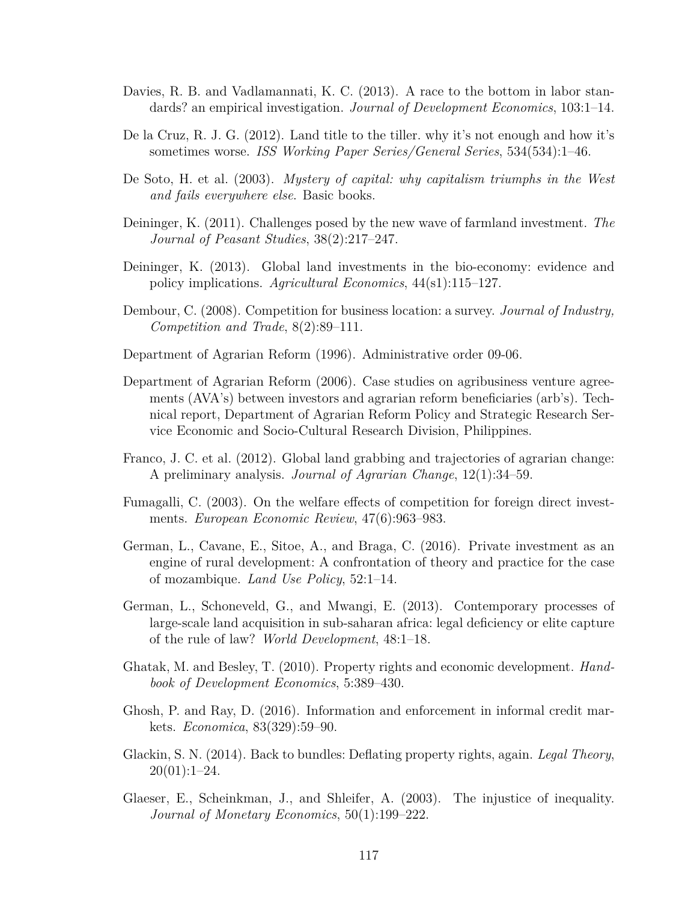Davies, R. B. and Vadlamannati, K. C. (2013). A race to the bottom in labor standards? an empirical investigation. *Journal of Development Economics*, 103:1–14.

De la Cruz, R. J. G. (2012). Land title to the tiller. why it's not enough and how it's sometimes worse. *ISS Working Paper Series/General Series*, 534(534):1–46.

De Soto, H. et al. (2003). *Mystery of capital: why capitalism triumphs in the West and fails everywhere else*. Basic books.

Deininger, K. (2011). Challenges posed by the new wave of farmland investment. *The Journal of Peasant Studies*, 38(2):217–247.

Deininger, K. (2013). Global land investments in the bio-economy: evidence and policy implications. *Agricultural Economics*, 44(s1):115–127.

Dembour, C. (2008). Competition for business location: a survey. *Journal of Industry, Competition and Trade*, 8(2):89–111.

Department of Agrarian Reform (1996). Administrative order 09-06.

Department of Agrarian Reform (2006). Case studies on agribusiness venture agreements (AVA's) between investors and agrarian reform beneficiaries (arb's). Technical report, Department of Agrarian Reform Policy and Strategic Research Service Economic and Socio-Cultural Research Division, Philippines.

Franco, J. C. et al. (2012). Global land grabbing and trajectories of agrarian change: A preliminary analysis. *Journal of Agrarian Change*, 12(1):34–59.

Fumagalli, C. (2003). On the welfare effects of competition for foreign direct investments. *European Economic Review*, 47(6):963–983.

German, L., Cavane, E., Sitoe, A., and Braga, C. (2016). Private investment as an engine of rural development: A confrontation of theory and practice for the case of mozambique. *Land Use Policy*, 52:1–14.

German, L., Schoneveld, G., and Mwangi, E. (2013). Contemporary processes of large-scale land acquisition in sub-saharan africa: legal deficiency or elite capture of the rule of law? *World Development*, 48:1–18.

Ghatak, M. and Besley, T. (2010). Property rights and economic development. *Handbook of Development Economics*, 5:389–430.

Ghosh, P. and Ray, D. (2016). Information and enforcement in informal credit markets. *Economica*, 83(329):59–90.

Glackin, S. N. (2014). Back to bundles: Deflating property rights, again. *Legal Theory*, 20(01):1–24.

Glaeser, E., Scheinkman, J., and Shleifer, A. (2003). The injustice of inequality. *Journal of Monetary Economics*, 50(1):199–222.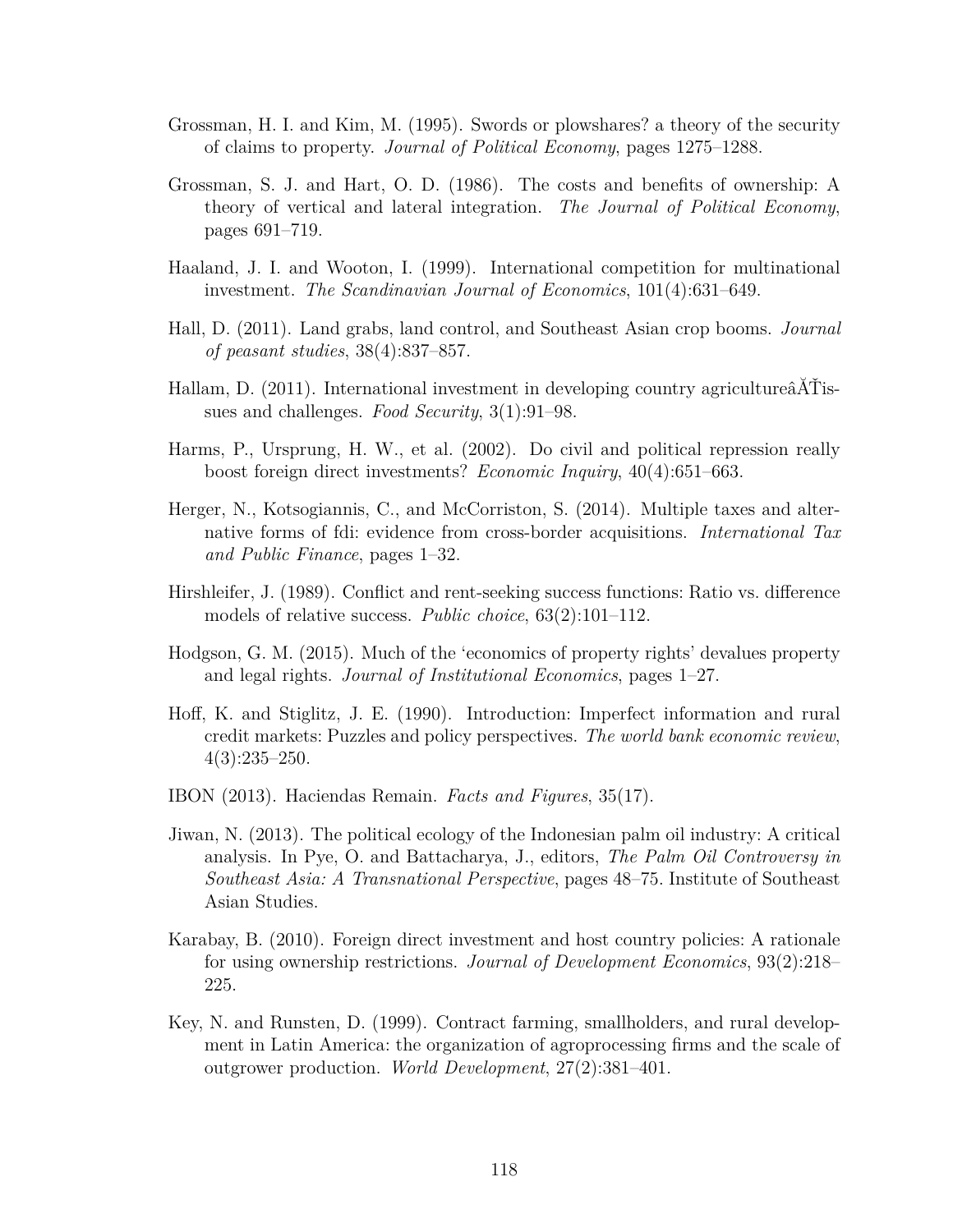Grossman, H. I. and Kim, M. (1995). Swords or plowshares? a theory of the security of claims to property. *Journal of Political Economy*, pages 1275–1288.

Grossman, S. J. and Hart, O. D. (1986). The costs and benefits of ownership: A theory of vertical and lateral integration. *The Journal of Political Economy*, pages 691–719.

Haaland, J. I. and Wooton, I. (1999). International competition for multinational investment. *The Scandinavian Journal of Economics*, 101(4):631–649.

Hall, D. (2011). Land grabs, land control, and Southeast Asian crop booms. *Journal of peasant studies*, 38(4):837–857.

Hallam, D. (2011). International investment in developing country agricultureâĂŤissues and challenges. *Food Security*, 3(1):91–98.

Harms, P., Ursprung, H. W., et al. (2002). Do civil and political repression really boost foreign direct investments? *Economic Inquiry*, 40(4):651–663.

Herger, N., Kotsogiannis, C., and McCorriston, S. (2014). Multiple taxes and alternative forms of fdi: evidence from cross-border acquisitions. *International Tax and Public Finance*, pages 1–32.

Hirshleifer, J. (1989). Conflict and rent-seeking success functions: Ratio vs. difference models of relative success. *Public choice*, 63(2):101–112.

Hodgson, G. M. (2015). Much of the 'economics of property rights' devalues property and legal rights. *Journal of Institutional Economics*, pages 1–27.

Hoff, K. and Stiglitz, J. E. (1990). Introduction: Imperfect information and rural credit markets: Puzzles and policy perspectives. *The world bank economic review*, 4(3):235–250.

IBON (2013). Haciendas Remain. *Facts and Figures*, 35(17).

Jiwan, N. (2013). The political ecology of the Indonesian palm oil industry: A critical analysis. In Pye, O. and Battacharya, J., editors, *The Palm Oil Controversy in Southeast Asia: A Transnational Perspective*, pages 48–75. Institute of Southeast Asian Studies.

Karabay, B. (2010). Foreign direct investment and host country policies: A rationale for using ownership restrictions. *Journal of Development Economics*, 93(2):218–225.

Key, N. and Runsten, D. (1999). Contract farming, smallholders, and rural development in Latin America: the organization of agroprocessing firms and the scale of outgrower production. *World Development*, 27(2):381–401.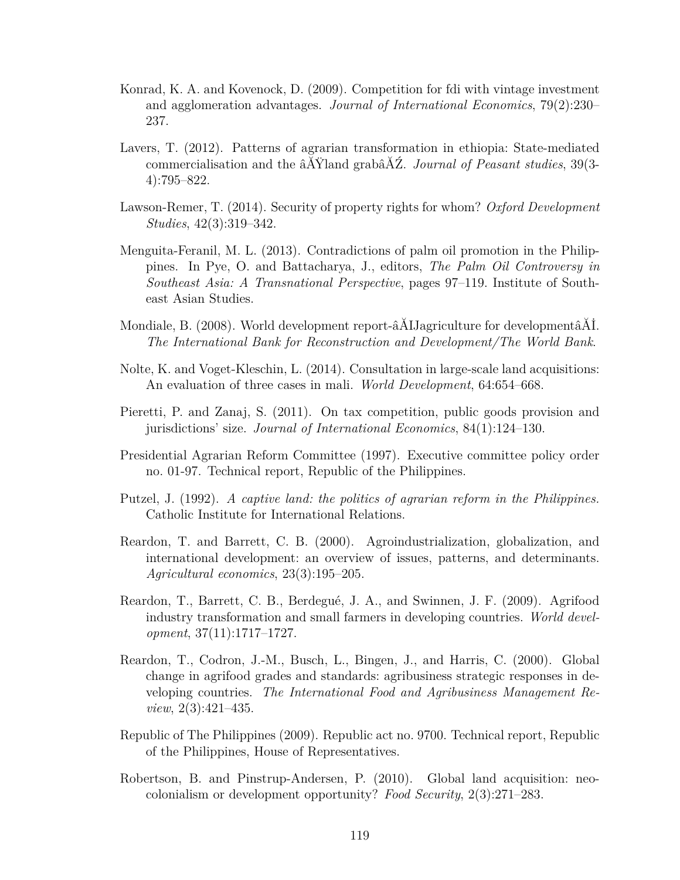Konrad, K. A. and Kovenock, D. (2009). Competition for fdi with vintage investment and agglomeration advantages. *Journal of International Economics*, 79(2):230–237.

Lavers, T. (2012). Patterns of agrarian transformation in ethiopia: State-mediated commercialisation and the âĂŸland grabâĂŹ. *Journal of Peasant studies*, 39(3-4):795–822.

Lawson-Remer, T. (2014). Security of property rights for whom? *Oxford Development Studies*, 42(3):319–342.

Menguita-Feranil, M. L. (2013). Contradictions of palm oil promotion in the Philippines. In Pye, O. and Battacharya, J., editors, *The Palm Oil Controversy in Southeast Asia: A Transnational Perspective*, pages 97–119. Institute of Southeast Asian Studies.

Mondiale, B. (2008). World development report-âĂIJagriculture for developmentâĂİ. *The International Bank for Reconstruction and Development/The World Bank*.

Nolte, K. and Voget-Kleschin, L. (2014). Consultation in large-scale land acquisitions: An evaluation of three cases in mali. *World Development*, 64:654–668.

Pieretti, P. and Zanaj, S. (2011). On tax competition, public goods provision and jurisdictions' size. *Journal of International Economics*, 84(1):124–130.

Presidential Agrarian Reform Committee (1997). Executive committee policy order no. 01-97. Technical report, Republic of the Philippines.

Putzel, J. (1992). *A captive land: the politics of agrarian reform in the Philippines.* Catholic Institute for International Relations.

Reardon, T. and Barrett, C. B. (2000). Agroindustrialization, globalization, and international development: an overview of issues, patterns, and determinants. *Agricultural economics*, 23(3):195–205.

Reardon, T., Barrett, C. B., Berdegué, J. A., and Swinnen, J. F. (2009). Agrifood industry transformation and small farmers in developing countries. *World development*, 37(11):1717–1727.

Reardon, T., Codron, J.-M., Busch, L., Bingen, J., and Harris, C. (2000). Global change in agrifood grades and standards: agribusiness strategic responses in developing countries. *The International Food and Agribusiness Management Review*, 2(3):421–435.

Republic of The Philippines (2009). Republic act no. 9700. Technical report, Republic of the Philippines, House of Representatives.

Robertson, B. and Pinstrup-Andersen, P. (2010). Global land acquisition: neo-colonialism or development opportunity? *Food Security*, 2(3):271–283.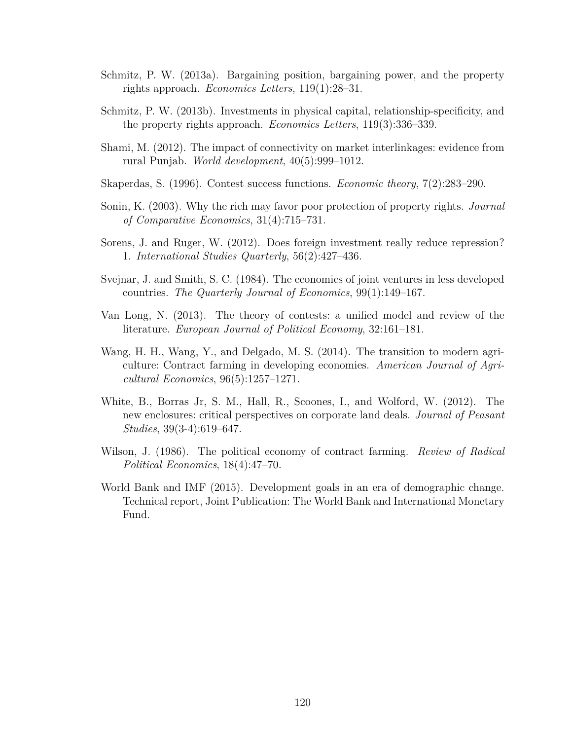Schmitz, P. W. (2013a). Bargaining position, bargaining power, and the property rights approach. *Economics Letters*, 119(1):28–31.

Schmitz, P. W. (2013b). Investments in physical capital, relationship-specificity, and the property rights approach. *Economics Letters*, 119(3):336–339.

Shami, M. (2012). The impact of connectivity on market interlinkages: evidence from rural Punjab. *World development*, 40(5):999–1012.

Skaperdas, S. (1996). Contest success functions. *Economic theory*, 7(2):283–290.

Sonin, K. (2003). Why the rich may favor poor protection of property rights. *Journal of Comparative Economics*, 31(4):715–731.

Sorens, J. and Ruger, W. (2012). Does foreign investment really reduce repression? 1. *International Studies Quarterly*, 56(2):427–436.

Svejnar, J. and Smith, S. C. (1984). The economics of joint ventures in less developed countries. *The Quarterly Journal of Economics*, 99(1):149–167.

Van Long, N. (2013). The theory of contests: a unified model and review of the literature. *European Journal of Political Economy*, 32:161–181.

Wang, H. H., Wang, Y., and Delgado, M. S. (2014). The transition to modern agriculture: Contract farming in developing economies. *American Journal of Agricultural Economics*, 96(5):1257–1271.

White, B., Borras Jr, S. M., Hall, R., Scoones, I., and Wolford, W. (2012). The new enclosures: critical perspectives on corporate land deals. *Journal of Peasant Studies*, 39(3-4):619–647.

Wilson, J. (1986). The political economy of contract farming. *Review of Radical Political Economics*, 18(4):47–70.

World Bank and IMF (2015). Development goals in an era of demographic change. Technical report, Joint Publication: The World Bank and International Monetary Fund.